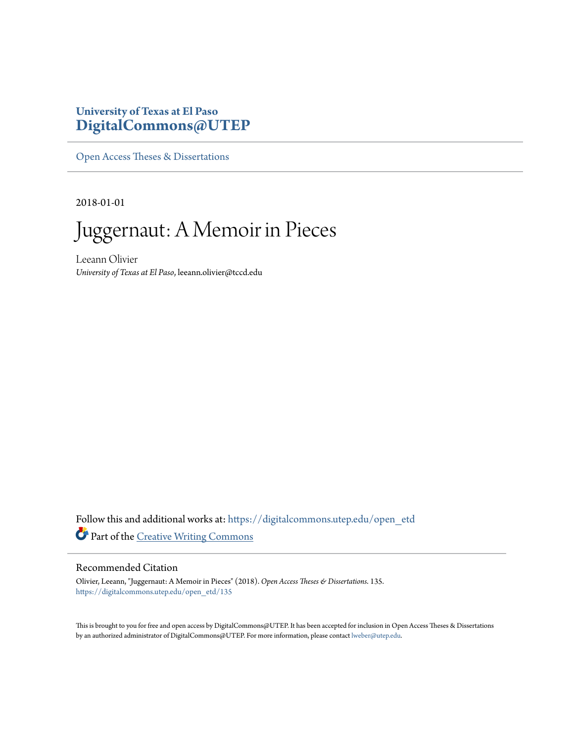University of Texas at El Paso
**DigitalCommons@UTEP**

Open Access Theses & Dissertations

2018-01-01

# Juggernaut: A Memoir in Pieces

Leeann Olivier
*University of Texas at El Paso*, leeann.olivier@tccd.edu

Follow this and additional works at: https://digitalcommons.utep.edu/open_etd

Part of the Creative Writing Commons

## Recommended Citation

Olivier, Leeann, "Juggernaut: A Memoir in Pieces" (2018). *Open Access Theses & Dissertations*. 135.
https://digitalcommons.utep.edu/open_etd/135

This is brought to you for free and open access by DigitalCommons@UTEP. It has been accepted for inclusion in Open Access Theses & Dissertations by an authorized administrator of DigitalCommons@UTEP. For more information, please contact lweber@utep.edu.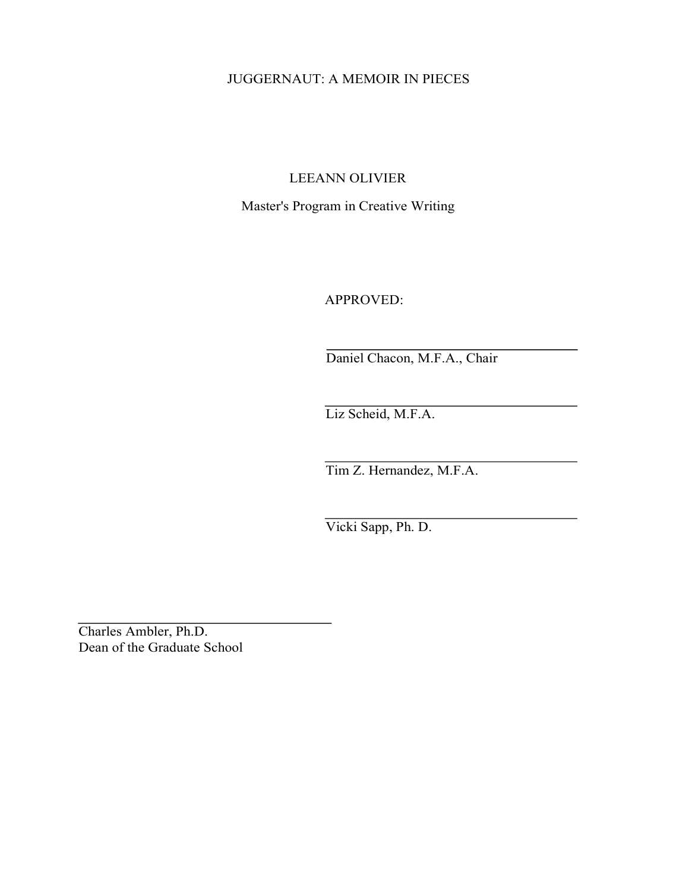JUGGERNAUT: A MEMOIR IN PIECES

LEEANN OLIVIER

Master's Program in Creative Writing

APPROVED:

Daniel Chacon, M.F.A., Chair

Liz Scheid, M.F.A.

Tim Z. Hernandez, M.F.A.

Vicki Sapp, Ph. D.

Charles Ambler, Ph.D.
Dean of the Graduate School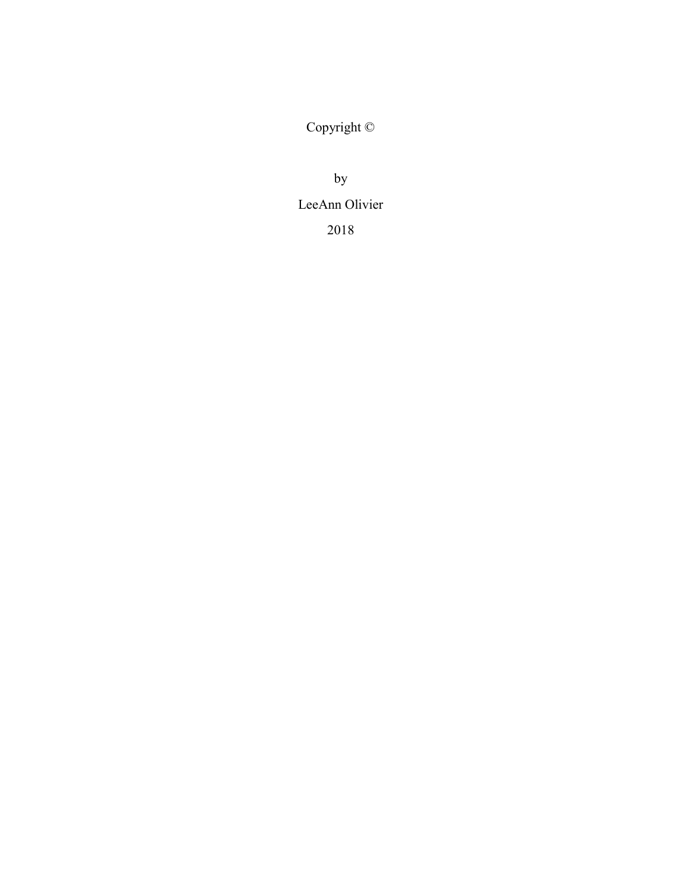Copyright ©

by

LeeAnn Olivier

2018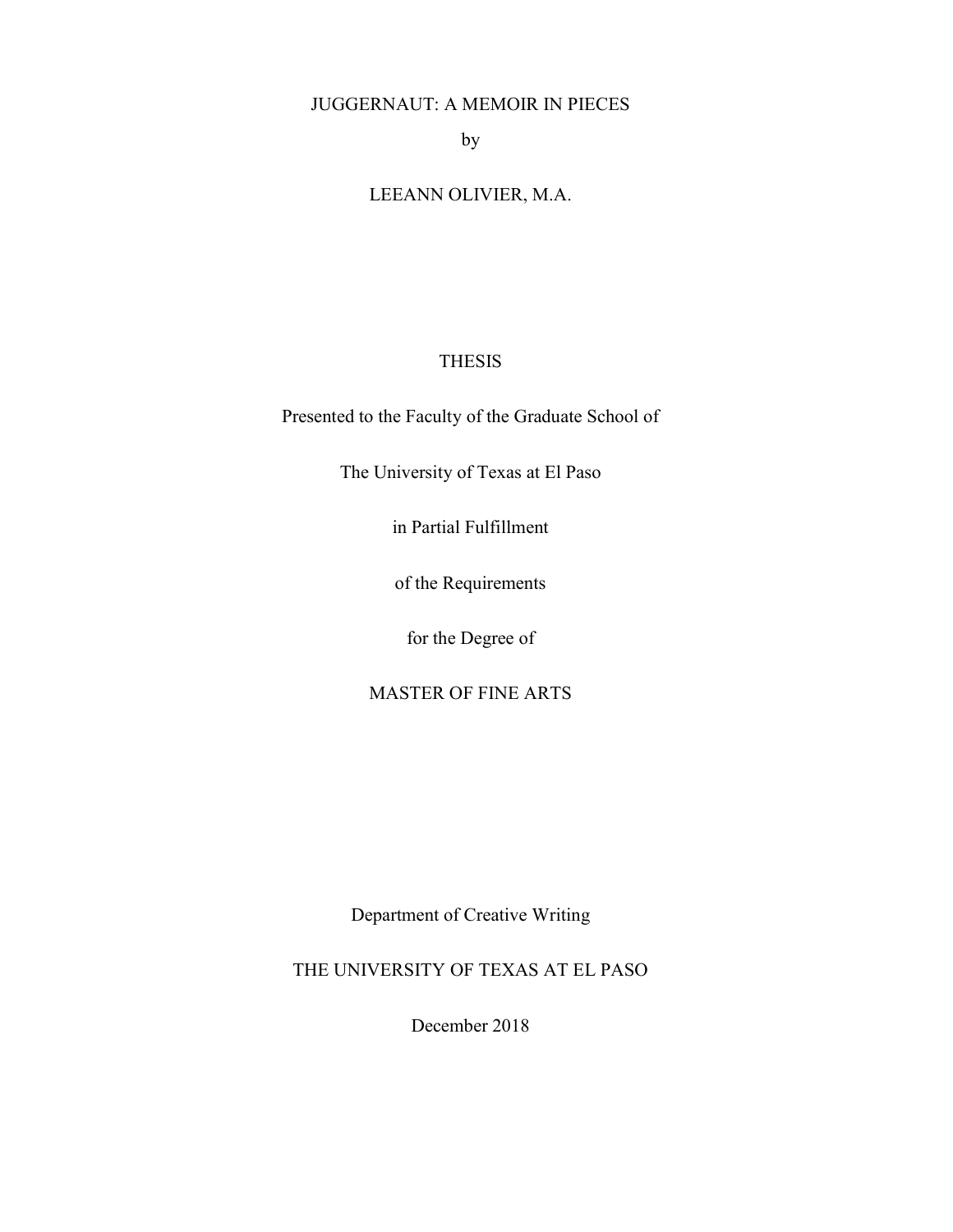JUGGERNAUT: A MEMOIR IN PIECES

by

LEEANN OLIVIER, M.A.

THESIS

Presented to the Faculty of the Graduate School of

The University of Texas at El Paso

in Partial Fulfillment

of the Requirements

for the Degree of

MASTER OF FINE ARTS

Department of Creative Writing

THE UNIVERSITY OF TEXAS AT EL PASO

December 2018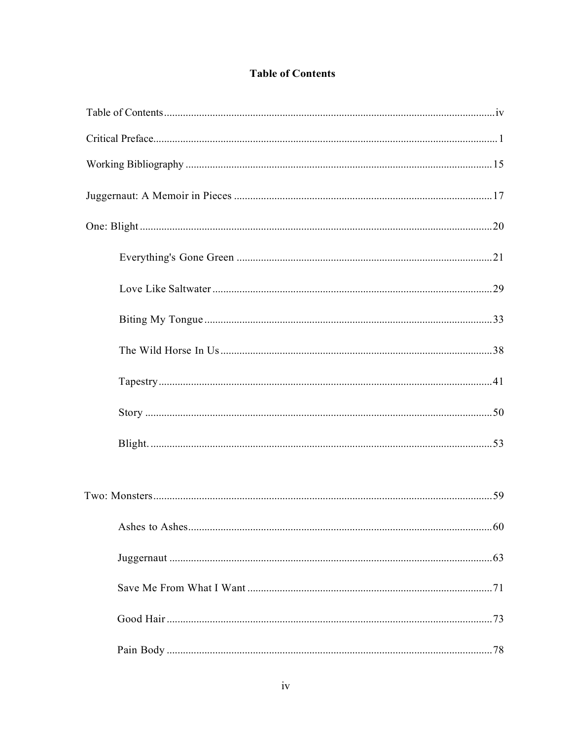# Table of Contents

Table of Contents .......... iv

Critical Preface .......... 1

Working Bibliography .......... 15

Juggernaut: A Memoir in Pieces .......... 17

One: Blight .......... 20

- Everything's Gone Green .......... 21
- Love Like Saltwater .......... 29
- Biting My Tongue .......... 33
- The Wild Horse In Us .......... 38
- Tapestry .......... 41
- Story .......... 50
- Blight. .......... 53

Two: Monsters .......... 59

- Ashes to Ashes .......... 60
- Juggernaut .......... 63
- Save Me From What I Want .......... 71
- Good Hair .......... 73
- Pain Body .......... 78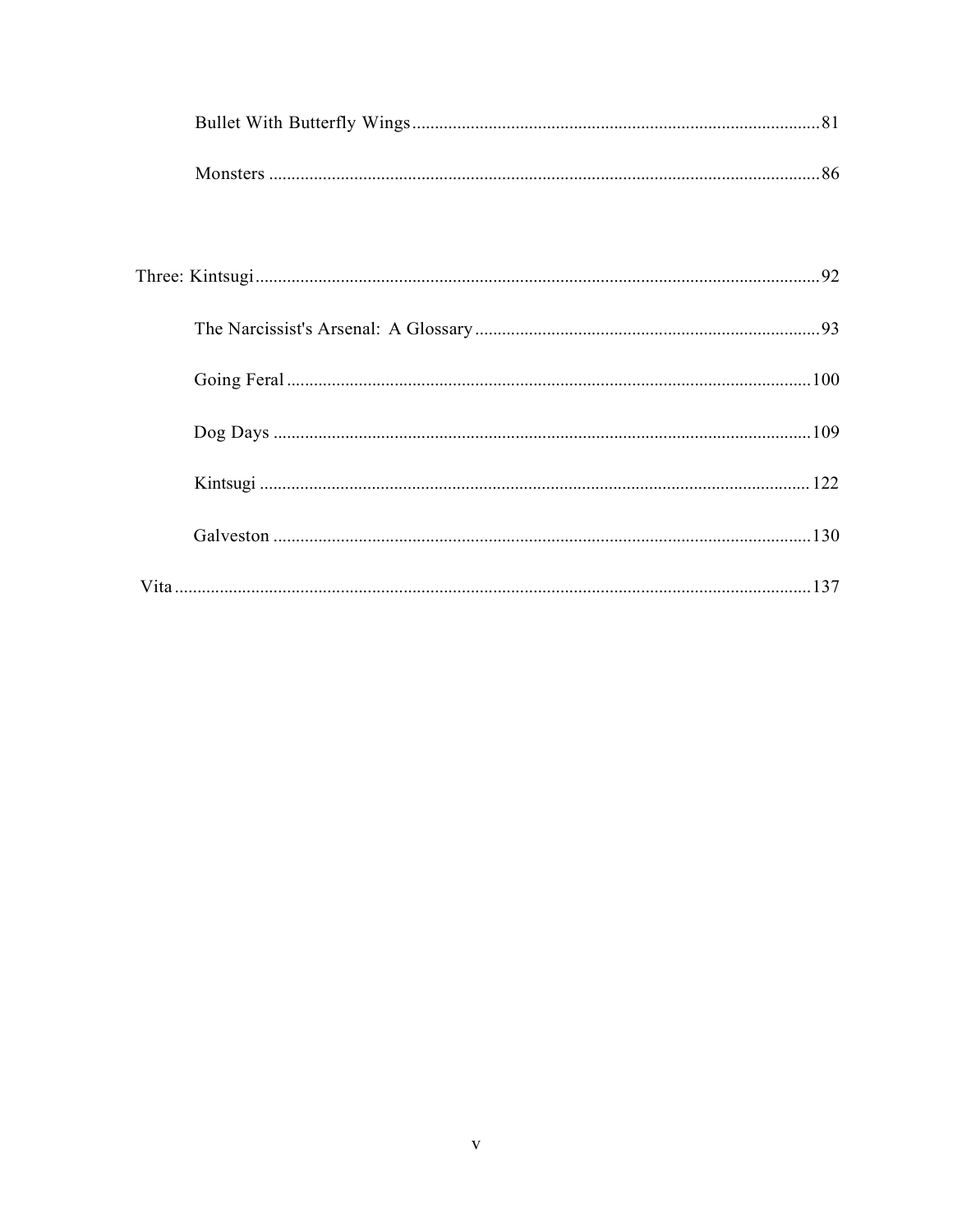Bullet With Butterfly Wings ........................................................................................ 81

Monsters ........................................................................................................................ 86

Three: Kintsugi ............................................................................................................. 92

The Narcissist's Arsenal:  A Glossary ......................................................................... 93

Going Feral ................................................................................................................. 100

Dog Days ..................................................................................................................... 109

Kintsugi ....................................................................................................................... 122

Galveston ..................................................................................................................... 130

Vita ............................................................................................................................... 137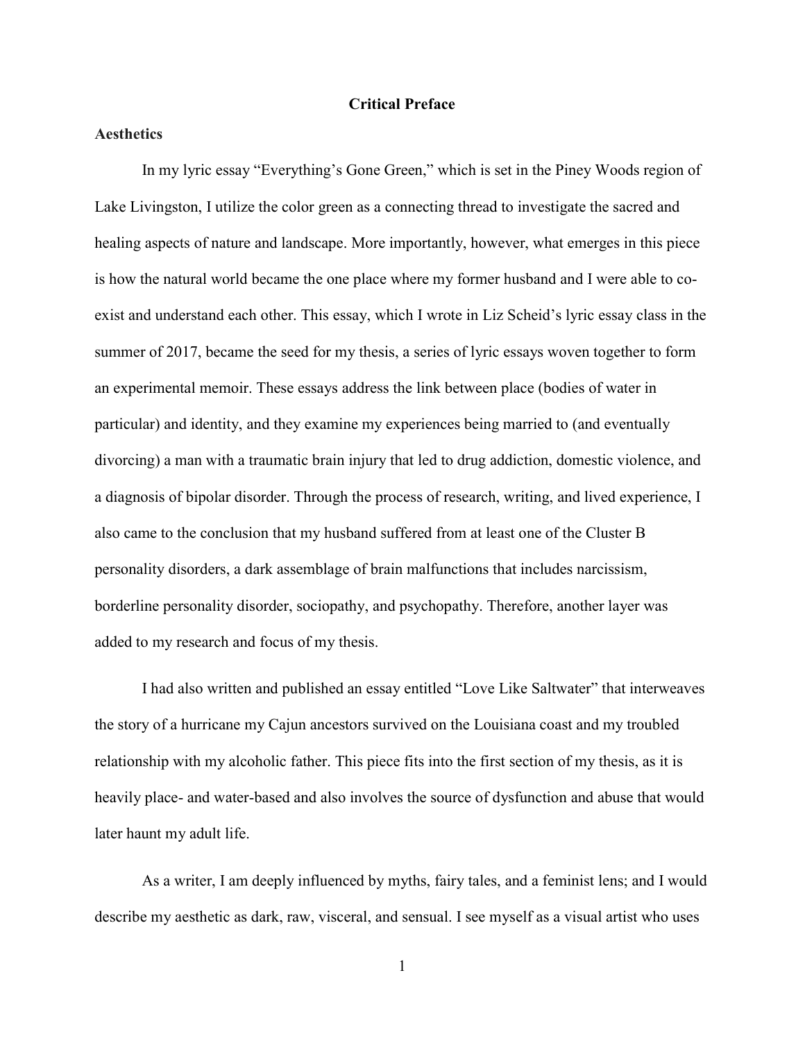# Critical Preface

## Aesthetics

In my lyric essay "Everything's Gone Green," which is set in the Piney Woods region of Lake Livingston, I utilize the color green as a connecting thread to investigate the sacred and healing aspects of nature and landscape. More importantly, however, what emerges in this piece is how the natural world became the one place where my former husband and I were able to co-exist and understand each other. This essay, which I wrote in Liz Scheid's lyric essay class in the summer of 2017, became the seed for my thesis, a series of lyric essays woven together to form an experimental memoir. These essays address the link between place (bodies of water in particular) and identity, and they examine my experiences being married to (and eventually divorcing) a man with a traumatic brain injury that led to drug addiction, domestic violence, and a diagnosis of bipolar disorder. Through the process of research, writing, and lived experience, I also came to the conclusion that my husband suffered from at least one of the Cluster B personality disorders, a dark assemblage of brain malfunctions that includes narcissism, borderline personality disorder, sociopathy, and psychopathy. Therefore, another layer was added to my research and focus of my thesis.

I had also written and published an essay entitled "Love Like Saltwater" that interweaves the story of a hurricane my Cajun ancestors survived on the Louisiana coast and my troubled relationship with my alcoholic father. This piece fits into the first section of my thesis, as it is heavily place- and water-based and also involves the source of dysfunction and abuse that would later haunt my adult life.

As a writer, I am deeply influenced by myths, fairy tales, and a feminist lens; and I would describe my aesthetic as dark, raw, visceral, and sensual. I see myself as a visual artist who uses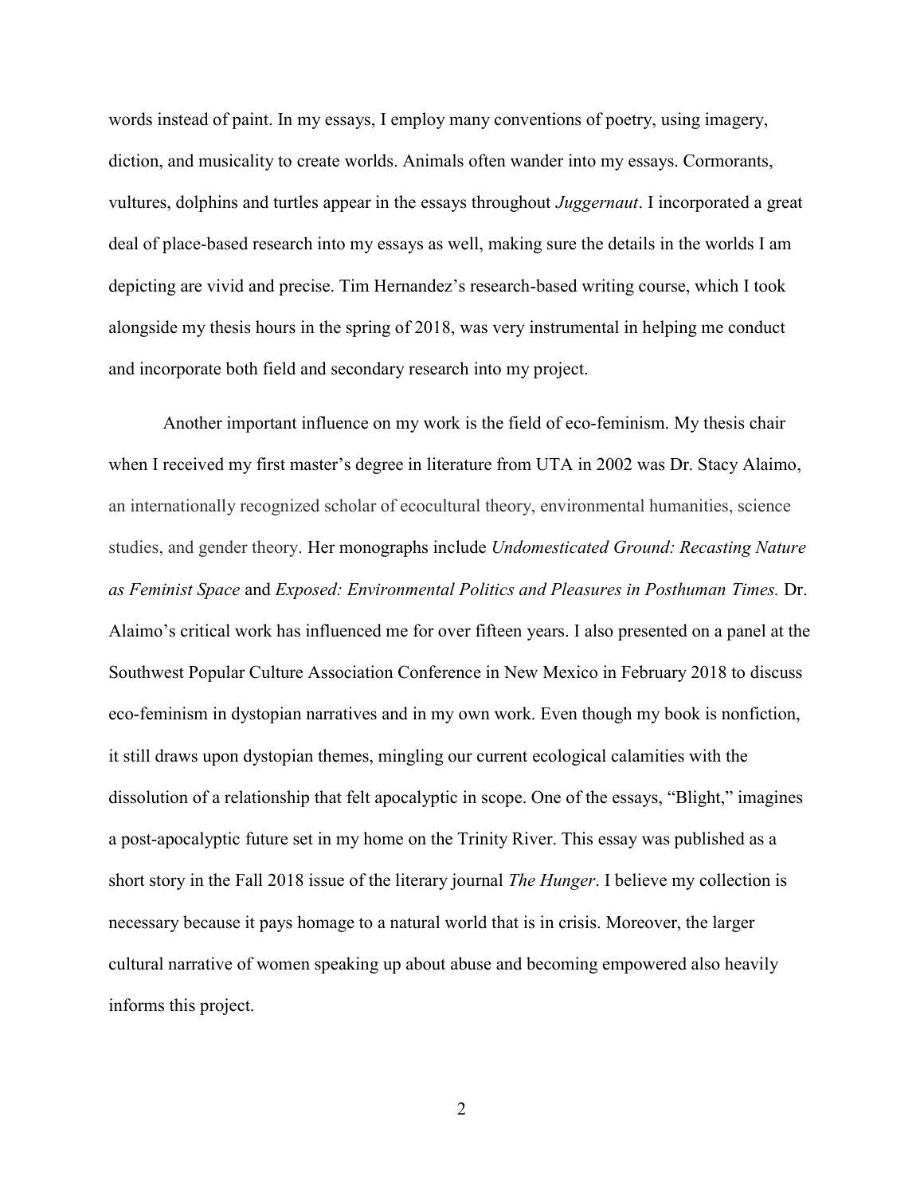words instead of paint. In my essays, I employ many conventions of poetry, using imagery, diction, and musicality to create worlds. Animals often wander into my essays. Cormorants, vultures, dolphins and turtles appear in the essays throughout *Juggernaut*. I incorporated a great deal of place-based research into my essays as well, making sure the details in the worlds I am depicting are vivid and precise. Tim Hernandez's research-based writing course, which I took alongside my thesis hours in the spring of 2018, was very instrumental in helping me conduct and incorporate both field and secondary research into my project.

Another important influence on my work is the field of eco-feminism. My thesis chair when I received my first master's degree in literature from UTA in 2002 was Dr. Stacy Alaimo, an internationally recognized scholar of ecocultural theory, environmental humanities, science studies, and gender theory. Her monographs include *Undomesticated Ground: Recasting Nature as Feminist Space* and *Exposed: Environmental Politics and Pleasures in Posthuman Times.* Dr. Alaimo's critical work has influenced me for over fifteen years. I also presented on a panel at the Southwest Popular Culture Association Conference in New Mexico in February 2018 to discuss eco-feminism in dystopian narratives and in my own work. Even though my book is nonfiction, it still draws upon dystopian themes, mingling our current ecological calamities with the dissolution of a relationship that felt apocalyptic in scope. One of the essays, "Blight," imagines a post-apocalyptic future set in my home on the Trinity River. This essay was published as a short story in the Fall 2018 issue of the literary journal *The Hunger*. I believe my collection is necessary because it pays homage to a natural world that is in crisis. Moreover, the larger cultural narrative of women speaking up about abuse and becoming empowered also heavily informs this project.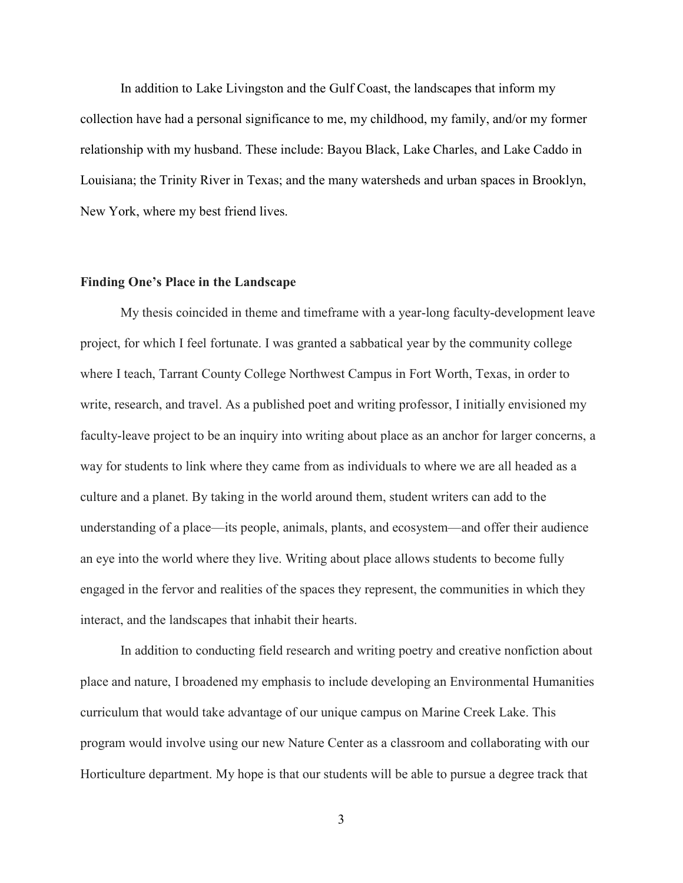In addition to Lake Livingston and the Gulf Coast, the landscapes that inform my collection have had a personal significance to me, my childhood, my family, and/or my former relationship with my husband. These include: Bayou Black, Lake Charles, and Lake Caddo in Louisiana; the Trinity River in Texas; and the many watersheds and urban spaces in Brooklyn, New York, where my best friend lives.

**Finding One's Place in the Landscape**

My thesis coincided in theme and timeframe with a year-long faculty-development leave project, for which I feel fortunate. I was granted a sabbatical year by the community college where I teach, Tarrant County College Northwest Campus in Fort Worth, Texas, in order to write, research, and travel. As a published poet and writing professor, I initially envisioned my faculty-leave project to be an inquiry into writing about place as an anchor for larger concerns, a way for students to link where they came from as individuals to where we are all headed as a culture and a planet. By taking in the world around them, student writers can add to the understanding of a place—its people, animals, plants, and ecosystem—and offer their audience an eye into the world where they live. Writing about place allows students to become fully engaged in the fervor and realities of the spaces they represent, the communities in which they interact, and the landscapes that inhabit their hearts.

In addition to conducting field research and writing poetry and creative nonfiction about place and nature, I broadened my emphasis to include developing an Environmental Humanities curriculum that would take advantage of our unique campus on Marine Creek Lake. This program would involve using our new Nature Center as a classroom and collaborating with our Horticulture department. My hope is that our students will be able to pursue a degree track that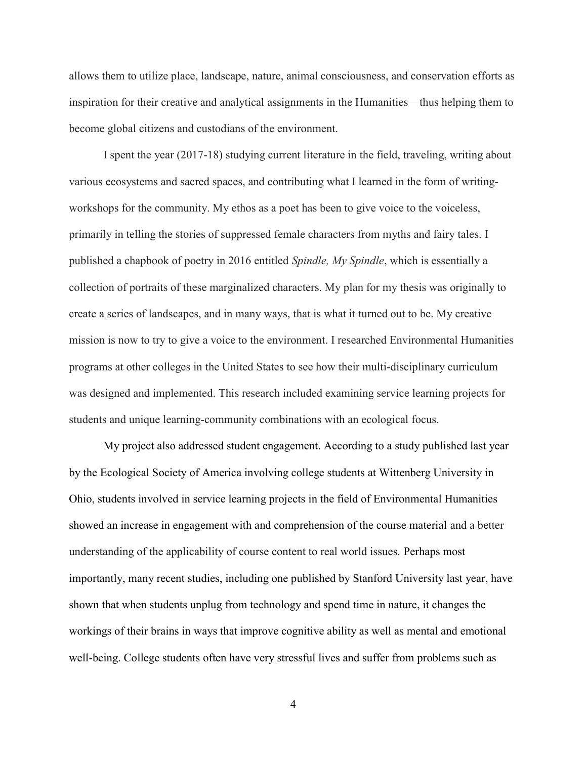allows them to utilize place, landscape, nature, animal consciousness, and conservation efforts as inspiration for their creative and analytical assignments in the Humanities—thus helping them to become global citizens and custodians of the environment.

I spent the year (2017-18) studying current literature in the field, traveling, writing about various ecosystems and sacred spaces, and contributing what I learned in the form of writing-workshops for the community. My ethos as a poet has been to give voice to the voiceless, primarily in telling the stories of suppressed female characters from myths and fairy tales. I published a chapbook of poetry in 2016 entitled *Spindle, My Spindle*, which is essentially a collection of portraits of these marginalized characters. My plan for my thesis was originally to create a series of landscapes, and in many ways, that is what it turned out to be. My creative mission is now to try to give a voice to the environment. I researched Environmental Humanities programs at other colleges in the United States to see how their multi-disciplinary curriculum was designed and implemented. This research included examining service learning projects for students and unique learning-community combinations with an ecological focus.

My project also addressed student engagement. According to a study published last year by the Ecological Society of America involving college students at Wittenberg University in Ohio, students involved in service learning projects in the field of Environmental Humanities showed an increase in engagement with and comprehension of the course material and a better understanding of the applicability of course content to real world issues. Perhaps most importantly, many recent studies, including one published by Stanford University last year, have shown that when students unplug from technology and spend time in nature, it changes the workings of their brains in ways that improve cognitive ability as well as mental and emotional well-being. College students often have very stressful lives and suffer from problems such as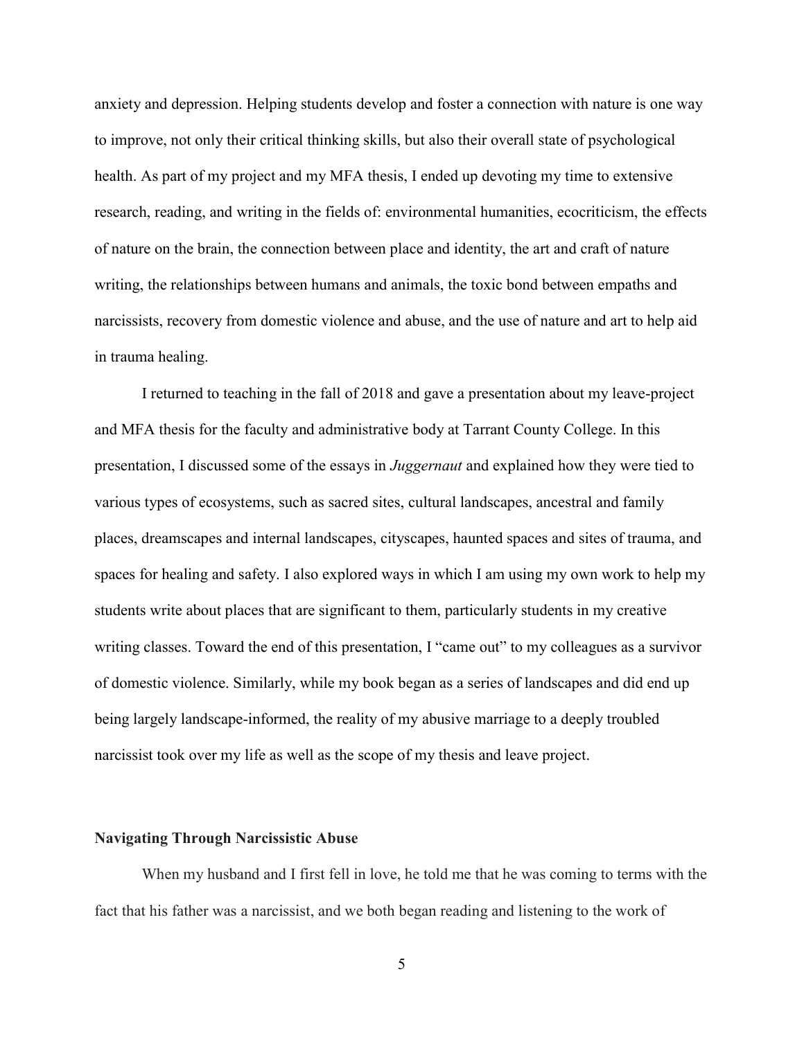anxiety and depression. Helping students develop and foster a connection with nature is one way to improve, not only their critical thinking skills, but also their overall state of psychological health. As part of my project and my MFA thesis, I ended up devoting my time to extensive research, reading, and writing in the fields of: environmental humanities, ecocriticism, the effects of nature on the brain, the connection between place and identity, the art and craft of nature writing, the relationships between humans and animals, the toxic bond between empaths and narcissists, recovery from domestic violence and abuse, and the use of nature and art to help aid in trauma healing.

I returned to teaching in the fall of 2018 and gave a presentation about my leave-project and MFA thesis for the faculty and administrative body at Tarrant County College. In this presentation, I discussed some of the essays in *Juggernaut* and explained how they were tied to various types of ecosystems, such as sacred sites, cultural landscapes, ancestral and family places, dreamscapes and internal landscapes, cityscapes, haunted spaces and sites of trauma, and spaces for healing and safety. I also explored ways in which I am using my own work to help my students write about places that are significant to them, particularly students in my creative writing classes. Toward the end of this presentation, I "came out" to my colleagues as a survivor of domestic violence. Similarly, while my book began as a series of landscapes and did end up being largely landscape-informed, the reality of my abusive marriage to a deeply troubled narcissist took over my life as well as the scope of my thesis and leave project.

**Navigating Through Narcissistic Abuse**

When my husband and I first fell in love, he told me that he was coming to terms with the fact that his father was a narcissist, and we both began reading and listening to the work of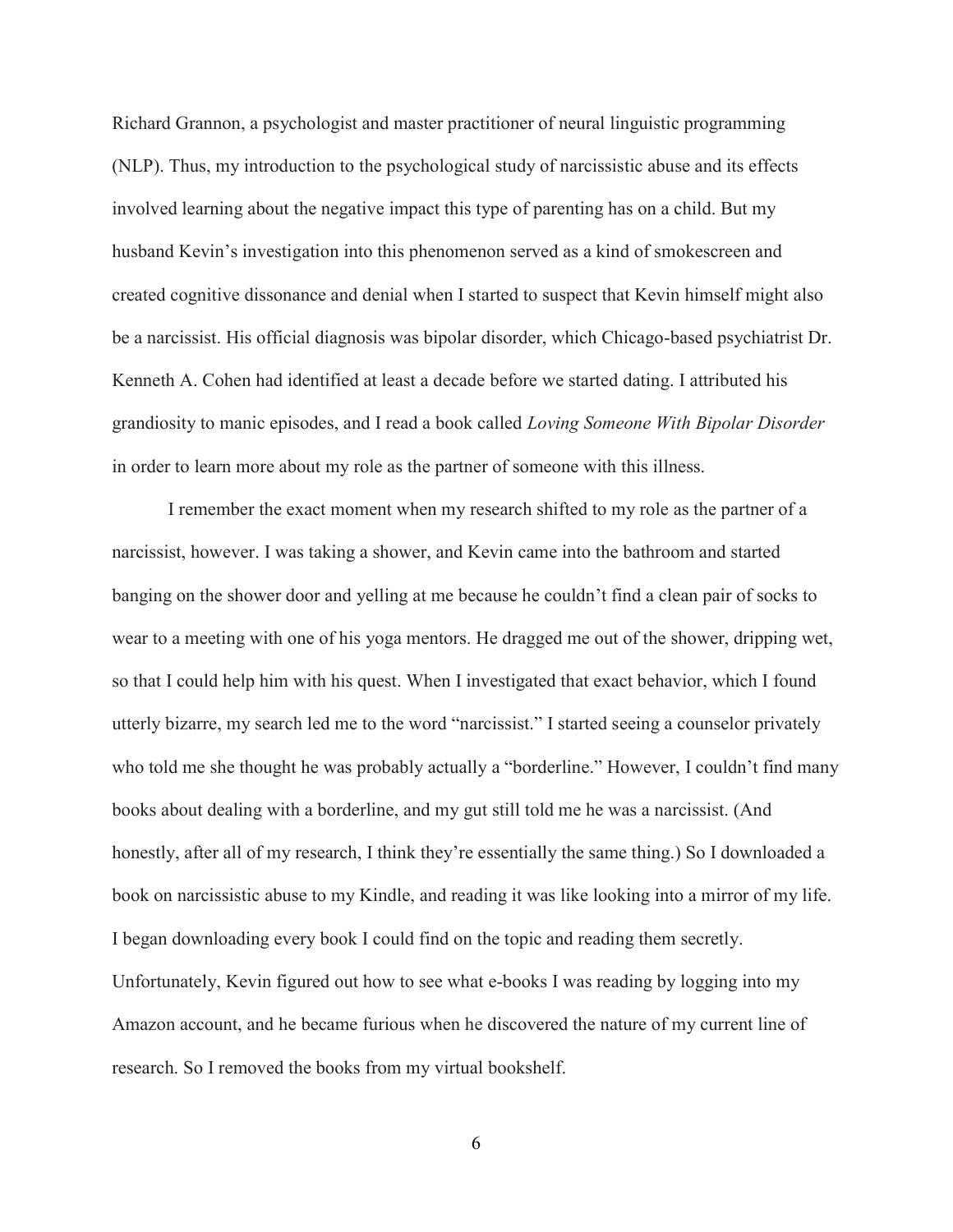Richard Grannon, a psychologist and master practitioner of neural linguistic programming (NLP). Thus, my introduction to the psychological study of narcissistic abuse and its effects involved learning about the negative impact this type of parenting has on a child. But my husband Kevin's investigation into this phenomenon served as a kind of smokescreen and created cognitive dissonance and denial when I started to suspect that Kevin himself might also be a narcissist. His official diagnosis was bipolar disorder, which Chicago-based psychiatrist Dr. Kenneth A. Cohen had identified at least a decade before we started dating. I attributed his grandiosity to manic episodes, and I read a book called *Loving Someone With Bipolar Disorder* in order to learn more about my role as the partner of someone with this illness.

I remember the exact moment when my research shifted to my role as the partner of a narcissist, however. I was taking a shower, and Kevin came into the bathroom and started banging on the shower door and yelling at me because he couldn't find a clean pair of socks to wear to a meeting with one of his yoga mentors. He dragged me out of the shower, dripping wet, so that I could help him with his quest. When I investigated that exact behavior, which I found utterly bizarre, my search led me to the word "narcissist." I started seeing a counselor privately who told me she thought he was probably actually a "borderline." However, I couldn't find many books about dealing with a borderline, and my gut still told me he was a narcissist. (And honestly, after all of my research, I think they're essentially the same thing.) So I downloaded a book on narcissistic abuse to my Kindle, and reading it was like looking into a mirror of my life. I began downloading every book I could find on the topic and reading them secretly. Unfortunately, Kevin figured out how to see what e-books I was reading by logging into my Amazon account, and he became furious when he discovered the nature of my current line of research. So I removed the books from my virtual bookshelf.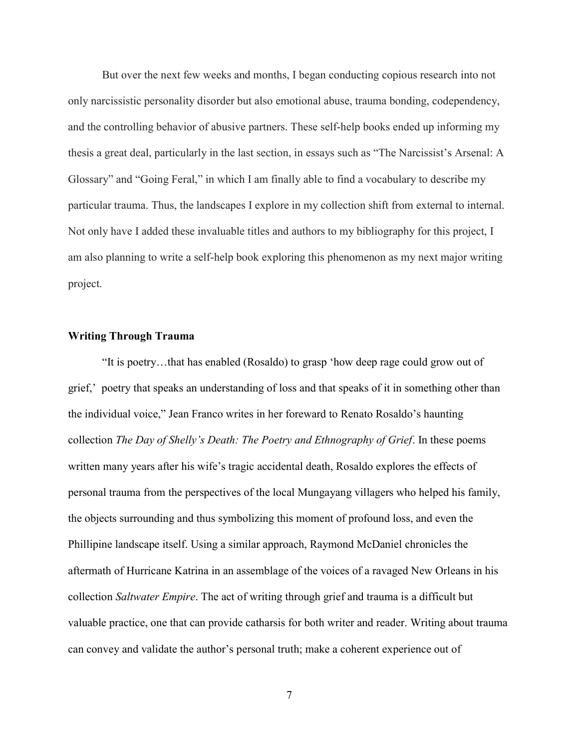But over the next few weeks and months, I began conducting copious research into not only narcissistic personality disorder but also emotional abuse, trauma bonding, codependency, and the controlling behavior of abusive partners. These self-help books ended up informing my thesis a great deal, particularly in the last section, in essays such as "The Narcissist's Arsenal: A Glossary" and "Going Feral," in which I am finally able to find a vocabulary to describe my particular trauma. Thus, the landscapes I explore in my collection shift from external to internal. Not only have I added these invaluable titles and authors to my bibliography for this project, I am also planning to write a self-help book exploring this phenomenon as my next major writing project.

### Writing Through Trauma

"It is poetry…that has enabled (Rosaldo) to grasp 'how deep rage could grow out of grief,' poetry that speaks an understanding of loss and that speaks of it in something other than the individual voice," Jean Franco writes in her foreward to Renato Rosaldo's haunting collection *The Day of Shelly's Death: The Poetry and Ethnography of Grief*. In these poems written many years after his wife's tragic accidental death, Rosaldo explores the effects of personal trauma from the perspectives of the local Mungayang villagers who helped his family, the objects surrounding and thus symbolizing this moment of profound loss, and even the Phillipine landscape itself. Using a similar approach, Raymond McDaniel chronicles the aftermath of Hurricane Katrina in an assemblage of the voices of a ravaged New Orleans in his collection *Saltwater Empire*. The act of writing through grief and trauma is a difficult but valuable practice, one that can provide catharsis for both writer and reader. Writing about trauma can convey and validate the author's personal truth; make a coherent experience out of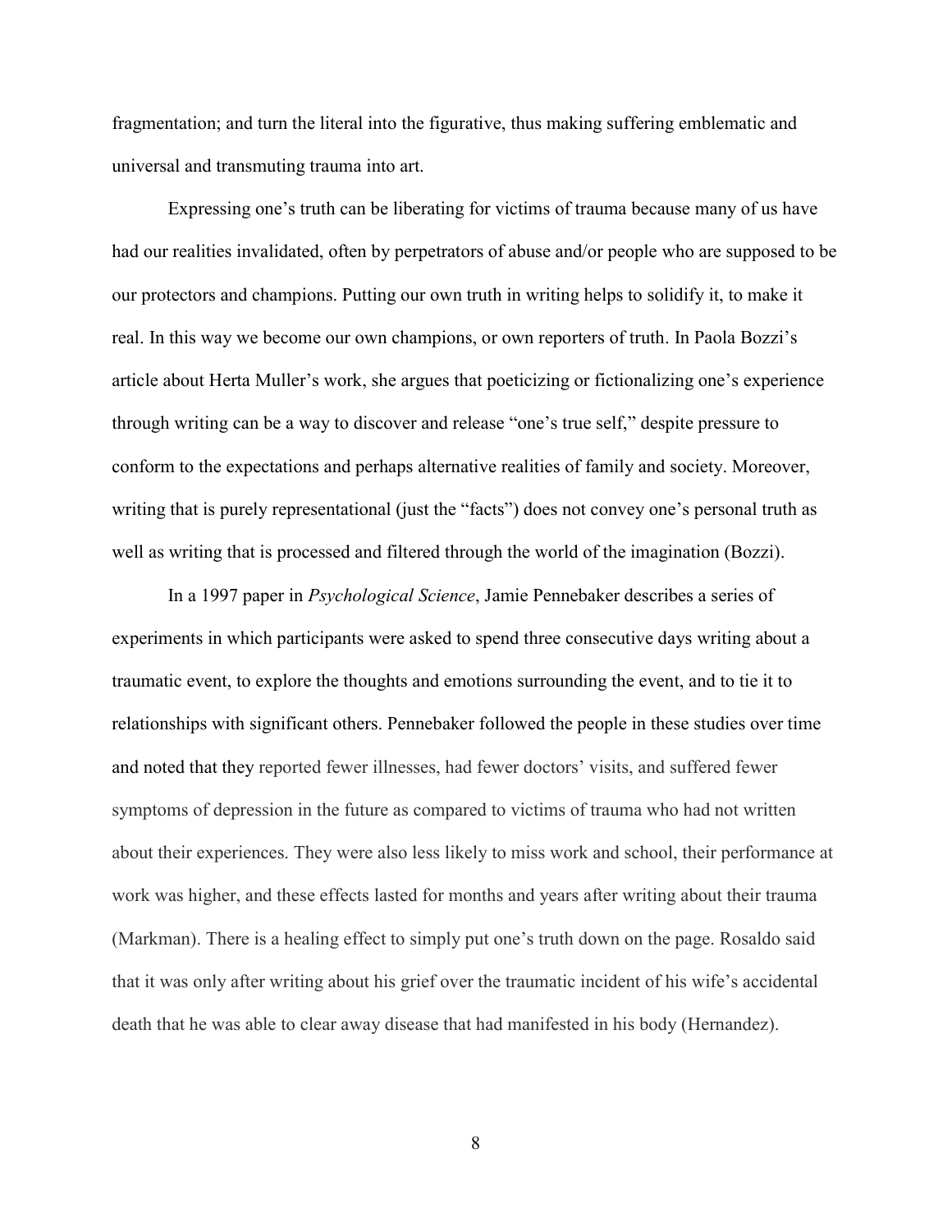fragmentation; and turn the literal into the figurative, thus making suffering emblematic and universal and transmuting trauma into art.

Expressing one's truth can be liberating for victims of trauma because many of us have had our realities invalidated, often by perpetrators of abuse and/or people who are supposed to be our protectors and champions. Putting our own truth in writing helps to solidify it, to make it real. In this way we become our own champions, or own reporters of truth. In Paola Bozzi's article about Herta Muller's work, she argues that poeticizing or fictionalizing one's experience through writing can be a way to discover and release "one's true self," despite pressure to conform to the expectations and perhaps alternative realities of family and society. Moreover, writing that is purely representational (just the "facts") does not convey one's personal truth as well as writing that is processed and filtered through the world of the imagination (Bozzi).

In a 1997 paper in *Psychological Science*, Jamie Pennebaker describes a series of experiments in which participants were asked to spend three consecutive days writing about a traumatic event, to explore the thoughts and emotions surrounding the event, and to tie it to relationships with significant others. Pennebaker followed the people in these studies over time and noted that they reported fewer illnesses, had fewer doctors' visits, and suffered fewer symptoms of depression in the future as compared to victims of trauma who had not written about their experiences. They were also less likely to miss work and school, their performance at work was higher, and these effects lasted for months and years after writing about their trauma (Markman). There is a healing effect to simply put one's truth down on the page. Rosaldo said that it was only after writing about his grief over the traumatic incident of his wife's accidental death that he was able to clear away disease that had manifested in his body (Hernandez).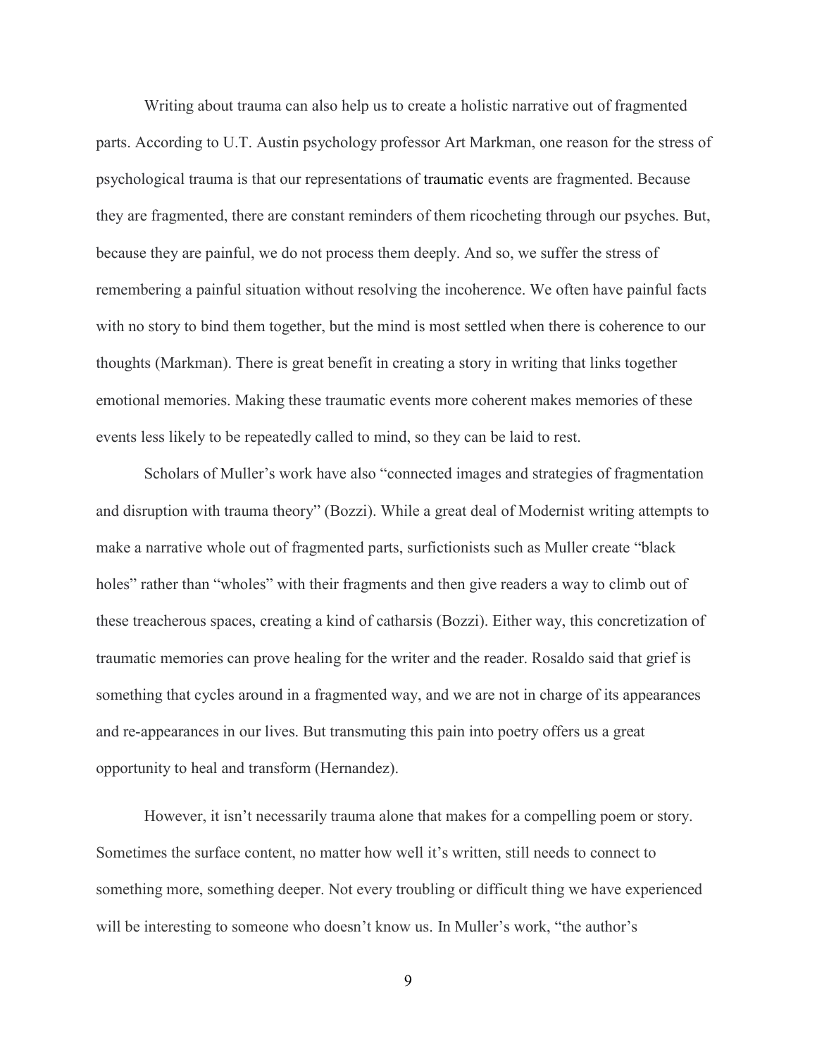Writing about trauma can also help us to create a holistic narrative out of fragmented parts. According to U.T. Austin psychology professor Art Markman, one reason for the stress of psychological trauma is that our representations of traumatic events are fragmented. Because they are fragmented, there are constant reminders of them ricocheting through our psyches. But, because they are painful, we do not process them deeply. And so, we suffer the stress of remembering a painful situation without resolving the incoherence. We often have painful facts with no story to bind them together, but the mind is most settled when there is coherence to our thoughts (Markman). There is great benefit in creating a story in writing that links together emotional memories. Making these traumatic events more coherent makes memories of these events less likely to be repeatedly called to mind, so they can be laid to rest.

Scholars of Muller's work have also "connected images and strategies of fragmentation and disruption with trauma theory" (Bozzi). While a great deal of Modernist writing attempts to make a narrative whole out of fragmented parts, surfictionists such as Muller create "black holes" rather than "wholes" with their fragments and then give readers a way to climb out of these treacherous spaces, creating a kind of catharsis (Bozzi). Either way, this concretization of traumatic memories can prove healing for the writer and the reader. Rosaldo said that grief is something that cycles around in a fragmented way, and we are not in charge of its appearances and re-appearances in our lives. But transmuting this pain into poetry offers us a great opportunity to heal and transform (Hernandez).

However, it isn't necessarily trauma alone that makes for a compelling poem or story. Sometimes the surface content, no matter how well it's written, still needs to connect to something more, something deeper. Not every troubling or difficult thing we have experienced will be interesting to someone who doesn't know us. In Muller's work, "the author's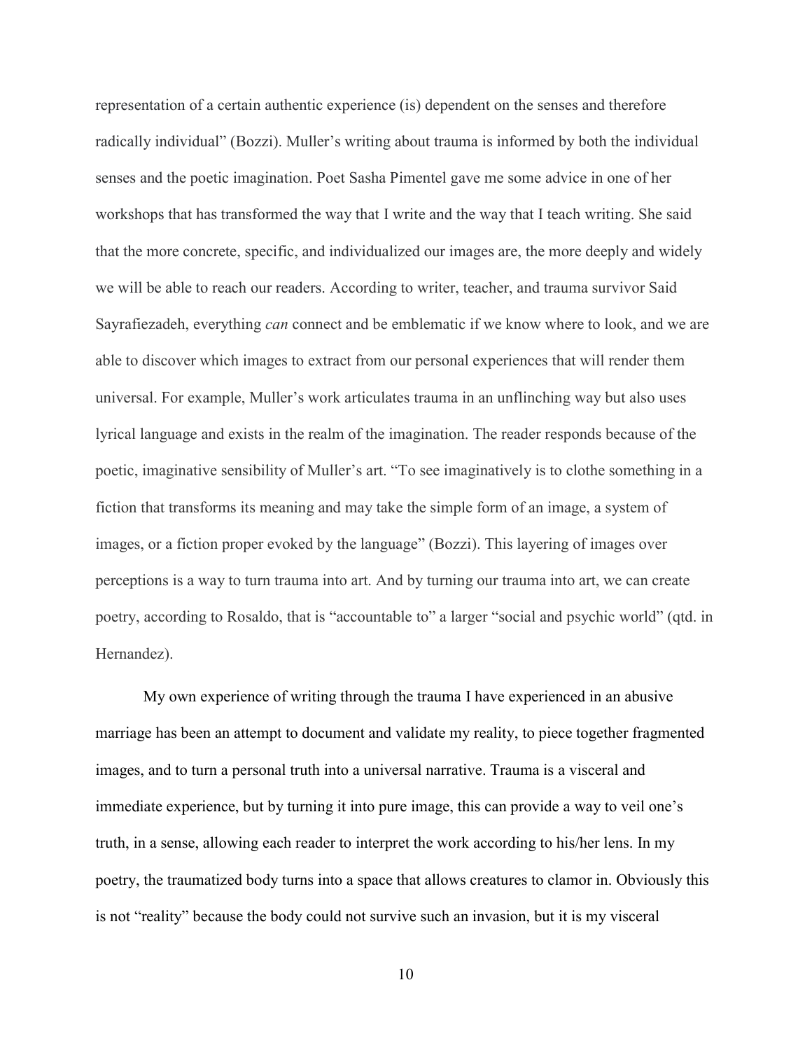representation of a certain authentic experience (is) dependent on the senses and therefore radically individual" (Bozzi). Muller's writing about trauma is informed by both the individual senses and the poetic imagination. Poet Sasha Pimentel gave me some advice in one of her workshops that has transformed the way that I write and the way that I teach writing. She said that the more concrete, specific, and individualized our images are, the more deeply and widely we will be able to reach our readers. According to writer, teacher, and trauma survivor Said Sayrafiezadeh, everything *can* connect and be emblematic if we know where to look, and we are able to discover which images to extract from our personal experiences that will render them universal. For example, Muller's work articulates trauma in an unflinching way but also uses lyrical language and exists in the realm of the imagination. The reader responds because of the poetic, imaginative sensibility of Muller's art. "To see imaginatively is to clothe something in a fiction that transforms its meaning and may take the simple form of an image, a system of images, or a fiction proper evoked by the language" (Bozzi). This layering of images over perceptions is a way to turn trauma into art. And by turning our trauma into art, we can create poetry, according to Rosaldo, that is "accountable to" a larger "social and psychic world" (qtd. in Hernandez).

My own experience of writing through the trauma I have experienced in an abusive marriage has been an attempt to document and validate my reality, to piece together fragmented images, and to turn a personal truth into a universal narrative. Trauma is a visceral and immediate experience, but by turning it into pure image, this can provide a way to veil one's truth, in a sense, allowing each reader to interpret the work according to his/her lens. In my poetry, the traumatized body turns into a space that allows creatures to clamor in. Obviously this is not "reality" because the body could not survive such an invasion, but it is my visceral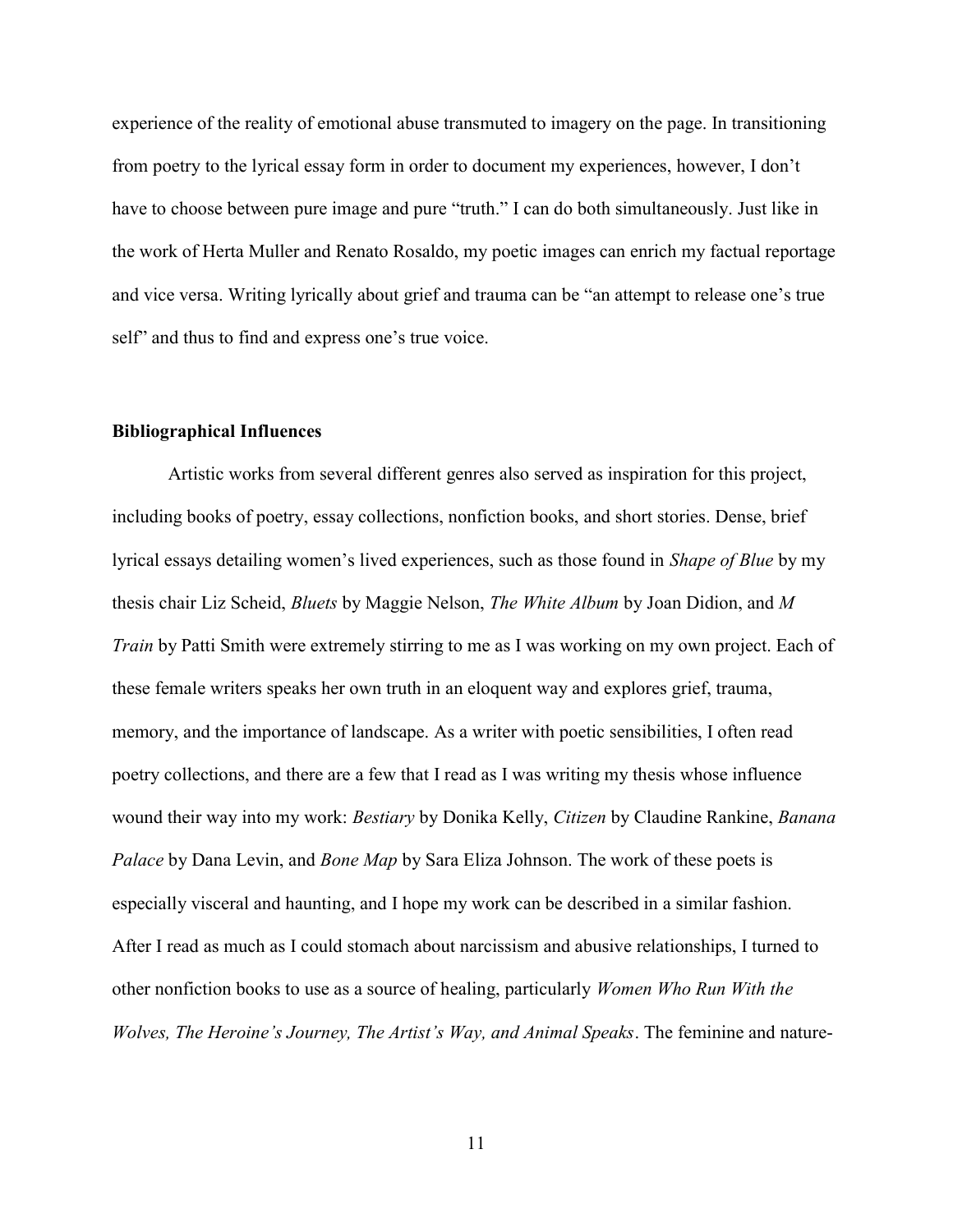experience of the reality of emotional abuse transmuted to imagery on the page. In transitioning from poetry to the lyrical essay form in order to document my experiences, however, I don't have to choose between pure image and pure "truth." I can do both simultaneously. Just like in the work of Herta Muller and Renato Rosaldo, my poetic images can enrich my factual reportage and vice versa. Writing lyrically about grief and trauma can be "an attempt to release one's true self" and thus to find and express one's true voice.

**Bibliographical Influences**

Artistic works from several different genres also served as inspiration for this project, including books of poetry, essay collections, nonfiction books, and short stories. Dense, brief lyrical essays detailing women's lived experiences, such as those found in *Shape of Blue* by my thesis chair Liz Scheid, *Bluets* by Maggie Nelson, *The White Album* by Joan Didion, and *M Train* by Patti Smith were extremely stirring to me as I was working on my own project. Each of these female writers speaks her own truth in an eloquent way and explores grief, trauma, memory, and the importance of landscape. As a writer with poetic sensibilities, I often read poetry collections, and there are a few that I read as I was writing my thesis whose influence wound their way into my work: *Bestiary* by Donika Kelly, *Citizen* by Claudine Rankine, *Banana Palace* by Dana Levin, and *Bone Map* by Sara Eliza Johnson. The work of these poets is especially visceral and haunting, and I hope my work can be described in a similar fashion. After I read as much as I could stomach about narcissism and abusive relationships, I turned to other nonfiction books to use as a source of healing, particularly *Women Who Run With the Wolves, The Heroine's Journey, The Artist's Way, and Animal Speaks*. The feminine and nature-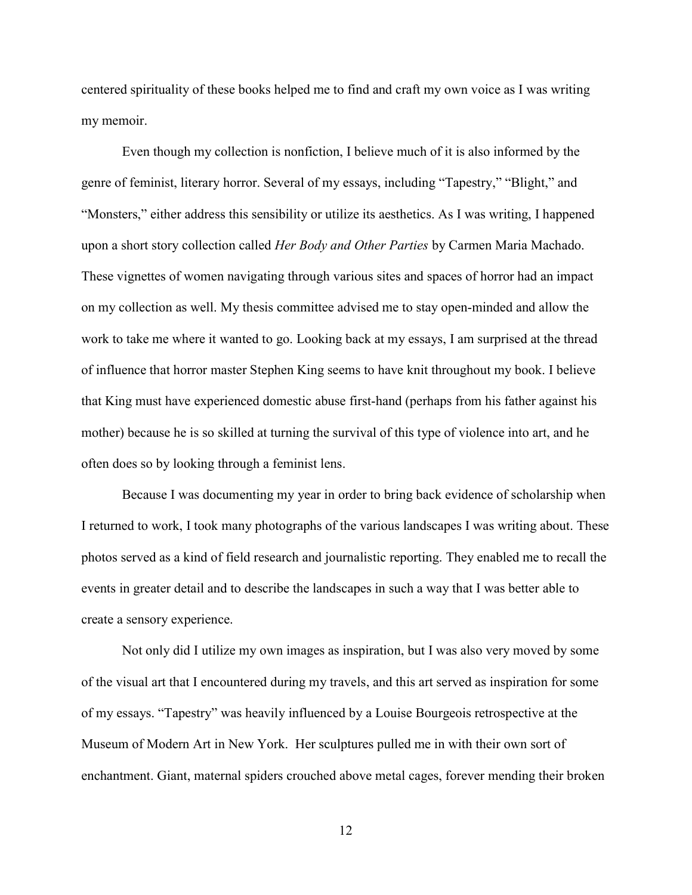centered spirituality of these books helped me to find and craft my own voice as I was writing my memoir.

Even though my collection is nonfiction, I believe much of it is also informed by the genre of feminist, literary horror. Several of my essays, including “Tapestry,” “Blight,” and “Monsters,” either address this sensibility or utilize its aesthetics. As I was writing, I happened upon a short story collection called *Her Body and Other Parties* by Carmen Maria Machado. These vignettes of women navigating through various sites and spaces of horror had an impact on my collection as well. My thesis committee advised me to stay open-minded and allow the work to take me where it wanted to go. Looking back at my essays, I am surprised at the thread of influence that horror master Stephen King seems to have knit throughout my book. I believe that King must have experienced domestic abuse first-hand (perhaps from his father against his mother) because he is so skilled at turning the survival of this type of violence into art, and he often does so by looking through a feminist lens.

Because I was documenting my year in order to bring back evidence of scholarship when I returned to work, I took many photographs of the various landscapes I was writing about. These photos served as a kind of field research and journalistic reporting. They enabled me to recall the events in greater detail and to describe the landscapes in such a way that I was better able to create a sensory experience.

Not only did I utilize my own images as inspiration, but I was also very moved by some of the visual art that I encountered during my travels, and this art served as inspiration for some of my essays. “Tapestry” was heavily influenced by a Louise Bourgeois retrospective at the Museum of Modern Art in New York. Her sculptures pulled me in with their own sort of enchantment. Giant, maternal spiders crouched above metal cages, forever mending their broken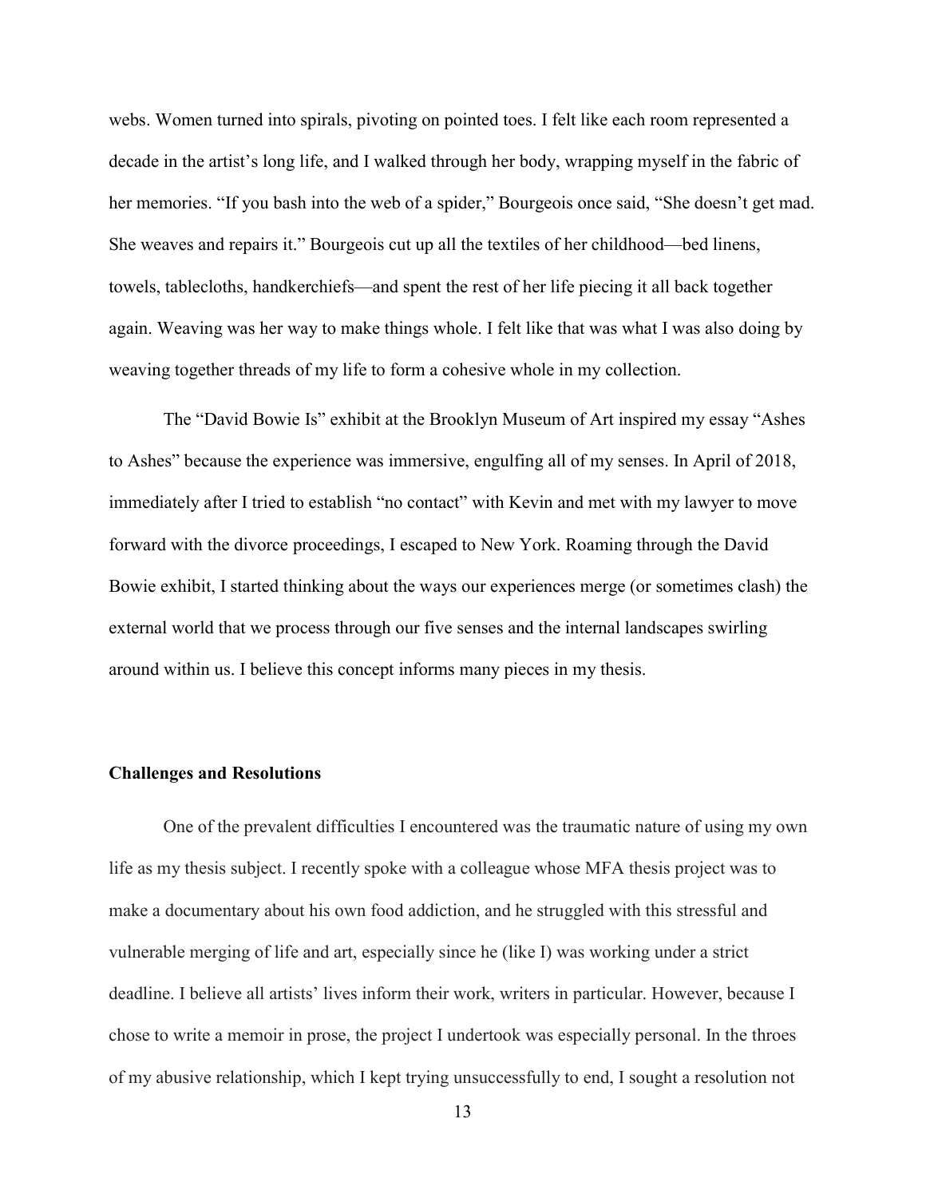webs. Women turned into spirals, pivoting on pointed toes. I felt like each room represented a decade in the artist's long life, and I walked through her body, wrapping myself in the fabric of her memories. "If you bash into the web of a spider," Bourgeois once said, "She doesn't get mad. She weaves and repairs it." Bourgeois cut up all the textiles of her childhood—bed linens, towels, tablecloths, handkerchiefs—and spent the rest of her life piecing it all back together again. Weaving was her way to make things whole. I felt like that was what I was also doing by weaving together threads of my life to form a cohesive whole in my collection.

The "David Bowie Is" exhibit at the Brooklyn Museum of Art inspired my essay "Ashes to Ashes" because the experience was immersive, engulfing all of my senses. In April of 2018, immediately after I tried to establish "no contact" with Kevin and met with my lawyer to move forward with the divorce proceedings, I escaped to New York. Roaming through the David Bowie exhibit, I started thinking about the ways our experiences merge (or sometimes clash) the external world that we process through our five senses and the internal landscapes swirling around within us. I believe this concept informs many pieces in my thesis.

**Challenges and Resolutions**

One of the prevalent difficulties I encountered was the traumatic nature of using my own life as my thesis subject. I recently spoke with a colleague whose MFA thesis project was to make a documentary about his own food addiction, and he struggled with this stressful and vulnerable merging of life and art, especially since he (like I) was working under a strict deadline. I believe all artists' lives inform their work, writers in particular. However, because I chose to write a memoir in prose, the project I undertook was especially personal. In the throes of my abusive relationship, which I kept trying unsuccessfully to end, I sought a resolution not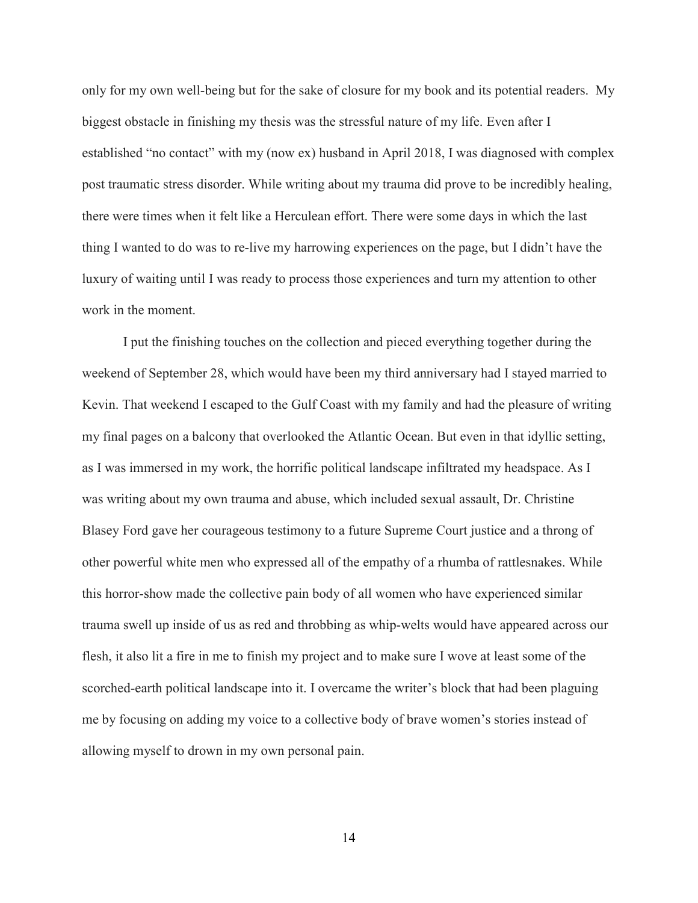only for my own well-being but for the sake of closure for my book and its potential readers. My biggest obstacle in finishing my thesis was the stressful nature of my life. Even after I established "no contact" with my (now ex) husband in April 2018, I was diagnosed with complex post traumatic stress disorder. While writing about my trauma did prove to be incredibly healing, there were times when it felt like a Herculean effort. There were some days in which the last thing I wanted to do was to re-live my harrowing experiences on the page, but I didn't have the luxury of waiting until I was ready to process those experiences and turn my attention to other work in the moment.

I put the finishing touches on the collection and pieced everything together during the weekend of September 28, which would have been my third anniversary had I stayed married to Kevin. That weekend I escaped to the Gulf Coast with my family and had the pleasure of writing my final pages on a balcony that overlooked the Atlantic Ocean. But even in that idyllic setting, as I was immersed in my work, the horrific political landscape infiltrated my headspace. As I was writing about my own trauma and abuse, which included sexual assault, Dr. Christine Blasey Ford gave her courageous testimony to a future Supreme Court justice and a throng of other powerful white men who expressed all of the empathy of a rhumba of rattlesnakes. While this horror-show made the collective pain body of all women who have experienced similar trauma swell up inside of us as red and throbbing as whip-welts would have appeared across our flesh, it also lit a fire in me to finish my project and to make sure I wove at least some of the scorched-earth political landscape into it. I overcame the writer's block that had been plaguing me by focusing on adding my voice to a collective body of brave women's stories instead of allowing myself to drown in my own personal pain.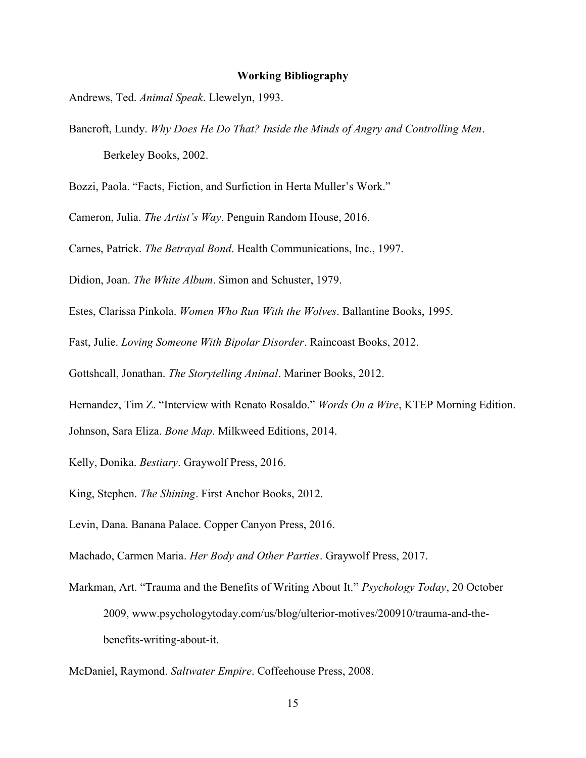## Working Bibliography

Andrews, Ted. *Animal Speak*. Llewelyn, 1993.

Bancroft, Lundy. *Why Does He Do That? Inside the Minds of Angry and Controlling Men*. Berkeley Books, 2002.

Bozzi, Paola. "Facts, Fiction, and Surfiction in Herta Muller's Work."

Cameron, Julia. *The Artist's Way*. Penguin Random House, 2016.

Carnes, Patrick. *The Betrayal Bond*. Health Communications, Inc., 1997.

Didion, Joan. *The White Album*. Simon and Schuster, 1979.

Estes, Clarissa Pinkola. *Women Who Run With the Wolves*. Ballantine Books, 1995.

Fast, Julie. *Loving Someone With Bipolar Disorder*. Raincoast Books, 2012.

Gottshcall, Jonathan. *The Storytelling Animal*. Mariner Books, 2012.

Hernandez, Tim Z. "Interview with Renato Rosaldo." *Words On a Wire*, KTEP Morning Edition.

Johnson, Sara Eliza. *Bone Map*. Milkweed Editions, 2014.

Kelly, Donika. *Bestiary*. Graywolf Press, 2016.

King, Stephen. *The Shining*. First Anchor Books, 2012.

Levin, Dana. Banana Palace. Copper Canyon Press, 2016.

Machado, Carmen Maria. *Her Body and Other Parties*. Graywolf Press, 2017.

Markman, Art. "Trauma and the Benefits of Writing About It." *Psychology Today*, 20 October 2009, www.psychologytoday.com/us/blog/ulterior-motives/200910/trauma-and-the-benefits-writing-about-it.

McDaniel, Raymond. *Saltwater Empire*. Coffeehouse Press, 2008.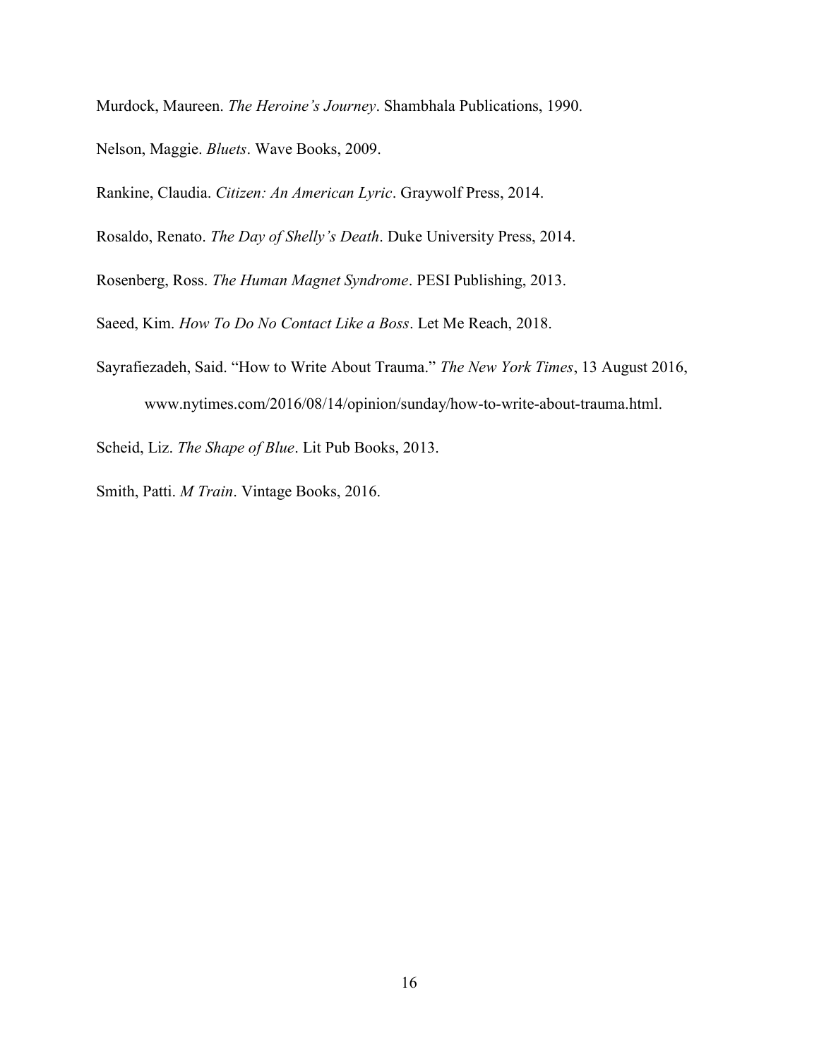Murdock, Maureen. *The Heroine's Journey*. Shambhala Publications, 1990.

Nelson, Maggie. *Bluets*. Wave Books, 2009.

Rankine, Claudia. *Citizen: An American Lyric*. Graywolf Press, 2014.

Rosaldo, Renato. *The Day of Shelly's Death*. Duke University Press, 2014.

Rosenberg, Ross. *The Human Magnet Syndrome*. PESI Publishing, 2013.

Saeed, Kim. *How To Do No Contact Like a Boss*. Let Me Reach, 2018.

Sayrafiezadeh, Said. "How to Write About Trauma." *The New York Times*, 13 August 2016, www.nytimes.com/2016/08/14/opinion/sunday/how-to-write-about-trauma.html.

Scheid, Liz. *The Shape of Blue*. Lit Pub Books, 2013.

Smith, Patti. *M Train*. Vintage Books, 2016.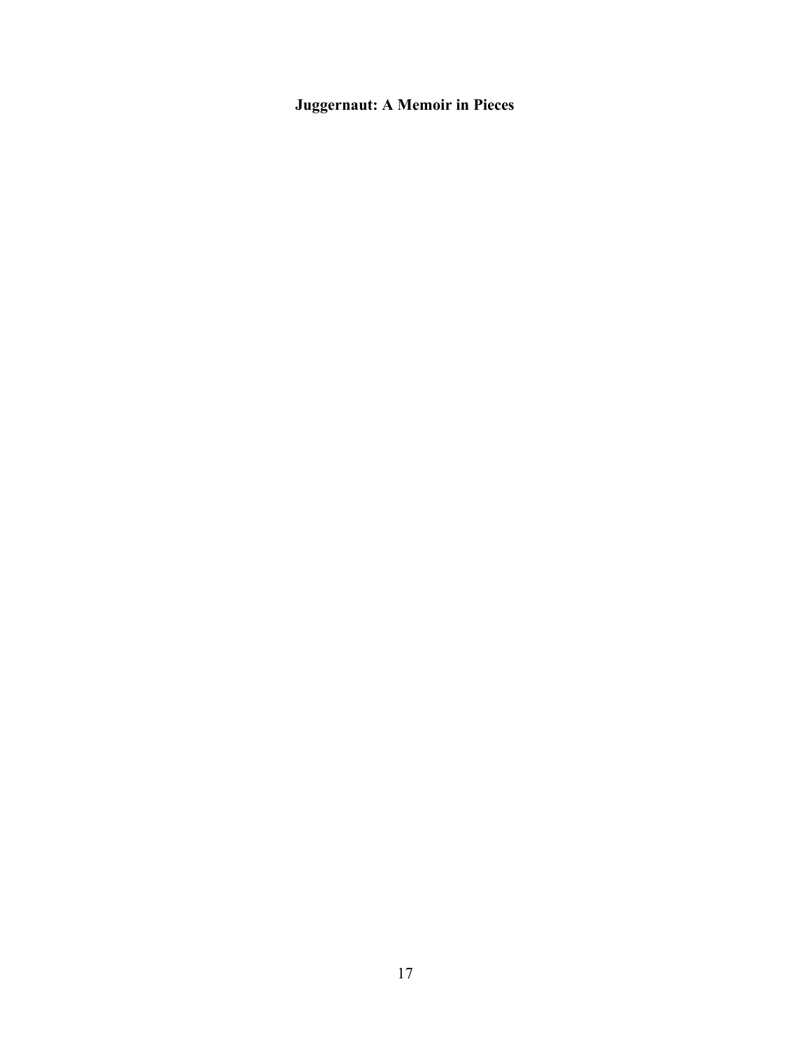**Juggernaut: A Memoir in Pieces**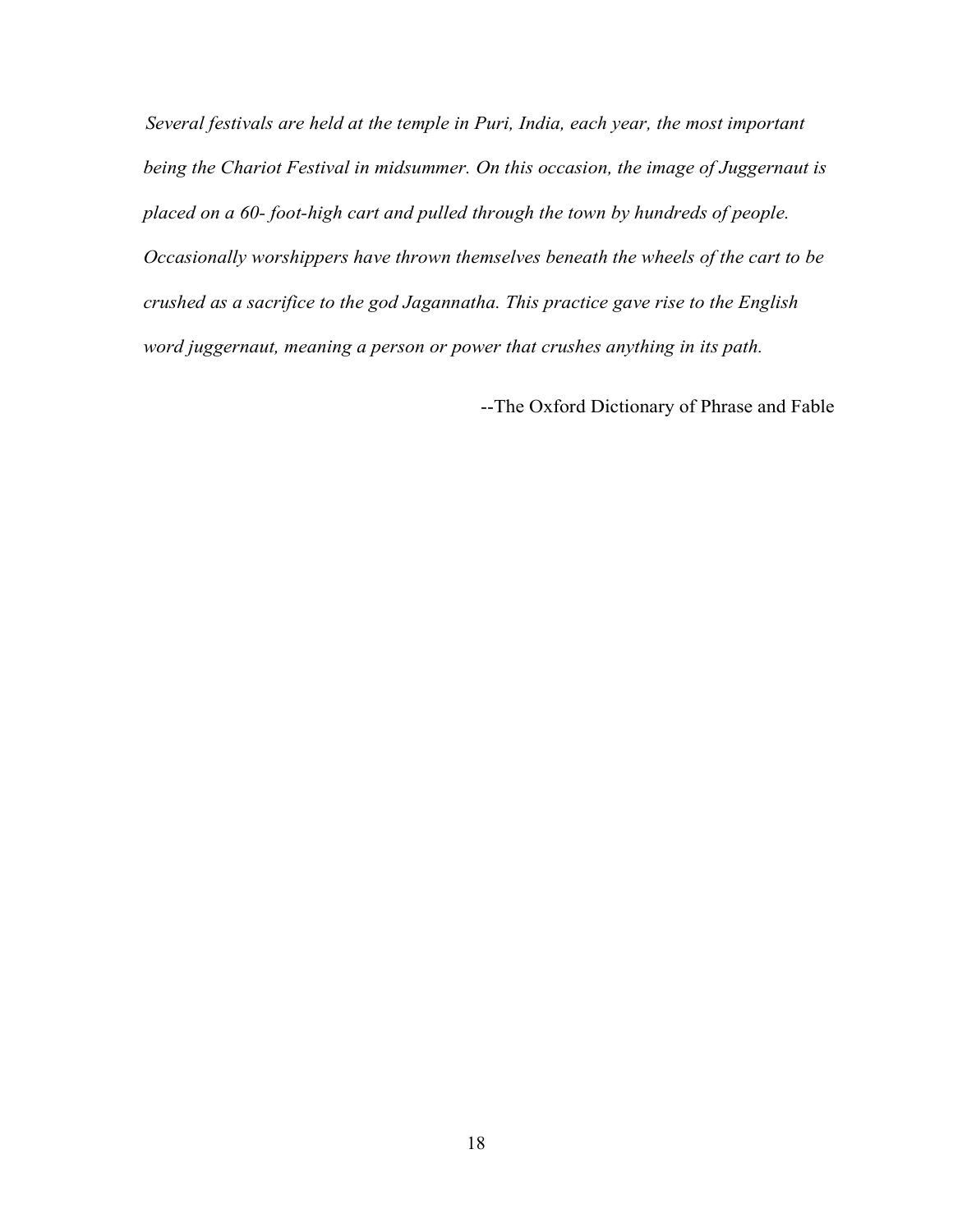*Several festivals are held at the temple in Puri, India, each year, the most important being the Chariot Festival in midsummer. On this occasion, the image of Juggernaut is placed on a 60- foot-high cart and pulled through the town by hundreds of people. Occasionally worshippers have thrown themselves beneath the wheels of the cart to be crushed as a sacrifice to the god Jagannatha. This practice gave rise to the English word juggernaut, meaning a person or power that crushes anything in its path.*

--The Oxford Dictionary of Phrase and Fable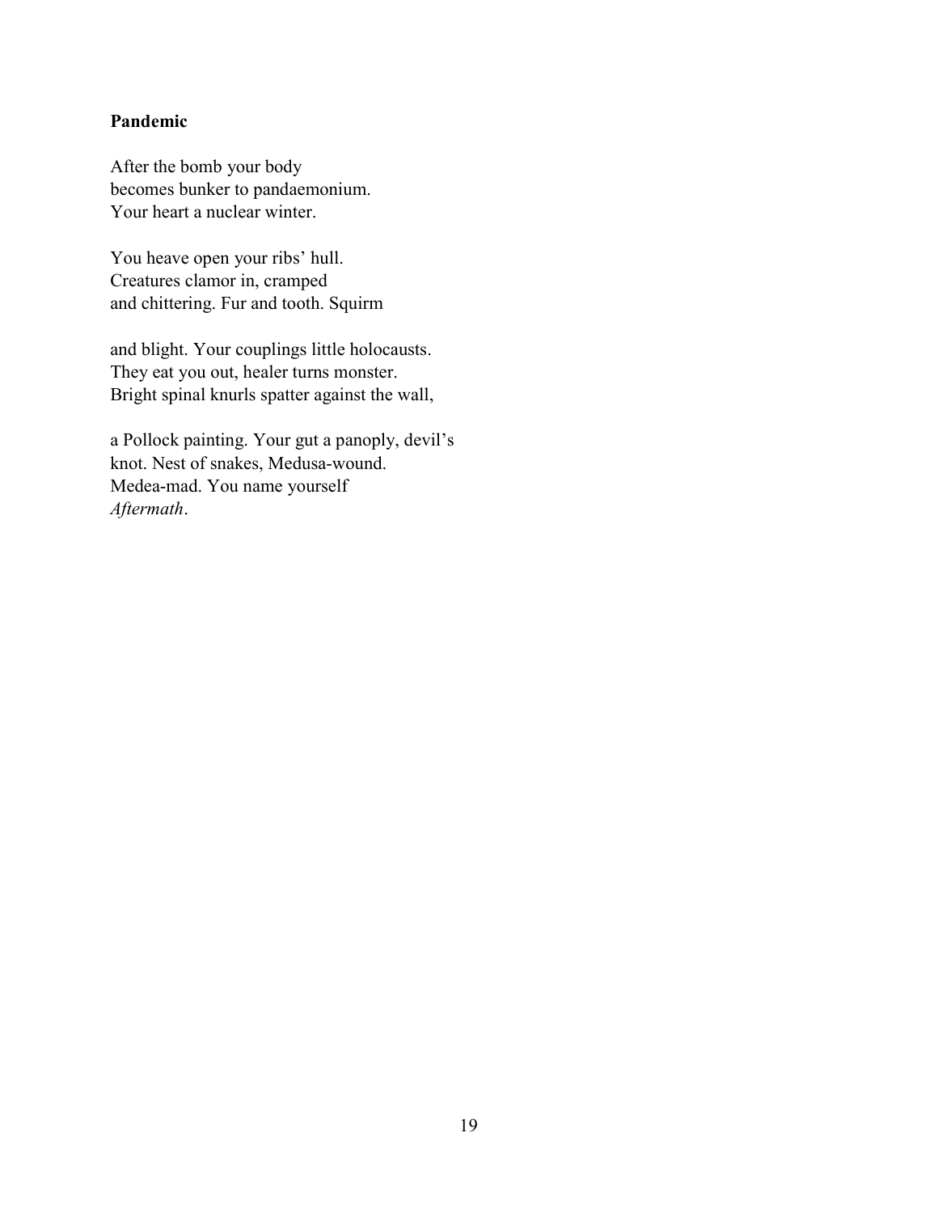**Pandemic**

After the bomb your body  
becomes bunker to pandaemonium.  
Your heart a nuclear winter.

You heave open your ribs' hull.  
Creatures clamor in, cramped  
and chittering. Fur and tooth. Squirm

and blight. Your couplings little holocausts.  
They eat you out, healer turns monster.  
Bright spinal knurls spatter against the wall,

a Pollock painting. Your gut a panoply, devil's  
knot. Nest of snakes, Medusa-wound.  
Medea-mad. You name yourself  
*Aftermath*.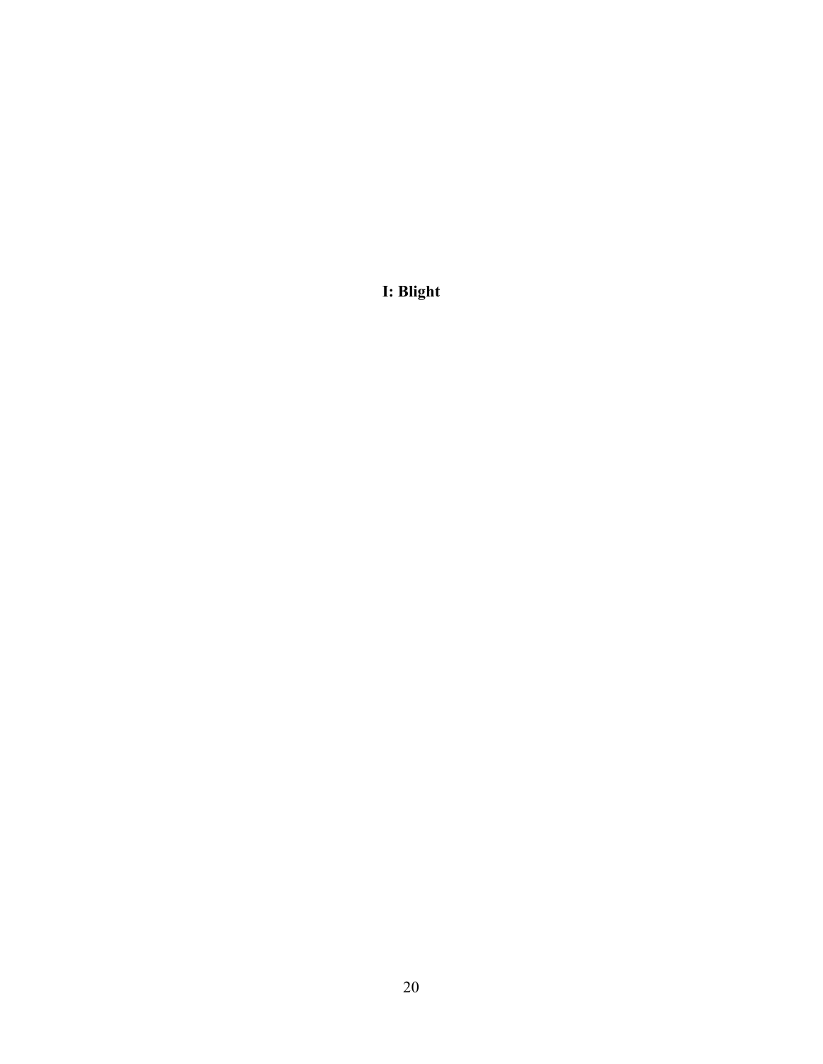# I: Blight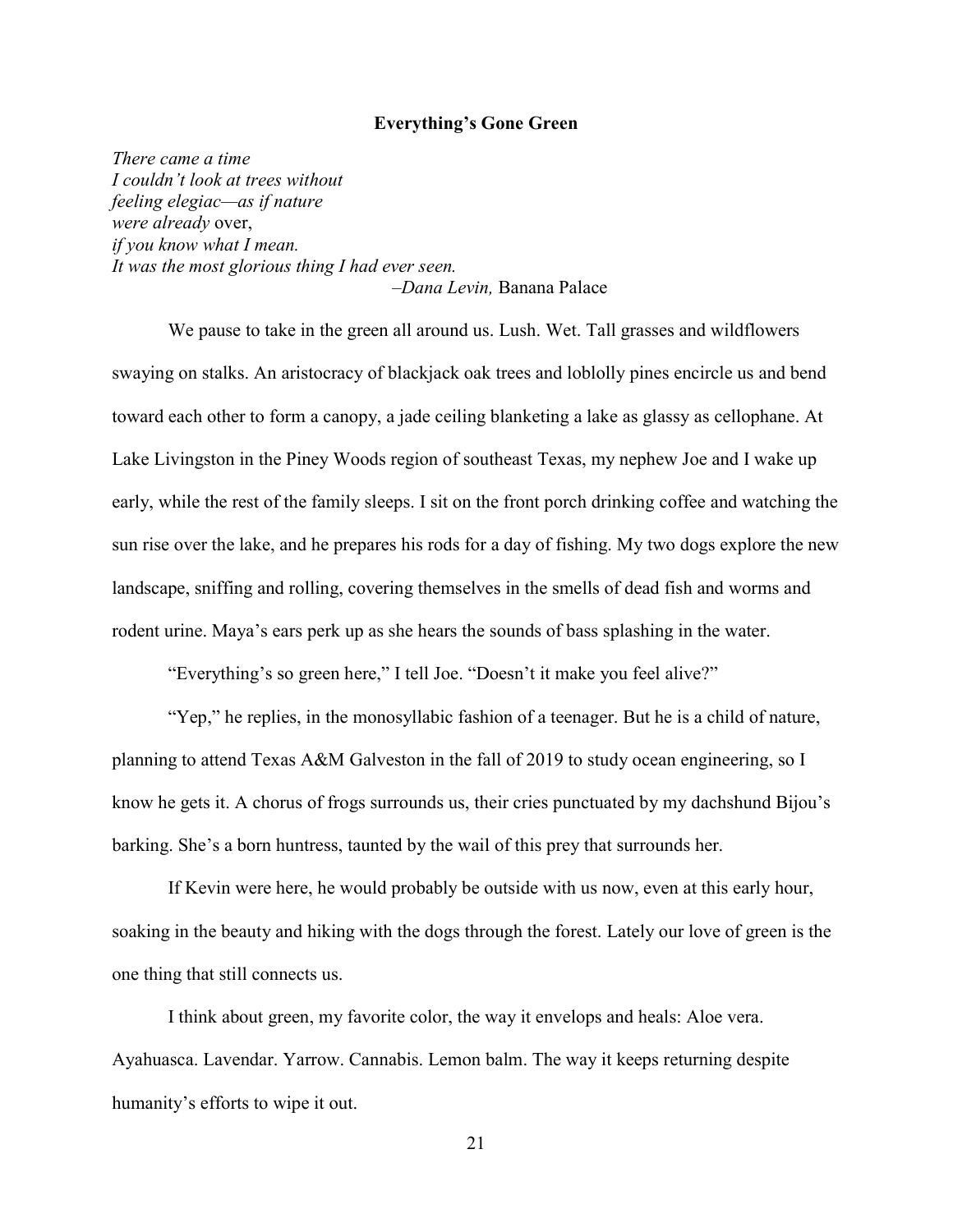**Everything's Gone Green**

*There came a time*
*I couldn't look at trees without*
*feeling elegiac—as if nature*
*were already* over,
*if you know what I mean.*
*It was the most glorious thing I had ever seen.*
*–Dana Levin,* Banana Palace

We pause to take in the green all around us. Lush. Wet. Tall grasses and wildflowers swaying on stalks. An aristocracy of blackjack oak trees and loblolly pines encircle us and bend toward each other to form a canopy, a jade ceiling blanketing a lake as glassy as cellophane. At Lake Livingston in the Piney Woods region of southeast Texas, my nephew Joe and I wake up early, while the rest of the family sleeps. I sit on the front porch drinking coffee and watching the sun rise over the lake, and he prepares his rods for a day of fishing. My two dogs explore the new landscape, sniffing and rolling, covering themselves in the smells of dead fish and worms and rodent urine. Maya's ears perk up as she hears the sounds of bass splashing in the water.

"Everything's so green here," I tell Joe. "Doesn't it make you feel alive?"

"Yep," he replies, in the monosyllabic fashion of a teenager. But he is a child of nature, planning to attend Texas A&M Galveston in the fall of 2019 to study ocean engineering, so I know he gets it. A chorus of frogs surrounds us, their cries punctuated by my dachshund Bijou's barking. She's a born huntress, taunted by the wail of this prey that surrounds her.

If Kevin were here, he would probably be outside with us now, even at this early hour, soaking in the beauty and hiking with the dogs through the forest. Lately our love of green is the one thing that still connects us.

I think about green, my favorite color, the way it envelops and heals: Aloe vera. Ayahuasca. Lavendar. Yarrow. Cannabis. Lemon balm. The way it keeps returning despite humanity's efforts to wipe it out.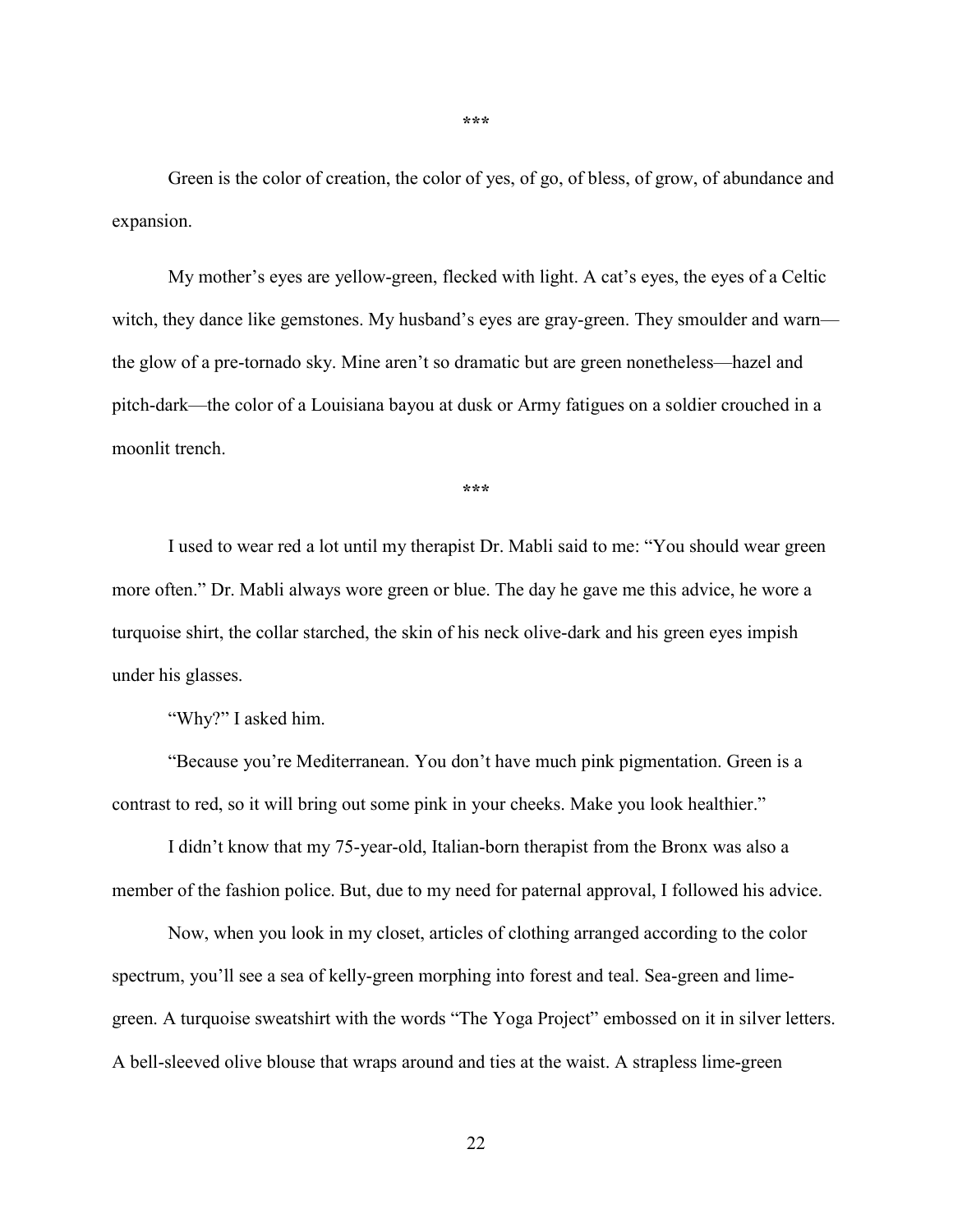***

Green is the color of creation, the color of yes, of go, of bless, of grow, of abundance and expansion.

My mother's eyes are yellow-green, flecked with light. A cat's eyes, the eyes of a Celtic witch, they dance like gemstones. My husband's eyes are gray-green. They smoulder and warn—the glow of a pre-tornado sky. Mine aren't so dramatic but are green nonetheless—hazel and pitch-dark—the color of a Louisiana bayou at dusk or Army fatigues on a soldier crouched in a moonlit trench.

***

I used to wear red a lot until my therapist Dr. Mabli said to me: "You should wear green more often." Dr. Mabli always wore green or blue. The day he gave me this advice, he wore a turquoise shirt, the collar starched, the skin of his neck olive-dark and his green eyes impish under his glasses.

"Why?" I asked him.

"Because you're Mediterranean. You don't have much pink pigmentation. Green is a contrast to red, so it will bring out some pink in your cheeks. Make you look healthier."

I didn't know that my 75-year-old, Italian-born therapist from the Bronx was also a member of the fashion police. But, due to my need for paternal approval, I followed his advice.

Now, when you look in my closet, articles of clothing arranged according to the color spectrum, you'll see a sea of kelly-green morphing into forest and teal. Sea-green and lime-green. A turquoise sweatshirt with the words "The Yoga Project" embossed on it in silver letters. A bell-sleeved olive blouse that wraps around and ties at the waist. A strapless lime-green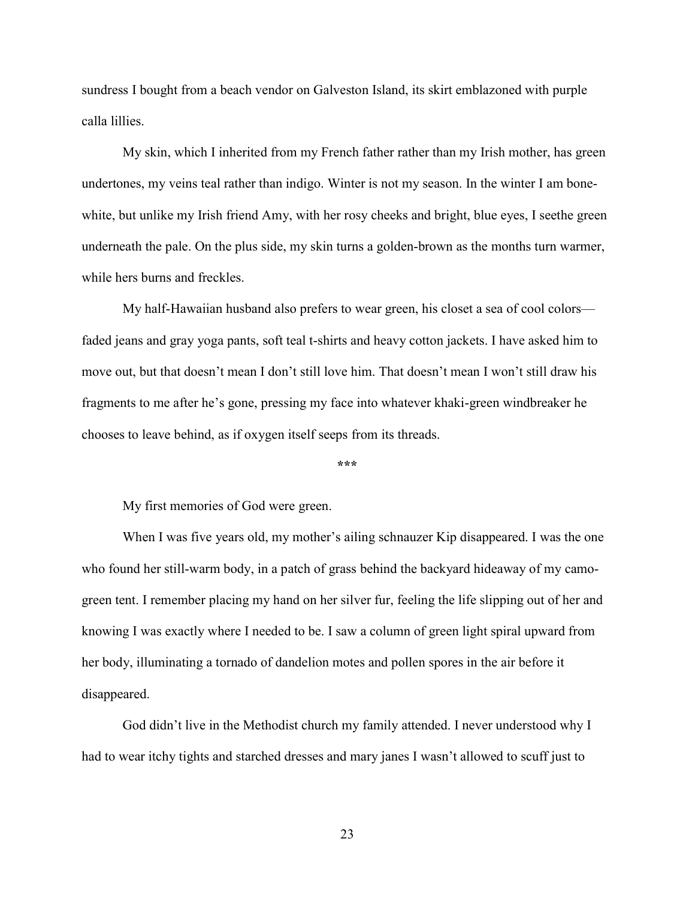sundress I bought from a beach vendor on Galveston Island, its skirt emblazoned with purple calla lillies.

My skin, which I inherited from my French father rather than my Irish mother, has green undertones, my veins teal rather than indigo. Winter is not my season. In the winter I am bone-white, but unlike my Irish friend Amy, with her rosy cheeks and bright, blue eyes, I seethe green underneath the pale. On the plus side, my skin turns a golden-brown as the months turn warmer, while hers burns and freckles.

My half-Hawaiian husband also prefers to wear green, his closet a sea of cool colors—faded jeans and gray yoga pants, soft teal t-shirts and heavy cotton jackets. I have asked him to move out, but that doesn't mean I don't still love him. That doesn't mean I won't still draw his fragments to me after he's gone, pressing my face into whatever khaki-green windbreaker he chooses to leave behind, as if oxygen itself seeps from its threads.

***

My first memories of God were green.

When I was five years old, my mother's ailing schnauzer Kip disappeared. I was the one who found her still-warm body, in a patch of grass behind the backyard hideaway of my camo-green tent. I remember placing my hand on her silver fur, feeling the life slipping out of her and knowing I was exactly where I needed to be. I saw a column of green light spiral upward from her body, illuminating a tornado of dandelion motes and pollen spores in the air before it disappeared.

God didn't live in the Methodist church my family attended. I never understood why I had to wear itchy tights and starched dresses and mary janes I wasn't allowed to scuff just to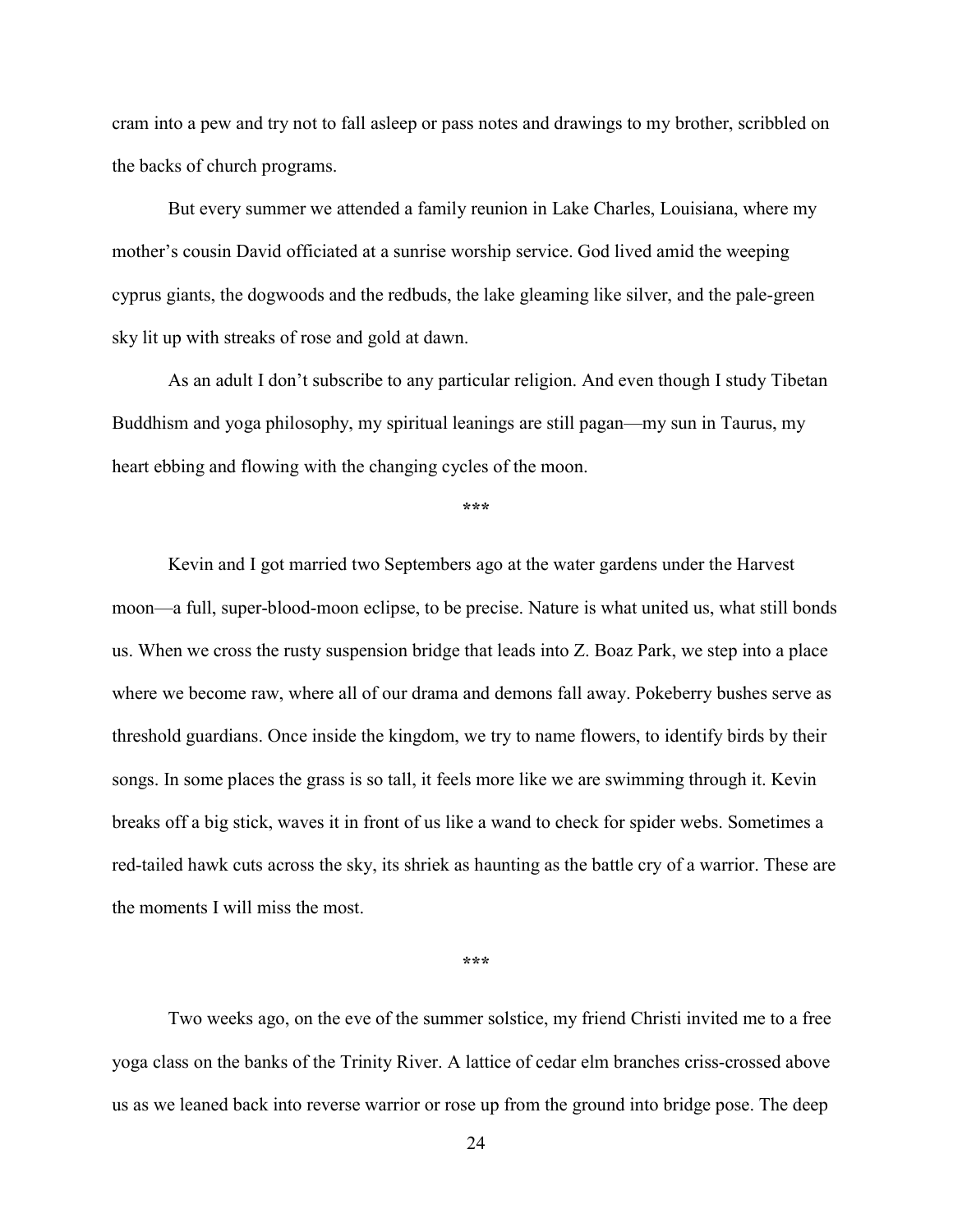cram into a pew and try not to fall asleep or pass notes and drawings to my brother, scribbled on the backs of church programs.

But every summer we attended a family reunion in Lake Charles, Louisiana, where my mother's cousin David officiated at a sunrise worship service. God lived amid the weeping cyprus giants, the dogwoods and the redbuds, the lake gleaming like silver, and the pale-green sky lit up with streaks of rose and gold at dawn.

As an adult I don't subscribe to any particular religion. And even though I study Tibetan Buddhism and yoga philosophy, my spiritual leanings are still pagan—my sun in Taurus, my heart ebbing and flowing with the changing cycles of the moon.

***

Kevin and I got married two Septembers ago at the water gardens under the Harvest moon—a full, super-blood-moon eclipse, to be precise. Nature is what united us, what still bonds us. When we cross the rusty suspension bridge that leads into Z. Boaz Park, we step into a place where we become raw, where all of our drama and demons fall away. Pokeberry bushes serve as threshold guardians. Once inside the kingdom, we try to name flowers, to identify birds by their songs. In some places the grass is so tall, it feels more like we are swimming through it. Kevin breaks off a big stick, waves it in front of us like a wand to check for spider webs. Sometimes a red-tailed hawk cuts across the sky, its shriek as haunting as the battle cry of a warrior. These are the moments I will miss the most.

***

Two weeks ago, on the eve of the summer solstice, my friend Christi invited me to a free yoga class on the banks of the Trinity River. A lattice of cedar elm branches criss-crossed above us as we leaned back into reverse warrior or rose up from the ground into bridge pose. The deep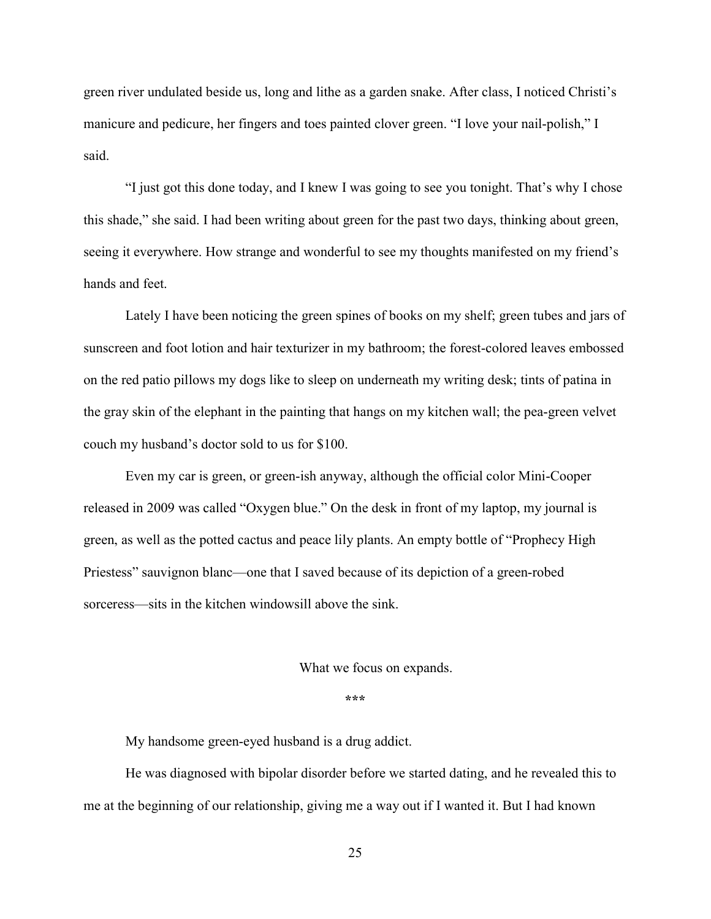green river undulated beside us, long and lithe as a garden snake. After class, I noticed Christi's manicure and pedicure, her fingers and toes painted clover green. "I love your nail-polish," I said.

"I just got this done today, and I knew I was going to see you tonight. That's why I chose this shade," she said. I had been writing about green for the past two days, thinking about green, seeing it everywhere. How strange and wonderful to see my thoughts manifested on my friend's hands and feet.

Lately I have been noticing the green spines of books on my shelf; green tubes and jars of sunscreen and foot lotion and hair texturizer in my bathroom; the forest-colored leaves embossed on the red patio pillows my dogs like to sleep on underneath my writing desk; tints of patina in the gray skin of the elephant in the painting that hangs on my kitchen wall; the pea-green velvet couch my husband's doctor sold to us for $100.

Even my car is green, or green-ish anyway, although the official color Mini-Cooper released in 2009 was called "Oxygen blue." On the desk in front of my laptop, my journal is green, as well as the potted cactus and peace lily plants. An empty bottle of "Prophecy High Priestess" sauvignon blanc—one that I saved because of its depiction of a green-robed sorceress—sits in the kitchen windowsill above the sink.

What we focus on expands.

***

My handsome green-eyed husband is a drug addict.

He was diagnosed with bipolar disorder before we started dating, and he revealed this to me at the beginning of our relationship, giving me a way out if I wanted it. But I had known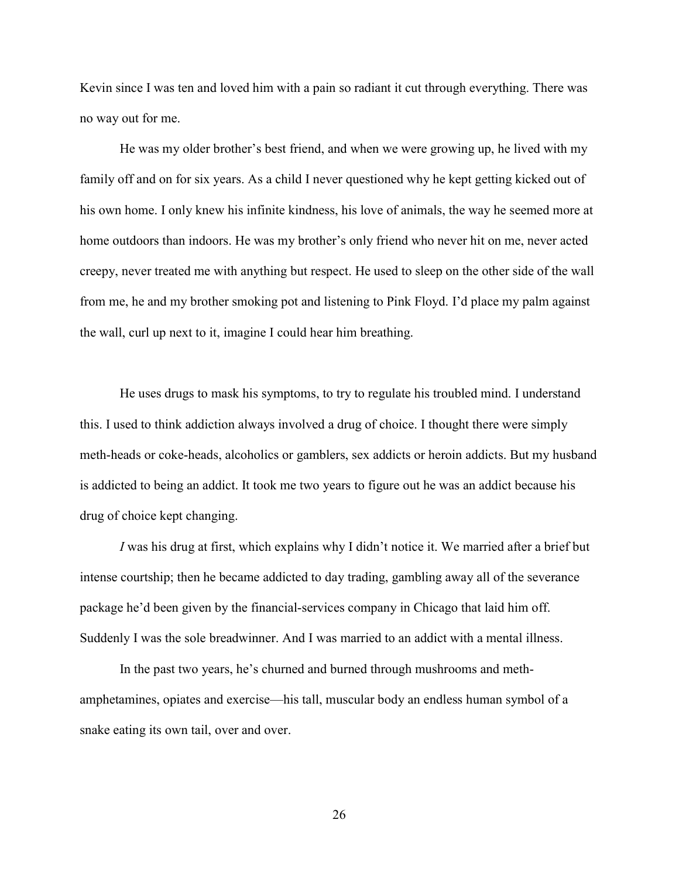Kevin since I was ten and loved him with a pain so radiant it cut through everything. There was no way out for me.

He was my older brother's best friend, and when we were growing up, he lived with my family off and on for six years. As a child I never questioned why he kept getting kicked out of his own home. I only knew his infinite kindness, his love of animals, the way he seemed more at home outdoors than indoors. He was my brother's only friend who never hit on me, never acted creepy, never treated me with anything but respect. He used to sleep on the other side of the wall from me, he and my brother smoking pot and listening to Pink Floyd. I'd place my palm against the wall, curl up next to it, imagine I could hear him breathing.

He uses drugs to mask his symptoms, to try to regulate his troubled mind. I understand this. I used to think addiction always involved a drug of choice. I thought there were simply meth-heads or coke-heads, alcoholics or gamblers, sex addicts or heroin addicts. But my husband is addicted to being an addict. It took me two years to figure out he was an addict because his drug of choice kept changing.

*I* was his drug at first, which explains why I didn't notice it. We married after a brief but intense courtship; then he became addicted to day trading, gambling away all of the severance package he'd been given by the financial-services company in Chicago that laid him off. Suddenly I was the sole breadwinner. And I was married to an addict with a mental illness.

In the past two years, he's churned and burned through mushrooms and meth-amphetamines, opiates and exercise—his tall, muscular body an endless human symbol of a snake eating its own tail, over and over.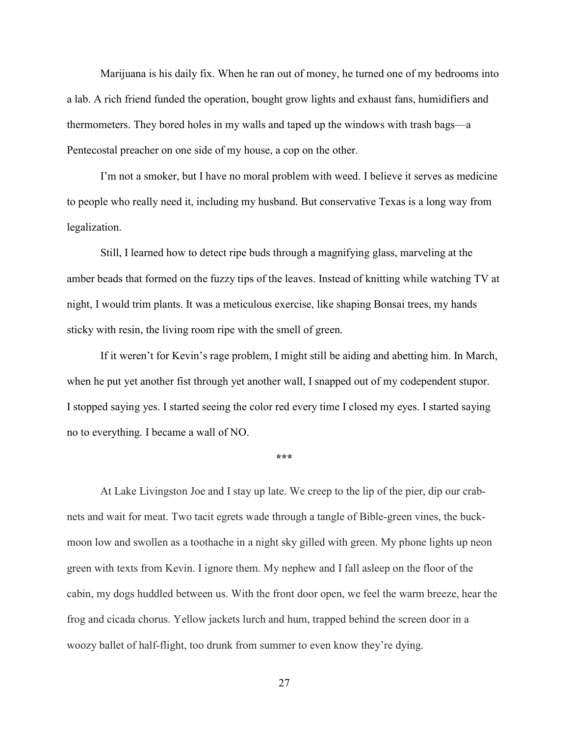Marijuana is his daily fix. When he ran out of money, he turned one of my bedrooms into a lab. A rich friend funded the operation, bought grow lights and exhaust fans, humidifiers and thermometers. They bored holes in my walls and taped up the windows with trash bags—a Pentecostal preacher on one side of my house, a cop on the other.

I'm not a smoker, but I have no moral problem with weed. I believe it serves as medicine to people who really need it, including my husband. But conservative Texas is a long way from legalization.

Still, I learned how to detect ripe buds through a magnifying glass, marveling at the amber beads that formed on the fuzzy tips of the leaves. Instead of knitting while watching TV at night, I would trim plants. It was a meticulous exercise, like shaping Bonsai trees, my hands sticky with resin, the living room ripe with the smell of green.

If it weren't for Kevin's rage problem, I might still be aiding and abetting him. In March, when he put yet another fist through yet another wall, I snapped out of my codependent stupor. I stopped saying yes. I started seeing the color red every time I closed my eyes. I started saying no to everything. I became a wall of NO.

***

At Lake Livingston Joe and I stay up late. We creep to the lip of the pier, dip our crab-nets and wait for meat. Two tacit egrets wade through a tangle of Bible-green vines, the buck-moon low and swollen as a toothache in a night sky gilled with green. My phone lights up neon green with texts from Kevin. I ignore them. My nephew and I fall asleep on the floor of the cabin, my dogs huddled between us. With the front door open, we feel the warm breeze, hear the frog and cicada chorus. Yellow jackets lurch and hum, trapped behind the screen door in a woozy ballet of half-flight, too drunk from summer to even know they're dying.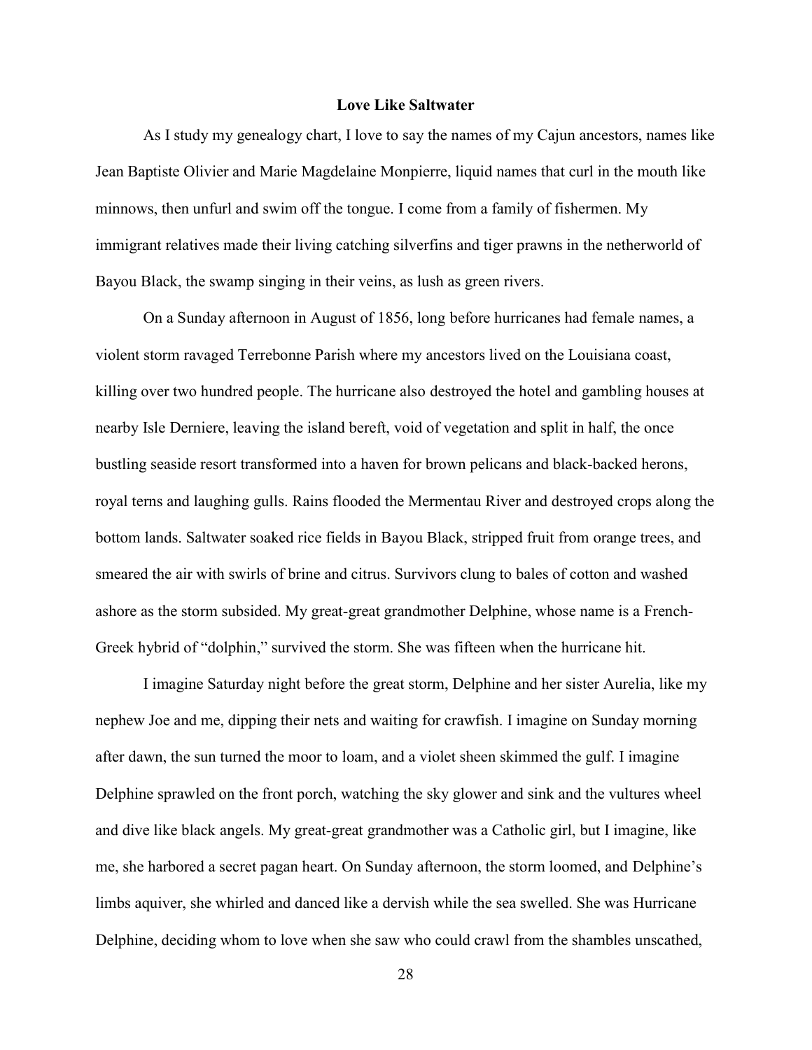## Love Like Saltwater

As I study my genealogy chart, I love to say the names of my Cajun ancestors, names like Jean Baptiste Olivier and Marie Magdelaine Monpierre, liquid names that curl in the mouth like minnows, then unfurl and swim off the tongue. I come from a family of fishermen. My immigrant relatives made their living catching silverfins and tiger prawns in the netherworld of Bayou Black, the swamp singing in their veins, as lush as green rivers.

On a Sunday afternoon in August of 1856, long before hurricanes had female names, a violent storm ravaged Terrebonne Parish where my ancestors lived on the Louisiana coast, killing over two hundred people. The hurricane also destroyed the hotel and gambling houses at nearby Isle Derniere, leaving the island bereft, void of vegetation and split in half, the once bustling seaside resort transformed into a haven for brown pelicans and black-backed herons, royal terns and laughing gulls. Rains flooded the Mermentau River and destroyed crops along the bottom lands. Saltwater soaked rice fields in Bayou Black, stripped fruit from orange trees, and smeared the air with swirls of brine and citrus. Survivors clung to bales of cotton and washed ashore as the storm subsided. My great-great grandmother Delphine, whose name is a French-Greek hybrid of "dolphin," survived the storm. She was fifteen when the hurricane hit.

I imagine Saturday night before the great storm, Delphine and her sister Aurelia, like my nephew Joe and me, dipping their nets and waiting for crawfish. I imagine on Sunday morning after dawn, the sun turned the moor to loam, and a violet sheen skimmed the gulf. I imagine Delphine sprawled on the front porch, watching the sky glower and sink and the vultures wheel and dive like black angels. My great-great grandmother was a Catholic girl, but I imagine, like me, she harbored a secret pagan heart. On Sunday afternoon, the storm loomed, and Delphine's limbs aquiver, she whirled and danced like a dervish while the sea swelled. She was Hurricane Delphine, deciding whom to love when she saw who could crawl from the shambles unscathed,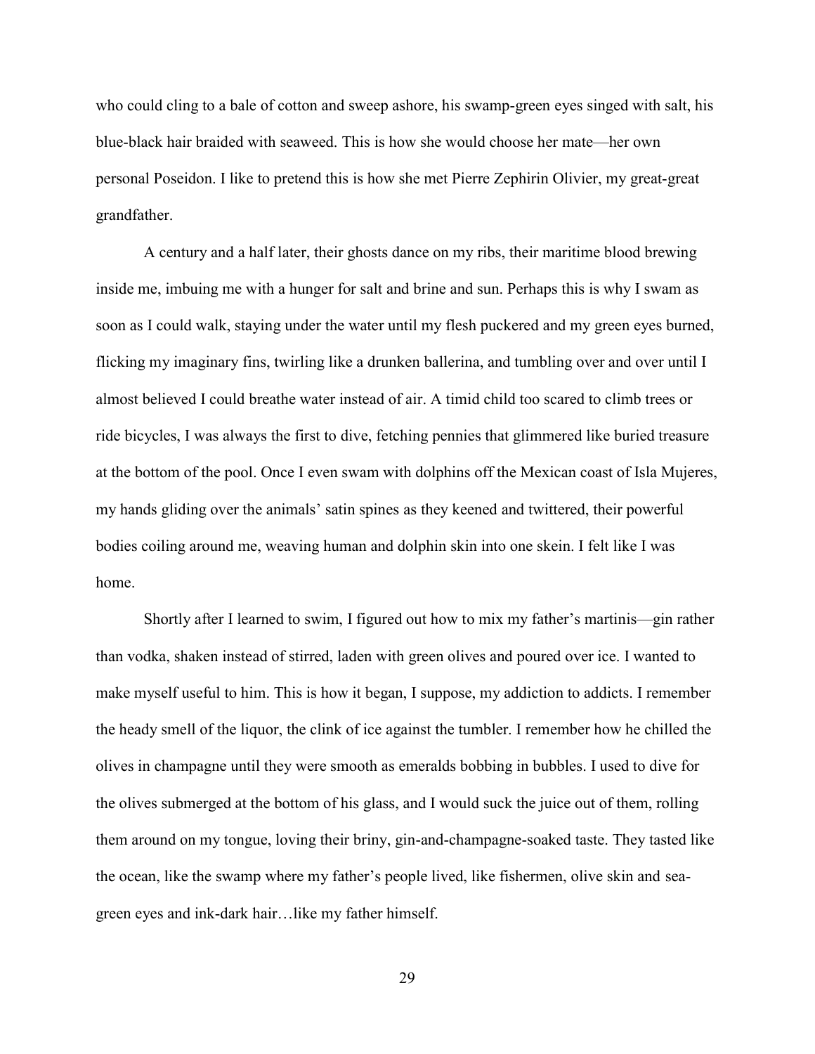who could cling to a bale of cotton and sweep ashore, his swamp-green eyes singed with salt, his blue-black hair braided with seaweed. This is how she would choose her mate—her own personal Poseidon. I like to pretend this is how she met Pierre Zephirin Olivier, my great-great grandfather.

A century and a half later, their ghosts dance on my ribs, their maritime blood brewing inside me, imbuing me with a hunger for salt and brine and sun. Perhaps this is why I swam as soon as I could walk, staying under the water until my flesh puckered and my green eyes burned, flicking my imaginary fins, twirling like a drunken ballerina, and tumbling over and over until I almost believed I could breathe water instead of air. A timid child too scared to climb trees or ride bicycles, I was always the first to dive, fetching pennies that glimmered like buried treasure at the bottom of the pool. Once I even swam with dolphins off the Mexican coast of Isla Mujeres, my hands gliding over the animals' satin spines as they keened and twittered, their powerful bodies coiling around me, weaving human and dolphin skin into one skein. I felt like I was home.

Shortly after I learned to swim, I figured out how to mix my father's martinis—gin rather than vodka, shaken instead of stirred, laden with green olives and poured over ice. I wanted to make myself useful to him. This is how it began, I suppose, my addiction to addicts. I remember the heady smell of the liquor, the clink of ice against the tumbler. I remember how he chilled the olives in champagne until they were smooth as emeralds bobbing in bubbles. I used to dive for the olives submerged at the bottom of his glass, and I would suck the juice out of them, rolling them around on my tongue, loving their briny, gin-and-champagne-soaked taste. They tasted like the ocean, like the swamp where my father's people lived, like fishermen, olive skin and sea-green eyes and ink-dark hair…like my father himself.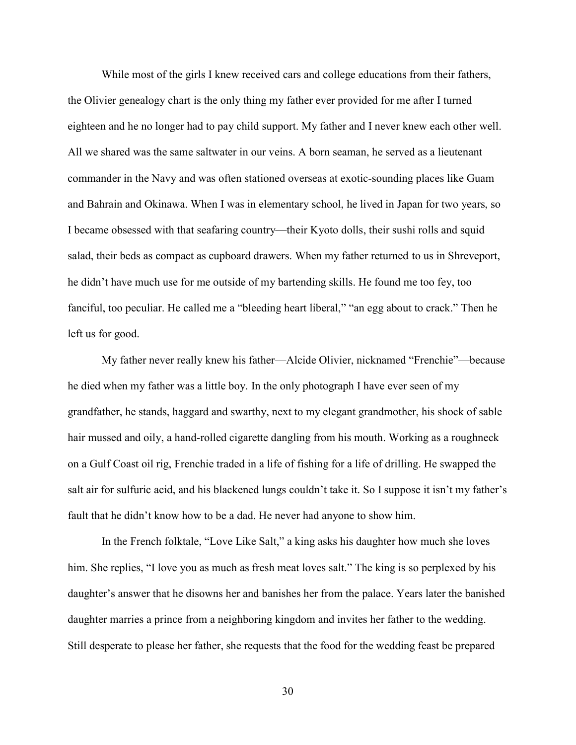While most of the girls I knew received cars and college educations from their fathers, the Olivier genealogy chart is the only thing my father ever provided for me after I turned eighteen and he no longer had to pay child support. My father and I never knew each other well. All we shared was the same saltwater in our veins. A born seaman, he served as a lieutenant commander in the Navy and was often stationed overseas at exotic-sounding places like Guam and Bahrain and Okinawa. When I was in elementary school, he lived in Japan for two years, so I became obsessed with that seafaring country—their Kyoto dolls, their sushi rolls and squid salad, their beds as compact as cupboard drawers. When my father returned to us in Shreveport, he didn't have much use for me outside of my bartending skills. He found me too fey, too fanciful, too peculiar. He called me a "bleeding heart liberal," "an egg about to crack." Then he left us for good.

My father never really knew his father—Alcide Olivier, nicknamed "Frenchie"—because he died when my father was a little boy. In the only photograph I have ever seen of my grandfather, he stands, haggard and swarthy, next to my elegant grandmother, his shock of sable hair mussed and oily, a hand-rolled cigarette dangling from his mouth. Working as a roughneck on a Gulf Coast oil rig, Frenchie traded in a life of fishing for a life of drilling. He swapped the salt air for sulfuric acid, and his blackened lungs couldn't take it. So I suppose it isn't my father's fault that he didn't know how to be a dad. He never had anyone to show him.

In the French folktale, "Love Like Salt," a king asks his daughter how much she loves him. She replies, "I love you as much as fresh meat loves salt." The king is so perplexed by his daughter's answer that he disowns her and banishes her from the palace. Years later the banished daughter marries a prince from a neighboring kingdom and invites her father to the wedding. Still desperate to please her father, she requests that the food for the wedding feast be prepared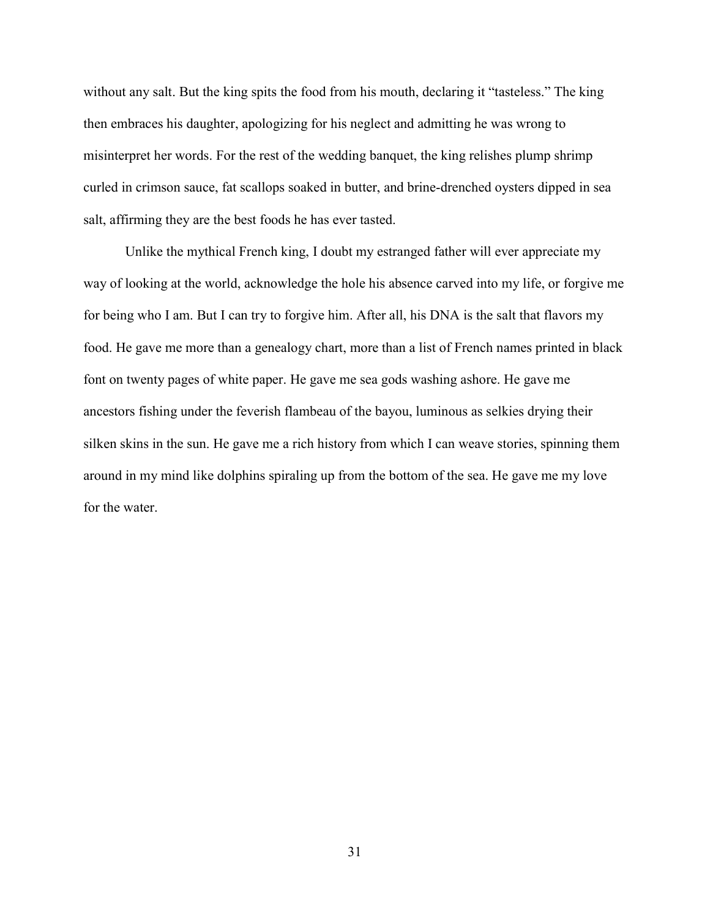without any salt. But the king spits the food from his mouth, declaring it "tasteless." The king then embraces his daughter, apologizing for his neglect and admitting he was wrong to misinterpret her words. For the rest of the wedding banquet, the king relishes plump shrimp curled in crimson sauce, fat scallops soaked in butter, and brine-drenched oysters dipped in sea salt, affirming they are the best foods he has ever tasted.

Unlike the mythical French king, I doubt my estranged father will ever appreciate my way of looking at the world, acknowledge the hole his absence carved into my life, or forgive me for being who I am. But I can try to forgive him. After all, his DNA is the salt that flavors my food. He gave me more than a genealogy chart, more than a list of French names printed in black font on twenty pages of white paper. He gave me sea gods washing ashore. He gave me ancestors fishing under the feverish flambeau of the bayou, luminous as selkies drying their silken skins in the sun. He gave me a rich history from which I can weave stories, spinning them around in my mind like dolphins spiraling up from the bottom of the sea. He gave me my love for the water.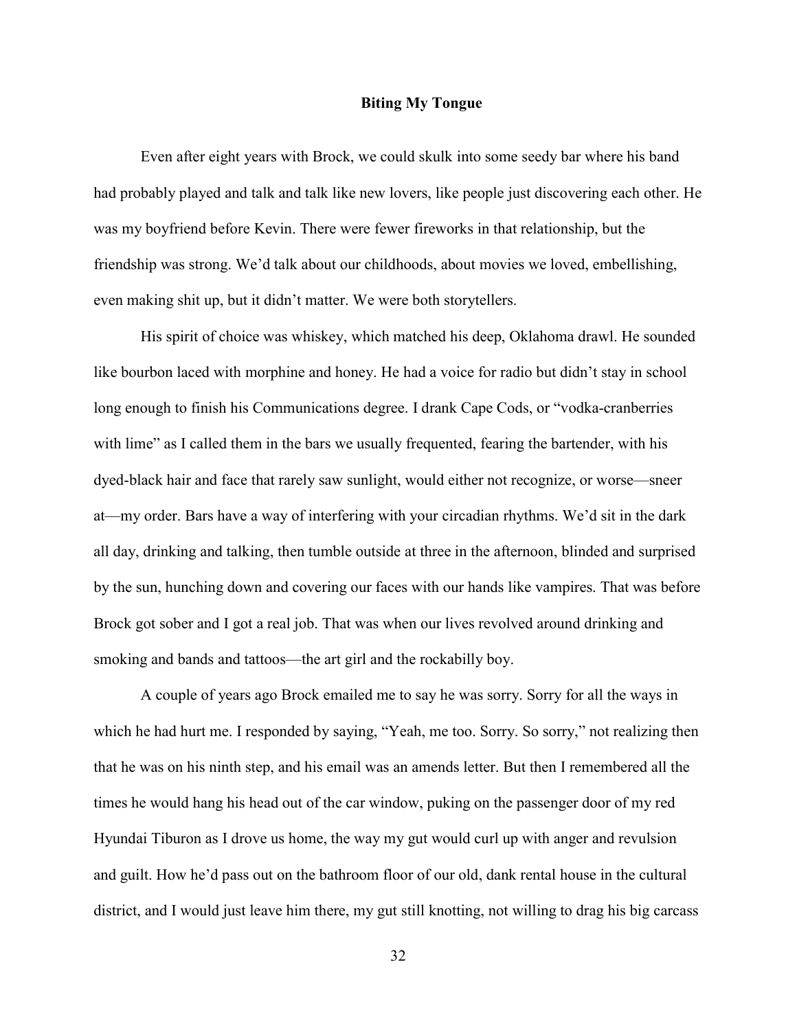**Biting My Tongue**

Even after eight years with Brock, we could skulk into some seedy bar where his band had probably played and talk and talk like new lovers, like people just discovering each other. He was my boyfriend before Kevin. There were fewer fireworks in that relationship, but the friendship was strong. We'd talk about our childhoods, about movies we loved, embellishing, even making shit up, but it didn't matter. We were both storytellers.

His spirit of choice was whiskey, which matched his deep, Oklahoma drawl. He sounded like bourbon laced with morphine and honey. He had a voice for radio but didn't stay in school long enough to finish his Communications degree. I drank Cape Cods, or "vodka-cranberries with lime" as I called them in the bars we usually frequented, fearing the bartender, with his dyed-black hair and face that rarely saw sunlight, would either not recognize, or worse—sneer at—my order. Bars have a way of interfering with your circadian rhythms. We'd sit in the dark all day, drinking and talking, then tumble outside at three in the afternoon, blinded and surprised by the sun, hunching down and covering our faces with our hands like vampires. That was before Brock got sober and I got a real job. That was when our lives revolved around drinking and smoking and bands and tattoos—the art girl and the rockabilly boy.

A couple of years ago Brock emailed me to say he was sorry. Sorry for all the ways in which he had hurt me. I responded by saying, "Yeah, me too. Sorry. So sorry," not realizing then that he was on his ninth step, and his email was an amends letter. But then I remembered all the times he would hang his head out of the car window, puking on the passenger door of my red Hyundai Tiburon as I drove us home, the way my gut would curl up with anger and revulsion and guilt. How he'd pass out on the bathroom floor of our old, dank rental house in the cultural district, and I would just leave him there, my gut still knotting, not willing to drag his big carcass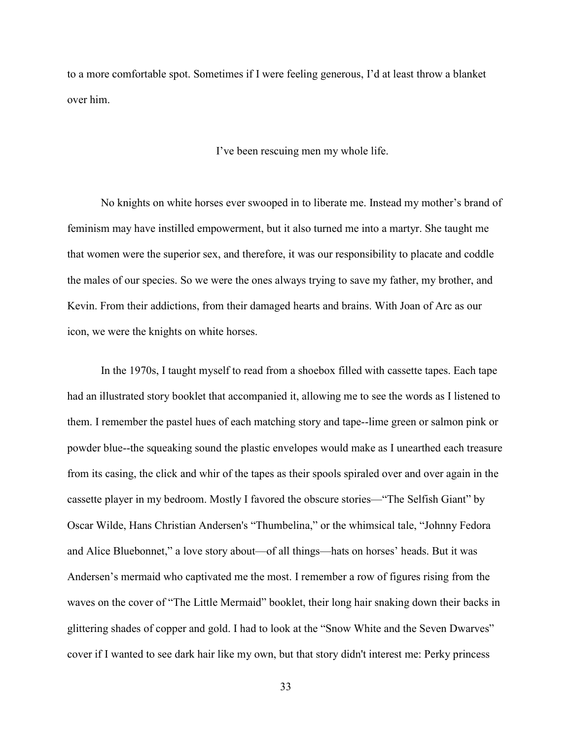to a more comfortable spot. Sometimes if I were feeling generous, I'd at least throw a blanket over him.

I've been rescuing men my whole life.

No knights on white horses ever swooped in to liberate me. Instead my mother's brand of feminism may have instilled empowerment, but it also turned me into a martyr. She taught me that women were the superior sex, and therefore, it was our responsibility to placate and coddle the males of our species. So we were the ones always trying to save my father, my brother, and Kevin. From their addictions, from their damaged hearts and brains. With Joan of Arc as our icon, we were the knights on white horses.

In the 1970s, I taught myself to read from a shoebox filled with cassette tapes. Each tape had an illustrated story booklet that accompanied it, allowing me to see the words as I listened to them. I remember the pastel hues of each matching story and tape--lime green or salmon pink or powder blue--the squeaking sound the plastic envelopes would make as I unearthed each treasure from its casing, the click and whir of the tapes as their spools spiraled over and over again in the cassette player in my bedroom. Mostly I favored the obscure stories—"The Selfish Giant" by Oscar Wilde, Hans Christian Andersen's "Thumbelina," or the whimsical tale, "Johnny Fedora and Alice Bluebonnet," a love story about—of all things—hats on horses' heads. But it was Andersen's mermaid who captivated me the most. I remember a row of figures rising from the waves on the cover of "The Little Mermaid" booklet, their long hair snaking down their backs in glittering shades of copper and gold. I had to look at the "Snow White and the Seven Dwarves" cover if I wanted to see dark hair like my own, but that story didn't interest me: Perky princess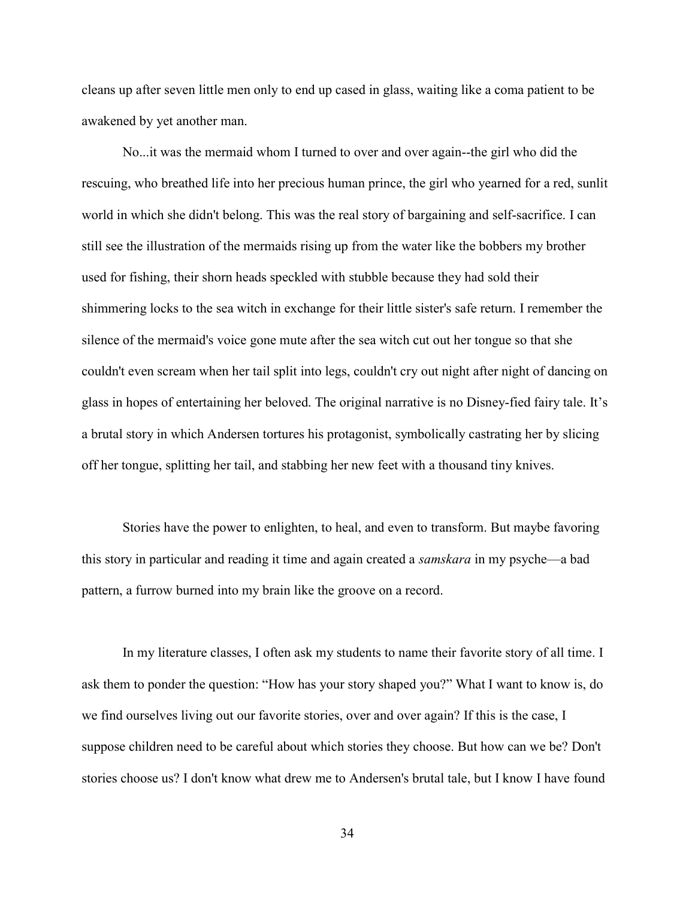cleans up after seven little men only to end up cased in glass, waiting like a coma patient to be awakened by yet another man.

No...it was the mermaid whom I turned to over and over again--the girl who did the rescuing, who breathed life into her precious human prince, the girl who yearned for a red, sunlit world in which she didn't belong. This was the real story of bargaining and self-sacrifice. I can still see the illustration of the mermaids rising up from the water like the bobbers my brother used for fishing, their shorn heads speckled with stubble because they had sold their shimmering locks to the sea witch in exchange for their little sister's safe return. I remember the silence of the mermaid's voice gone mute after the sea witch cut out her tongue so that she couldn't even scream when her tail split into legs, couldn't cry out night after night of dancing on glass in hopes of entertaining her beloved. The original narrative is no Disney-fied fairy tale. It's a brutal story in which Andersen tortures his protagonist, symbolically castrating her by slicing off her tongue, splitting her tail, and stabbing her new feet with a thousand tiny knives.

Stories have the power to enlighten, to heal, and even to transform. But maybe favoring this story in particular and reading it time and again created a *samskara* in my psyche—a bad pattern, a furrow burned into my brain like the groove on a record.

In my literature classes, I often ask my students to name their favorite story of all time. I ask them to ponder the question: "How has your story shaped you?" What I want to know is, do we find ourselves living out our favorite stories, over and over again? If this is the case, I suppose children need to be careful about which stories they choose. But how can we be? Don't stories choose us? I don't know what drew me to Andersen's brutal tale, but I know I have found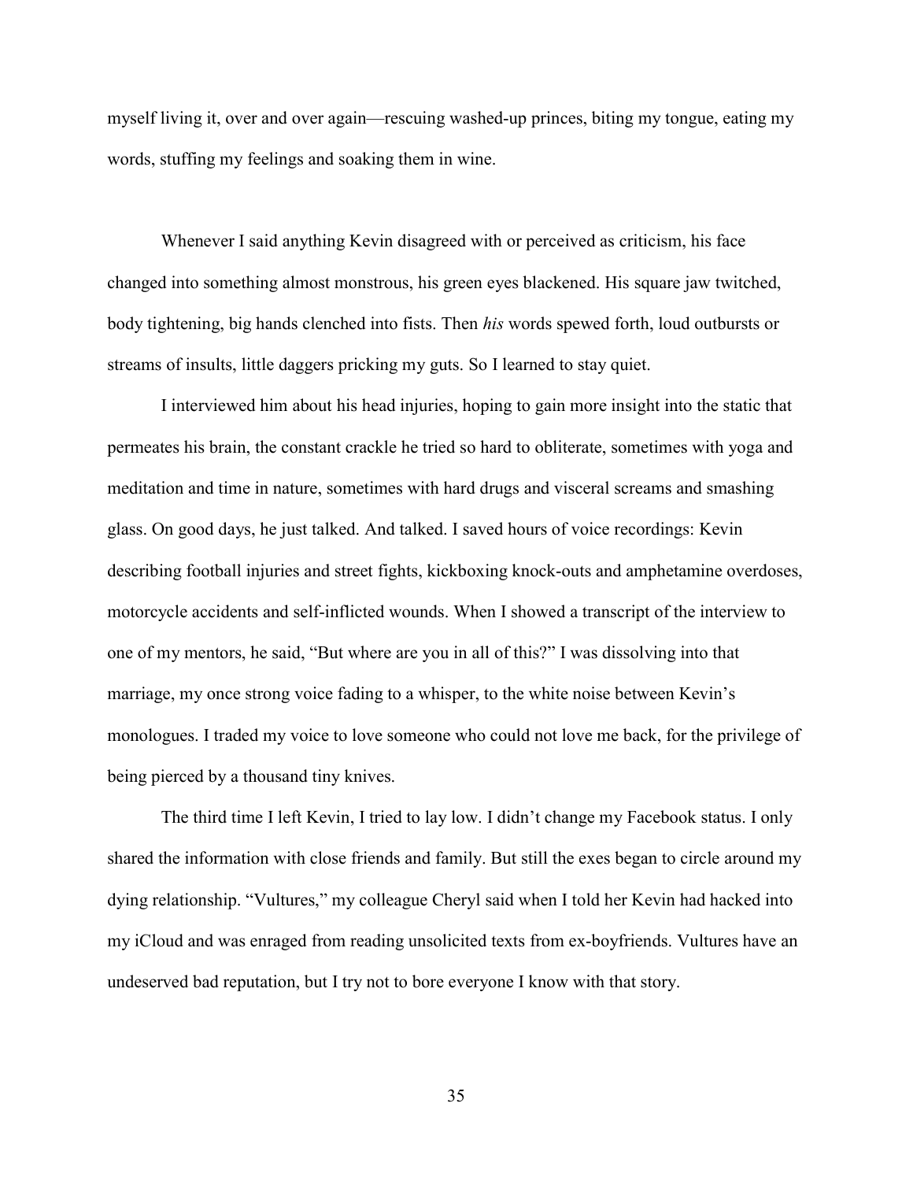myself living it, over and over again—rescuing washed-up princes, biting my tongue, eating my words, stuffing my feelings and soaking them in wine.

Whenever I said anything Kevin disagreed with or perceived as criticism, his face changed into something almost monstrous, his green eyes blackened. His square jaw twitched, body tightening, big hands clenched into fists. Then *his* words spewed forth, loud outbursts or streams of insults, little daggers pricking my guts. So I learned to stay quiet.

I interviewed him about his head injuries, hoping to gain more insight into the static that permeates his brain, the constant crackle he tried so hard to obliterate, sometimes with yoga and meditation and time in nature, sometimes with hard drugs and visceral screams and smashing glass. On good days, he just talked. And talked. I saved hours of voice recordings: Kevin describing football injuries and street fights, kickboxing knock-outs and amphetamine overdoses, motorcycle accidents and self-inflicted wounds. When I showed a transcript of the interview to one of my mentors, he said, "But where are you in all of this?" I was dissolving into that marriage, my once strong voice fading to a whisper, to the white noise between Kevin's monologues. I traded my voice to love someone who could not love me back, for the privilege of being pierced by a thousand tiny knives.

The third time I left Kevin, I tried to lay low. I didn't change my Facebook status. I only shared the information with close friends and family. But still the exes began to circle around my dying relationship. "Vultures," my colleague Cheryl said when I told her Kevin had hacked into my iCloud and was enraged from reading unsolicited texts from ex-boyfriends. Vultures have an undeserved bad reputation, but I try not to bore everyone I know with that story.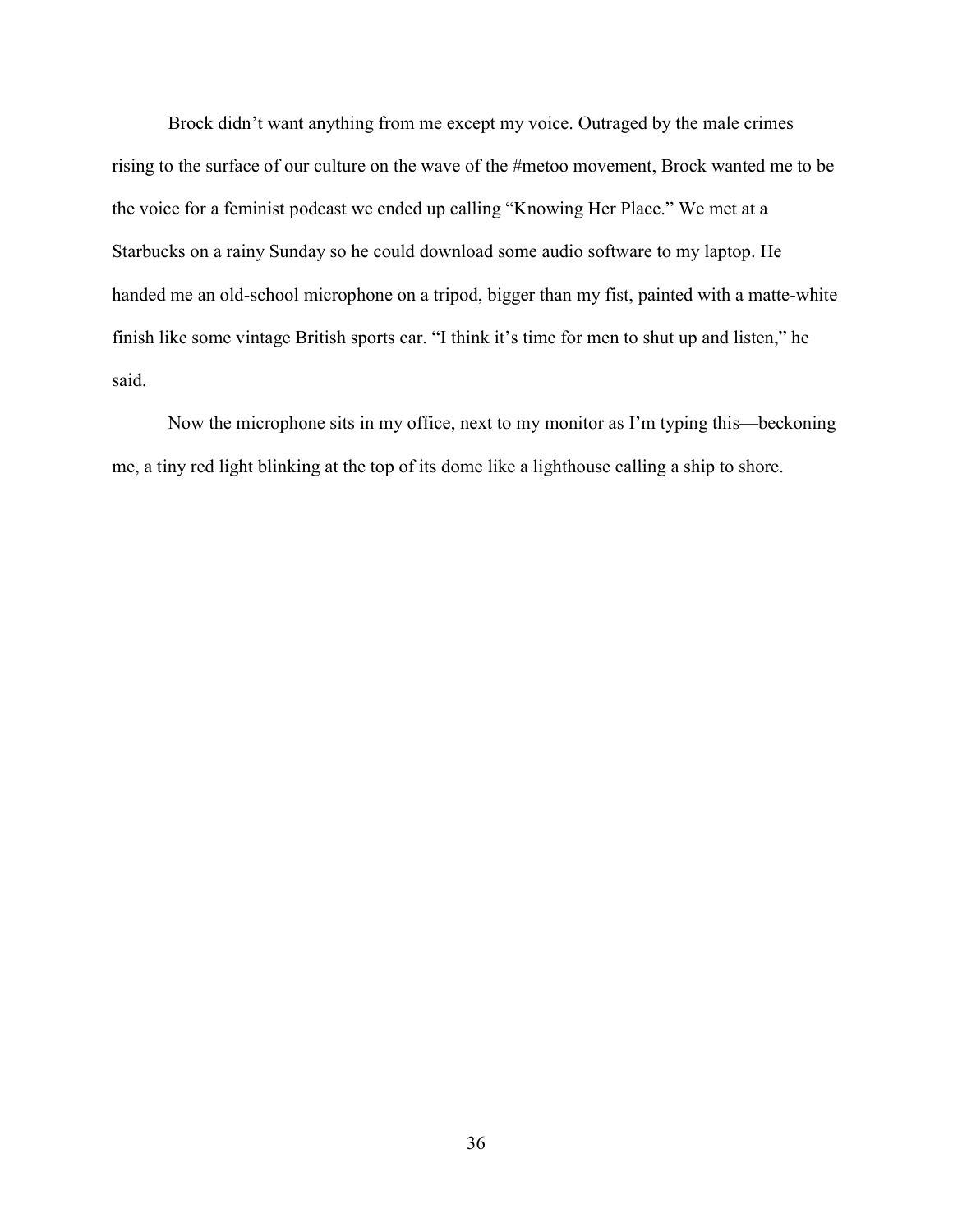Brock didn’t want anything from me except my voice. Outraged by the male crimes rising to the surface of our culture on the wave of the #metoo movement, Brock wanted me to be the voice for a feminist podcast we ended up calling “Knowing Her Place.” We met at a Starbucks on a rainy Sunday so he could download some audio software to my laptop. He handed me an old-school microphone on a tripod, bigger than my fist, painted with a matte-white finish like some vintage British sports car. “I think it’s time for men to shut up and listen,” he said.

Now the microphone sits in my office, next to my monitor as I’m typing this—beckoning me, a tiny red light blinking at the top of its dome like a lighthouse calling a ship to shore.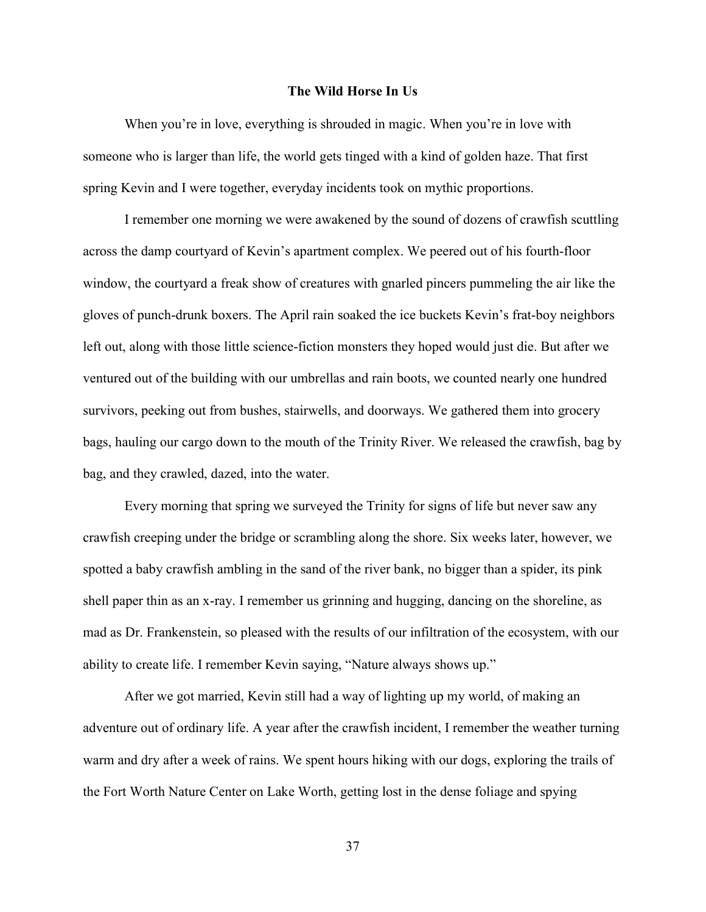# The Wild Horse In Us

When you're in love, everything is shrouded in magic. When you're in love with someone who is larger than life, the world gets tinged with a kind of golden haze. That first spring Kevin and I were together, everyday incidents took on mythic proportions.

I remember one morning we were awakened by the sound of dozens of crawfish scuttling across the damp courtyard of Kevin's apartment complex. We peered out of his fourth-floor window, the courtyard a freak show of creatures with gnarled pincers pummeling the air like the gloves of punch-drunk boxers. The April rain soaked the ice buckets Kevin's frat-boy neighbors left out, along with those little science-fiction monsters they hoped would just die. But after we ventured out of the building with our umbrellas and rain boots, we counted nearly one hundred survivors, peeking out from bushes, stairwells, and doorways. We gathered them into grocery bags, hauling our cargo down to the mouth of the Trinity River. We released the crawfish, bag by bag, and they crawled, dazed, into the water.

Every morning that spring we surveyed the Trinity for signs of life but never saw any crawfish creeping under the bridge or scrambling along the shore. Six weeks later, however, we spotted a baby crawfish ambling in the sand of the river bank, no bigger than a spider, its pink shell paper thin as an x-ray. I remember us grinning and hugging, dancing on the shoreline, as mad as Dr. Frankenstein, so pleased with the results of our infiltration of the ecosystem, with our ability to create life. I remember Kevin saying, "Nature always shows up."

After we got married, Kevin still had a way of lighting up my world, of making an adventure out of ordinary life. A year after the crawfish incident, I remember the weather turning warm and dry after a week of rains. We spent hours hiking with our dogs, exploring the trails of the Fort Worth Nature Center on Lake Worth, getting lost in the dense foliage and spying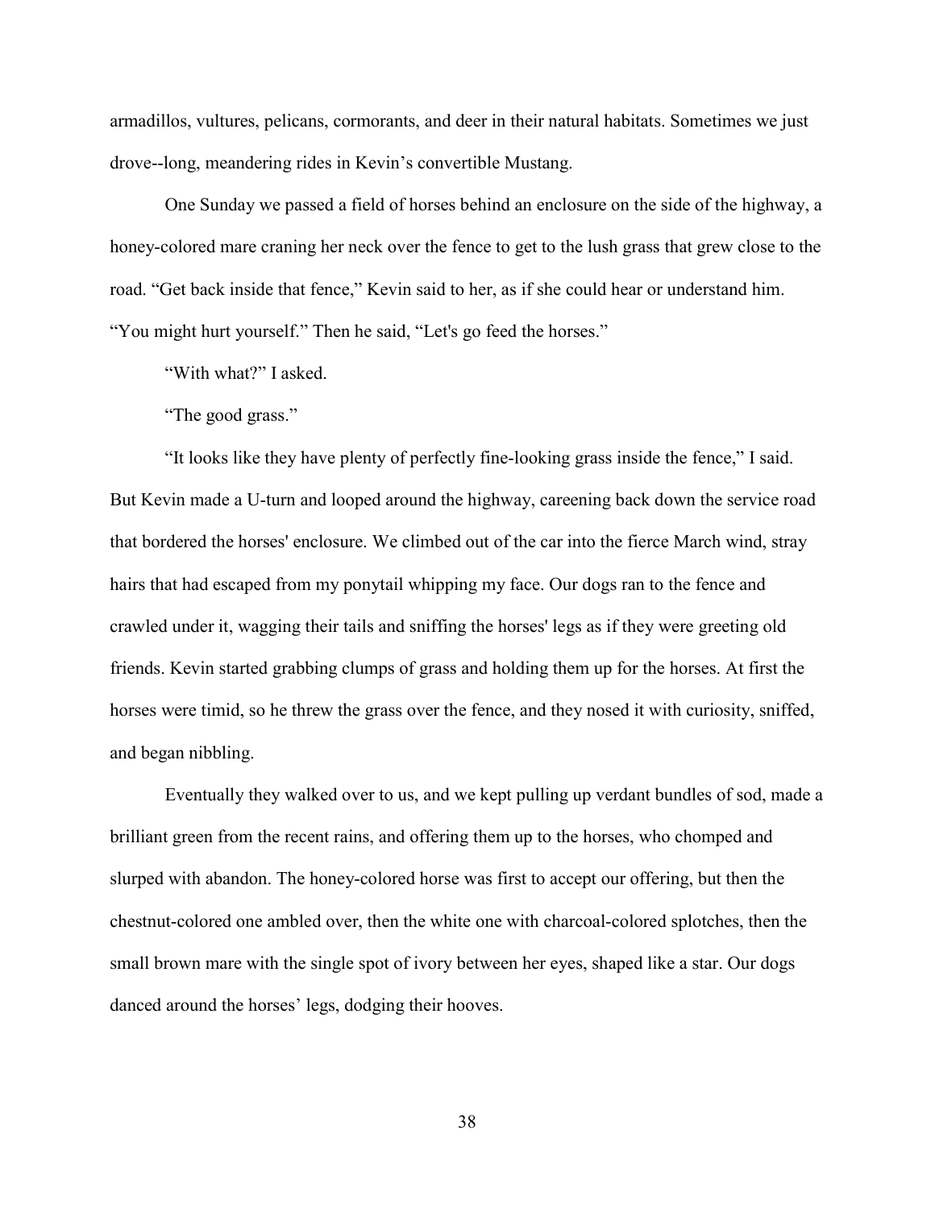armadillos, vultures, pelicans, cormorants, and deer in their natural habitats. Sometimes we just drove--long, meandering rides in Kevin's convertible Mustang.

One Sunday we passed a field of horses behind an enclosure on the side of the highway, a honey-colored mare craning her neck over the fence to get to the lush grass that grew close to the road. "Get back inside that fence," Kevin said to her, as if she could hear or understand him. "You might hurt yourself." Then he said, "Let's go feed the horses."

"With what?" I asked.

"The good grass."

"It looks like they have plenty of perfectly fine-looking grass inside the fence," I said. But Kevin made a U-turn and looped around the highway, careening back down the service road that bordered the horses' enclosure. We climbed out of the car into the fierce March wind, stray hairs that had escaped from my ponytail whipping my face. Our dogs ran to the fence and crawled under it, wagging their tails and sniffing the horses' legs as if they were greeting old friends. Kevin started grabbing clumps of grass and holding them up for the horses. At first the horses were timid, so he threw the grass over the fence, and they nosed it with curiosity, sniffed, and began nibbling.

Eventually they walked over to us, and we kept pulling up verdant bundles of sod, made a brilliant green from the recent rains, and offering them up to the horses, who chomped and slurped with abandon. The honey-colored horse was first to accept our offering, but then the chestnut-colored one ambled over, then the white one with charcoal-colored splotches, then the small brown mare with the single spot of ivory between her eyes, shaped like a star. Our dogs danced around the horses' legs, dodging their hooves.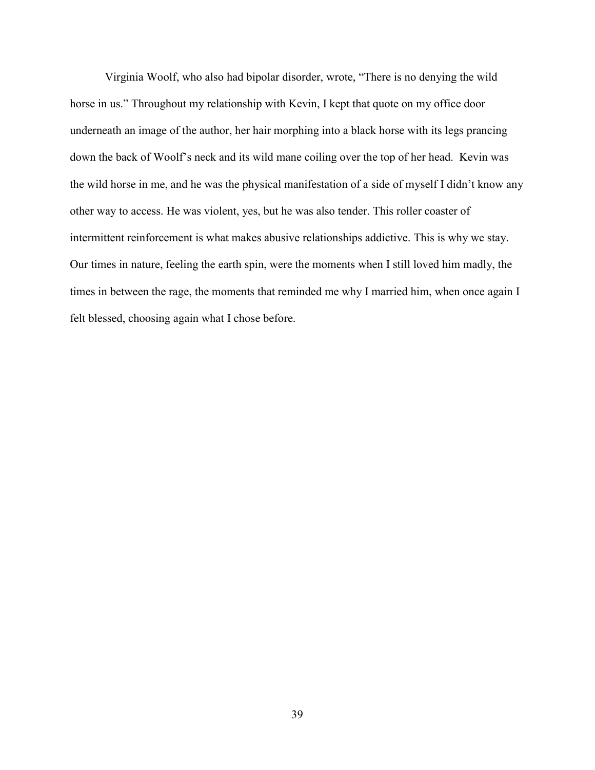Virginia Woolf, who also had bipolar disorder, wrote, “There is no denying the wild horse in us.” Throughout my relationship with Kevin, I kept that quote on my office door underneath an image of the author, her hair morphing into a black horse with its legs prancing down the back of Woolf’s neck and its wild mane coiling over the top of her head. Kevin was the wild horse in me, and he was the physical manifestation of a side of myself I didn’t know any other way to access. He was violent, yes, but he was also tender. This roller coaster of intermittent reinforcement is what makes abusive relationships addictive. This is why we stay. Our times in nature, feeling the earth spin, were the moments when I still loved him madly, the times in between the rage, the moments that reminded me why I married him, when once again I felt blessed, choosing again what I chose before.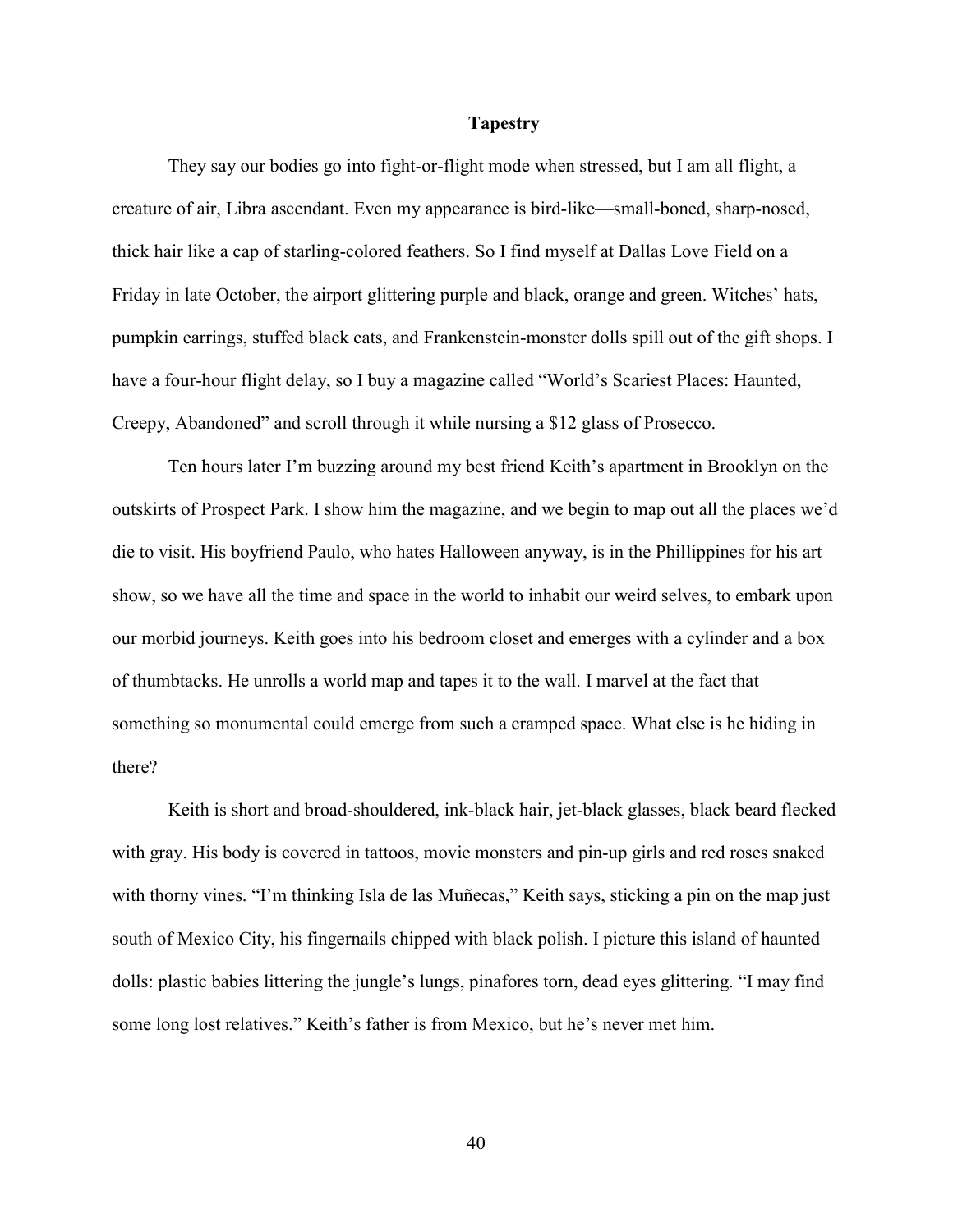# Tapestry

They say our bodies go into fight-or-flight mode when stressed, but I am all flight, a creature of air, Libra ascendant. Even my appearance is bird-like—small-boned, sharp-nosed, thick hair like a cap of starling-colored feathers. So I find myself at Dallas Love Field on a Friday in late October, the airport glittering purple and black, orange and green. Witches' hats, pumpkin earrings, stuffed black cats, and Frankenstein-monster dolls spill out of the gift shops. I have a four-hour flight delay, so I buy a magazine called "World's Scariest Places: Haunted, Creepy, Abandoned" and scroll through it while nursing a $12 glass of Prosecco.

Ten hours later I'm buzzing around my best friend Keith's apartment in Brooklyn on the outskirts of Prospect Park. I show him the magazine, and we begin to map out all the places we'd die to visit. His boyfriend Paulo, who hates Halloween anyway, is in the Phillippines for his art show, so we have all the time and space in the world to inhabit our weird selves, to embark upon our morbid journeys. Keith goes into his bedroom closet and emerges with a cylinder and a box of thumbtacks. He unrolls a world map and tapes it to the wall. I marvel at the fact that something so monumental could emerge from such a cramped space. What else is he hiding in there?

Keith is short and broad-shouldered, ink-black hair, jet-black glasses, black beard flecked with gray. His body is covered in tattoos, movie monsters and pin-up girls and red roses snaked with thorny vines. "I'm thinking Isla de las Muñecas," Keith says, sticking a pin on the map just south of Mexico City, his fingernails chipped with black polish. I picture this island of haunted dolls: plastic babies littering the jungle's lungs, pinafores torn, dead eyes glittering. "I may find some long lost relatives." Keith's father is from Mexico, but he's never met him.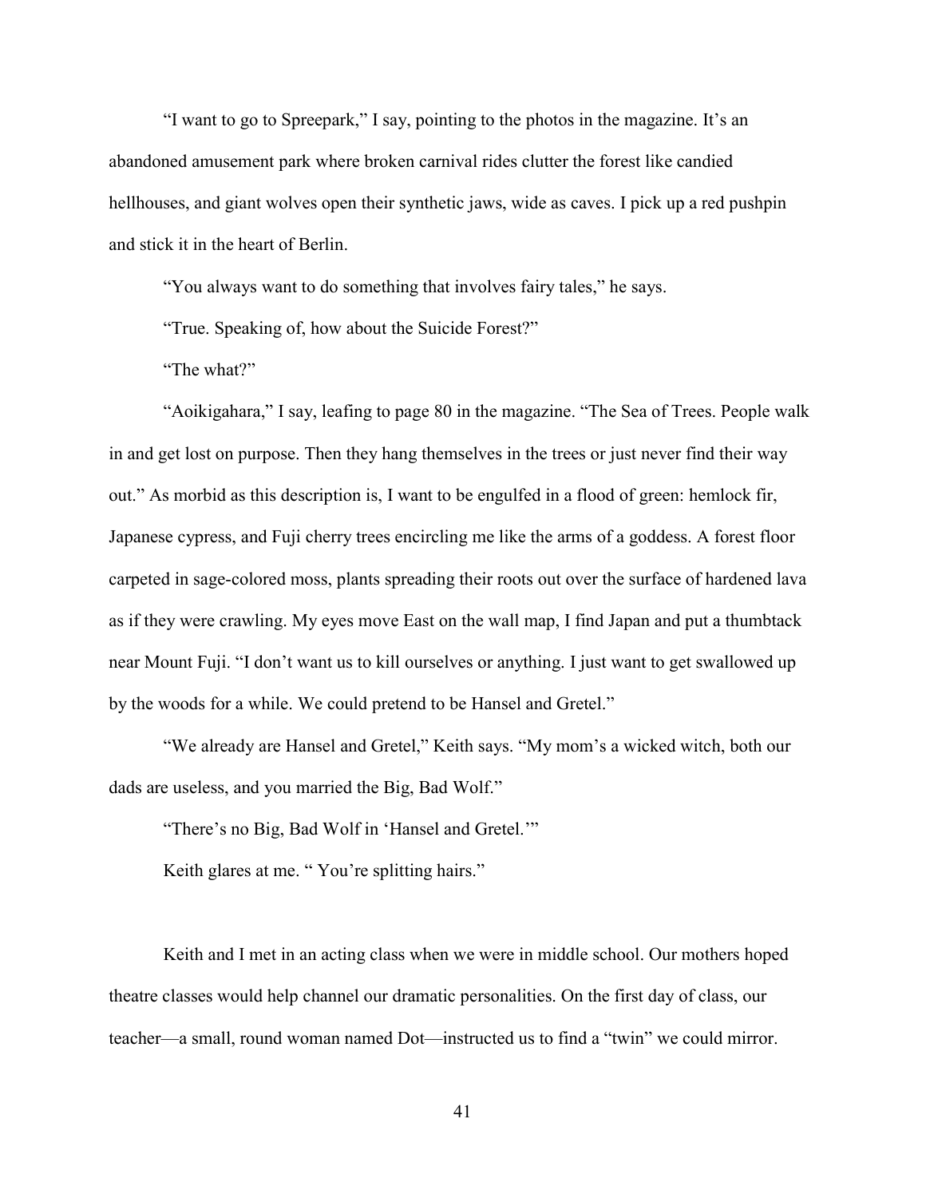"I want to go to Spreepark," I say, pointing to the photos in the magazine. It's an abandoned amusement park where broken carnival rides clutter the forest like candied hellhouses, and giant wolves open their synthetic jaws, wide as caves. I pick up a red pushpin and stick it in the heart of Berlin.

"You always want to do something that involves fairy tales," he says.

"True. Speaking of, how about the Suicide Forest?"

"The what?"

"Aoikigahara," I say, leafing to page 80 in the magazine. "The Sea of Trees. People walk in and get lost on purpose. Then they hang themselves in the trees or just never find their way out." As morbid as this description is, I want to be engulfed in a flood of green: hemlock fir, Japanese cypress, and Fuji cherry trees encircling me like the arms of a goddess. A forest floor carpeted in sage-colored moss, plants spreading their roots out over the surface of hardened lava as if they were crawling. My eyes move East on the wall map, I find Japan and put a thumbtack near Mount Fuji. "I don't want us to kill ourselves or anything. I just want to get swallowed up by the woods for a while. We could pretend to be Hansel and Gretel."

"We already are Hansel and Gretel," Keith says. "My mom's a wicked witch, both our dads are useless, and you married the Big, Bad Wolf."

"There's no Big, Bad Wolf in 'Hansel and Gretel.'"

Keith glares at me. " You're splitting hairs."

Keith and I met in an acting class when we were in middle school. Our mothers hoped theatre classes would help channel our dramatic personalities. On the first day of class, our teacher—a small, round woman named Dot—instructed us to find a "twin" we could mirror.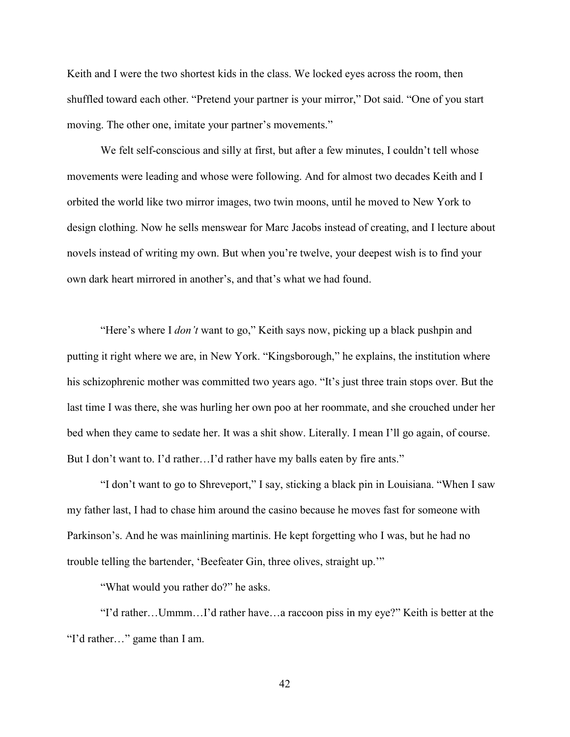Keith and I were the two shortest kids in the class. We locked eyes across the room, then shuffled toward each other. "Pretend your partner is your mirror," Dot said. "One of you start moving. The other one, imitate your partner's movements."

We felt self-conscious and silly at first, but after a few minutes, I couldn't tell whose movements were leading and whose were following. And for almost two decades Keith and I orbited the world like two mirror images, two twin moons, until he moved to New York to design clothing. Now he sells menswear for Marc Jacobs instead of creating, and I lecture about novels instead of writing my own. But when you're twelve, your deepest wish is to find your own dark heart mirrored in another's, and that's what we had found.

"Here's where I *don't* want to go," Keith says now, picking up a black pushpin and putting it right where we are, in New York. "Kingsborough," he explains, the institution where his schizophrenic mother was committed two years ago. "It's just three train stops over. But the last time I was there, she was hurling her own poo at her roommate, and she crouched under her bed when they came to sedate her. It was a shit show. Literally. I mean I'll go again, of course. But I don't want to. I'd rather…I'd rather have my balls eaten by fire ants."

"I don't want to go to Shreveport," I say, sticking a black pin in Louisiana. "When I saw my father last, I had to chase him around the casino because he moves fast for someone with Parkinson's. And he was mainlining martinis. He kept forgetting who I was, but he had no trouble telling the bartender, 'Beefeater Gin, three olives, straight up.'"

"What would you rather do?" he asks.

"I'd rather…Ummm…I'd rather have…a raccoon piss in my eye?" Keith is better at the "I'd rather…" game than I am.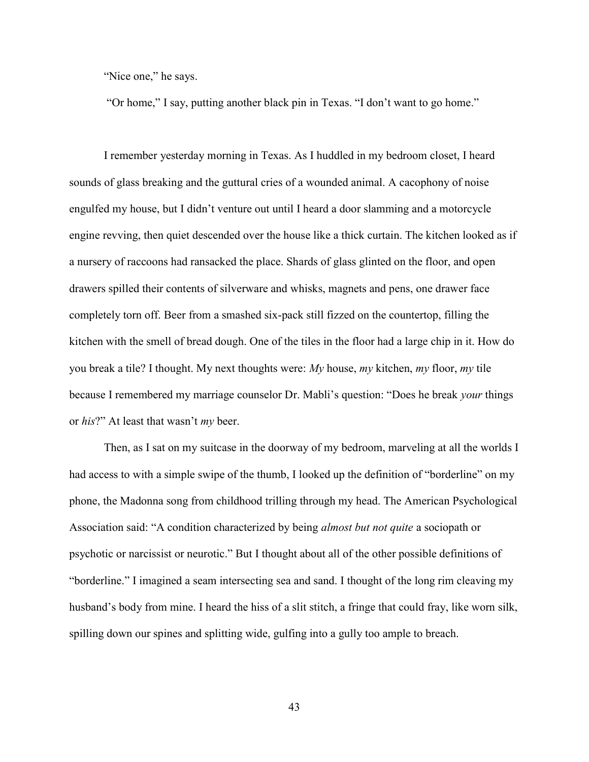"Nice one," he says.

"Or home," I say, putting another black pin in Texas. "I don't want to go home."

I remember yesterday morning in Texas. As I huddled in my bedroom closet, I heard sounds of glass breaking and the guttural cries of a wounded animal. A cacophony of noise engulfed my house, but I didn't venture out until I heard a door slamming and a motorcycle engine revving, then quiet descended over the house like a thick curtain. The kitchen looked as if a nursery of raccoons had ransacked the place. Shards of glass glinted on the floor, and open drawers spilled their contents of silverware and whisks, magnets and pens, one drawer face completely torn off. Beer from a smashed six-pack still fizzed on the countertop, filling the kitchen with the smell of bread dough. One of the tiles in the floor had a large chip in it. How do you break a tile? I thought. My next thoughts were: *My* house, *my* kitchen, *my* floor, *my* tile because I remembered my marriage counselor Dr. Mabli's question: "Does he break *your* things or *his*?" At least that wasn't *my* beer.

Then, as I sat on my suitcase in the doorway of my bedroom, marveling at all the worlds I had access to with a simple swipe of the thumb, I looked up the definition of "borderline" on my phone, the Madonna song from childhood trilling through my head. The American Psychological Association said: "A condition characterized by being *almost but not quite* a sociopath or psychotic or narcissist or neurotic." But I thought about all of the other possible definitions of "borderline." I imagined a seam intersecting sea and sand. I thought of the long rim cleaving my husband's body from mine. I heard the hiss of a slit stitch, a fringe that could fray, like worn silk, spilling down our spines and splitting wide, gulfing into a gully too ample to breach.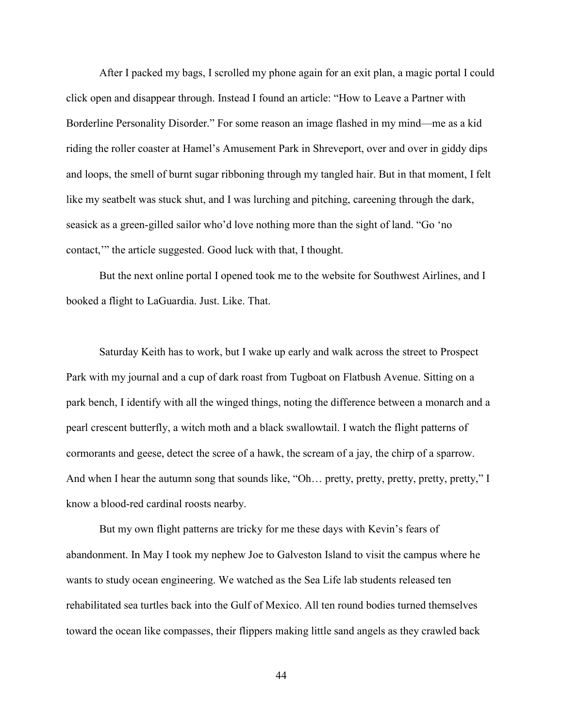After I packed my bags, I scrolled my phone again for an exit plan, a magic portal I could click open and disappear through. Instead I found an article: "How to Leave a Partner with Borderline Personality Disorder." For some reason an image flashed in my mind—me as a kid riding the roller coaster at Hamel's Amusement Park in Shreveport, over and over in giddy dips and loops, the smell of burnt sugar ribboning through my tangled hair. But in that moment, I felt like my seatbelt was stuck shut, and I was lurching and pitching, careening through the dark, seasick as a green-gilled sailor who'd love nothing more than the sight of land. "Go 'no contact,'" the article suggested. Good luck with that, I thought.

But the next online portal I opened took me to the website for Southwest Airlines, and I booked a flight to LaGuardia. Just. Like. That.

Saturday Keith has to work, but I wake up early and walk across the street to Prospect Park with my journal and a cup of dark roast from Tugboat on Flatbush Avenue. Sitting on a park bench, I identify with all the winged things, noting the difference between a monarch and a pearl crescent butterfly, a witch moth and a black swallowtail. I watch the flight patterns of cormorants and geese, detect the scree of a hawk, the scream of a jay, the chirp of a sparrow. And when I hear the autumn song that sounds like, "Oh… pretty, pretty, pretty, pretty, pretty," I know a blood-red cardinal roosts nearby.

But my own flight patterns are tricky for me these days with Kevin's fears of abandonment. In May I took my nephew Joe to Galveston Island to visit the campus where he wants to study ocean engineering. We watched as the Sea Life lab students released ten rehabilitated sea turtles back into the Gulf of Mexico. All ten round bodies turned themselves toward the ocean like compasses, their flippers making little sand angels as they crawled back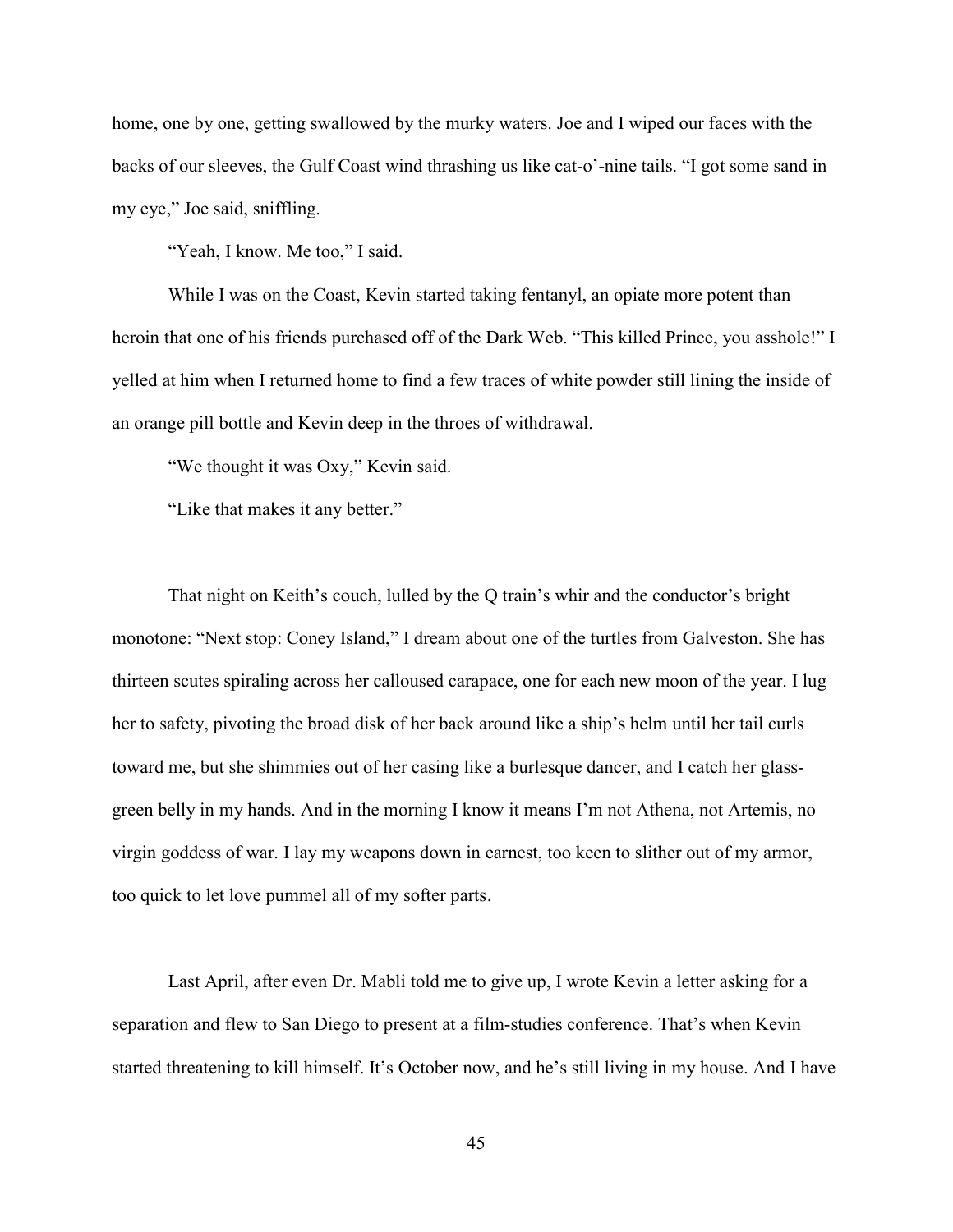home, one by one, getting swallowed by the murky waters. Joe and I wiped our faces with the backs of our sleeves, the Gulf Coast wind thrashing us like cat-o'-nine tails. "I got some sand in my eye," Joe said, sniffling.

"Yeah, I know. Me too," I said.

While I was on the Coast, Kevin started taking fentanyl, an opiate more potent than heroin that one of his friends purchased off of the Dark Web. "This killed Prince, you asshole!" I yelled at him when I returned home to find a few traces of white powder still lining the inside of an orange pill bottle and Kevin deep in the throes of withdrawal.

"We thought it was Oxy," Kevin said.

"Like that makes it any better."

That night on Keith's couch, lulled by the Q train's whir and the conductor's bright monotone: "Next stop: Coney Island," I dream about one of the turtles from Galveston. She has thirteen scutes spiraling across her calloused carapace, one for each new moon of the year. I lug her to safety, pivoting the broad disk of her back around like a ship's helm until her tail curls toward me, but she shimmies out of her casing like a burlesque dancer, and I catch her glass-green belly in my hands. And in the morning I know it means I'm not Athena, not Artemis, no virgin goddess of war. I lay my weapons down in earnest, too keen to slither out of my armor, too quick to let love pummel all of my softer parts.

Last April, after even Dr. Mabli told me to give up, I wrote Kevin a letter asking for a separation and flew to San Diego to present at a film-studies conference. That's when Kevin started threatening to kill himself. It's October now, and he's still living in my house. And I have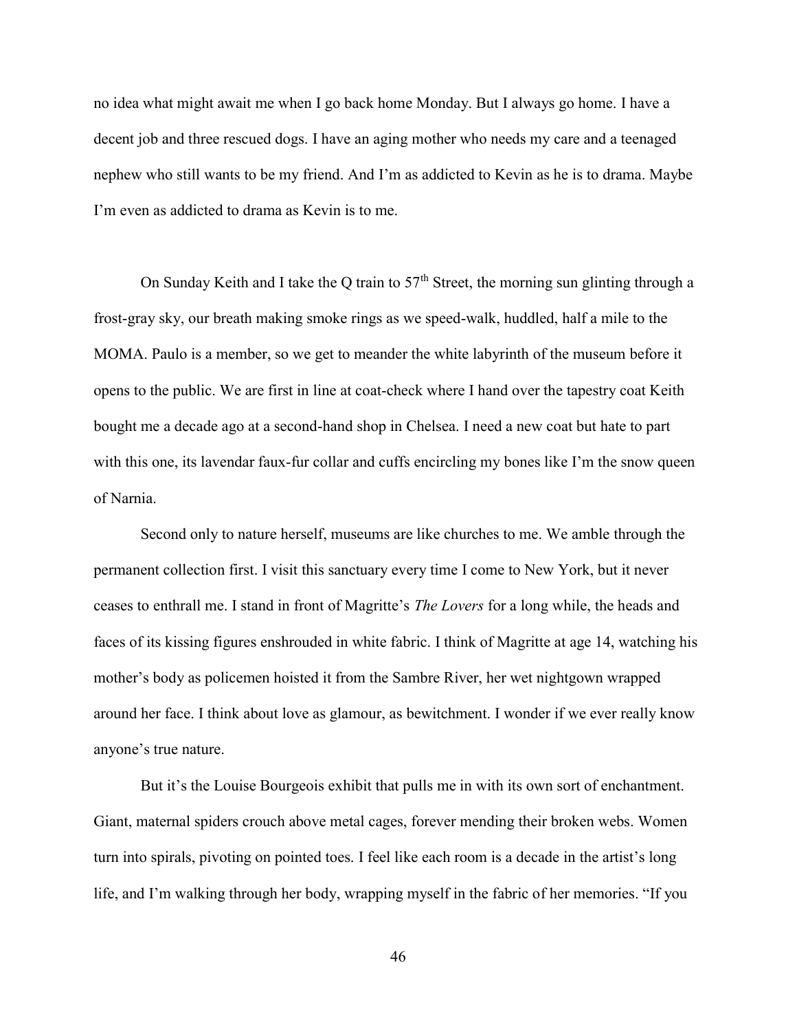no idea what might await me when I go back home Monday. But I always go home. I have a decent job and three rescued dogs. I have an aging mother who needs my care and a teenaged nephew who still wants to be my friend. And I'm as addicted to Kevin as he is to drama. Maybe I'm even as addicted to drama as Kevin is to me.

On Sunday Keith and I take the Q train to 57th Street, the morning sun glinting through a frost-gray sky, our breath making smoke rings as we speed-walk, huddled, half a mile to the MOMA. Paulo is a member, so we get to meander the white labyrinth of the museum before it opens to the public. We are first in line at coat-check where I hand over the tapestry coat Keith bought me a decade ago at a second-hand shop in Chelsea. I need a new coat but hate to part with this one, its lavendar faux-fur collar and cuffs encircling my bones like I'm the snow queen of Narnia.

Second only to nature herself, museums are like churches to me. We amble through the permanent collection first. I visit this sanctuary every time I come to New York, but it never ceases to enthrall me. I stand in front of Magritte's *The Lovers* for a long while, the heads and faces of its kissing figures enshrouded in white fabric. I think of Magritte at age 14, watching his mother's body as policemen hoisted it from the Sambre River, her wet nightgown wrapped around her face. I think about love as glamour, as bewitchment. I wonder if we ever really know anyone's true nature.

But it's the Louise Bourgeois exhibit that pulls me in with its own sort of enchantment. Giant, maternal spiders crouch above metal cages, forever mending their broken webs. Women turn into spirals, pivoting on pointed toes. I feel like each room is a decade in the artist's long life, and I'm walking through her body, wrapping myself in the fabric of her memories. "If you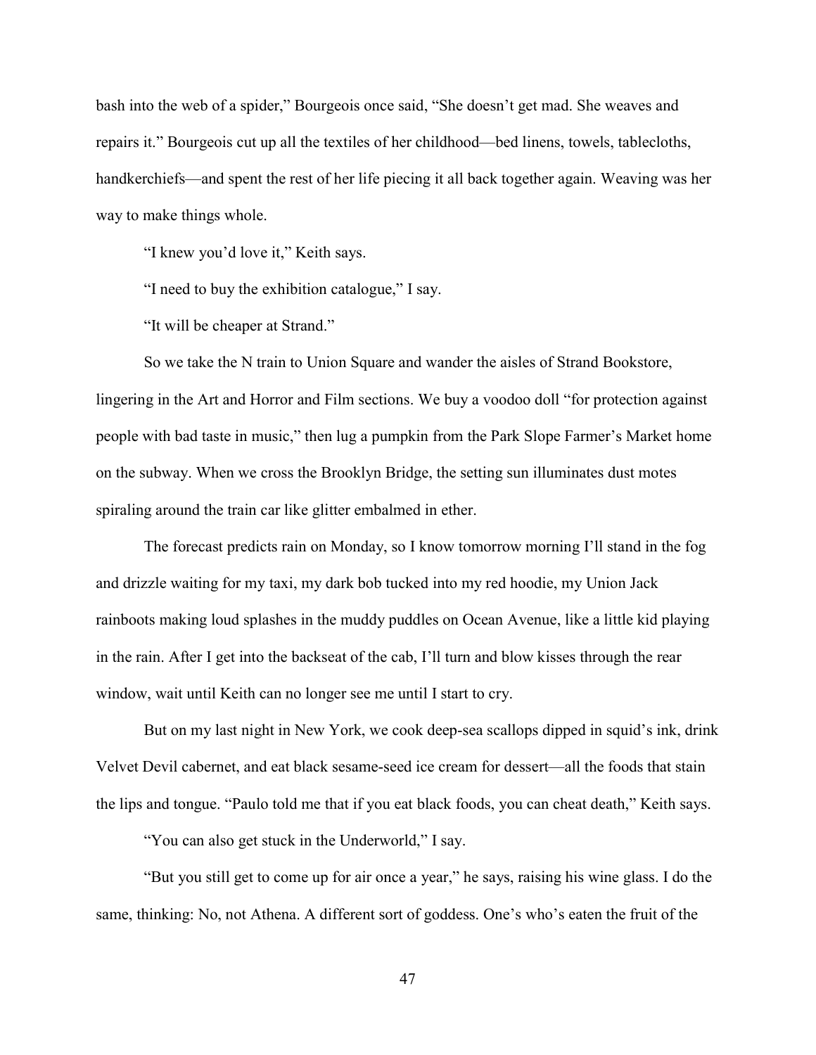bash into the web of a spider," Bourgeois once said, "She doesn't get mad. She weaves and repairs it." Bourgeois cut up all the textiles of her childhood—bed linens, towels, tablecloths, handkerchiefs—and spent the rest of her life piecing it all back together again. Weaving was her way to make things whole.

"I knew you'd love it," Keith says.

"I need to buy the exhibition catalogue," I say.

"It will be cheaper at Strand."

So we take the N train to Union Square and wander the aisles of Strand Bookstore, lingering in the Art and Horror and Film sections. We buy a voodoo doll "for protection against people with bad taste in music," then lug a pumpkin from the Park Slope Farmer's Market home on the subway. When we cross the Brooklyn Bridge, the setting sun illuminates dust motes spiraling around the train car like glitter embalmed in ether.

The forecast predicts rain on Monday, so I know tomorrow morning I'll stand in the fog and drizzle waiting for my taxi, my dark bob tucked into my red hoodie, my Union Jack rainboots making loud splashes in the muddy puddles on Ocean Avenue, like a little kid playing in the rain. After I get into the backseat of the cab, I'll turn and blow kisses through the rear window, wait until Keith can no longer see me until I start to cry.

But on my last night in New York, we cook deep-sea scallops dipped in squid's ink, drink Velvet Devil cabernet, and eat black sesame-seed ice cream for dessert—all the foods that stain the lips and tongue. "Paulo told me that if you eat black foods, you can cheat death," Keith says.

"You can also get stuck in the Underworld," I say.

"But you still get to come up for air once a year," he says, raising his wine glass. I do the same, thinking: No, not Athena. A different sort of goddess. One's who's eaten the fruit of the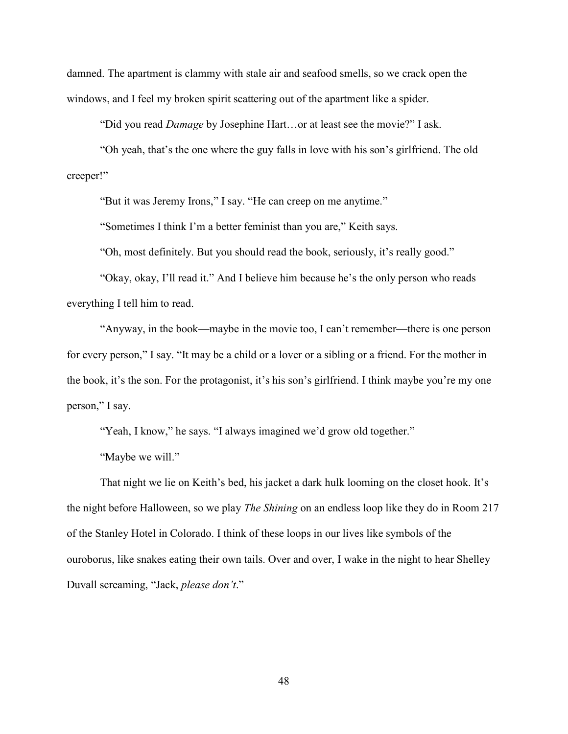damned. The apartment is clammy with stale air and seafood smells, so we crack open the windows, and I feel my broken spirit scattering out of the apartment like a spider.

"Did you read *Damage* by Josephine Hart…or at least see the movie?" I ask.

"Oh yeah, that's the one where the guy falls in love with his son's girlfriend. The old creeper!"

"But it was Jeremy Irons," I say. "He can creep on me anytime."

"Sometimes I think I'm a better feminist than you are," Keith says.

"Oh, most definitely. But you should read the book, seriously, it's really good."

"Okay, okay, I'll read it." And I believe him because he's the only person who reads everything I tell him to read.

"Anyway, in the book—maybe in the movie too, I can't remember—there is one person for every person," I say. "It may be a child or a lover or a sibling or a friend. For the mother in the book, it's the son. For the protagonist, it's his son's girlfriend. I think maybe you're my one person," I say.

"Yeah, I know," he says. "I always imagined we'd grow old together."

"Maybe we will."

That night we lie on Keith's bed, his jacket a dark hulk looming on the closet hook. It's the night before Halloween, so we play *The Shining* on an endless loop like they do in Room 217 of the Stanley Hotel in Colorado. I think of these loops in our lives like symbols of the ouroborus, like snakes eating their own tails. Over and over, I wake in the night to hear Shelley Duvall screaming, "Jack, *please don't*."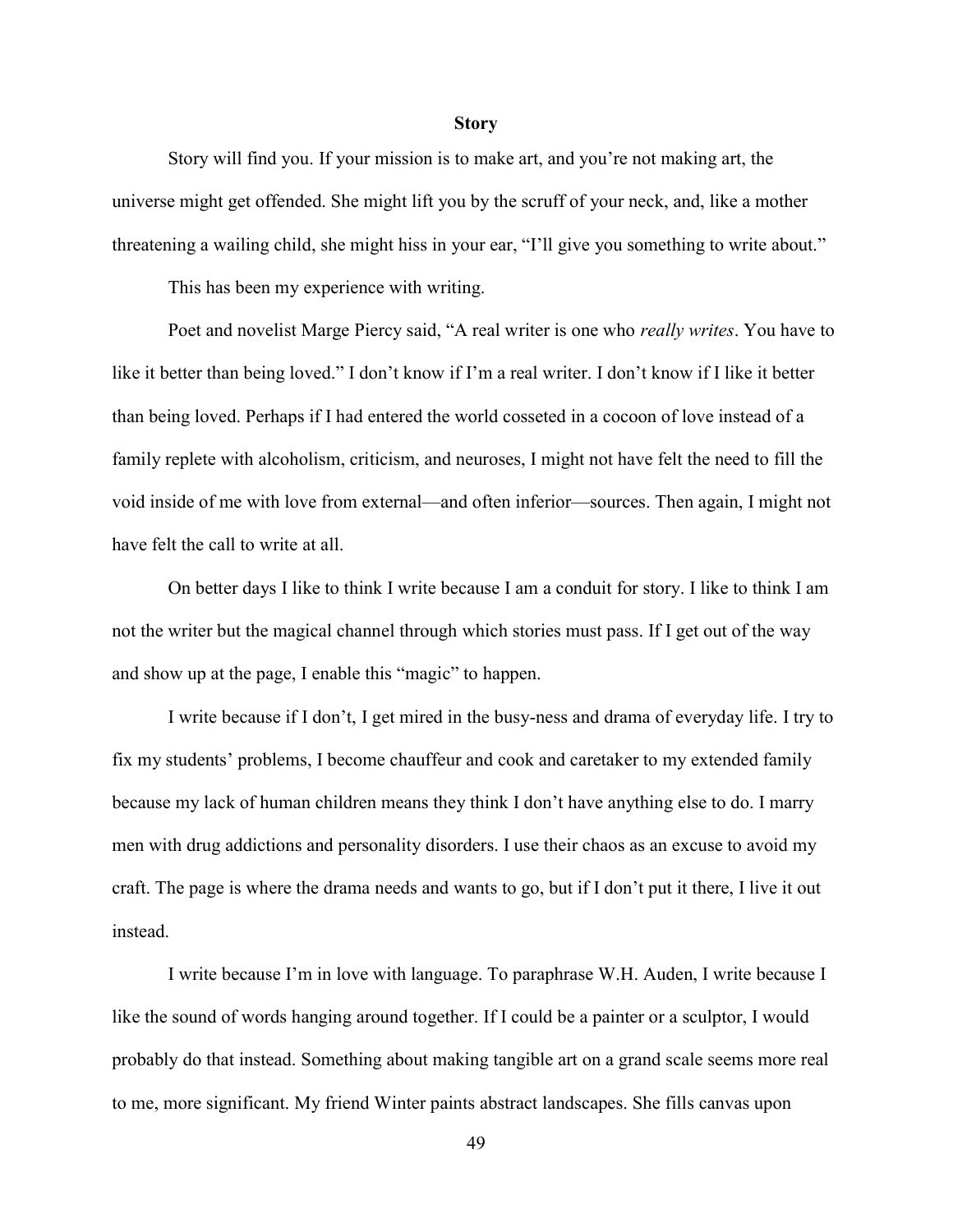## Story

Story will find you. If your mission is to make art, and you're not making art, the universe might get offended. She might lift you by the scruff of your neck, and, like a mother threatening a wailing child, she might hiss in your ear, "I'll give you something to write about."

This has been my experience with writing.

Poet and novelist Marge Piercy said, "A real writer is one who *really writes*. You have to like it better than being loved." I don't know if I'm a real writer. I don't know if I like it better than being loved. Perhaps if I had entered the world cosseted in a cocoon of love instead of a family replete with alcoholism, criticism, and neuroses, I might not have felt the need to fill the void inside of me with love from external—and often inferior—sources. Then again, I might not have felt the call to write at all.

On better days I like to think I write because I am a conduit for story. I like to think I am not the writer but the magical channel through which stories must pass. If I get out of the way and show up at the page, I enable this "magic" to happen.

I write because if I don't, I get mired in the busy-ness and drama of everyday life. I try to fix my students' problems, I become chauffeur and cook and caretaker to my extended family because my lack of human children means they think I don't have anything else to do. I marry men with drug addictions and personality disorders. I use their chaos as an excuse to avoid my craft. The page is where the drama needs and wants to go, but if I don't put it there, I live it out instead.

I write because I'm in love with language. To paraphrase W.H. Auden, I write because I like the sound of words hanging around together. If I could be a painter or a sculptor, I would probably do that instead. Something about making tangible art on a grand scale seems more real to me, more significant. My friend Winter paints abstract landscapes. She fills canvas upon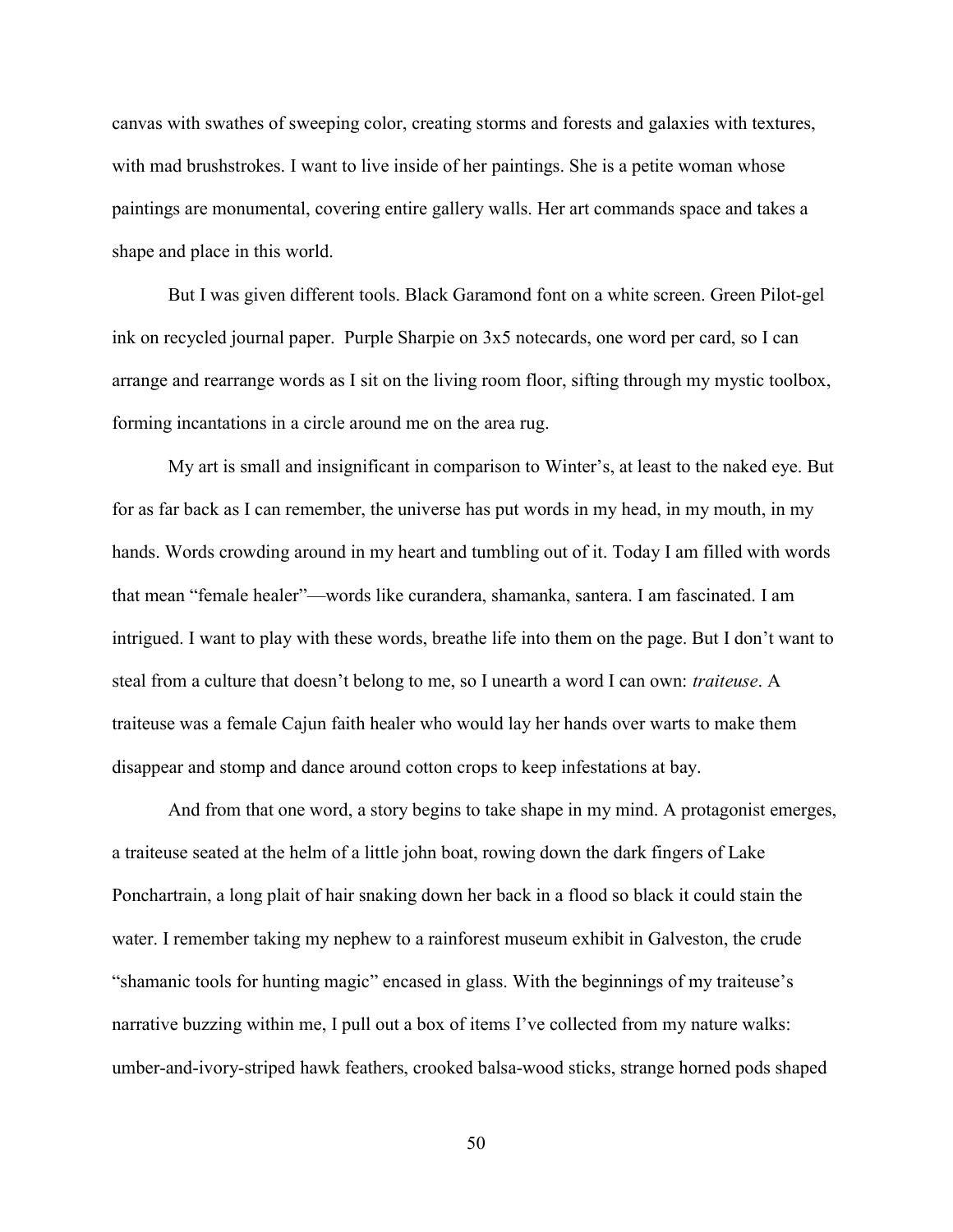canvas with swathes of sweeping color, creating storms and forests and galaxies with textures, with mad brushstrokes. I want to live inside of her paintings. She is a petite woman whose paintings are monumental, covering entire gallery walls. Her art commands space and takes a shape and place in this world.

But I was given different tools. Black Garamond font on a white screen. Green Pilot-gel ink on recycled journal paper. Purple Sharpie on 3x5 notecards, one word per card, so I can arrange and rearrange words as I sit on the living room floor, sifting through my mystic toolbox, forming incantations in a circle around me on the area rug.

My art is small and insignificant in comparison to Winter's, at least to the naked eye. But for as far back as I can remember, the universe has put words in my head, in my mouth, in my hands. Words crowding around in my heart and tumbling out of it. Today I am filled with words that mean "female healer"—words like curandera, shamanka, santera. I am fascinated. I am intrigued. I want to play with these words, breathe life into them on the page. But I don't want to steal from a culture that doesn't belong to me, so I unearth a word I can own: *traiteuse*. A traiteuse was a female Cajun faith healer who would lay her hands over warts to make them disappear and stomp and dance around cotton crops to keep infestations at bay.

And from that one word, a story begins to take shape in my mind. A protagonist emerges, a traiteuse seated at the helm of a little john boat, rowing down the dark fingers of Lake Ponchartrain, a long plait of hair snaking down her back in a flood so black it could stain the water. I remember taking my nephew to a rainforest museum exhibit in Galveston, the crude "shamanic tools for hunting magic" encased in glass. With the beginnings of my traiteuse's narrative buzzing within me, I pull out a box of items I've collected from my nature walks: umber-and-ivory-striped hawk feathers, crooked balsa-wood sticks, strange horned pods shaped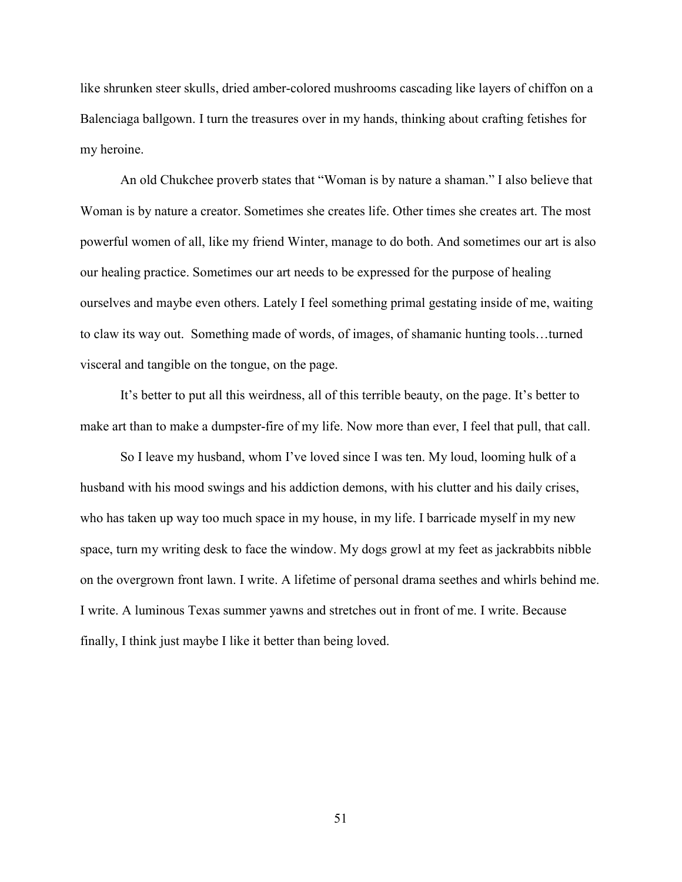like shrunken steer skulls, dried amber-colored mushrooms cascading like layers of chiffon on a Balenciaga ballgown. I turn the treasures over in my hands, thinking about crafting fetishes for my heroine.

An old Chukchee proverb states that “Woman is by nature a shaman.” I also believe that Woman is by nature a creator. Sometimes she creates life. Other times she creates art. The most powerful women of all, like my friend Winter, manage to do both. And sometimes our art is also our healing practice. Sometimes our art needs to be expressed for the purpose of healing ourselves and maybe even others. Lately I feel something primal gestating inside of me, waiting to claw its way out. Something made of words, of images, of shamanic hunting tools…turned visceral and tangible on the tongue, on the page.

It’s better to put all this weirdness, all of this terrible beauty, on the page. It’s better to make art than to make a dumpster-fire of my life. Now more than ever, I feel that pull, that call.

So I leave my husband, whom I’ve loved since I was ten. My loud, looming hulk of a husband with his mood swings and his addiction demons, with his clutter and his daily crises, who has taken up way too much space in my house, in my life. I barricade myself in my new space, turn my writing desk to face the window. My dogs growl at my feet as jackrabbits nibble on the overgrown front lawn. I write. A lifetime of personal drama seethes and whirls behind me. I write. A luminous Texas summer yawns and stretches out in front of me. I write. Because finally, I think just maybe I like it better than being loved.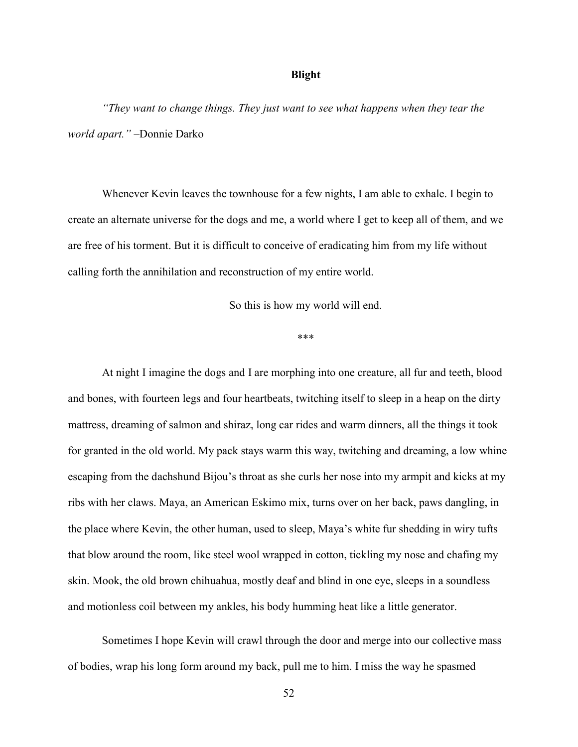# Blight

*"They want to change things. They just want to see what happens when they tear the world apart."* –Donnie Darko

Whenever Kevin leaves the townhouse for a few nights, I am able to exhale. I begin to create an alternate universe for the dogs and me, a world where I get to keep all of them, and we are free of his torment. But it is difficult to conceive of eradicating him from my life without calling forth the annihilation and reconstruction of my entire world.

So this is how my world will end.

***

At night I imagine the dogs and I are morphing into one creature, all fur and teeth, blood and bones, with fourteen legs and four heartbeats, twitching itself to sleep in a heap on the dirty mattress, dreaming of salmon and shiraz, long car rides and warm dinners, all the things it took for granted in the old world. My pack stays warm this way, twitching and dreaming, a low whine escaping from the dachshund Bijou's throat as she curls her nose into my armpit and kicks at my ribs with her claws. Maya, an American Eskimo mix, turns over on her back, paws dangling, in the place where Kevin, the other human, used to sleep, Maya's white fur shedding in wiry tufts that blow around the room, like steel wool wrapped in cotton, tickling my nose and chafing my skin. Mook, the old brown chihuahua, mostly deaf and blind in one eye, sleeps in a soundless and motionless coil between my ankles, his body humming heat like a little generator.

Sometimes I hope Kevin will crawl through the door and merge into our collective mass of bodies, wrap his long form around my back, pull me to him. I miss the way he spasmed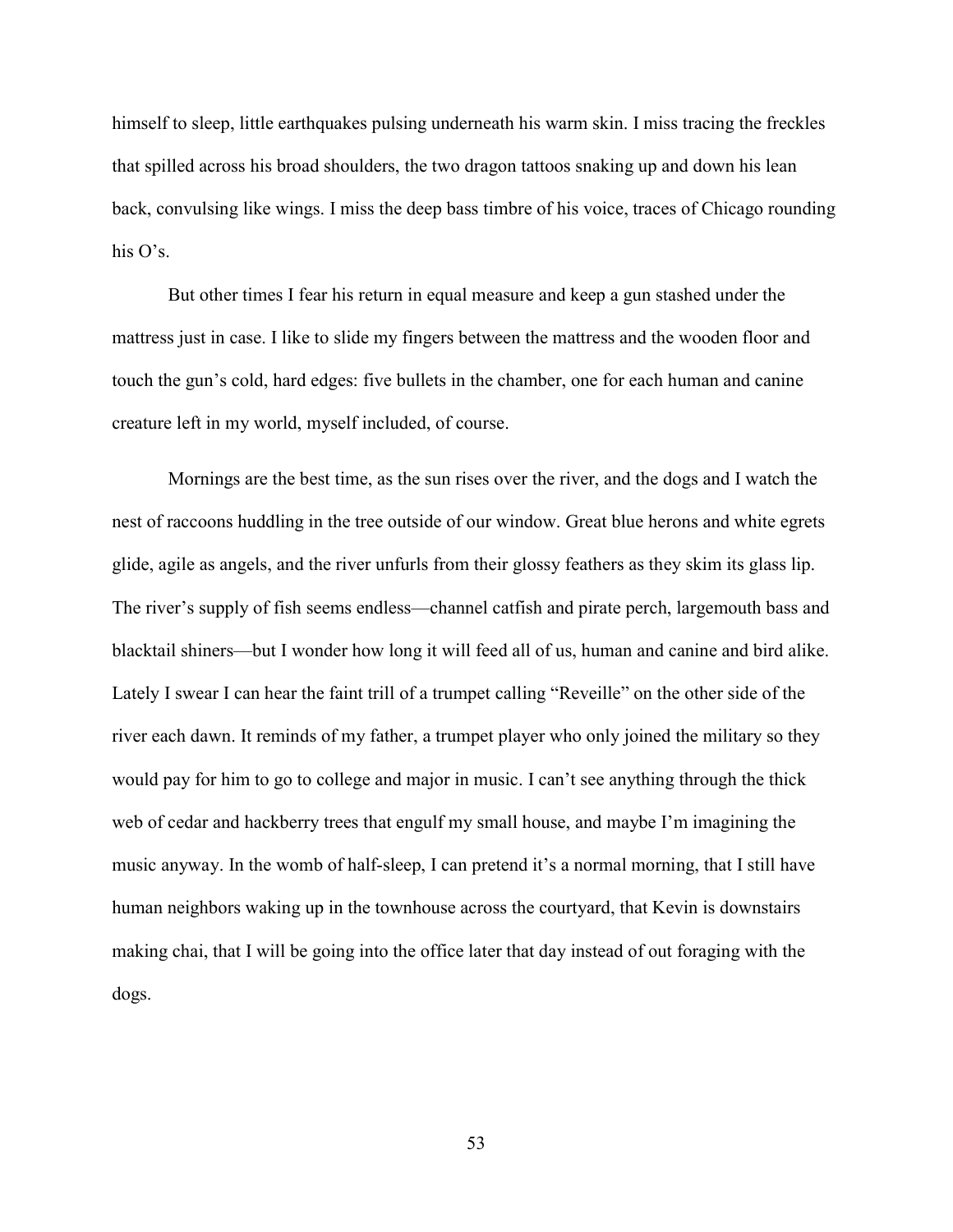himself to sleep, little earthquakes pulsing underneath his warm skin. I miss tracing the freckles that spilled across his broad shoulders, the two dragon tattoos snaking up and down his lean back, convulsing like wings. I miss the deep bass timbre of his voice, traces of Chicago rounding his O's.

But other times I fear his return in equal measure and keep a gun stashed under the mattress just in case. I like to slide my fingers between the mattress and the wooden floor and touch the gun's cold, hard edges: five bullets in the chamber, one for each human and canine creature left in my world, myself included, of course.

Mornings are the best time, as the sun rises over the river, and the dogs and I watch the nest of raccoons huddling in the tree outside of our window. Great blue herons and white egrets glide, agile as angels, and the river unfurls from their glossy feathers as they skim its glass lip. The river's supply of fish seems endless—channel catfish and pirate perch, largemouth bass and blacktail shiners—but I wonder how long it will feed all of us, human and canine and bird alike. Lately I swear I can hear the faint trill of a trumpet calling "Reveille" on the other side of the river each dawn. It reminds of my father, a trumpet player who only joined the military so they would pay for him to go to college and major in music. I can't see anything through the thick web of cedar and hackberry trees that engulf my small house, and maybe I'm imagining the music anyway. In the womb of half-sleep, I can pretend it's a normal morning, that I still have human neighbors waking up in the townhouse across the courtyard, that Kevin is downstairs making chai, that I will be going into the office later that day instead of out foraging with the dogs.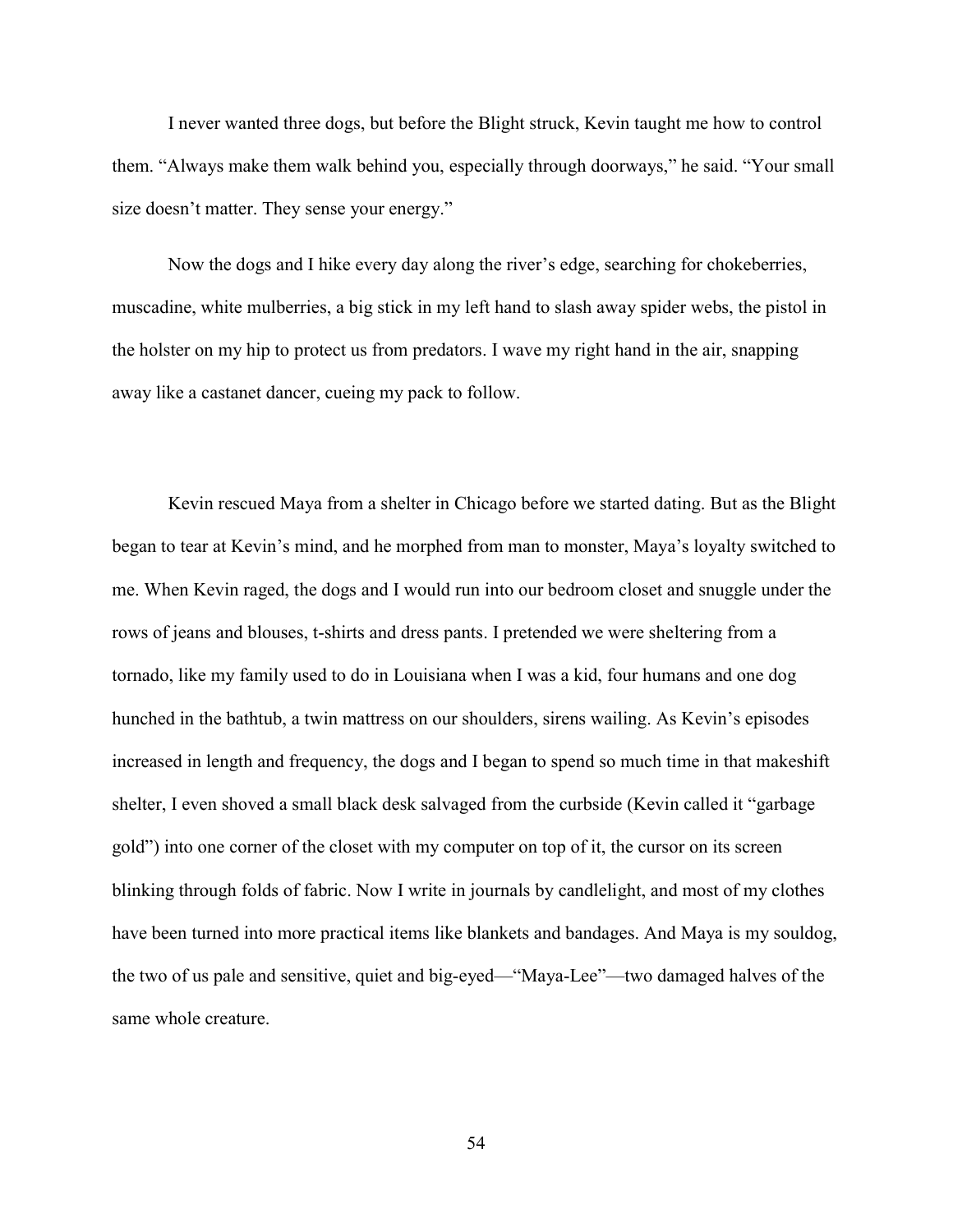I never wanted three dogs, but before the Blight struck, Kevin taught me how to control them. "Always make them walk behind you, especially through doorways," he said. "Your small size doesn't matter. They sense your energy."

Now the dogs and I hike every day along the river's edge, searching for chokeberries, muscadine, white mulberries, a big stick in my left hand to slash away spider webs, the pistol in the holster on my hip to protect us from predators. I wave my right hand in the air, snapping away like a castanet dancer, cueing my pack to follow.

Kevin rescued Maya from a shelter in Chicago before we started dating. But as the Blight began to tear at Kevin's mind, and he morphed from man to monster, Maya's loyalty switched to me. When Kevin raged, the dogs and I would run into our bedroom closet and snuggle under the rows of jeans and blouses, t-shirts and dress pants. I pretended we were sheltering from a tornado, like my family used to do in Louisiana when I was a kid, four humans and one dog hunched in the bathtub, a twin mattress on our shoulders, sirens wailing. As Kevin's episodes increased in length and frequency, the dogs and I began to spend so much time in that makeshift shelter, I even shoved a small black desk salvaged from the curbside (Kevin called it "garbage gold") into one corner of the closet with my computer on top of it, the cursor on its screen blinking through folds of fabric. Now I write in journals by candlelight, and most of my clothes have been turned into more practical items like blankets and bandages. And Maya is my souldog, the two of us pale and sensitive, quiet and big-eyed—"Maya-Lee"—two damaged halves of the same whole creature.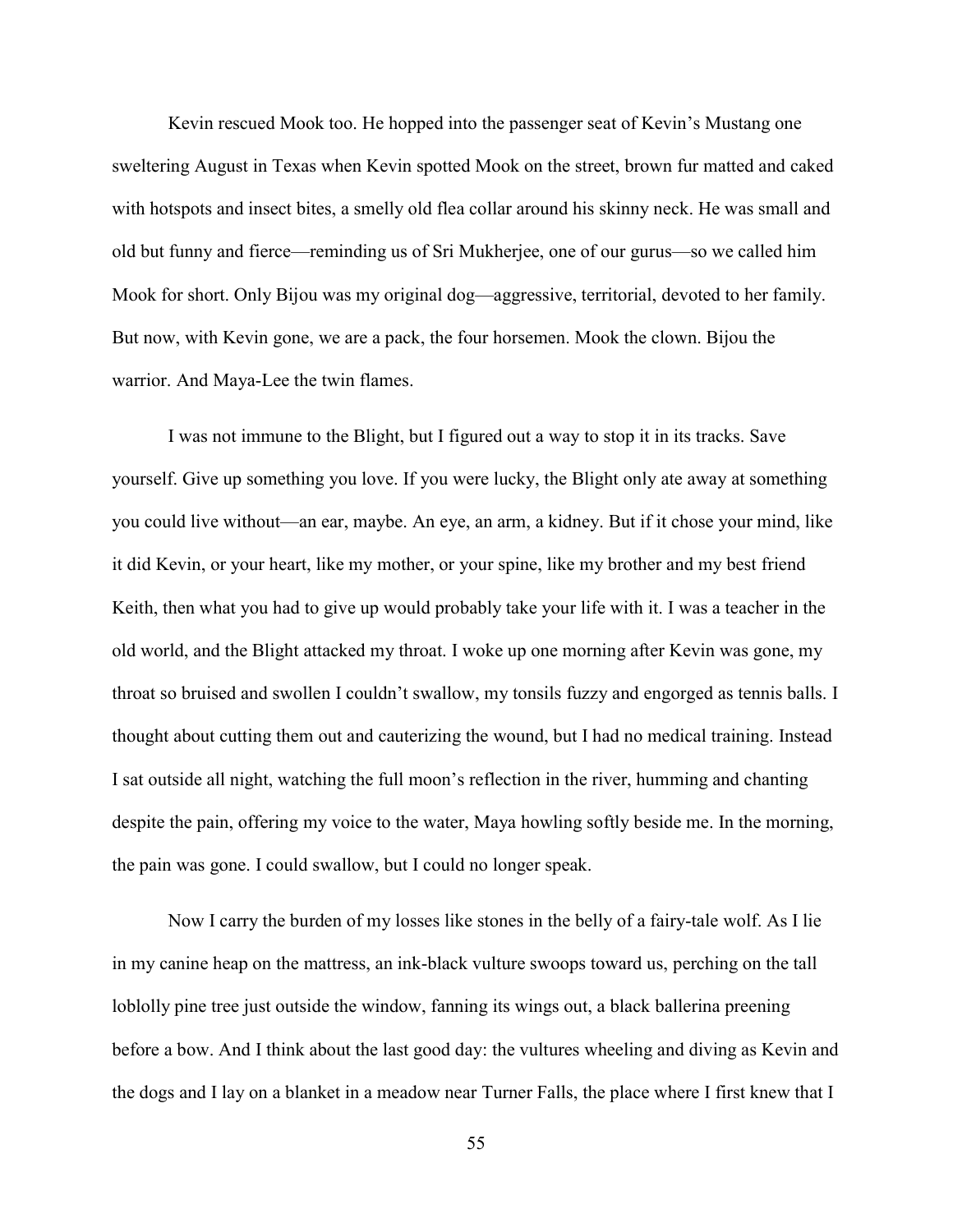Kevin rescued Mook too. He hopped into the passenger seat of Kevin's Mustang one sweltering August in Texas when Kevin spotted Mook on the street, brown fur matted and caked with hotspots and insect bites, a smelly old flea collar around his skinny neck. He was small and old but funny and fierce—reminding us of Sri Mukherjee, one of our gurus—so we called him Mook for short. Only Bijou was my original dog—aggressive, territorial, devoted to her family. But now, with Kevin gone, we are a pack, the four horsemen. Mook the clown. Bijou the warrior. And Maya-Lee the twin flames.

I was not immune to the Blight, but I figured out a way to stop it in its tracks. Save yourself. Give up something you love. If you were lucky, the Blight only ate away at something you could live without—an ear, maybe. An eye, an arm, a kidney. But if it chose your mind, like it did Kevin, or your heart, like my mother, or your spine, like my brother and my best friend Keith, then what you had to give up would probably take your life with it. I was a teacher in the old world, and the Blight attacked my throat. I woke up one morning after Kevin was gone, my throat so bruised and swollen I couldn't swallow, my tonsils fuzzy and engorged as tennis balls. I thought about cutting them out and cauterizing the wound, but I had no medical training. Instead I sat outside all night, watching the full moon's reflection in the river, humming and chanting despite the pain, offering my voice to the water, Maya howling softly beside me. In the morning, the pain was gone. I could swallow, but I could no longer speak.

Now I carry the burden of my losses like stones in the belly of a fairy-tale wolf. As I lie in my canine heap on the mattress, an ink-black vulture swoops toward us, perching on the tall loblolly pine tree just outside the window, fanning its wings out, a black ballerina preening before a bow. And I think about the last good day: the vultures wheeling and diving as Kevin and the dogs and I lay on a blanket in a meadow near Turner Falls, the place where I first knew that I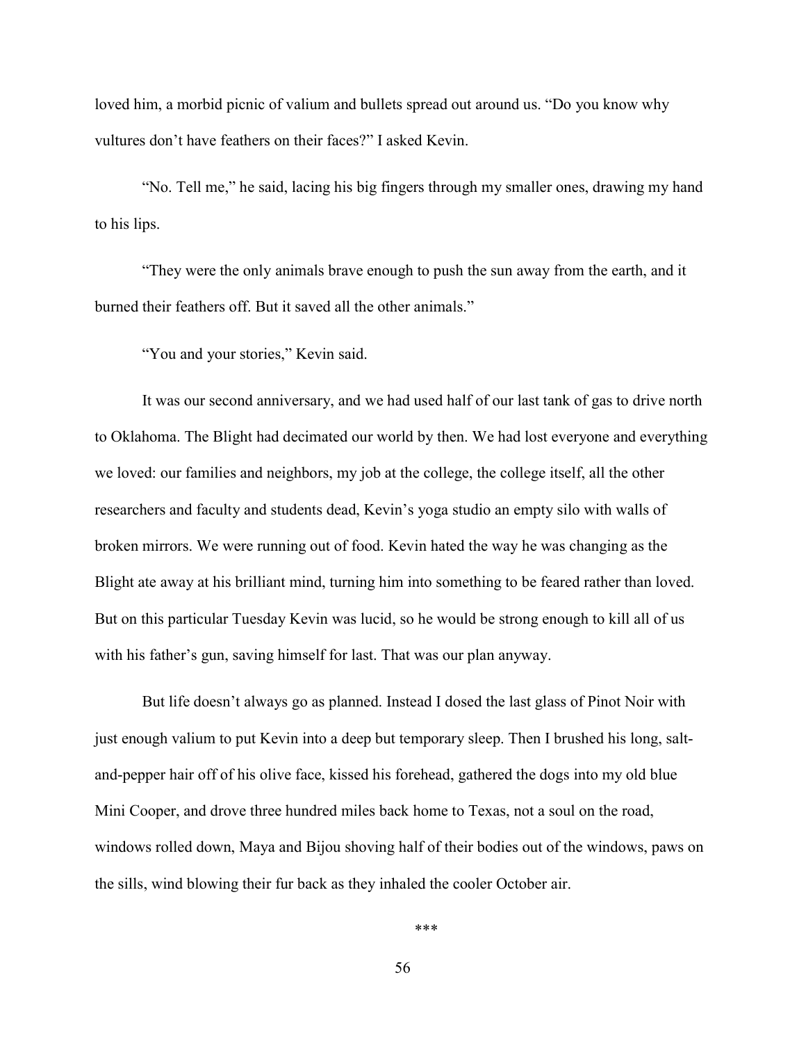loved him, a morbid picnic of valium and bullets spread out around us. "Do you know why vultures don't have feathers on their faces?" I asked Kevin.

"No. Tell me," he said, lacing his big fingers through my smaller ones, drawing my hand to his lips.

"They were the only animals brave enough to push the sun away from the earth, and it burned their feathers off. But it saved all the other animals."

"You and your stories," Kevin said.

It was our second anniversary, and we had used half of our last tank of gas to drive north to Oklahoma. The Blight had decimated our world by then. We had lost everyone and everything we loved: our families and neighbors, my job at the college, the college itself, all the other researchers and faculty and students dead, Kevin's yoga studio an empty silo with walls of broken mirrors. We were running out of food. Kevin hated the way he was changing as the Blight ate away at his brilliant mind, turning him into something to be feared rather than loved. But on this particular Tuesday Kevin was lucid, so he would be strong enough to kill all of us with his father's gun, saving himself for last. That was our plan anyway.

But life doesn't always go as planned. Instead I dosed the last glass of Pinot Noir with just enough valium to put Kevin into a deep but temporary sleep. Then I brushed his long, salt-and-pepper hair off of his olive face, kissed his forehead, gathered the dogs into my old blue Mini Cooper, and drove three hundred miles back home to Texas, not a soul on the road, windows rolled down, Maya and Bijou shoving half of their bodies out of the windows, paws on the sills, wind blowing their fur back as they inhaled the cooler October air.

***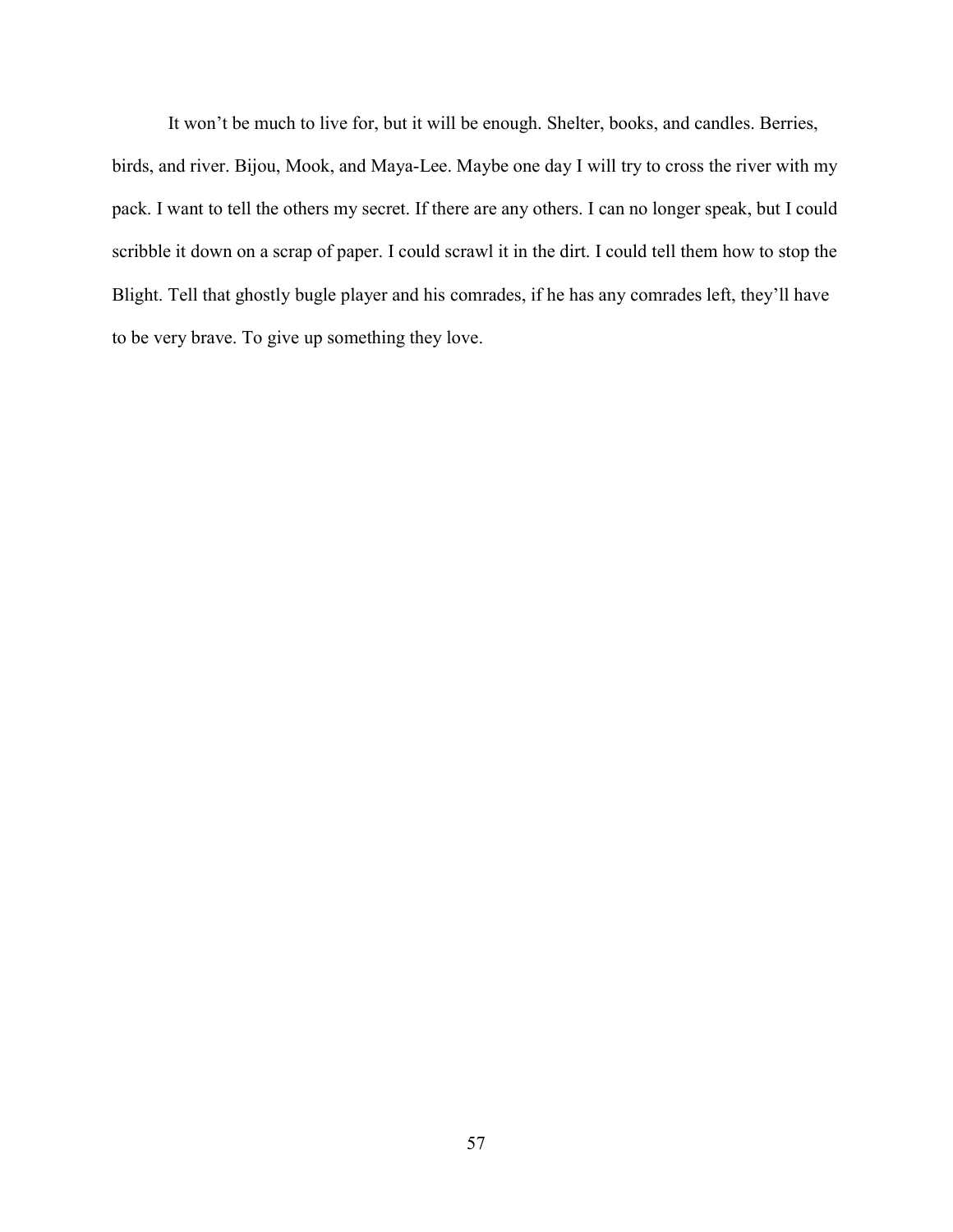It won't be much to live for, but it will be enough. Shelter, books, and candles. Berries, birds, and river. Bijou, Mook, and Maya-Lee. Maybe one day I will try to cross the river with my pack. I want to tell the others my secret. If there are any others. I can no longer speak, but I could scribble it down on a scrap of paper. I could scrawl it in the dirt. I could tell them how to stop the Blight. Tell that ghostly bugle player and his comrades, if he has any comrades left, they'll have to be very brave. To give up something they love.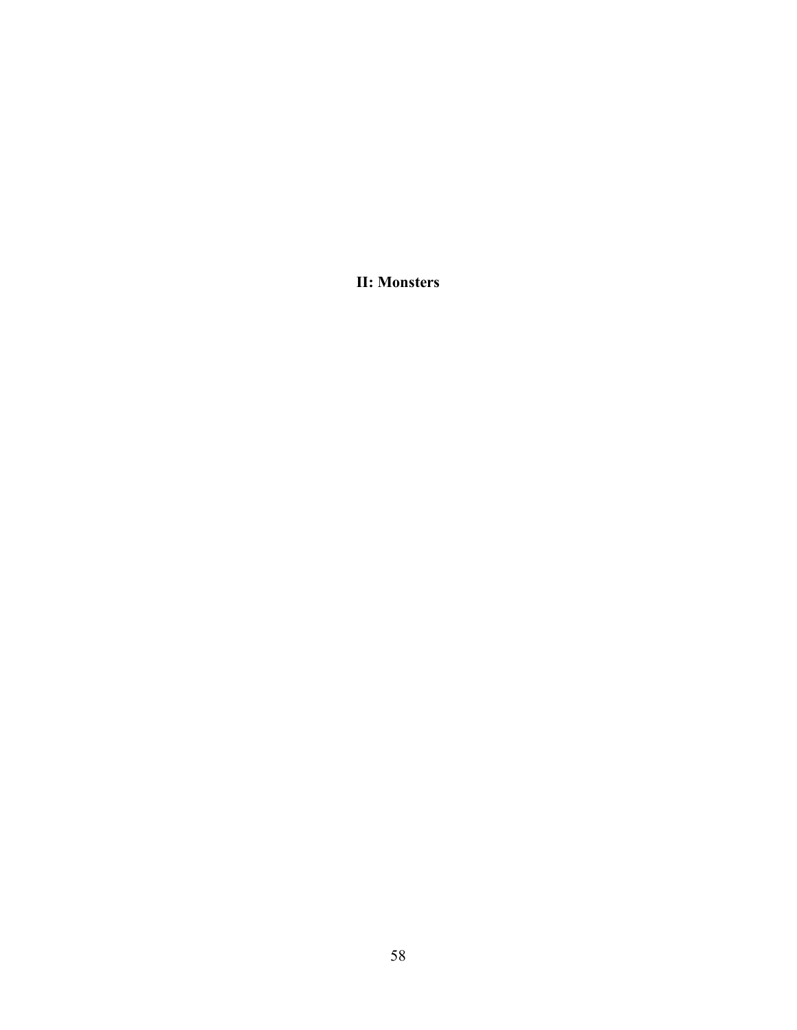# II: Monsters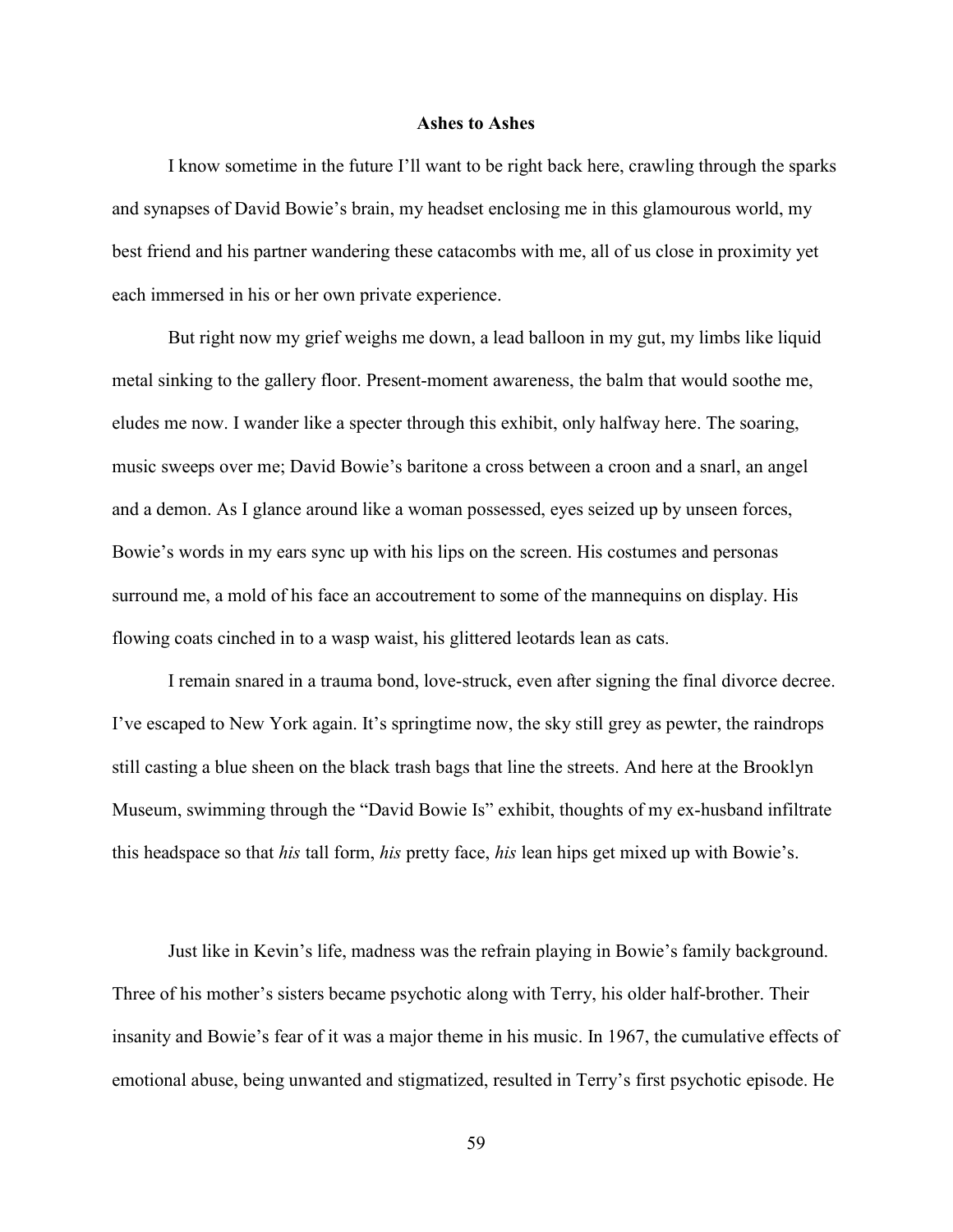**Ashes to Ashes**

I know sometime in the future I'll want to be right back here, crawling through the sparks and synapses of David Bowie's brain, my headset enclosing me in this glamourous world, my best friend and his partner wandering these catacombs with me, all of us close in proximity yet each immersed in his or her own private experience.

But right now my grief weighs me down, a lead balloon in my gut, my limbs like liquid metal sinking to the gallery floor. Present-moment awareness, the balm that would soothe me, eludes me now. I wander like a specter through this exhibit, only halfway here. The soaring, music sweeps over me; David Bowie's baritone a cross between a croon and a snarl, an angel and a demon. As I glance around like a woman possessed, eyes seized up by unseen forces, Bowie's words in my ears sync up with his lips on the screen. His costumes and personas surround me, a mold of his face an accoutrement to some of the mannequins on display. His flowing coats cinched in to a wasp waist, his glittered leotards lean as cats.

I remain snared in a trauma bond, love-struck, even after signing the final divorce decree. I've escaped to New York again. It's springtime now, the sky still grey as pewter, the raindrops still casting a blue sheen on the black trash bags that line the streets. And here at the Brooklyn Museum, swimming through the "David Bowie Is" exhibit, thoughts of my ex-husband infiltrate this headspace so that *his* tall form, *his* pretty face, *his* lean hips get mixed up with Bowie's.

Just like in Kevin's life, madness was the refrain playing in Bowie's family background. Three of his mother's sisters became psychotic along with Terry, his older half-brother. Their insanity and Bowie's fear of it was a major theme in his music. In 1967, the cumulative effects of emotional abuse, being unwanted and stigmatized, resulted in Terry's first psychotic episode. He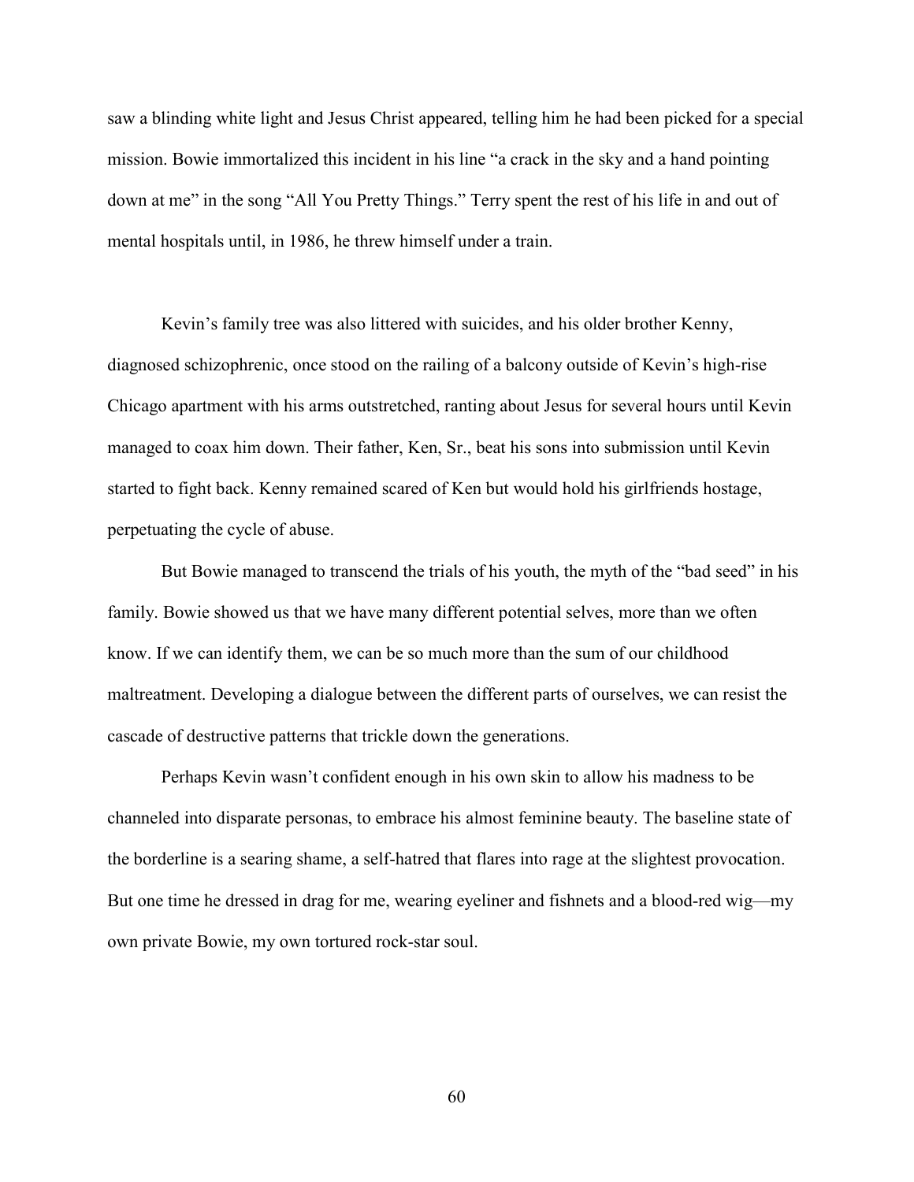saw a blinding white light and Jesus Christ appeared, telling him he had been picked for a special mission. Bowie immortalized this incident in his line "a crack in the sky and a hand pointing down at me" in the song "All You Pretty Things." Terry spent the rest of his life in and out of mental hospitals until, in 1986, he threw himself under a train.

Kevin's family tree was also littered with suicides, and his older brother Kenny, diagnosed schizophrenic, once stood on the railing of a balcony outside of Kevin's high-rise Chicago apartment with his arms outstretched, ranting about Jesus for several hours until Kevin managed to coax him down. Their father, Ken, Sr., beat his sons into submission until Kevin started to fight back. Kenny remained scared of Ken but would hold his girlfriends hostage, perpetuating the cycle of abuse.

But Bowie managed to transcend the trials of his youth, the myth of the "bad seed" in his family. Bowie showed us that we have many different potential selves, more than we often know. If we can identify them, we can be so much more than the sum of our childhood maltreatment. Developing a dialogue between the different parts of ourselves, we can resist the cascade of destructive patterns that trickle down the generations.

Perhaps Kevin wasn't confident enough in his own skin to allow his madness to be channeled into disparate personas, to embrace his almost feminine beauty. The baseline state of the borderline is a searing shame, a self-hatred that flares into rage at the slightest provocation. But one time he dressed in drag for me, wearing eyeliner and fishnets and a blood-red wig—my own private Bowie, my own tortured rock-star soul.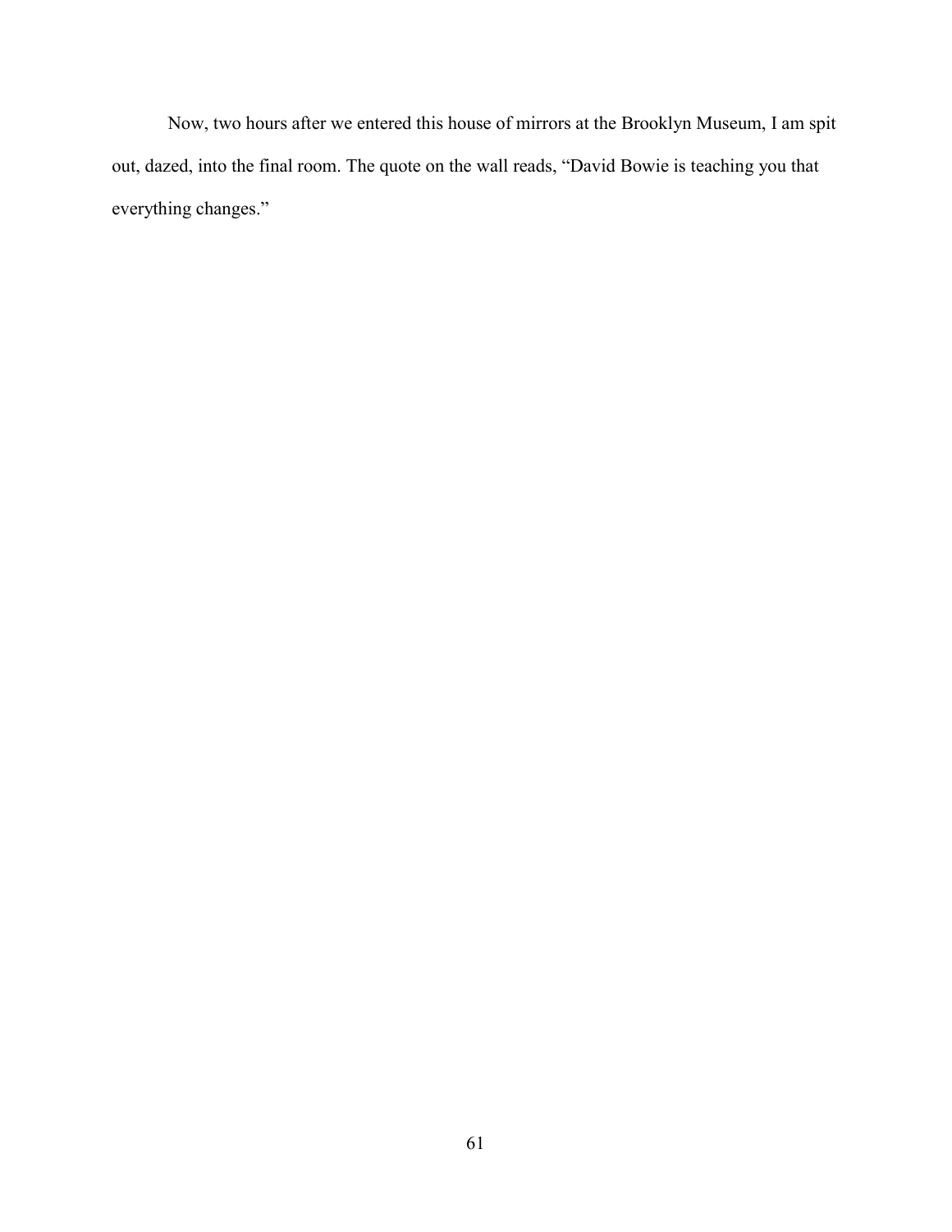Now, two hours after we entered this house of mirrors at the Brooklyn Museum, I am spit out, dazed, into the final room. The quote on the wall reads, "David Bowie is teaching you that everything changes."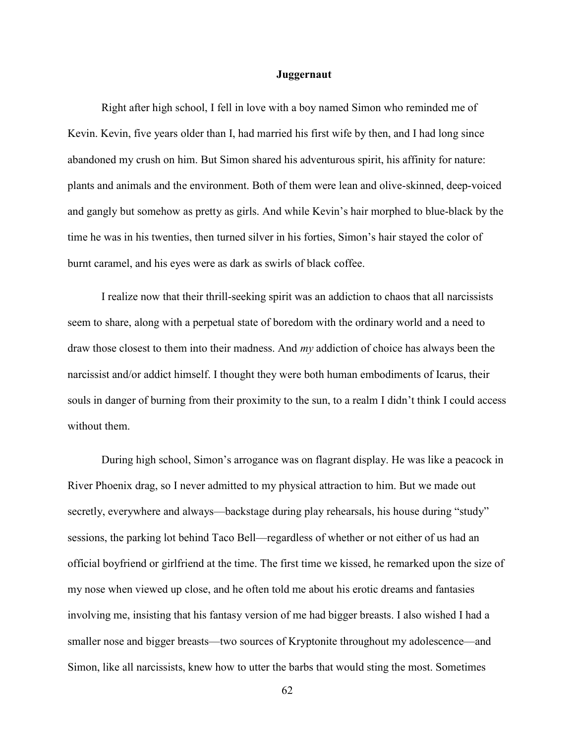## Juggernaut

Right after high school, I fell in love with a boy named Simon who reminded me of Kevin. Kevin, five years older than I, had married his first wife by then, and I had long since abandoned my crush on him. But Simon shared his adventurous spirit, his affinity for nature: plants and animals and the environment. Both of them were lean and olive-skinned, deep-voiced and gangly but somehow as pretty as girls. And while Kevin's hair morphed to blue-black by the time he was in his twenties, then turned silver in his forties, Simon's hair stayed the color of burnt caramel, and his eyes were as dark as swirls of black coffee.

I realize now that their thrill-seeking spirit was an addiction to chaos that all narcissists seem to share, along with a perpetual state of boredom with the ordinary world and a need to draw those closest to them into their madness. And *my* addiction of choice has always been the narcissist and/or addict himself. I thought they were both human embodiments of Icarus, their souls in danger of burning from their proximity to the sun, to a realm I didn't think I could access without them.

During high school, Simon's arrogance was on flagrant display. He was like a peacock in River Phoenix drag, so I never admitted to my physical attraction to him. But we made out secretly, everywhere and always—backstage during play rehearsals, his house during "study" sessions, the parking lot behind Taco Bell—regardless of whether or not either of us had an official boyfriend or girlfriend at the time. The first time we kissed, he remarked upon the size of my nose when viewed up close, and he often told me about his erotic dreams and fantasies involving me, insisting that his fantasy version of me had bigger breasts. I also wished I had a smaller nose and bigger breasts—two sources of Kryptonite throughout my adolescence—and Simon, like all narcissists, knew how to utter the barbs that would sting the most. Sometimes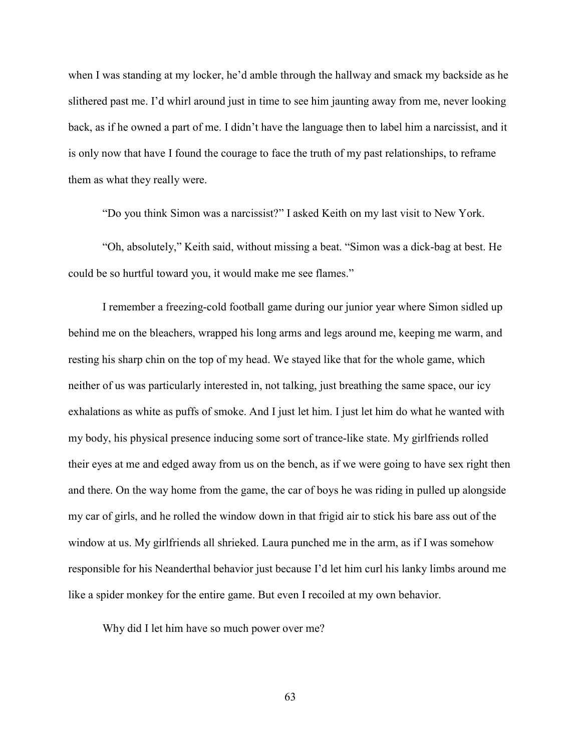when I was standing at my locker, he'd amble through the hallway and smack my backside as he slithered past me. I'd whirl around just in time to see him jaunting away from me, never looking back, as if he owned a part of me. I didn't have the language then to label him a narcissist, and it is only now that have I found the courage to face the truth of my past relationships, to reframe them as what they really were.

"Do you think Simon was a narcissist?" I asked Keith on my last visit to New York.

"Oh, absolutely," Keith said, without missing a beat. "Simon was a dick-bag at best. He could be so hurtful toward you, it would make me see flames."

I remember a freezing-cold football game during our junior year where Simon sidled up behind me on the bleachers, wrapped his long arms and legs around me, keeping me warm, and resting his sharp chin on the top of my head. We stayed like that for the whole game, which neither of us was particularly interested in, not talking, just breathing the same space, our icy exhalations as white as puffs of smoke. And I just let him. I just let him do what he wanted with my body, his physical presence inducing some sort of trance-like state. My girlfriends rolled their eyes at me and edged away from us on the bench, as if we were going to have sex right then and there. On the way home from the game, the car of boys he was riding in pulled up alongside my car of girls, and he rolled the window down in that frigid air to stick his bare ass out of the window at us. My girlfriends all shrieked. Laura punched me in the arm, as if I was somehow responsible for his Neanderthal behavior just because I'd let him curl his lanky limbs around me like a spider monkey for the entire game. But even I recoiled at my own behavior.

Why did I let him have so much power over me?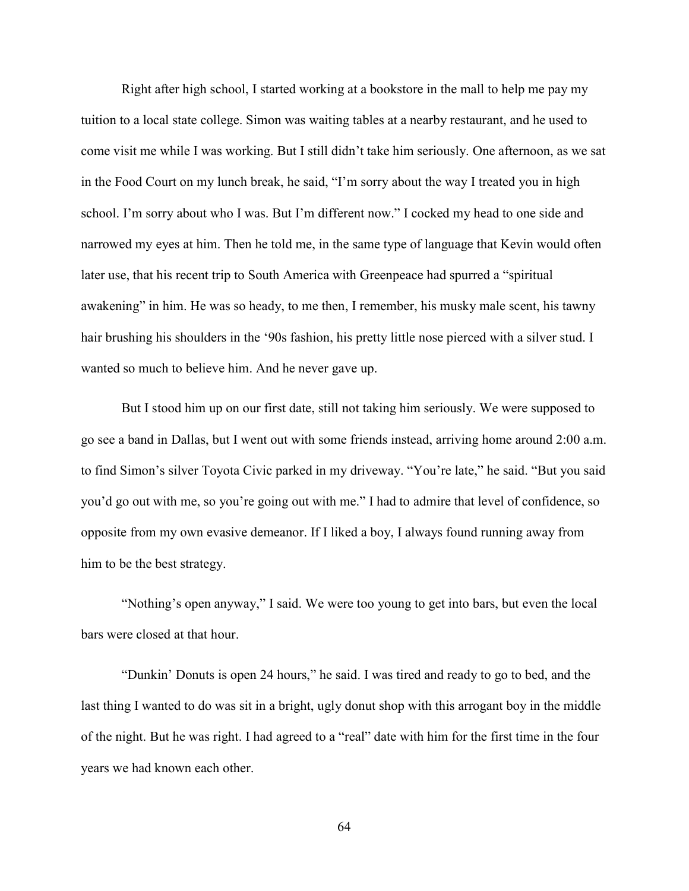Right after high school, I started working at a bookstore in the mall to help me pay my tuition to a local state college. Simon was waiting tables at a nearby restaurant, and he used to come visit me while I was working. But I still didn't take him seriously. One afternoon, as we sat in the Food Court on my lunch break, he said, "I'm sorry about the way I treated you in high school. I'm sorry about who I was. But I'm different now." I cocked my head to one side and narrowed my eyes at him. Then he told me, in the same type of language that Kevin would often later use, that his recent trip to South America with Greenpeace had spurred a "spiritual awakening" in him. He was so heady, to me then, I remember, his musky male scent, his tawny hair brushing his shoulders in the '90s fashion, his pretty little nose pierced with a silver stud. I wanted so much to believe him. And he never gave up.

But I stood him up on our first date, still not taking him seriously. We were supposed to go see a band in Dallas, but I went out with some friends instead, arriving home around 2:00 a.m. to find Simon's silver Toyota Civic parked in my driveway. "You're late," he said. "But you said you'd go out with me, so you're going out with me." I had to admire that level of confidence, so opposite from my own evasive demeanor. If I liked a boy, I always found running away from him to be the best strategy.

"Nothing's open anyway," I said. We were too young to get into bars, but even the local bars were closed at that hour.

"Dunkin' Donuts is open 24 hours," he said. I was tired and ready to go to bed, and the last thing I wanted to do was sit in a bright, ugly donut shop with this arrogant boy in the middle of the night. But he was right. I had agreed to a "real" date with him for the first time in the four years we had known each other.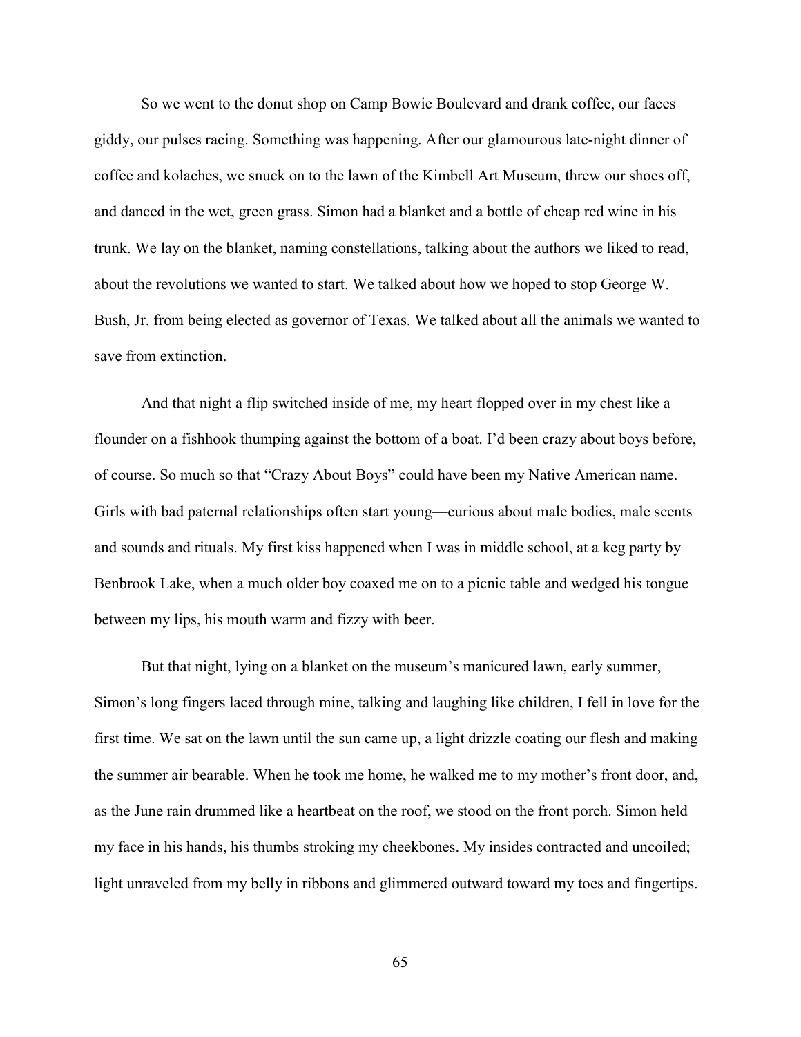So we went to the donut shop on Camp Bowie Boulevard and drank coffee, our faces giddy, our pulses racing. Something was happening. After our glamourous late-night dinner of coffee and kolaches, we snuck on to the lawn of the Kimbell Art Museum, threw our shoes off, and danced in the wet, green grass. Simon had a blanket and a bottle of cheap red wine in his trunk. We lay on the blanket, naming constellations, talking about the authors we liked to read, about the revolutions we wanted to start. We talked about how we hoped to stop George W. Bush, Jr. from being elected as governor of Texas. We talked about all the animals we wanted to save from extinction.

And that night a flip switched inside of me, my heart flopped over in my chest like a flounder on a fishhook thumping against the bottom of a boat. I'd been crazy about boys before, of course. So much so that "Crazy About Boys" could have been my Native American name. Girls with bad paternal relationships often start young—curious about male bodies, male scents and sounds and rituals. My first kiss happened when I was in middle school, at a keg party by Benbrook Lake, when a much older boy coaxed me on to a picnic table and wedged his tongue between my lips, his mouth warm and fizzy with beer.

But that night, lying on a blanket on the museum's manicured lawn, early summer, Simon's long fingers laced through mine, talking and laughing like children, I fell in love for the first time. We sat on the lawn until the sun came up, a light drizzle coating our flesh and making the summer air bearable. When he took me home, he walked me to my mother's front door, and, as the June rain drummed like a heartbeat on the roof, we stood on the front porch. Simon held my face in his hands, his thumbs stroking my cheekbones. My insides contracted and uncoiled; light unraveled from my belly in ribbons and glimmered outward toward my toes and fingertips.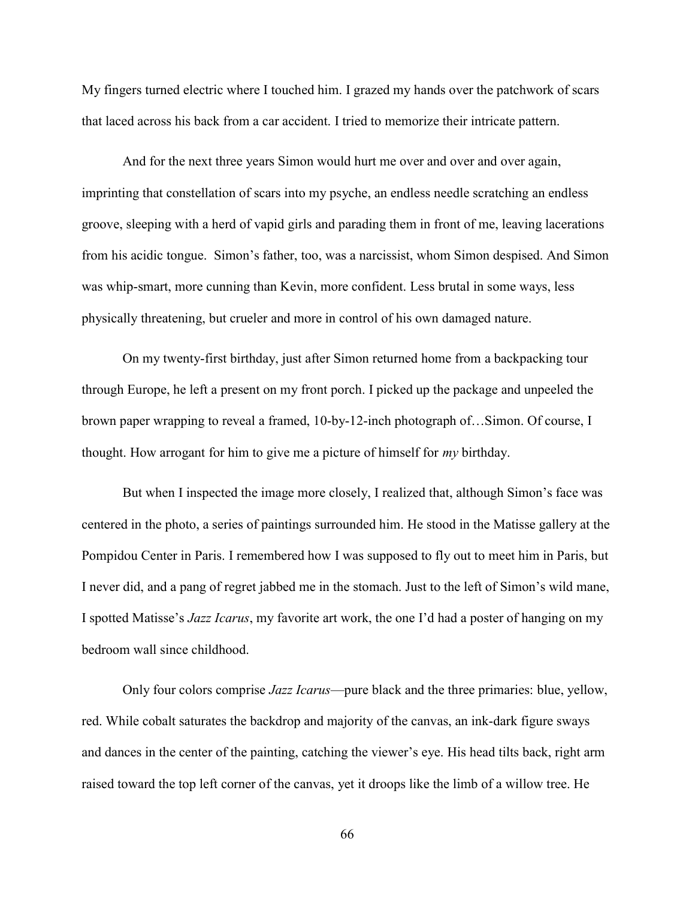My fingers turned electric where I touched him. I grazed my hands over the patchwork of scars that laced across his back from a car accident. I tried to memorize their intricate pattern.

And for the next three years Simon would hurt me over and over and over again, imprinting that constellation of scars into my psyche, an endless needle scratching an endless groove, sleeping with a herd of vapid girls and parading them in front of me, leaving lacerations from his acidic tongue. Simon's father, too, was a narcissist, whom Simon despised. And Simon was whip-smart, more cunning than Kevin, more confident. Less brutal in some ways, less physically threatening, but crueler and more in control of his own damaged nature.

On my twenty-first birthday, just after Simon returned home from a backpacking tour through Europe, he left a present on my front porch. I picked up the package and unpeeled the brown paper wrapping to reveal a framed, 10-by-12-inch photograph of…Simon. Of course, I thought. How arrogant for him to give me a picture of himself for *my* birthday.

But when I inspected the image more closely, I realized that, although Simon's face was centered in the photo, a series of paintings surrounded him. He stood in the Matisse gallery at the Pompidou Center in Paris. I remembered how I was supposed to fly out to meet him in Paris, but I never did, and a pang of regret jabbed me in the stomach. Just to the left of Simon's wild mane, I spotted Matisse's *Jazz Icarus*, my favorite art work, the one I'd had a poster of hanging on my bedroom wall since childhood.

Only four colors comprise *Jazz Icarus*—pure black and the three primaries: blue, yellow, red. While cobalt saturates the backdrop and majority of the canvas, an ink-dark figure sways and dances in the center of the painting, catching the viewer's eye. His head tilts back, right arm raised toward the top left corner of the canvas, yet it droops like the limb of a willow tree. He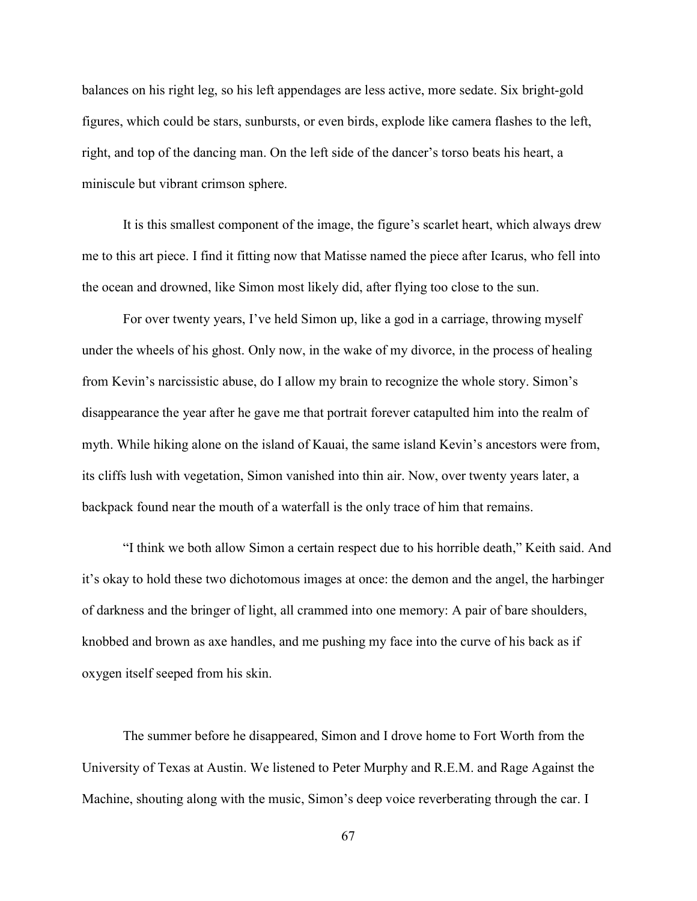balances on his right leg, so his left appendages are less active, more sedate. Six bright-gold figures, which could be stars, sunbursts, or even birds, explode like camera flashes to the left, right, and top of the dancing man. On the left side of the dancer's torso beats his heart, a miniscule but vibrant crimson sphere.

It is this smallest component of the image, the figure's scarlet heart, which always drew me to this art piece. I find it fitting now that Matisse named the piece after Icarus, who fell into the ocean and drowned, like Simon most likely did, after flying too close to the sun.

For over twenty years, I've held Simon up, like a god in a carriage, throwing myself under the wheels of his ghost. Only now, in the wake of my divorce, in the process of healing from Kevin's narcissistic abuse, do I allow my brain to recognize the whole story. Simon's disappearance the year after he gave me that portrait forever catapulted him into the realm of myth. While hiking alone on the island of Kauai, the same island Kevin's ancestors were from, its cliffs lush with vegetation, Simon vanished into thin air. Now, over twenty years later, a backpack found near the mouth of a waterfall is the only trace of him that remains.

"I think we both allow Simon a certain respect due to his horrible death," Keith said. And it's okay to hold these two dichotomous images at once: the demon and the angel, the harbinger of darkness and the bringer of light, all crammed into one memory: A pair of bare shoulders, knobbed and brown as axe handles, and me pushing my face into the curve of his back as if oxygen itself seeped from his skin.

The summer before he disappeared, Simon and I drove home to Fort Worth from the University of Texas at Austin. We listened to Peter Murphy and R.E.M. and Rage Against the Machine, shouting along with the music, Simon's deep voice reverberating through the car. I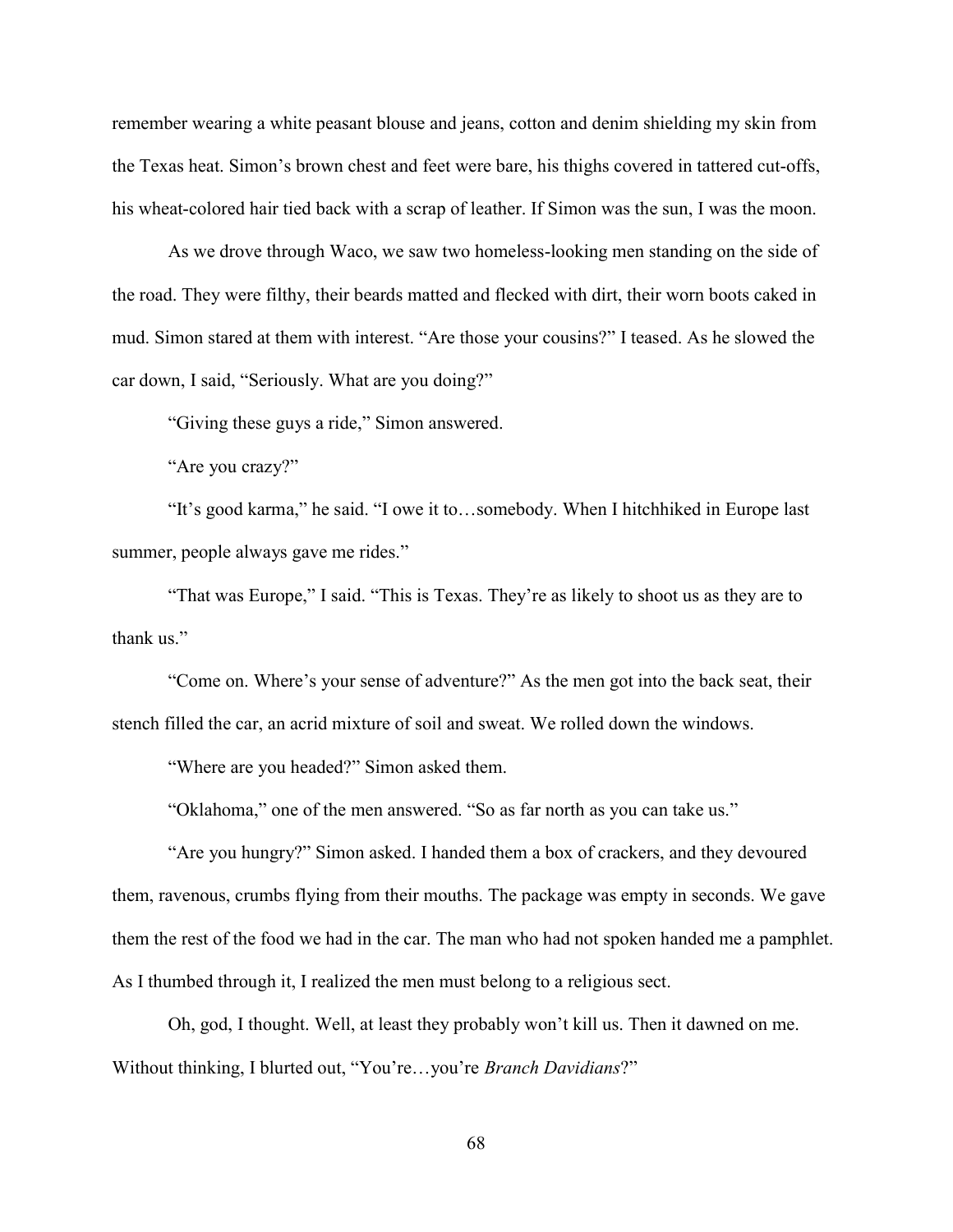remember wearing a white peasant blouse and jeans, cotton and denim shielding my skin from the Texas heat. Simon's brown chest and feet were bare, his thighs covered in tattered cut-offs, his wheat-colored hair tied back with a scrap of leather. If Simon was the sun, I was the moon.

As we drove through Waco, we saw two homeless-looking men standing on the side of the road. They were filthy, their beards matted and flecked with dirt, their worn boots caked in mud. Simon stared at them with interest. "Are those your cousins?" I teased. As he slowed the car down, I said, "Seriously. What are you doing?"

"Giving these guys a ride," Simon answered.

"Are you crazy?"

"It's good karma," he said. "I owe it to…somebody. When I hitchhiked in Europe last summer, people always gave me rides."

"That was Europe," I said. "This is Texas. They're as likely to shoot us as they are to thank us."

"Come on. Where's your sense of adventure?" As the men got into the back seat, their stench filled the car, an acrid mixture of soil and sweat. We rolled down the windows.

"Where are you headed?" Simon asked them.

"Oklahoma," one of the men answered. "So as far north as you can take us."

"Are you hungry?" Simon asked. I handed them a box of crackers, and they devoured them, ravenous, crumbs flying from their mouths. The package was empty in seconds. We gave them the rest of the food we had in the car. The man who had not spoken handed me a pamphlet. As I thumbed through it, I realized the men must belong to a religious sect.

Oh, god, I thought. Well, at least they probably won't kill us. Then it dawned on me. Without thinking, I blurted out, "You're…you're *Branch Davidians*?"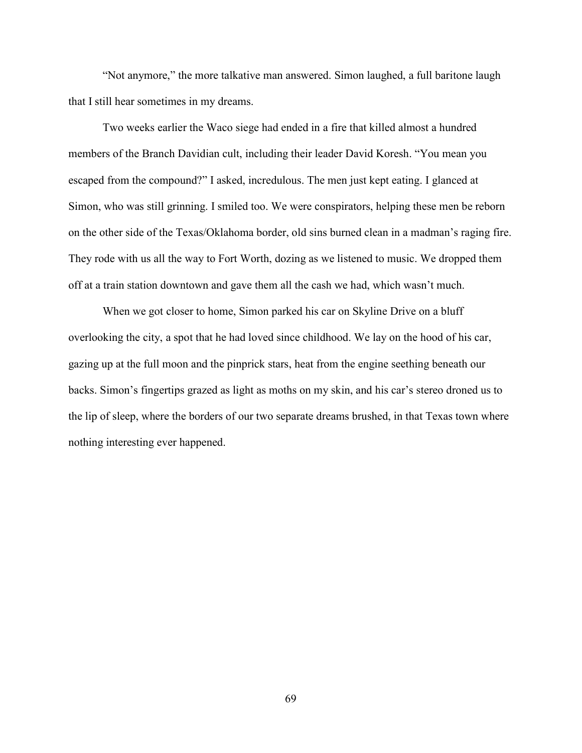"Not anymore," the more talkative man answered. Simon laughed, a full baritone laugh that I still hear sometimes in my dreams.

Two weeks earlier the Waco siege had ended in a fire that killed almost a hundred members of the Branch Davidian cult, including their leader David Koresh. "You mean you escaped from the compound?" I asked, incredulous. The men just kept eating. I glanced at Simon, who was still grinning. I smiled too. We were conspirators, helping these men be reborn on the other side of the Texas/Oklahoma border, old sins burned clean in a madman's raging fire. They rode with us all the way to Fort Worth, dozing as we listened to music. We dropped them off at a train station downtown and gave them all the cash we had, which wasn't much.

When we got closer to home, Simon parked his car on Skyline Drive on a bluff overlooking the city, a spot that he had loved since childhood. We lay on the hood of his car, gazing up at the full moon and the pinprick stars, heat from the engine seething beneath our backs. Simon's fingertips grazed as light as moths on my skin, and his car's stereo droned us to the lip of sleep, where the borders of our two separate dreams brushed, in that Texas town where nothing interesting ever happened.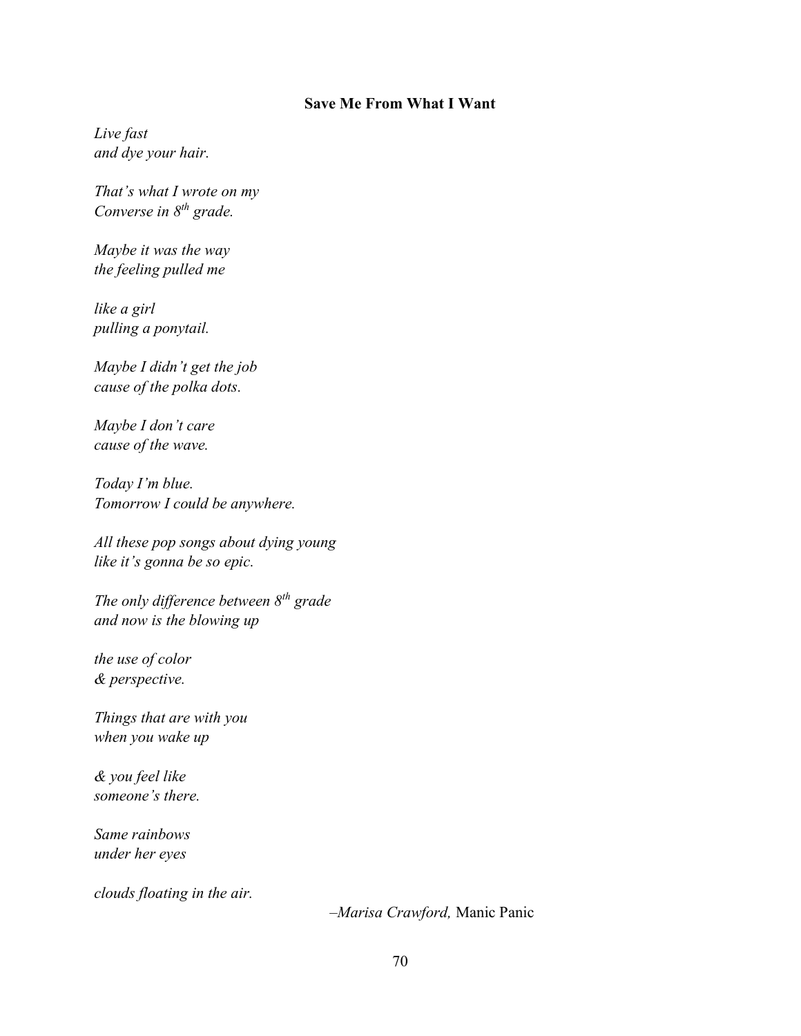**Save Me From What I Want**

*Live fast*
*and dye your hair.*

*That's what I wrote on my*
*Converse in 8th grade.*

*Maybe it was the way*
*the feeling pulled me*

*like a girl*
*pulling a ponytail.*

*Maybe I didn't get the job*
*cause of the polka dots.*

*Maybe I don't care*
*cause of the wave.*

*Today I'm blue.*
*Tomorrow I could be anywhere.*

*All these pop songs about dying young*
*like it's gonna be so epic.*

*The only difference between 8th grade*
*and now is the blowing up*

*the use of color*
*& perspective.*

*Things that are with you*
*when you wake up*

*& you feel like*
*someone's there.*

*Same rainbows*
*under her eyes*

*clouds floating in the air.*

–*Marisa Crawford,* Manic Panic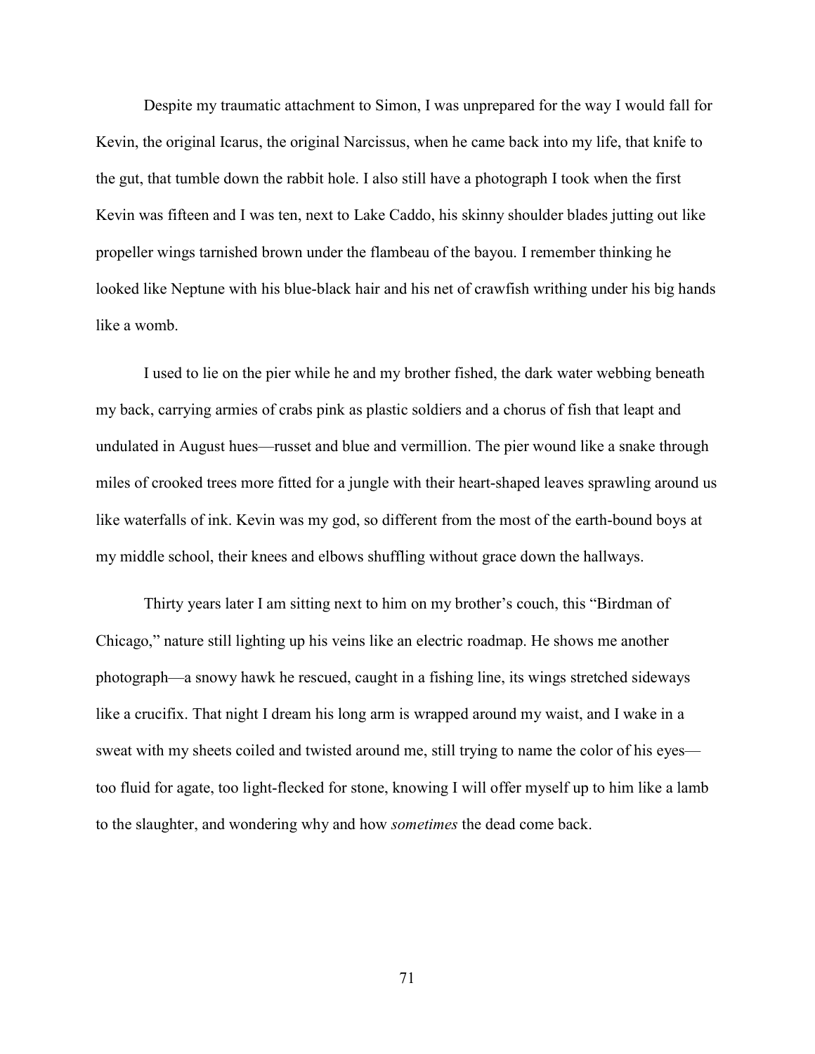Despite my traumatic attachment to Simon, I was unprepared for the way I would fall for Kevin, the original Icarus, the original Narcissus, when he came back into my life, that knife to the gut, that tumble down the rabbit hole. I also still have a photograph I took when the first Kevin was fifteen and I was ten, next to Lake Caddo, his skinny shoulder blades jutting out like propeller wings tarnished brown under the flambeau of the bayou. I remember thinking he looked like Neptune with his blue-black hair and his net of crawfish writhing under his big hands like a womb.

I used to lie on the pier while he and my brother fished, the dark water webbing beneath my back, carrying armies of crabs pink as plastic soldiers and a chorus of fish that leapt and undulated in August hues—russet and blue and vermillion. The pier wound like a snake through miles of crooked trees more fitted for a jungle with their heart-shaped leaves sprawling around us like waterfalls of ink. Kevin was my god, so different from the most of the earth-bound boys at my middle school, their knees and elbows shuffling without grace down the hallways.

Thirty years later I am sitting next to him on my brother's couch, this "Birdman of Chicago," nature still lighting up his veins like an electric roadmap. He shows me another photograph—a snowy hawk he rescued, caught in a fishing line, its wings stretched sideways like a crucifix. That night I dream his long arm is wrapped around my waist, and I wake in a sweat with my sheets coiled and twisted around me, still trying to name the color of his eyes—too fluid for agate, too light-flecked for stone, knowing I will offer myself up to him like a lamb to the slaughter, and wondering why and how *sometimes* the dead come back.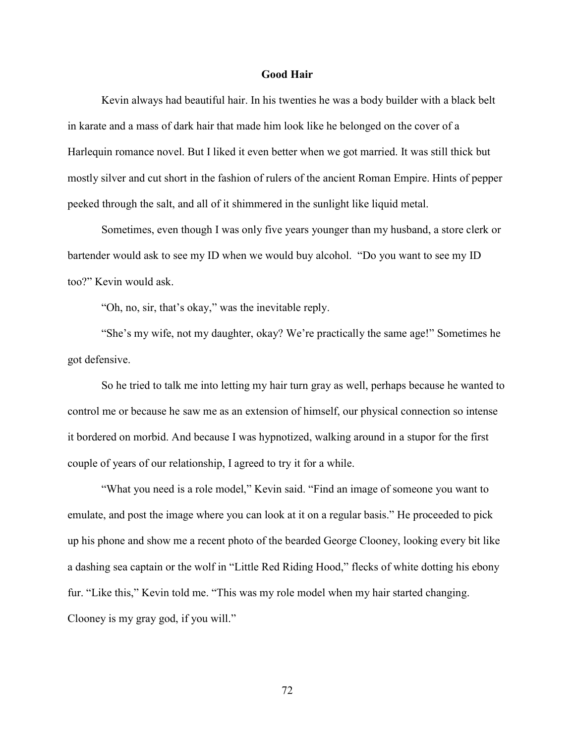## Good Hair

Kevin always had beautiful hair. In his twenties he was a body builder with a black belt in karate and a mass of dark hair that made him look like he belonged on the cover of a Harlequin romance novel. But I liked it even better when we got married. It was still thick but mostly silver and cut short in the fashion of rulers of the ancient Roman Empire. Hints of pepper peeked through the salt, and all of it shimmered in the sunlight like liquid metal.

Sometimes, even though I was only five years younger than my husband, a store clerk or bartender would ask to see my ID when we would buy alcohol. "Do you want to see my ID too?" Kevin would ask.

"Oh, no, sir, that's okay," was the inevitable reply.

"She's my wife, not my daughter, okay? We're practically the same age!" Sometimes he got defensive.

So he tried to talk me into letting my hair turn gray as well, perhaps because he wanted to control me or because he saw me as an extension of himself, our physical connection so intense it bordered on morbid. And because I was hypnotized, walking around in a stupor for the first couple of years of our relationship, I agreed to try it for a while.

"What you need is a role model," Kevin said. "Find an image of someone you want to emulate, and post the image where you can look at it on a regular basis." He proceeded to pick up his phone and show me a recent photo of the bearded George Clooney, looking every bit like a dashing sea captain or the wolf in "Little Red Riding Hood," flecks of white dotting his ebony fur. "Like this," Kevin told me. "This was my role model when my hair started changing. Clooney is my gray god, if you will."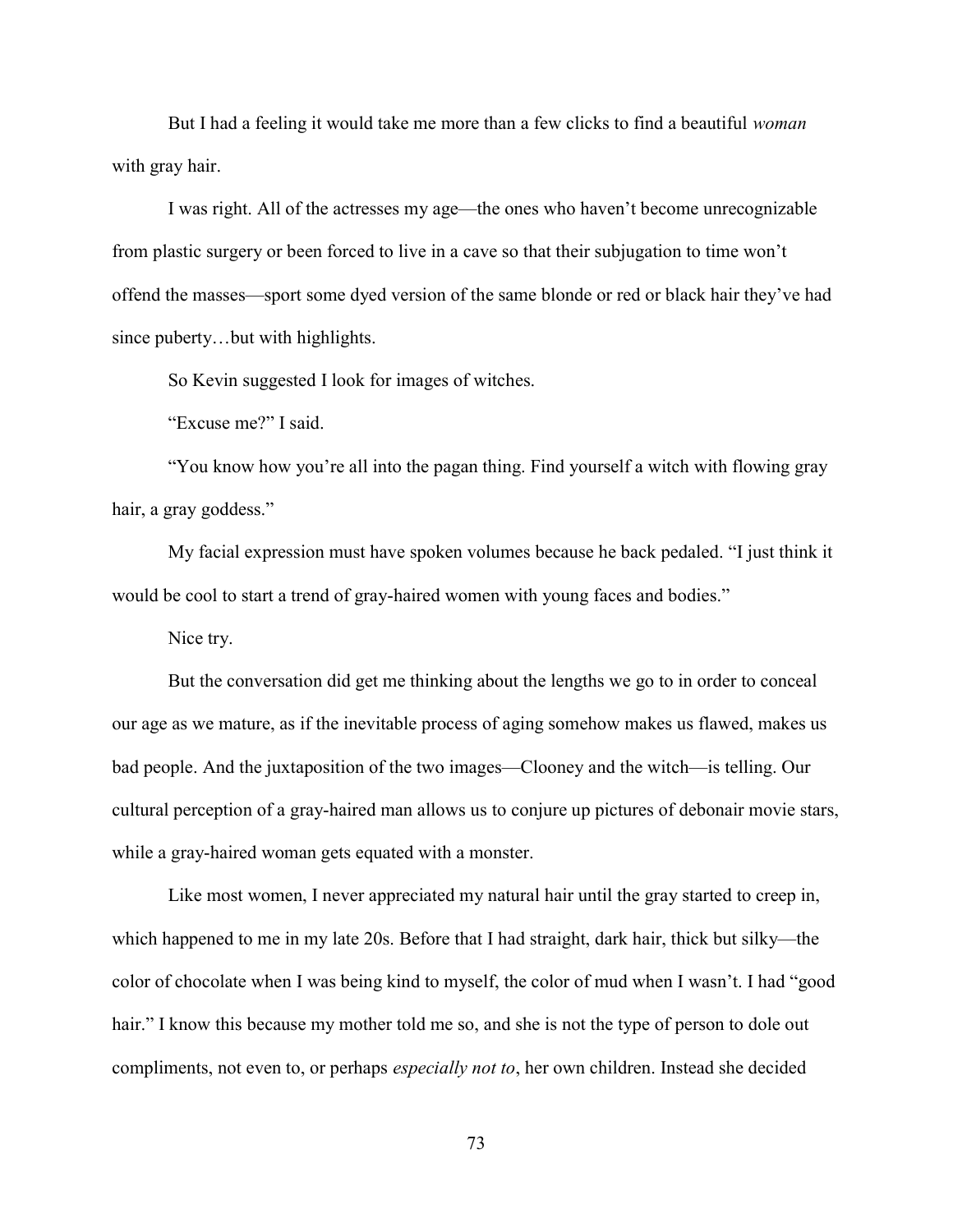But I had a feeling it would take me more than a few clicks to find a beautiful *woman* with gray hair.

I was right. All of the actresses my age—the ones who haven't become unrecognizable from plastic surgery or been forced to live in a cave so that their subjugation to time won't offend the masses—sport some dyed version of the same blonde or red or black hair they've had since puberty…but with highlights.

So Kevin suggested I look for images of witches.

"Excuse me?" I said.

"You know how you're all into the pagan thing. Find yourself a witch with flowing gray hair, a gray goddess."

My facial expression must have spoken volumes because he back pedaled. "I just think it would be cool to start a trend of gray-haired women with young faces and bodies."

Nice try.

But the conversation did get me thinking about the lengths we go to in order to conceal our age as we mature, as if the inevitable process of aging somehow makes us flawed, makes us bad people. And the juxtaposition of the two images—Clooney and the witch—is telling. Our cultural perception of a gray-haired man allows us to conjure up pictures of debonair movie stars, while a gray-haired woman gets equated with a monster.

Like most women, I never appreciated my natural hair until the gray started to creep in, which happened to me in my late 20s. Before that I had straight, dark hair, thick but silky—the color of chocolate when I was being kind to myself, the color of mud when I wasn't. I had "good hair." I know this because my mother told me so, and she is not the type of person to dole out compliments, not even to, or perhaps *especially not to*, her own children. Instead she decided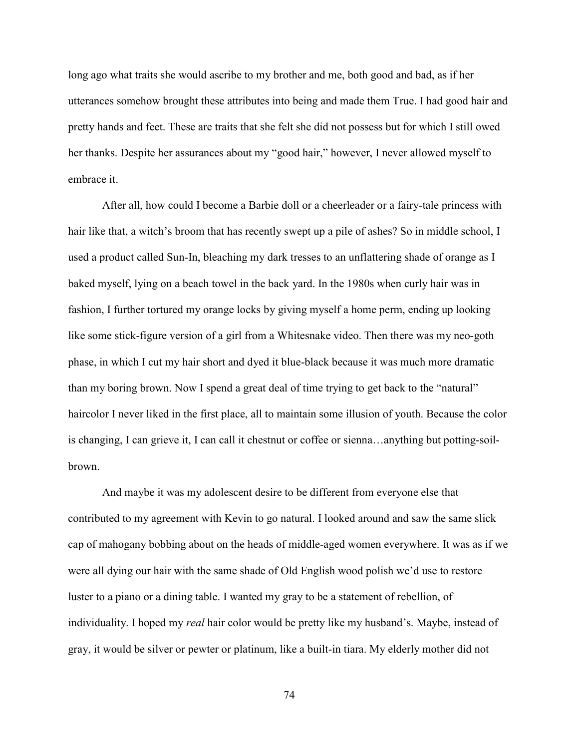long ago what traits she would ascribe to my brother and me, both good and bad, as if her utterances somehow brought these attributes into being and made them True. I had good hair and pretty hands and feet. These are traits that she felt she did not possess but for which I still owed her thanks. Despite her assurances about my "good hair," however, I never allowed myself to embrace it.

After all, how could I become a Barbie doll or a cheerleader or a fairy-tale princess with hair like that, a witch's broom that has recently swept up a pile of ashes? So in middle school, I used a product called Sun-In, bleaching my dark tresses to an unflattering shade of orange as I baked myself, lying on a beach towel in the back yard. In the 1980s when curly hair was in fashion, I further tortured my orange locks by giving myself a home perm, ending up looking like some stick-figure version of a girl from a Whitesnake video. Then there was my neo-goth phase, in which I cut my hair short and dyed it blue-black because it was much more dramatic than my boring brown. Now I spend a great deal of time trying to get back to the "natural" haircolor I never liked in the first place, all to maintain some illusion of youth. Because the color is changing, I can grieve it, I can call it chestnut or coffee or sienna…anything but potting-soil-brown.

And maybe it was my adolescent desire to be different from everyone else that contributed to my agreement with Kevin to go natural. I looked around and saw the same slick cap of mahogany bobbing about on the heads of middle-aged women everywhere. It was as if we were all dying our hair with the same shade of Old English wood polish we'd use to restore luster to a piano or a dining table. I wanted my gray to be a statement of rebellion, of individuality. I hoped my *real* hair color would be pretty like my husband's. Maybe, instead of gray, it would be silver or pewter or platinum, like a built-in tiara. My elderly mother did not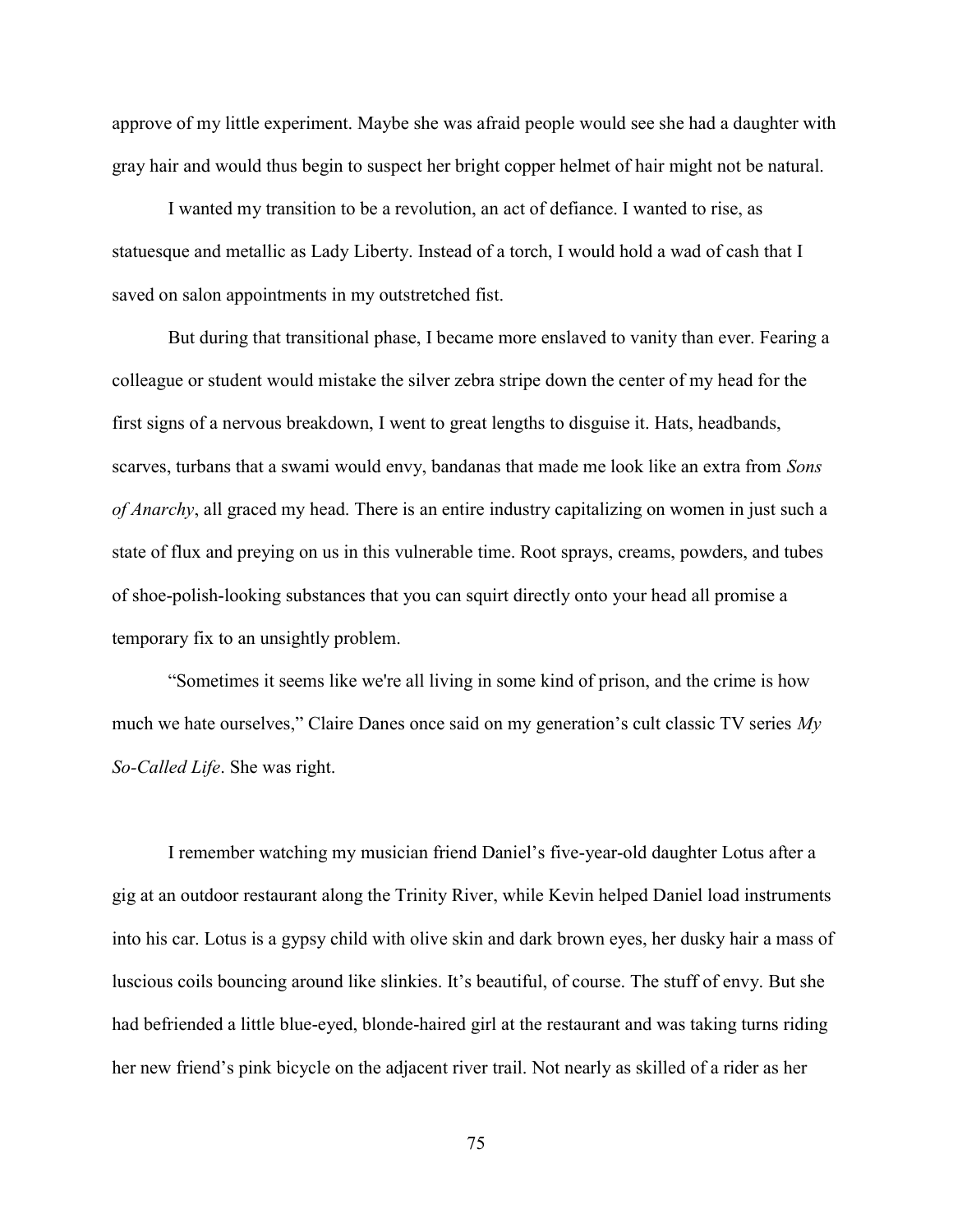approve of my little experiment. Maybe she was afraid people would see she had a daughter with gray hair and would thus begin to suspect her bright copper helmet of hair might not be natural.

I wanted my transition to be a revolution, an act of defiance. I wanted to rise, as statuesque and metallic as Lady Liberty. Instead of a torch, I would hold a wad of cash that I saved on salon appointments in my outstretched fist.

But during that transitional phase, I became more enslaved to vanity than ever. Fearing a colleague or student would mistake the silver zebra stripe down the center of my head for the first signs of a nervous breakdown, I went to great lengths to disguise it. Hats, headbands, scarves, turbans that a swami would envy, bandanas that made me look like an extra from *Sons of Anarchy*, all graced my head. There is an entire industry capitalizing on women in just such a state of flux and preying on us in this vulnerable time. Root sprays, creams, powders, and tubes of shoe-polish-looking substances that you can squirt directly onto your head all promise a temporary fix to an unsightly problem.

"Sometimes it seems like we're all living in some kind of prison, and the crime is how much we hate ourselves," Claire Danes once said on my generation's cult classic TV series *My So-Called Life*. She was right.

I remember watching my musician friend Daniel's five-year-old daughter Lotus after a gig at an outdoor restaurant along the Trinity River, while Kevin helped Daniel load instruments into his car. Lotus is a gypsy child with olive skin and dark brown eyes, her dusky hair a mass of luscious coils bouncing around like slinkies. It's beautiful, of course. The stuff of envy. But she had befriended a little blue-eyed, blonde-haired girl at the restaurant and was taking turns riding her new friend's pink bicycle on the adjacent river trail. Not nearly as skilled of a rider as her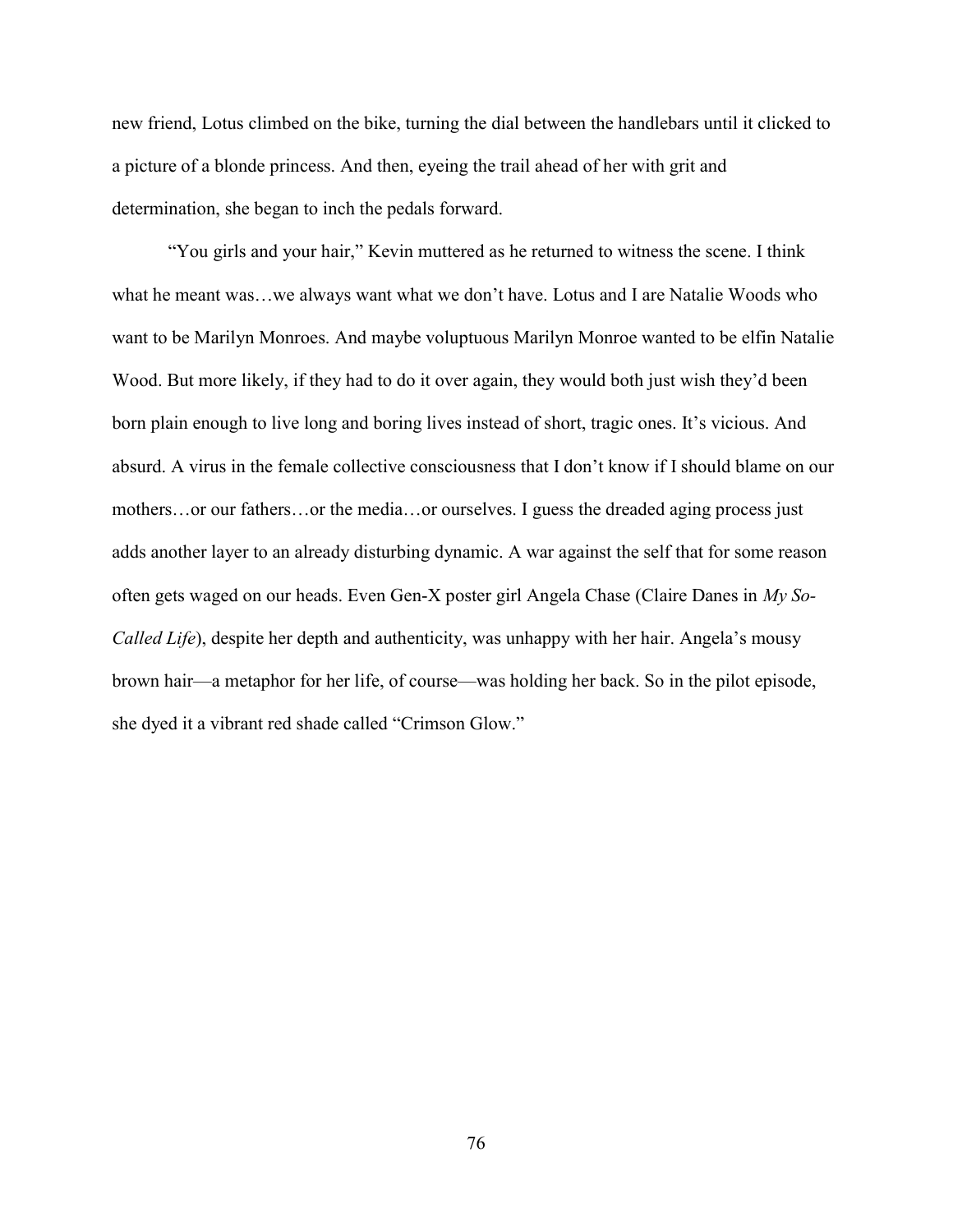new friend, Lotus climbed on the bike, turning the dial between the handlebars until it clicked to a picture of a blonde princess. And then, eyeing the trail ahead of her with grit and determination, she began to inch the pedals forward.

"You girls and your hair," Kevin muttered as he returned to witness the scene. I think what he meant was…we always want what we don't have. Lotus and I are Natalie Woods who want to be Marilyn Monroes. And maybe voluptuous Marilyn Monroe wanted to be elfin Natalie Wood. But more likely, if they had to do it over again, they would both just wish they'd been born plain enough to live long and boring lives instead of short, tragic ones. It's vicious. And absurd. A virus in the female collective consciousness that I don't know if I should blame on our mothers…or our fathers…or the media…or ourselves. I guess the dreaded aging process just adds another layer to an already disturbing dynamic. A war against the self that for some reason often gets waged on our heads. Even Gen-X poster girl Angela Chase (Claire Danes in *My So-Called Life*), despite her depth and authenticity, was unhappy with her hair. Angela's mousy brown hair—a metaphor for her life, of course—was holding her back. So in the pilot episode, she dyed it a vibrant red shade called "Crimson Glow."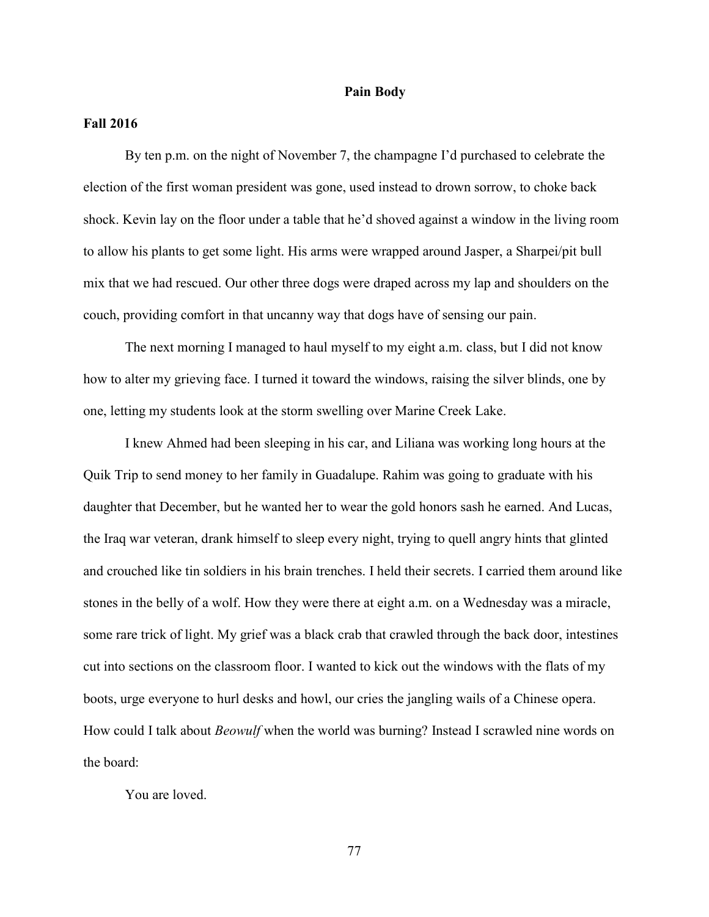# Pain Body

## Fall 2016

By ten p.m. on the night of November 7, the champagne I'd purchased to celebrate the election of the first woman president was gone, used instead to drown sorrow, to choke back shock. Kevin lay on the floor under a table that he'd shoved against a window in the living room to allow his plants to get some light. His arms were wrapped around Jasper, a Sharpei/pit bull mix that we had rescued. Our other three dogs were draped across my lap and shoulders on the couch, providing comfort in that uncanny way that dogs have of sensing our pain.

The next morning I managed to haul myself to my eight a.m. class, but I did not know how to alter my grieving face. I turned it toward the windows, raising the silver blinds, one by one, letting my students look at the storm swelling over Marine Creek Lake.

I knew Ahmed had been sleeping in his car, and Liliana was working long hours at the Quik Trip to send money to her family in Guadalupe. Rahim was going to graduate with his daughter that December, but he wanted her to wear the gold honors sash he earned. And Lucas, the Iraq war veteran, drank himself to sleep every night, trying to quell angry hints that glinted and crouched like tin soldiers in his brain trenches. I held their secrets. I carried them around like stones in the belly of a wolf. How they were there at eight a.m. on a Wednesday was a miracle, some rare trick of light. My grief was a black crab that crawled through the back door, intestines cut into sections on the classroom floor. I wanted to kick out the windows with the flats of my boots, urge everyone to hurl desks and howl, our cries the jangling wails of a Chinese opera. How could I talk about *Beowulf* when the world was burning? Instead I scrawled nine words on the board:

You are loved.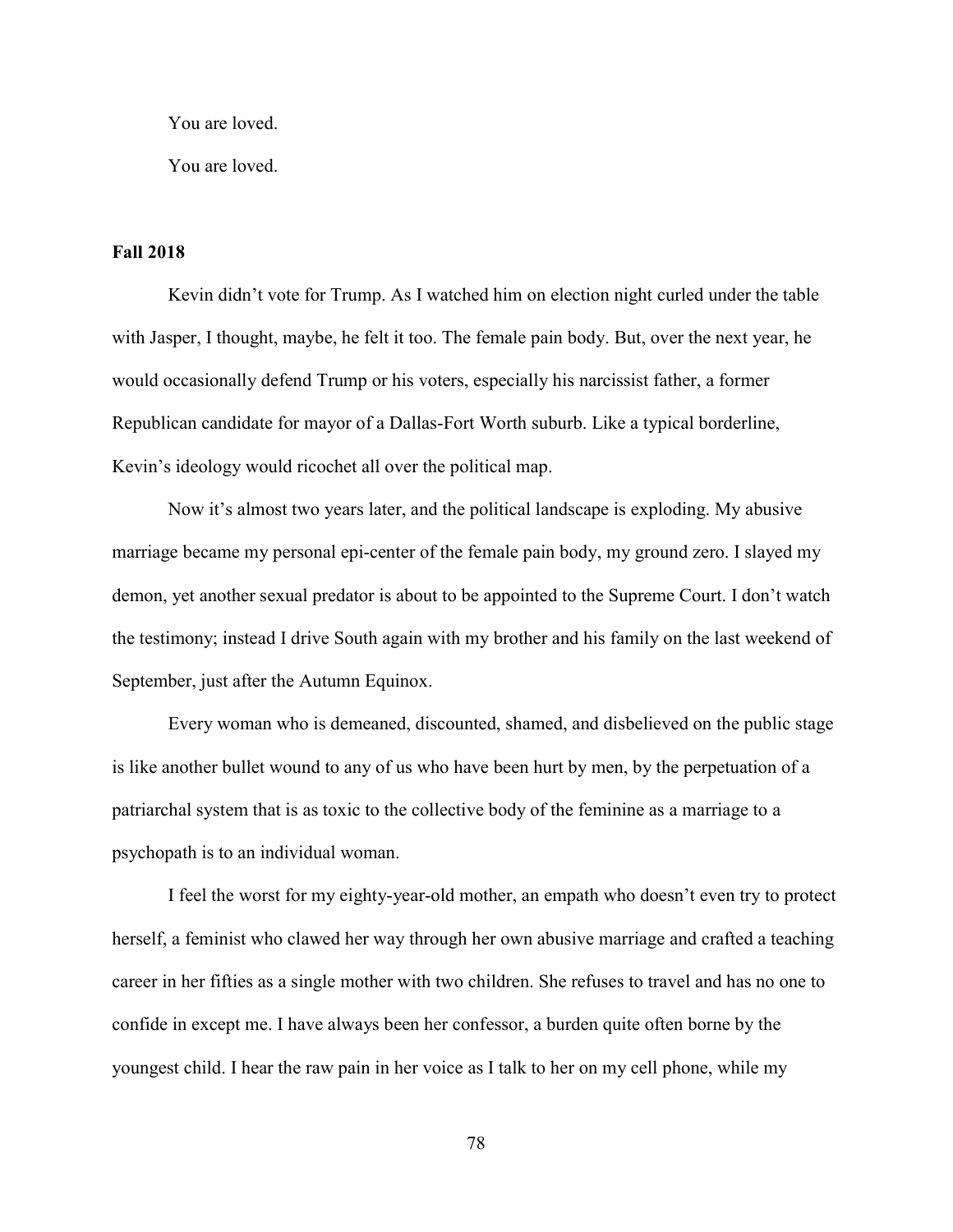You are loved.

You are loved.

**Fall 2018**

Kevin didn't vote for Trump. As I watched him on election night curled under the table with Jasper, I thought, maybe, he felt it too. The female pain body. But, over the next year, he would occasionally defend Trump or his voters, especially his narcissist father, a former Republican candidate for mayor of a Dallas-Fort Worth suburb. Like a typical borderline, Kevin's ideology would ricochet all over the political map.

Now it's almost two years later, and the political landscape is exploding. My abusive marriage became my personal epi-center of the female pain body, my ground zero. I slayed my demon, yet another sexual predator is about to be appointed to the Supreme Court. I don't watch the testimony; instead I drive South again with my brother and his family on the last weekend of September, just after the Autumn Equinox.

Every woman who is demeaned, discounted, shamed, and disbelieved on the public stage is like another bullet wound to any of us who have been hurt by men, by the perpetuation of a patriarchal system that is as toxic to the collective body of the feminine as a marriage to a psychopath is to an individual woman.

I feel the worst for my eighty-year-old mother, an empath who doesn't even try to protect herself, a feminist who clawed her way through her own abusive marriage and crafted a teaching career in her fifties as a single mother with two children. She refuses to travel and has no one to confide in except me. I have always been her confessor, a burden quite often borne by the youngest child. I hear the raw pain in her voice as I talk to her on my cell phone, while my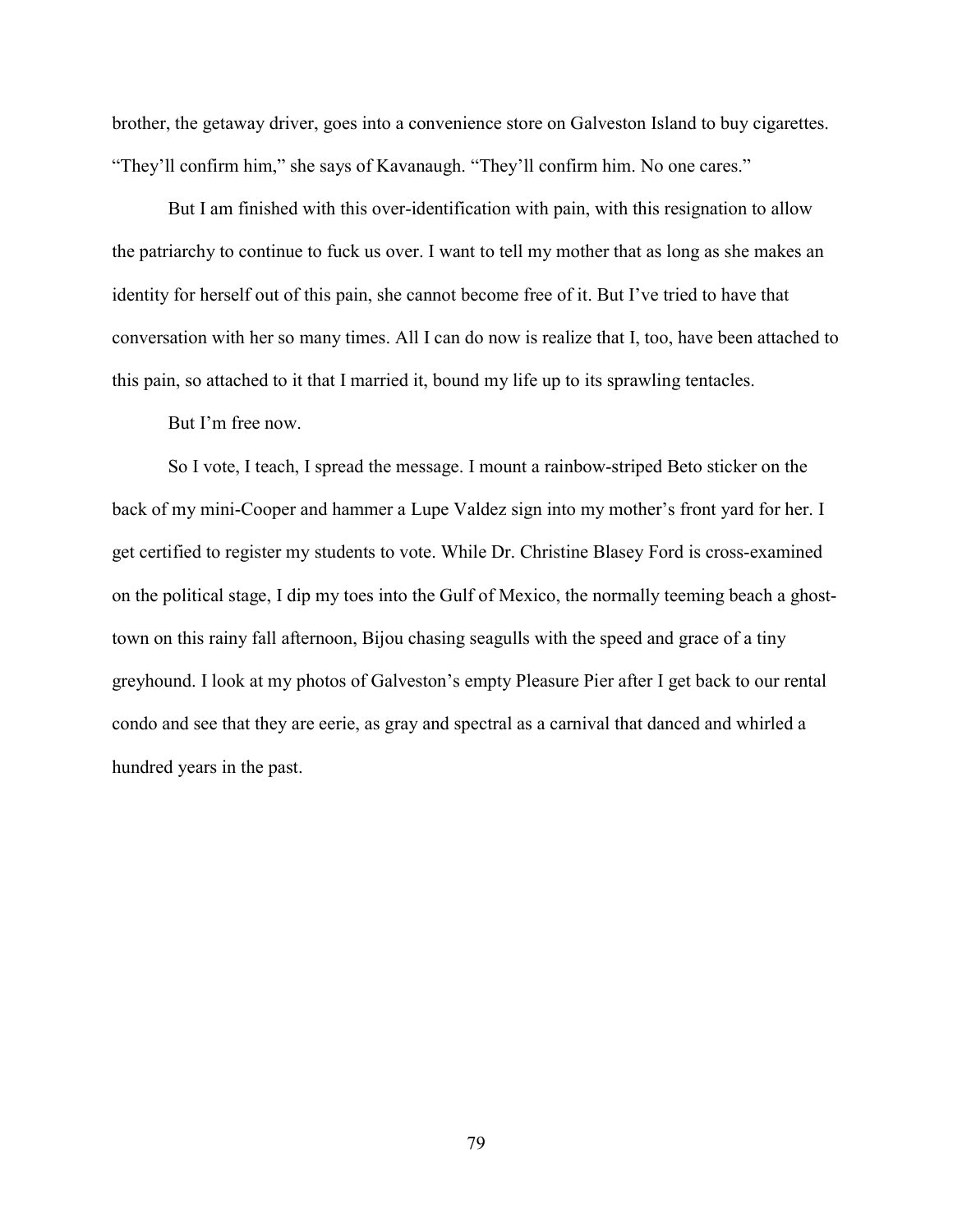brother, the getaway driver, goes into a convenience store on Galveston Island to buy cigarettes. "They'll confirm him," she says of Kavanaugh. "They'll confirm him. No one cares."

But I am finished with this over-identification with pain, with this resignation to allow the patriarchy to continue to fuck us over. I want to tell my mother that as long as she makes an identity for herself out of this pain, she cannot become free of it. But I've tried to have that conversation with her so many times. All I can do now is realize that I, too, have been attached to this pain, so attached to it that I married it, bound my life up to its sprawling tentacles.

But I'm free now.

So I vote, I teach, I spread the message. I mount a rainbow-striped Beto sticker on the back of my mini-Cooper and hammer a Lupe Valdez sign into my mother's front yard for her. I get certified to register my students to vote. While Dr. Christine Blasey Ford is cross-examined on the political stage, I dip my toes into the Gulf of Mexico, the normally teeming beach a ghost-town on this rainy fall afternoon, Bijou chasing seagulls with the speed and grace of a tiny greyhound. I look at my photos of Galveston's empty Pleasure Pier after I get back to our rental condo and see that they are eerie, as gray and spectral as a carnival that danced and whirled a hundred years in the past.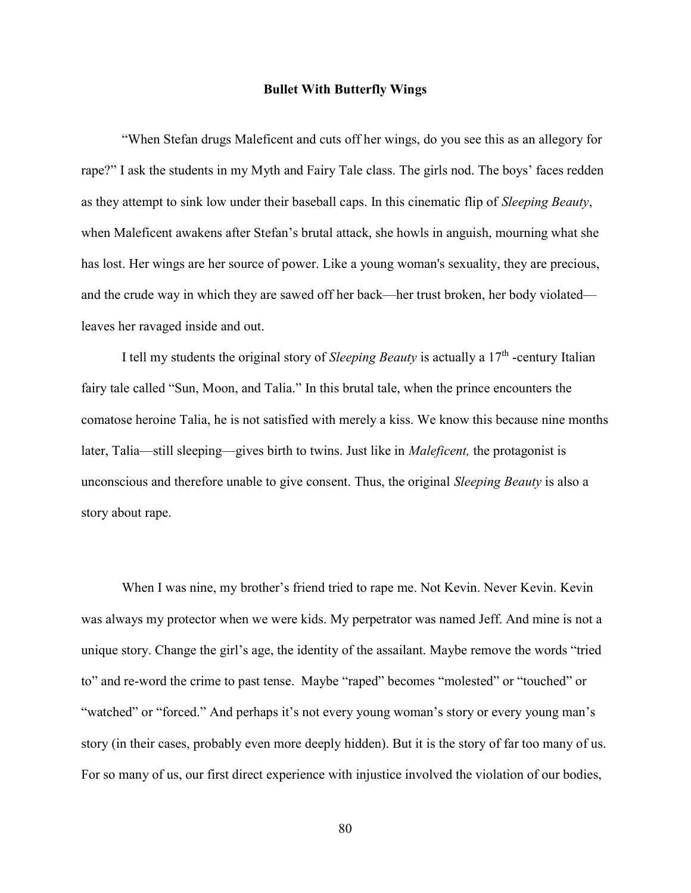**Bullet With Butterfly Wings**

"When Stefan drugs Maleficent and cuts off her wings, do you see this as an allegory for rape?" I ask the students in my Myth and Fairy Tale class. The girls nod. The boys' faces redden as they attempt to sink low under their baseball caps. In this cinematic flip of *Sleeping Beauty*, when Maleficent awakens after Stefan's brutal attack, she howls in anguish, mourning what she has lost. Her wings are her source of power. Like a young woman's sexuality, they are precious, and the crude way in which they are sawed off her back—her trust broken, her body violated—leaves her ravaged inside and out.

I tell my students the original story of *Sleeping Beauty* is actually a 17th -century Italian fairy tale called "Sun, Moon, and Talia." In this brutal tale, when the prince encounters the comatose heroine Talia, he is not satisfied with merely a kiss. We know this because nine months later, Talia—still sleeping—gives birth to twins. Just like in *Maleficent,* the protagonist is unconscious and therefore unable to give consent. Thus, the original *Sleeping Beauty* is also a story about rape.

When I was nine, my brother's friend tried to rape me. Not Kevin. Never Kevin. Kevin was always my protector when we were kids. My perpetrator was named Jeff. And mine is not a unique story. Change the girl's age, the identity of the assailant. Maybe remove the words "tried to" and re-word the crime to past tense. Maybe "raped" becomes "molested" or "touched" or "watched" or "forced." And perhaps it's not every young woman's story or every young man's story (in their cases, probably even more deeply hidden). But it is the story of far too many of us. For so many of us, our first direct experience with injustice involved the violation of our bodies,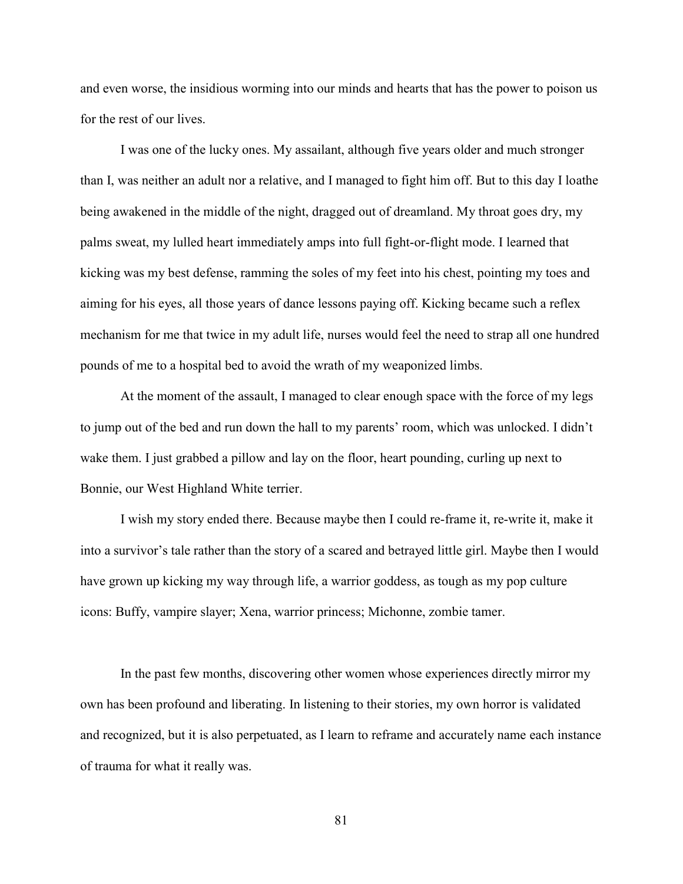and even worse, the insidious worming into our minds and hearts that has the power to poison us for the rest of our lives.

I was one of the lucky ones. My assailant, although five years older and much stronger than I, was neither an adult nor a relative, and I managed to fight him off. But to this day I loathe being awakened in the middle of the night, dragged out of dreamland. My throat goes dry, my palms sweat, my lulled heart immediately amps into full fight-or-flight mode. I learned that kicking was my best defense, ramming the soles of my feet into his chest, pointing my toes and aiming for his eyes, all those years of dance lessons paying off. Kicking became such a reflex mechanism for me that twice in my adult life, nurses would feel the need to strap all one hundred pounds of me to a hospital bed to avoid the wrath of my weaponized limbs.

At the moment of the assault, I managed to clear enough space with the force of my legs to jump out of the bed and run down the hall to my parents' room, which was unlocked. I didn't wake them. I just grabbed a pillow and lay on the floor, heart pounding, curling up next to Bonnie, our West Highland White terrier.

I wish my story ended there. Because maybe then I could re-frame it, re-write it, make it into a survivor's tale rather than the story of a scared and betrayed little girl. Maybe then I would have grown up kicking my way through life, a warrior goddess, as tough as my pop culture icons: Buffy, vampire slayer; Xena, warrior princess; Michonne, zombie tamer.

In the past few months, discovering other women whose experiences directly mirror my own has been profound and liberating. In listening to their stories, my own horror is validated and recognized, but it is also perpetuated, as I learn to reframe and accurately name each instance of trauma for what it really was.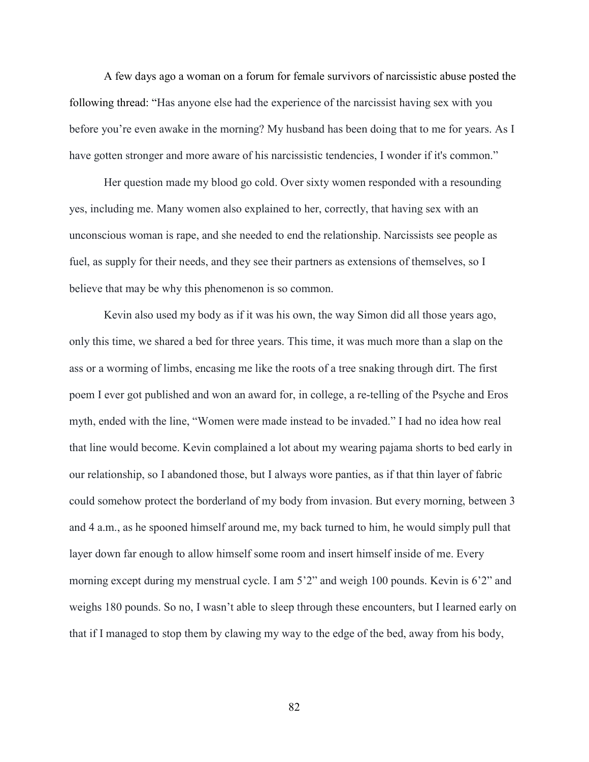A few days ago a woman on a forum for female survivors of narcissistic abuse posted the following thread: "Has anyone else had the experience of the narcissist having sex with you before you're even awake in the morning? My husband has been doing that to me for years. As I have gotten stronger and more aware of his narcissistic tendencies, I wonder if it's common."

Her question made my blood go cold. Over sixty women responded with a resounding yes, including me. Many women also explained to her, correctly, that having sex with an unconscious woman is rape, and she needed to end the relationship. Narcissists see people as fuel, as supply for their needs, and they see their partners as extensions of themselves, so I believe that may be why this phenomenon is so common.

Kevin also used my body as if it was his own, the way Simon did all those years ago, only this time, we shared a bed for three years. This time, it was much more than a slap on the ass or a worming of limbs, encasing me like the roots of a tree snaking through dirt. The first poem I ever got published and won an award for, in college, a re-telling of the Psyche and Eros myth, ended with the line, "Women were made instead to be invaded." I had no idea how real that line would become. Kevin complained a lot about my wearing pajama shorts to bed early in our relationship, so I abandoned those, but I always wore panties, as if that thin layer of fabric could somehow protect the borderland of my body from invasion. But every morning, between 3 and 4 a.m., as he spooned himself around me, my back turned to him, he would simply pull that layer down far enough to allow himself some room and insert himself inside of me. Every morning except during my menstrual cycle. I am 5'2" and weigh 100 pounds. Kevin is 6'2" and weighs 180 pounds. So no, I wasn't able to sleep through these encounters, but I learned early on that if I managed to stop them by clawing my way to the edge of the bed, away from his body,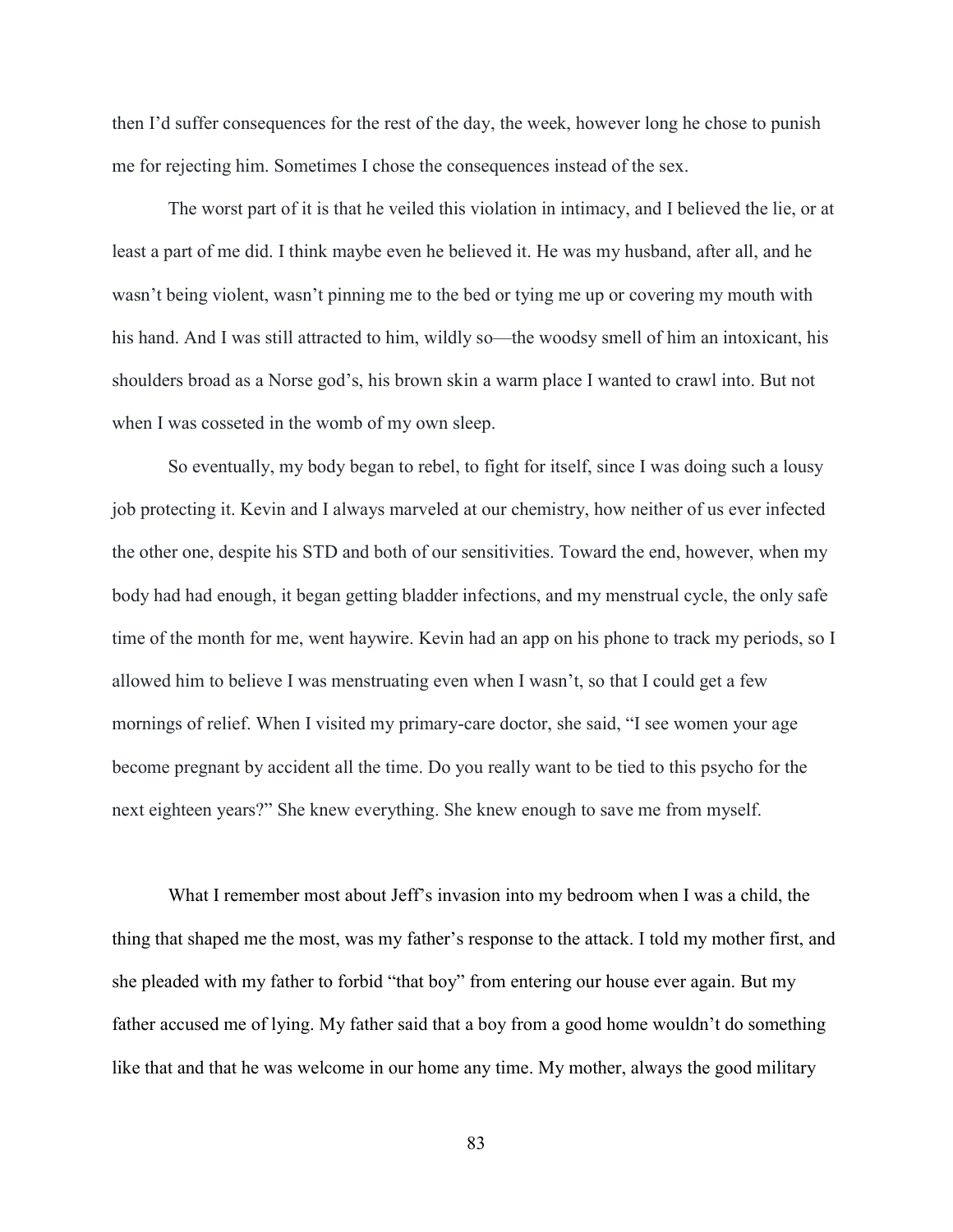then I'd suffer consequences for the rest of the day, the week, however long he chose to punish me for rejecting him. Sometimes I chose the consequences instead of the sex.

The worst part of it is that he veiled this violation in intimacy, and I believed the lie, or at least a part of me did. I think maybe even he believed it. He was my husband, after all, and he wasn't being violent, wasn't pinning me to the bed or tying me up or covering my mouth with his hand. And I was still attracted to him, wildly so—the woodsy smell of him an intoxicant, his shoulders broad as a Norse god's, his brown skin a warm place I wanted to crawl into. But not when I was cosseted in the womb of my own sleep.

So eventually, my body began to rebel, to fight for itself, since I was doing such a lousy job protecting it. Kevin and I always marveled at our chemistry, how neither of us ever infected the other one, despite his STD and both of our sensitivities. Toward the end, however, when my body had had enough, it began getting bladder infections, and my menstrual cycle, the only safe time of the month for me, went haywire. Kevin had an app on his phone to track my periods, so I allowed him to believe I was menstruating even when I wasn't, so that I could get a few mornings of relief. When I visited my primary-care doctor, she said, "I see women your age become pregnant by accident all the time. Do you really want to be tied to this psycho for the next eighteen years?" She knew everything. She knew enough to save me from myself.

What I remember most about Jeff's invasion into my bedroom when I was a child, the thing that shaped me the most, was my father's response to the attack. I told my mother first, and she pleaded with my father to forbid "that boy" from entering our house ever again. But my father accused me of lying. My father said that a boy from a good home wouldn't do something like that and that he was welcome in our home any time. My mother, always the good military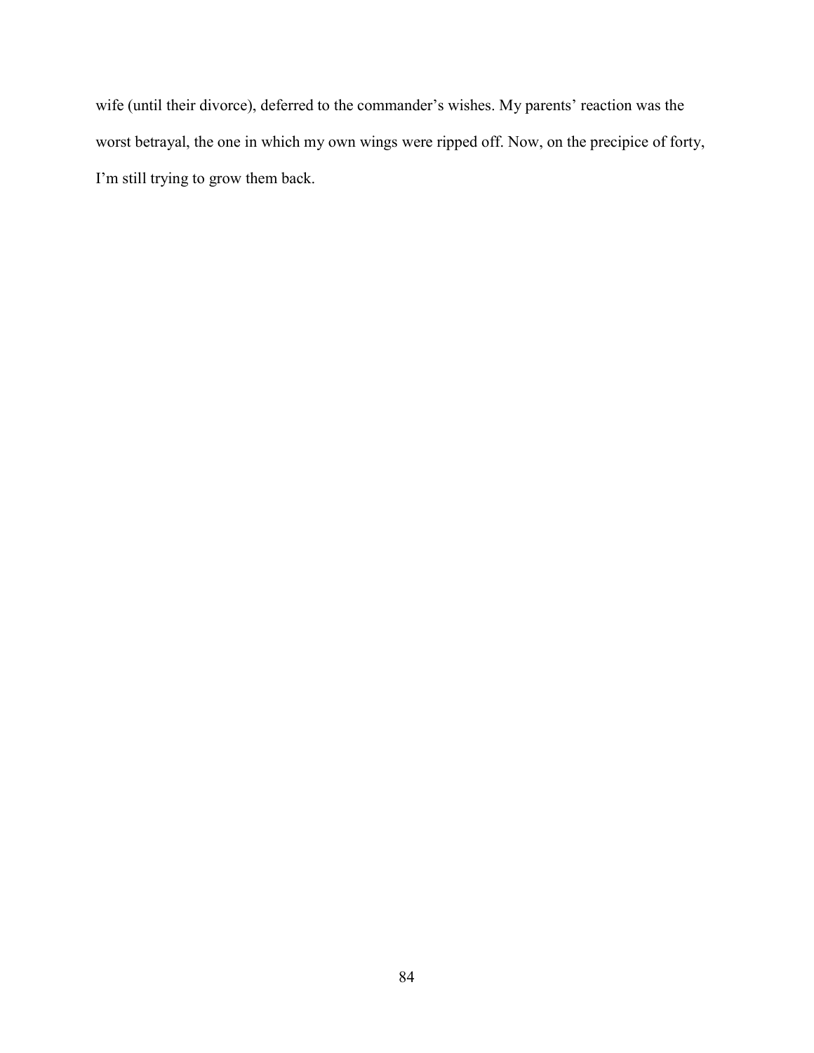wife (until their divorce), deferred to the commander's wishes. My parents' reaction was the worst betrayal, the one in which my own wings were ripped off. Now, on the precipice of forty, I'm still trying to grow them back.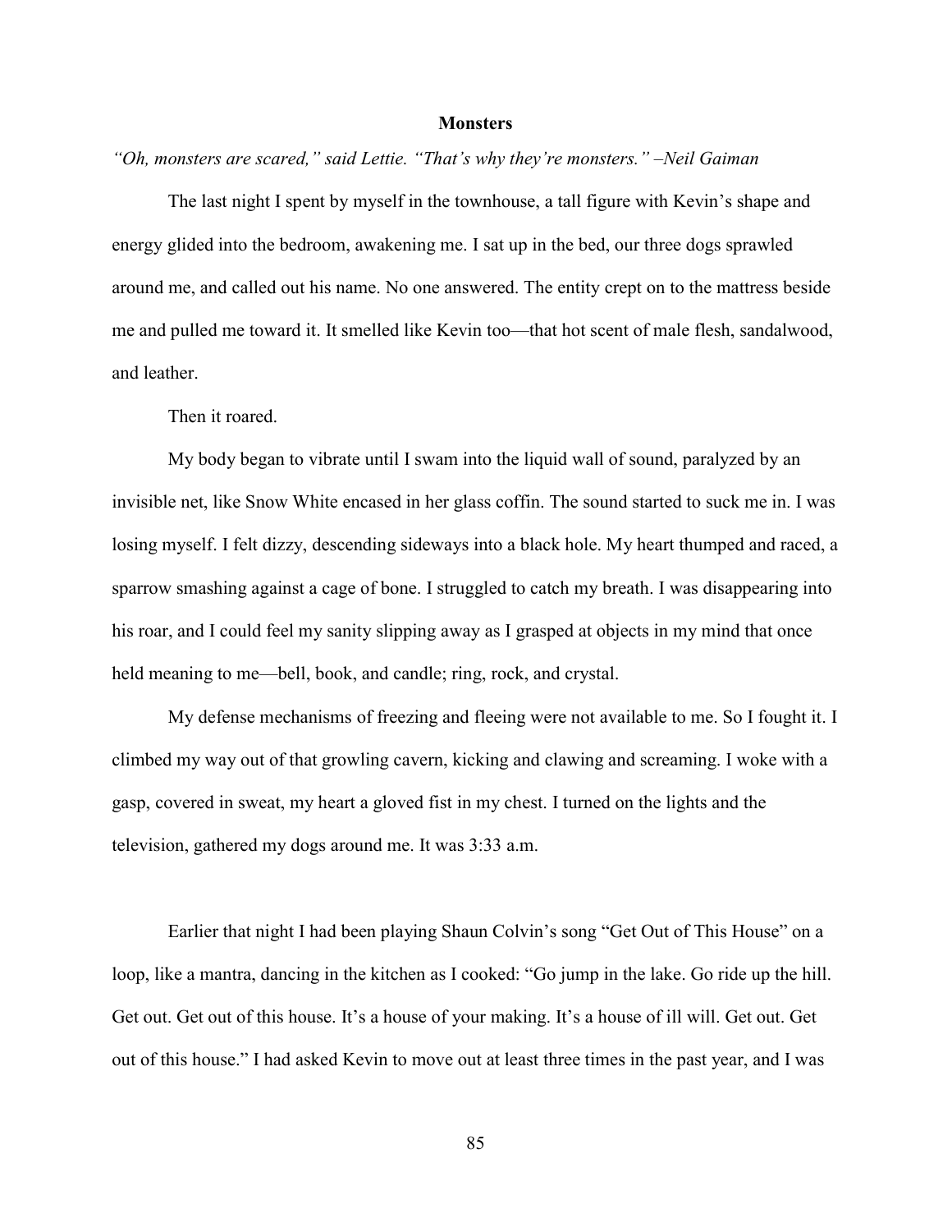# Monsters

*"Oh, monsters are scared," said Lettie. "That's why they're monsters." –Neil Gaiman*

The last night I spent by myself in the townhouse, a tall figure with Kevin's shape and energy glided into the bedroom, awakening me. I sat up in the bed, our three dogs sprawled around me, and called out his name. No one answered. The entity crept on to the mattress beside me and pulled me toward it. It smelled like Kevin too—that hot scent of male flesh, sandalwood, and leather.

Then it roared.

My body began to vibrate until I swam into the liquid wall of sound, paralyzed by an invisible net, like Snow White encased in her glass coffin. The sound started to suck me in. I was losing myself. I felt dizzy, descending sideways into a black hole. My heart thumped and raced, a sparrow smashing against a cage of bone. I struggled to catch my breath. I was disappearing into his roar, and I could feel my sanity slipping away as I grasped at objects in my mind that once held meaning to me—bell, book, and candle; ring, rock, and crystal.

My defense mechanisms of freezing and fleeing were not available to me. So I fought it. I climbed my way out of that growling cavern, kicking and clawing and screaming. I woke with a gasp, covered in sweat, my heart a gloved fist in my chest. I turned on the lights and the television, gathered my dogs around me. It was 3:33 a.m.

Earlier that night I had been playing Shaun Colvin's song "Get Out of This House" on a loop, like a mantra, dancing in the kitchen as I cooked: "Go jump in the lake. Go ride up the hill. Get out. Get out of this house. It's a house of your making. It's a house of ill will. Get out. Get out of this house." I had asked Kevin to move out at least three times in the past year, and I was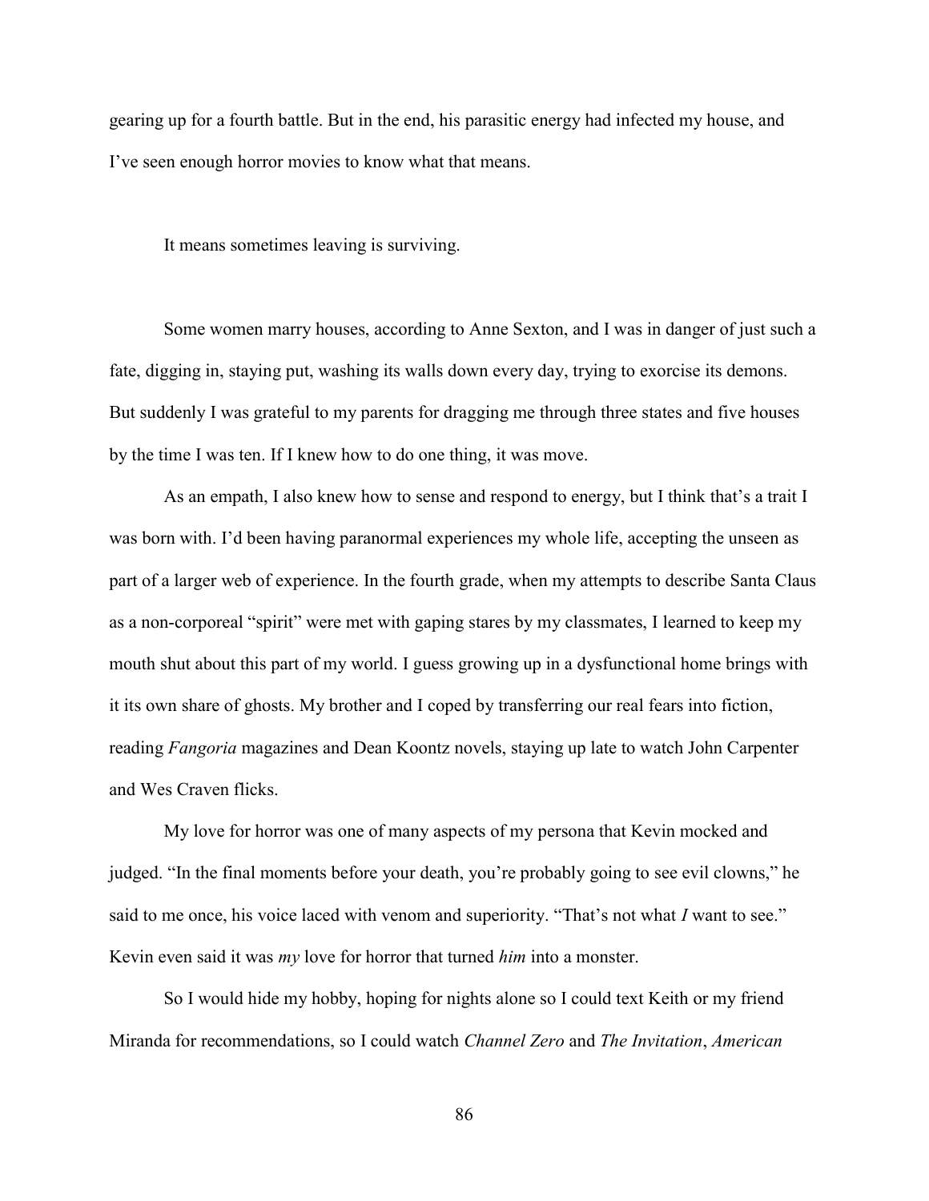gearing up for a fourth battle. But in the end, his parasitic energy had infected my house, and I've seen enough horror movies to know what that means.

It means sometimes leaving is surviving.

Some women marry houses, according to Anne Sexton, and I was in danger of just such a fate, digging in, staying put, washing its walls down every day, trying to exorcise its demons. But suddenly I was grateful to my parents for dragging me through three states and five houses by the time I was ten. If I knew how to do one thing, it was move.

As an empath, I also knew how to sense and respond to energy, but I think that's a trait I was born with. I'd been having paranormal experiences my whole life, accepting the unseen as part of a larger web of experience. In the fourth grade, when my attempts to describe Santa Claus as a non-corporeal "spirit" were met with gaping stares by my classmates, I learned to keep my mouth shut about this part of my world. I guess growing up in a dysfunctional home brings with it its own share of ghosts. My brother and I coped by transferring our real fears into fiction, reading *Fangoria* magazines and Dean Koontz novels, staying up late to watch John Carpenter and Wes Craven flicks.

My love for horror was one of many aspects of my persona that Kevin mocked and judged. "In the final moments before your death, you're probably going to see evil clowns," he said to me once, his voice laced with venom and superiority. "That's not what *I* want to see." Kevin even said it was *my* love for horror that turned *him* into a monster.

So I would hide my hobby, hoping for nights alone so I could text Keith or my friend Miranda for recommendations, so I could watch *Channel Zero* and *The Invitation*, *American*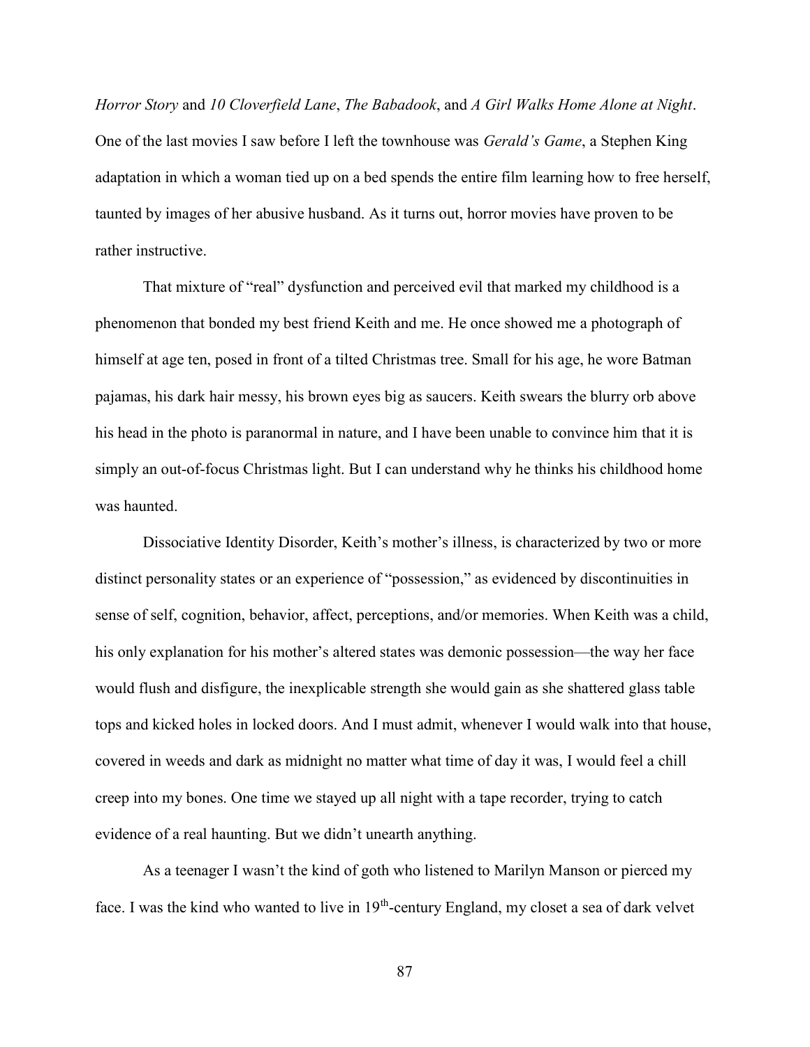*Horror Story* and *10 Cloverfield Lane*, *The Babadook*, and *A Girl Walks Home Alone at Night*. One of the last movies I saw before I left the townhouse was *Gerald's Game*, a Stephen King adaptation in which a woman tied up on a bed spends the entire film learning how to free herself, taunted by images of her abusive husband. As it turns out, horror movies have proven to be rather instructive.

That mixture of "real" dysfunction and perceived evil that marked my childhood is a phenomenon that bonded my best friend Keith and me. He once showed me a photograph of himself at age ten, posed in front of a tilted Christmas tree. Small for his age, he wore Batman pajamas, his dark hair messy, his brown eyes big as saucers. Keith swears the blurry orb above his head in the photo is paranormal in nature, and I have been unable to convince him that it is simply an out-of-focus Christmas light. But I can understand why he thinks his childhood home was haunted.

Dissociative Identity Disorder, Keith's mother's illness, is characterized by two or more distinct personality states or an experience of "possession," as evidenced by discontinuities in sense of self, cognition, behavior, affect, perceptions, and/or memories. When Keith was a child, his only explanation for his mother's altered states was demonic possession—the way her face would flush and disfigure, the inexplicable strength she would gain as she shattered glass table tops and kicked holes in locked doors. And I must admit, whenever I would walk into that house, covered in weeds and dark as midnight no matter what time of day it was, I would feel a chill creep into my bones. One time we stayed up all night with a tape recorder, trying to catch evidence of a real haunting. But we didn't unearth anything.

As a teenager I wasn't the kind of goth who listened to Marilyn Manson or pierced my face. I was the kind who wanted to live in 19th-century England, my closet a sea of dark velvet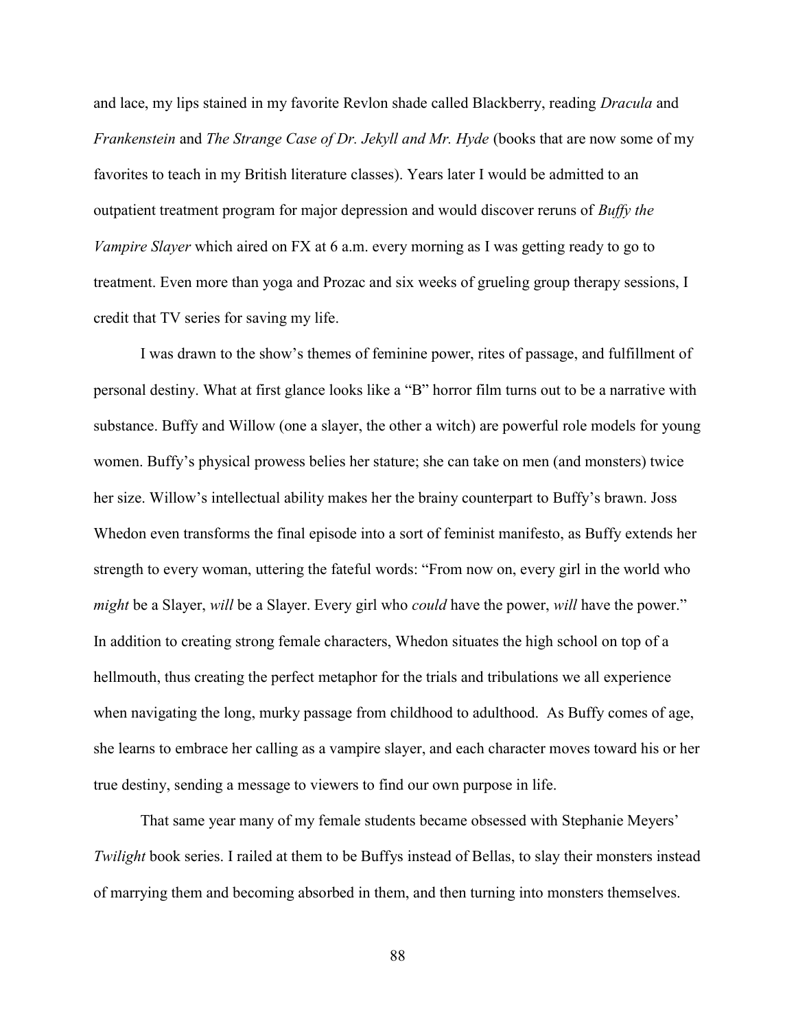and lace, my lips stained in my favorite Revlon shade called Blackberry, reading *Dracula* and *Frankenstein* and *The Strange Case of Dr. Jekyll and Mr. Hyde* (books that are now some of my favorites to teach in my British literature classes). Years later I would be admitted to an outpatient treatment program for major depression and would discover reruns of *Buffy the Vampire Slayer* which aired on FX at 6 a.m. every morning as I was getting ready to go to treatment. Even more than yoga and Prozac and six weeks of grueling group therapy sessions, I credit that TV series for saving my life.

I was drawn to the show's themes of feminine power, rites of passage, and fulfillment of personal destiny. What at first glance looks like a "B" horror film turns out to be a narrative with substance. Buffy and Willow (one a slayer, the other a witch) are powerful role models for young women. Buffy's physical prowess belies her stature; she can take on men (and monsters) twice her size. Willow's intellectual ability makes her the brainy counterpart to Buffy's brawn. Joss Whedon even transforms the final episode into a sort of feminist manifesto, as Buffy extends her strength to every woman, uttering the fateful words: "From now on, every girl in the world who *might* be a Slayer, *will* be a Slayer. Every girl who *could* have the power, *will* have the power." In addition to creating strong female characters, Whedon situates the high school on top of a hellmouth, thus creating the perfect metaphor for the trials and tribulations we all experience when navigating the long, murky passage from childhood to adulthood. As Buffy comes of age, she learns to embrace her calling as a vampire slayer, and each character moves toward his or her true destiny, sending a message to viewers to find our own purpose in life.

That same year many of my female students became obsessed with Stephanie Meyers' *Twilight* book series. I railed at them to be Buffys instead of Bellas, to slay their monsters instead of marrying them and becoming absorbed in them, and then turning into monsters themselves.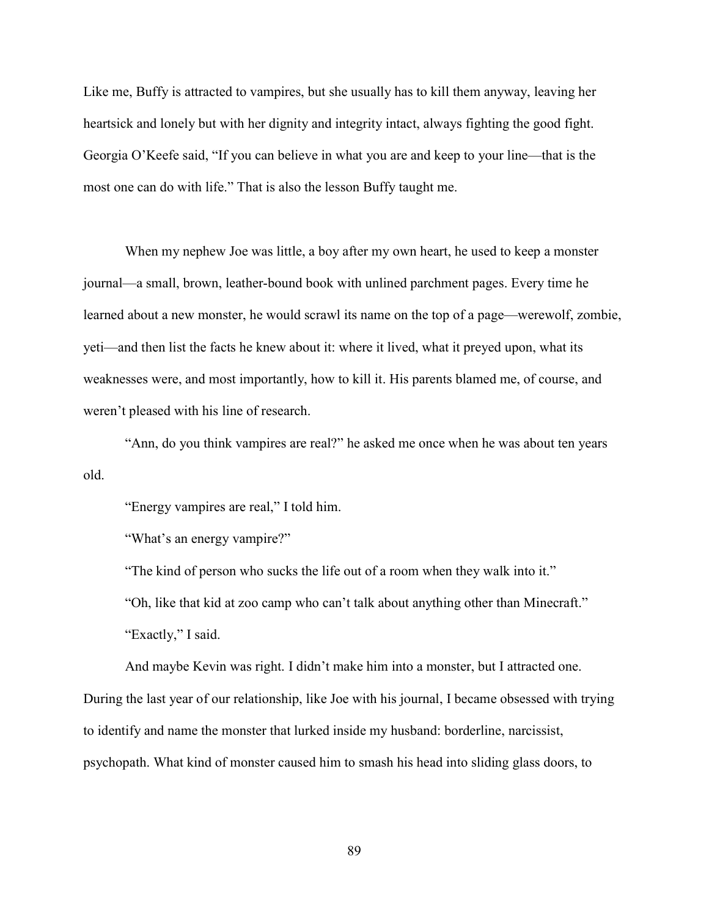Like me, Buffy is attracted to vampires, but she usually has to kill them anyway, leaving her heartsick and lonely but with her dignity and integrity intact, always fighting the good fight. Georgia O'Keefe said, "If you can believe in what you are and keep to your line—that is the most one can do with life." That is also the lesson Buffy taught me.

When my nephew Joe was little, a boy after my own heart, he used to keep a monster journal—a small, brown, leather-bound book with unlined parchment pages. Every time he learned about a new monster, he would scrawl its name on the top of a page—werewolf, zombie, yeti—and then list the facts he knew about it: where it lived, what it preyed upon, what its weaknesses were, and most importantly, how to kill it. His parents blamed me, of course, and weren't pleased with his line of research.

"Ann, do you think vampires are real?" he asked me once when he was about ten years old.

"Energy vampires are real," I told him.

"What's an energy vampire?"

"The kind of person who sucks the life out of a room when they walk into it."

"Oh, like that kid at zoo camp who can't talk about anything other than Minecraft."

"Exactly," I said.

And maybe Kevin was right. I didn't make him into a monster, but I attracted one. During the last year of our relationship, like Joe with his journal, I became obsessed with trying to identify and name the monster that lurked inside my husband: borderline, narcissist, psychopath. What kind of monster caused him to smash his head into sliding glass doors, to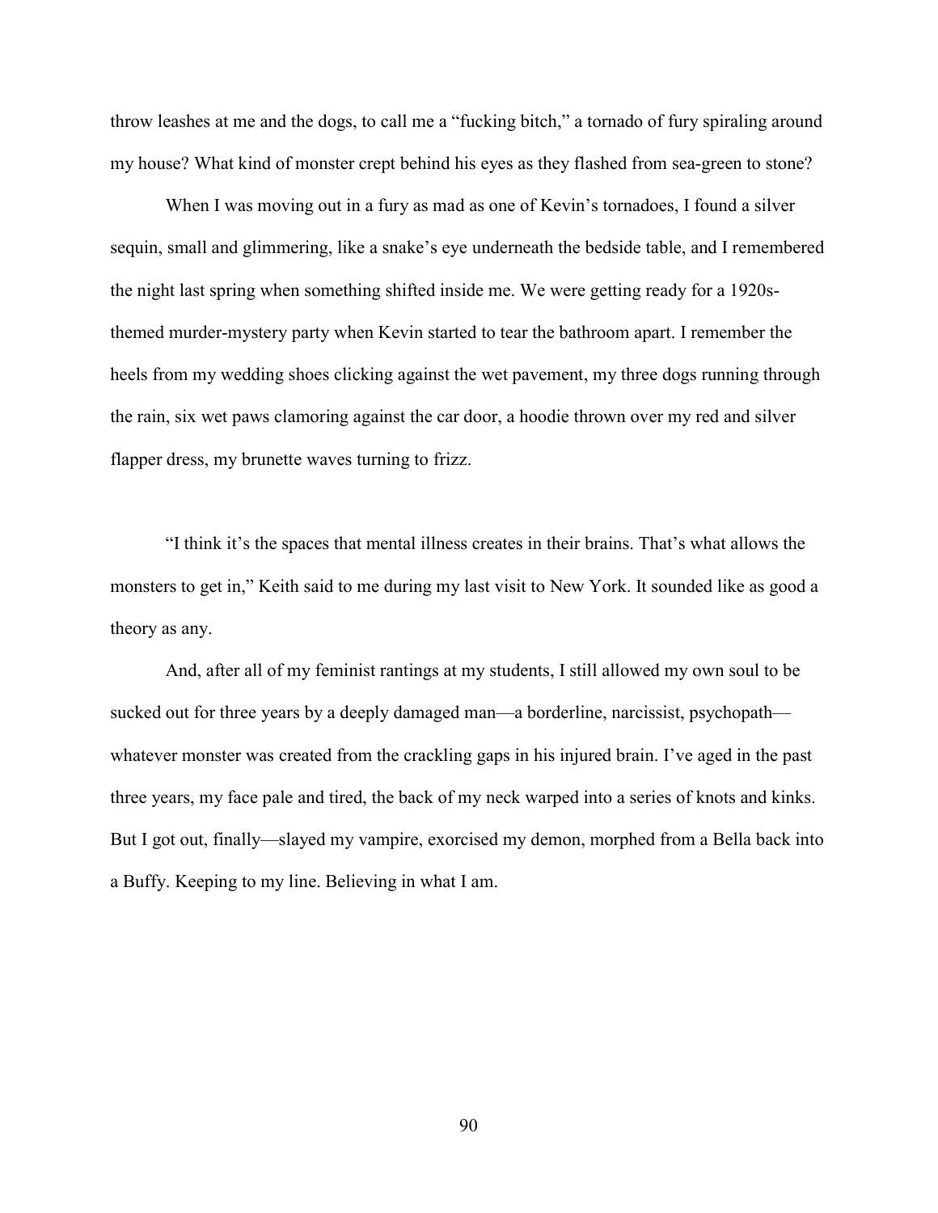throw leashes at me and the dogs, to call me a "fucking bitch," a tornado of fury spiraling around my house? What kind of monster crept behind his eyes as they flashed from sea-green to stone?

When I was moving out in a fury as mad as one of Kevin's tornadoes, I found a silver sequin, small and glimmering, like a snake's eye underneath the bedside table, and I remembered the night last spring when something shifted inside me. We were getting ready for a 1920s-themed murder-mystery party when Kevin started to tear the bathroom apart. I remember the heels from my wedding shoes clicking against the wet pavement, my three dogs running through the rain, six wet paws clamoring against the car door, a hoodie thrown over my red and silver flapper dress, my brunette waves turning to frizz.

"I think it's the spaces that mental illness creates in their brains. That's what allows the monsters to get in," Keith said to me during my last visit to New York. It sounded like as good a theory as any.

And, after all of my feminist rantings at my students, I still allowed my own soul to be sucked out for three years by a deeply damaged man—a borderline, narcissist, psychopath—whatever monster was created from the crackling gaps in his injured brain. I've aged in the past three years, my face pale and tired, the back of my neck warped into a series of knots and kinks. But I got out, finally—slayed my vampire, exorcised my demon, morphed from a Bella back into a Buffy. Keeping to my line. Believing in what I am.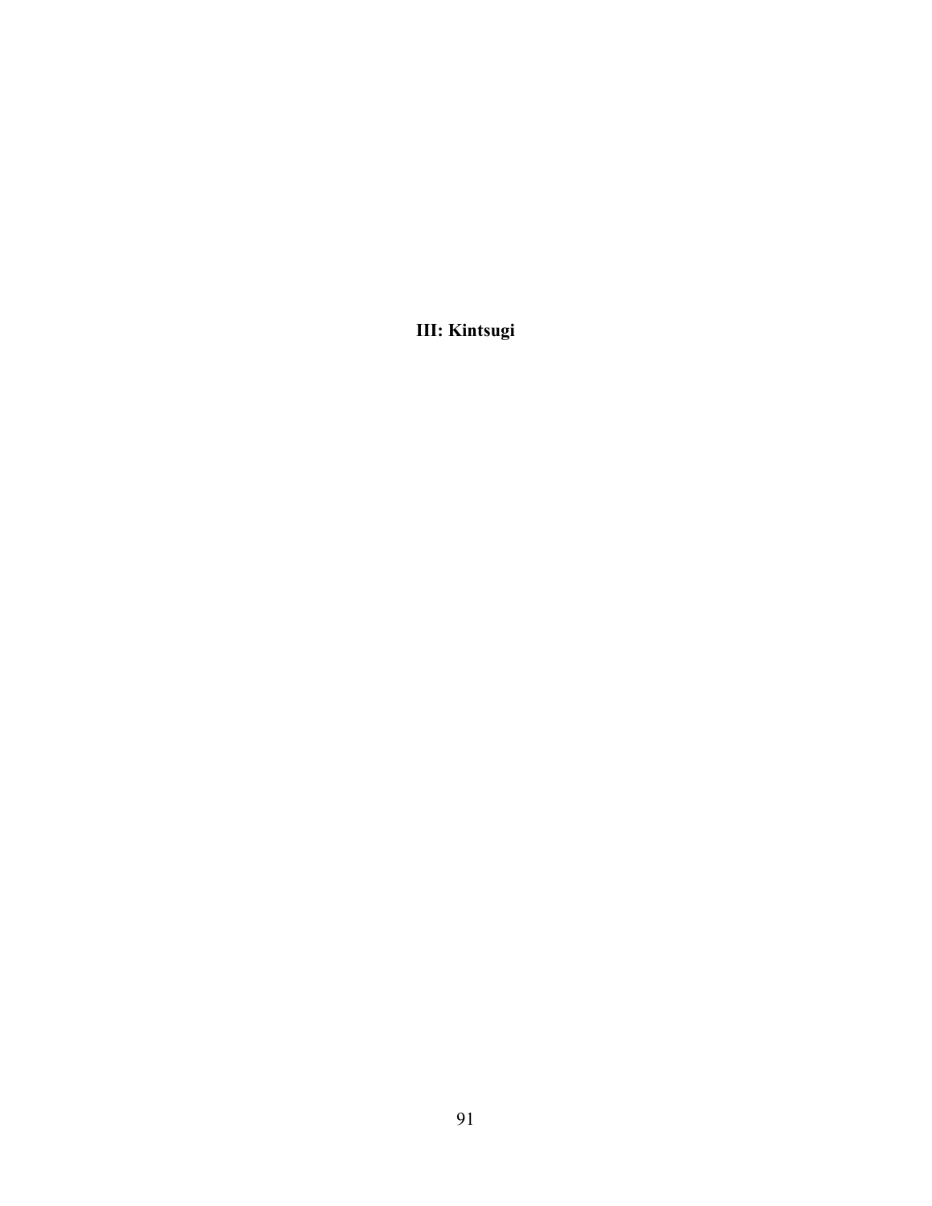# III: Kintsugi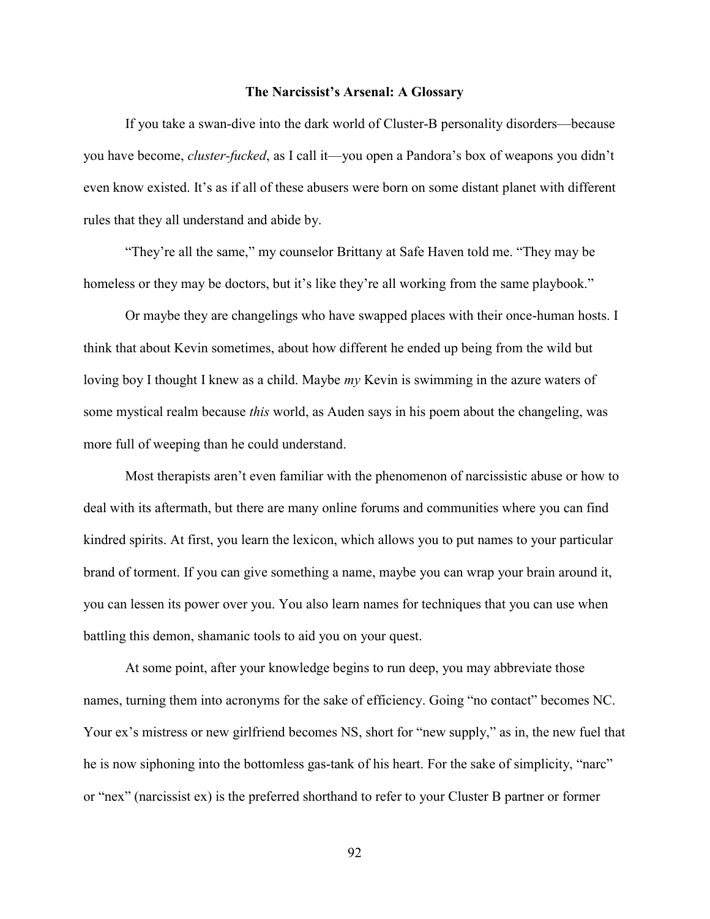**The Narcissist's Arsenal: A Glossary**

If you take a swan-dive into the dark world of Cluster-B personality disorders—because you have become, *cluster-fucked*, as I call it—you open a Pandora's box of weapons you didn't even know existed. It's as if all of these abusers were born on some distant planet with different rules that they all understand and abide by.

"They're all the same," my counselor Brittany at Safe Haven told me. "They may be homeless or they may be doctors, but it's like they're all working from the same playbook."

Or maybe they are changelings who have swapped places with their once-human hosts. I think that about Kevin sometimes, about how different he ended up being from the wild but loving boy I thought I knew as a child. Maybe *my* Kevin is swimming in the azure waters of some mystical realm because *this* world, as Auden says in his poem about the changeling, was more full of weeping than he could understand.

Most therapists aren't even familiar with the phenomenon of narcissistic abuse or how to deal with its aftermath, but there are many online forums and communities where you can find kindred spirits. At first, you learn the lexicon, which allows you to put names to your particular brand of torment. If you can give something a name, maybe you can wrap your brain around it, you can lessen its power over you. You also learn names for techniques that you can use when battling this demon, shamanic tools to aid you on your quest.

At some point, after your knowledge begins to run deep, you may abbreviate those names, turning them into acronyms for the sake of efficiency. Going "no contact" becomes NC. Your ex's mistress or new girlfriend becomes NS, short for "new supply," as in, the new fuel that he is now siphoning into the bottomless gas-tank of his heart. For the sake of simplicity, "narc" or "nex" (narcissist ex) is the preferred shorthand to refer to your Cluster B partner or former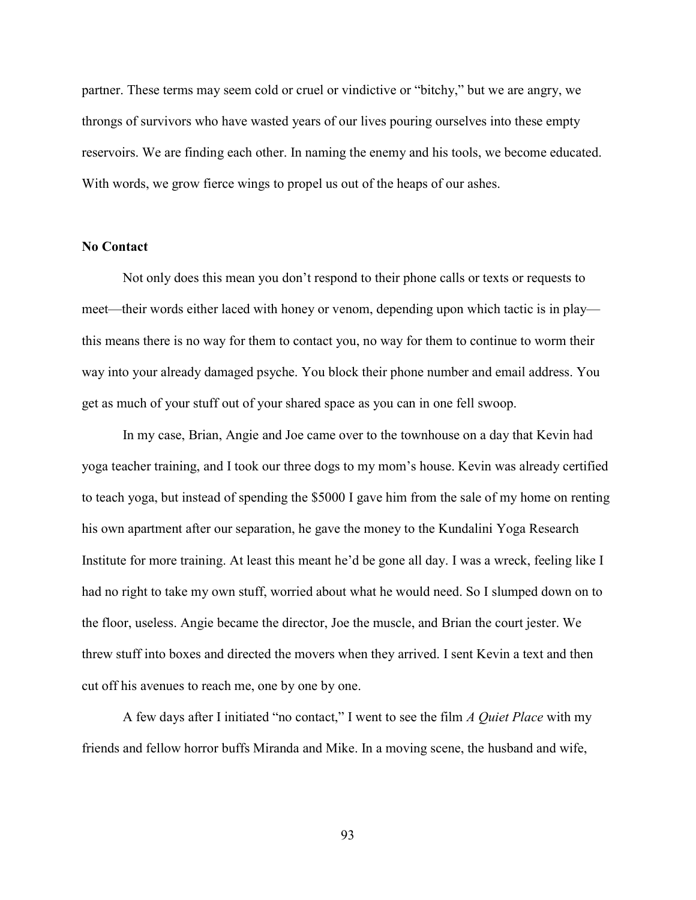partner. These terms may seem cold or cruel or vindictive or "bitchy," but we are angry, we throngs of survivors who have wasted years of our lives pouring ourselves into these empty reservoirs. We are finding each other. In naming the enemy and his tools, we become educated. With words, we grow fierce wings to propel us out of the heaps of our ashes.

**No Contact**

Not only does this mean you don't respond to their phone calls or texts or requests to meet—their words either laced with honey or venom, depending upon which tactic is in play—this means there is no way for them to contact you, no way for them to continue to worm their way into your already damaged psyche. You block their phone number and email address. You get as much of your stuff out of your shared space as you can in one fell swoop.

In my case, Brian, Angie and Joe came over to the townhouse on a day that Kevin had yoga teacher training, and I took our three dogs to my mom's house. Kevin was already certified to teach yoga, but instead of spending the $5000 I gave him from the sale of my home on renting his own apartment after our separation, he gave the money to the Kundalini Yoga Research Institute for more training. At least this meant he'd be gone all day. I was a wreck, feeling like I had no right to take my own stuff, worried about what he would need. So I slumped down on to the floor, useless. Angie became the director, Joe the muscle, and Brian the court jester. We threw stuff into boxes and directed the movers when they arrived. I sent Kevin a text and then cut off his avenues to reach me, one by one by one.

A few days after I initiated "no contact," I went to see the film *A Quiet Place* with my friends and fellow horror buffs Miranda and Mike. In a moving scene, the husband and wife,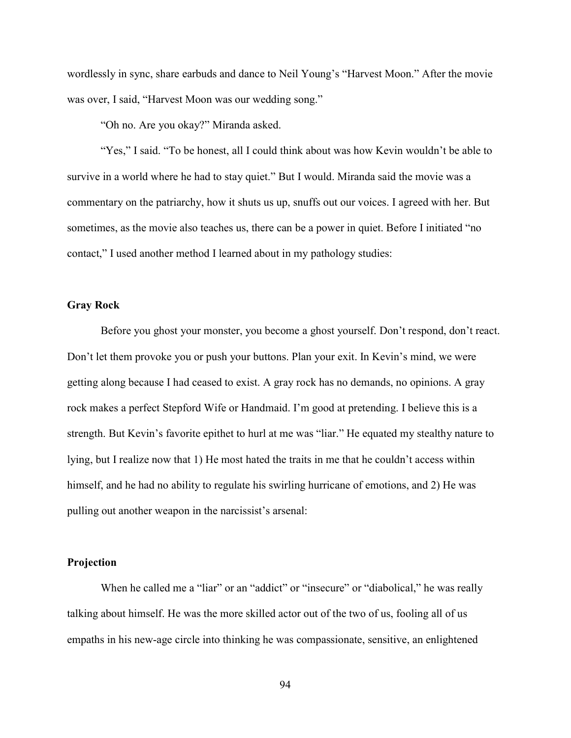wordlessly in sync, share earbuds and dance to Neil Young's "Harvest Moon." After the movie was over, I said, "Harvest Moon was our wedding song."

"Oh no. Are you okay?" Miranda asked.

"Yes," I said. "To be honest, all I could think about was how Kevin wouldn't be able to survive in a world where he had to stay quiet." But I would. Miranda said the movie was a commentary on the patriarchy, how it shuts us up, snuffs out our voices. I agreed with her. But sometimes, as the movie also teaches us, there can be a power in quiet. Before I initiated "no contact," I used another method I learned about in my pathology studies:

**Gray Rock**

Before you ghost your monster, you become a ghost yourself. Don't respond, don't react. Don't let them provoke you or push your buttons. Plan your exit. In Kevin's mind, we were getting along because I had ceased to exist. A gray rock has no demands, no opinions. A gray rock makes a perfect Stepford Wife or Handmaid. I'm good at pretending. I believe this is a strength. But Kevin's favorite epithet to hurl at me was "liar." He equated my stealthy nature to lying, but I realize now that 1) He most hated the traits in me that he couldn't access within himself, and he had no ability to regulate his swirling hurricane of emotions, and 2) He was pulling out another weapon in the narcissist's arsenal:

**Projection**

When he called me a "liar" or an "addict" or "insecure" or "diabolical," he was really talking about himself. He was the more skilled actor out of the two of us, fooling all of us empaths in his new-age circle into thinking he was compassionate, sensitive, an enlightened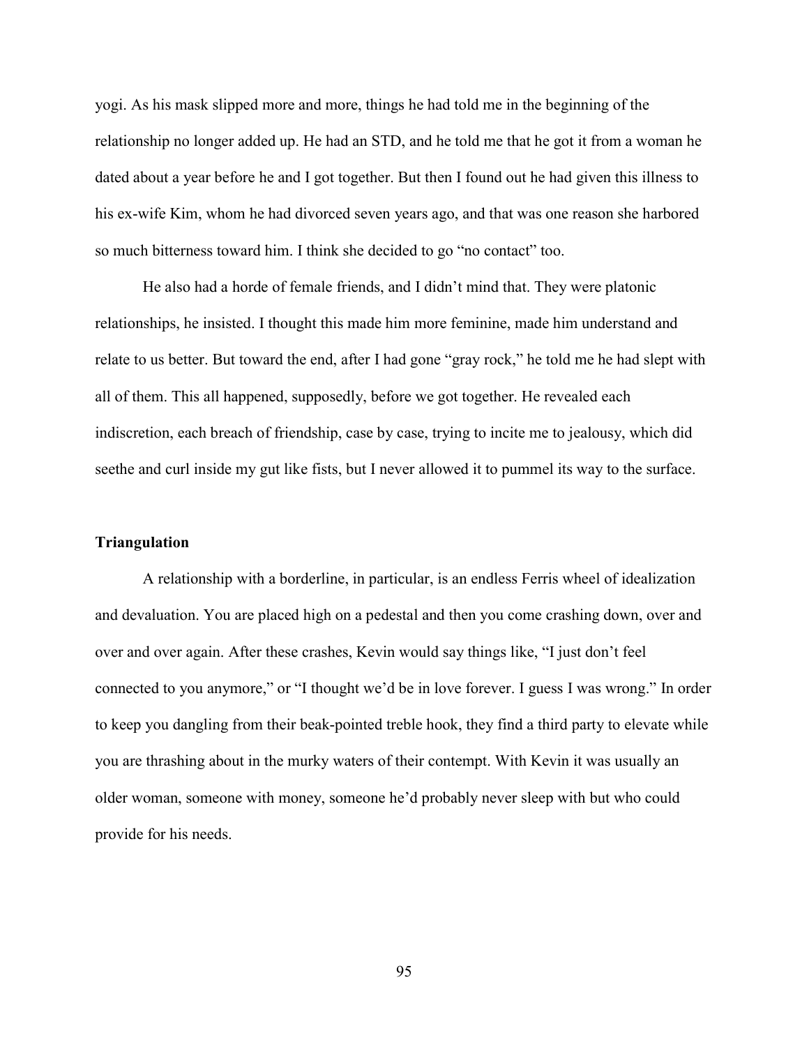yogi. As his mask slipped more and more, things he had told me in the beginning of the relationship no longer added up. He had an STD, and he told me that he got it from a woman he dated about a year before he and I got together. But then I found out he had given this illness to his ex-wife Kim, whom he had divorced seven years ago, and that was one reason she harbored so much bitterness toward him. I think she decided to go "no contact" too.

He also had a horde of female friends, and I didn't mind that. They were platonic relationships, he insisted. I thought this made him more feminine, made him understand and relate to us better. But toward the end, after I had gone "gray rock," he told me he had slept with all of them. This all happened, supposedly, before we got together. He revealed each indiscretion, each breach of friendship, case by case, trying to incite me to jealousy, which did seethe and curl inside my gut like fists, but I never allowed it to pummel its way to the surface.

### Triangulation

A relationship with a borderline, in particular, is an endless Ferris wheel of idealization and devaluation. You are placed high on a pedestal and then you come crashing down, over and over and over again. After these crashes, Kevin would say things like, "I just don't feel connected to you anymore," or "I thought we'd be in love forever. I guess I was wrong." In order to keep you dangling from their beak-pointed treble hook, they find a third party to elevate while you are thrashing about in the murky waters of their contempt. With Kevin it was usually an older woman, someone with money, someone he'd probably never sleep with but who could provide for his needs.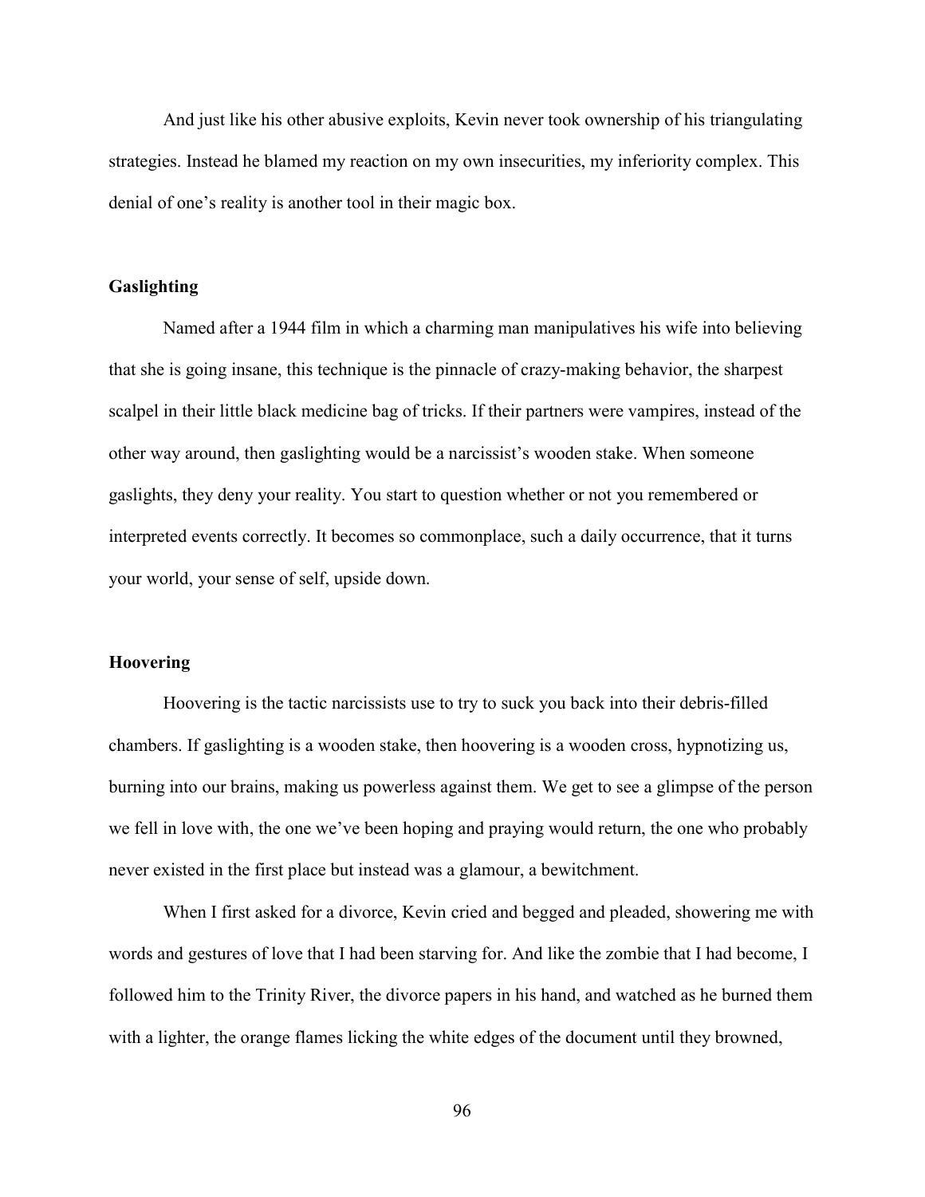And just like his other abusive exploits, Kevin never took ownership of his triangulating strategies. Instead he blamed my reaction on my own insecurities, my inferiority complex. This denial of one's reality is another tool in their magic box.

**Gaslighting**

Named after a 1944 film in which a charming man manipulatives his wife into believing that she is going insane, this technique is the pinnacle of crazy-making behavior, the sharpest scalpel in their little black medicine bag of tricks. If their partners were vampires, instead of the other way around, then gaslighting would be a narcissist's wooden stake. When someone gaslights, they deny your reality. You start to question whether or not you remembered or interpreted events correctly. It becomes so commonplace, such a daily occurrence, that it turns your world, your sense of self, upside down.

**Hoovering**

Hoovering is the tactic narcissists use to try to suck you back into their debris-filled chambers. If gaslighting is a wooden stake, then hoovering is a wooden cross, hypnotizing us, burning into our brains, making us powerless against them. We get to see a glimpse of the person we fell in love with, the one we've been hoping and praying would return, the one who probably never existed in the first place but instead was a glamour, a bewitchment.

When I first asked for a divorce, Kevin cried and begged and pleaded, showering me with words and gestures of love that I had been starving for. And like the zombie that I had become, I followed him to the Trinity River, the divorce papers in his hand, and watched as he burned them with a lighter, the orange flames licking the white edges of the document until they browned,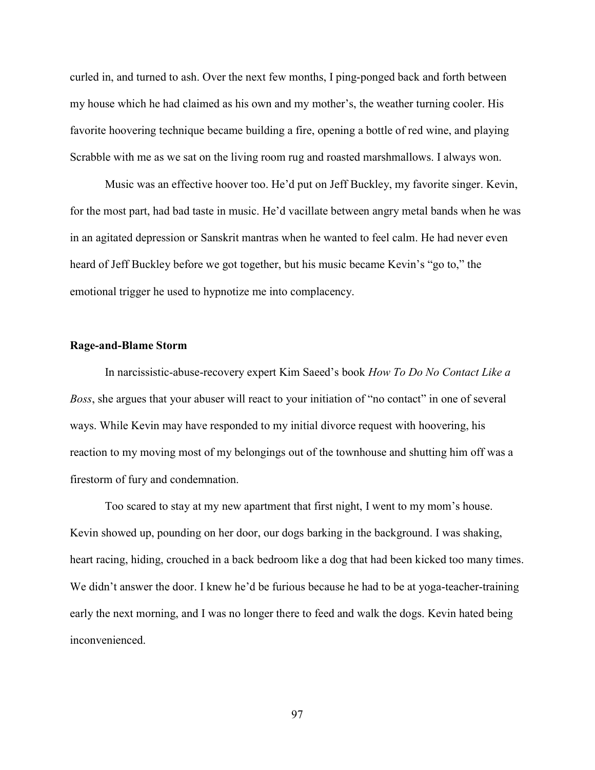curled in, and turned to ash. Over the next few months, I ping-ponged back and forth between my house which he had claimed as his own and my mother's, the weather turning cooler. His favorite hoovering technique became building a fire, opening a bottle of red wine, and playing Scrabble with me as we sat on the living room rug and roasted marshmallows. I always won.

Music was an effective hoover too. He'd put on Jeff Buckley, my favorite singer. Kevin, for the most part, had bad taste in music. He'd vacillate between angry metal bands when he was in an agitated depression or Sanskrit mantras when he wanted to feel calm. He had never even heard of Jeff Buckley before we got together, but his music became Kevin's "go to," the emotional trigger he used to hypnotize me into complacency.

### Rage-and-Blame Storm

In narcissistic-abuse-recovery expert Kim Saeed's book *How To Do No Contact Like a Boss*, she argues that your abuser will react to your initiation of "no contact" in one of several ways. While Kevin may have responded to my initial divorce request with hoovering, his reaction to my moving most of my belongings out of the townhouse and shutting him off was a firestorm of fury and condemnation.

Too scared to stay at my new apartment that first night, I went to my mom's house. Kevin showed up, pounding on her door, our dogs barking in the background. I was shaking, heart racing, hiding, crouched in a back bedroom like a dog that had been kicked too many times. We didn't answer the door. I knew he'd be furious because he had to be at yoga-teacher-training early the next morning, and I was no longer there to feed and walk the dogs. Kevin hated being inconvenienced.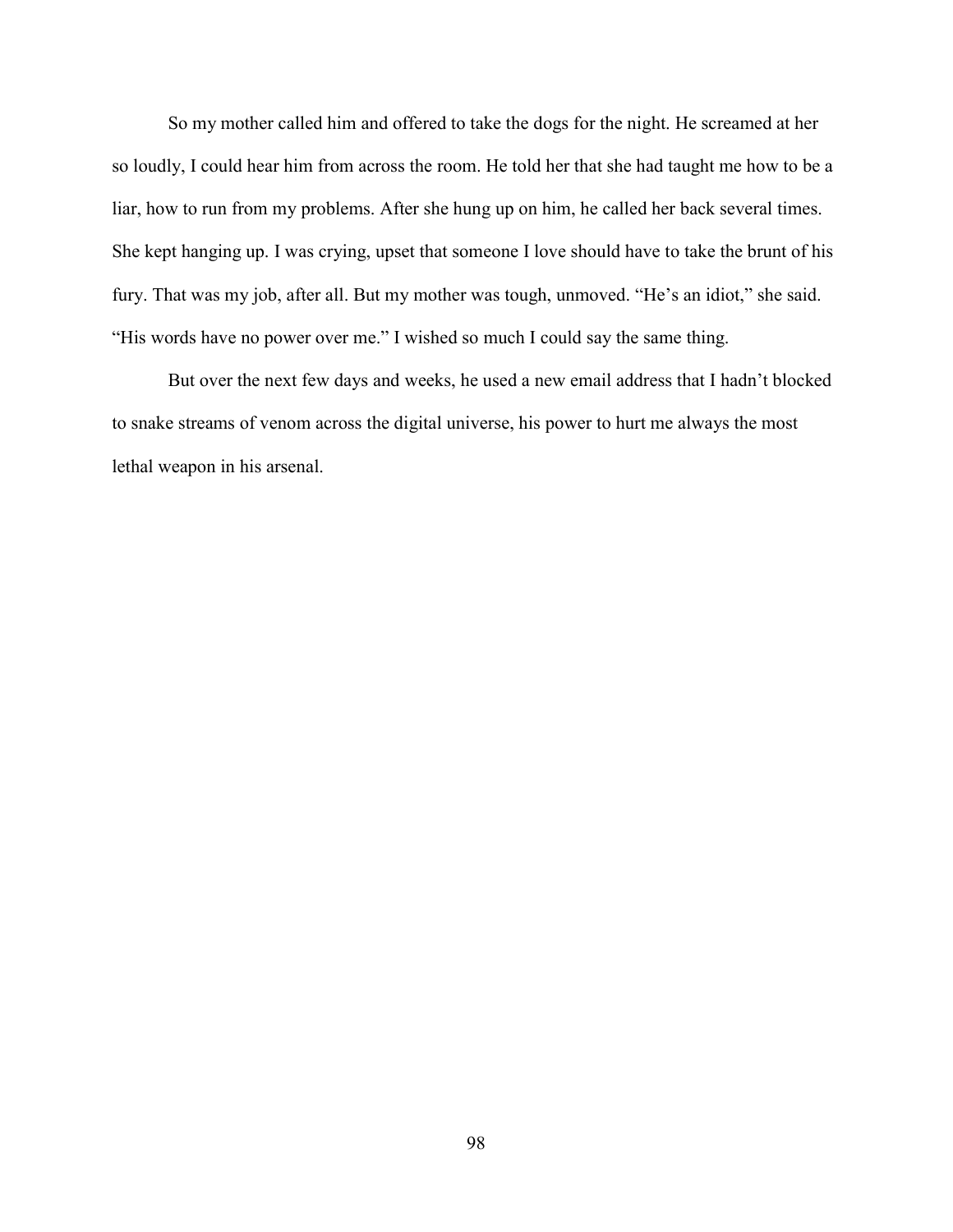So my mother called him and offered to take the dogs for the night. He screamed at her so loudly, I could hear him from across the room. He told her that she had taught me how to be a liar, how to run from my problems. After she hung up on him, he called her back several times. She kept hanging up. I was crying, upset that someone I love should have to take the brunt of his fury. That was my job, after all. But my mother was tough, unmoved. "He's an idiot," she said. "His words have no power over me." I wished so much I could say the same thing.

But over the next few days and weeks, he used a new email address that I hadn't blocked to snake streams of venom across the digital universe, his power to hurt me always the most lethal weapon in his arsenal.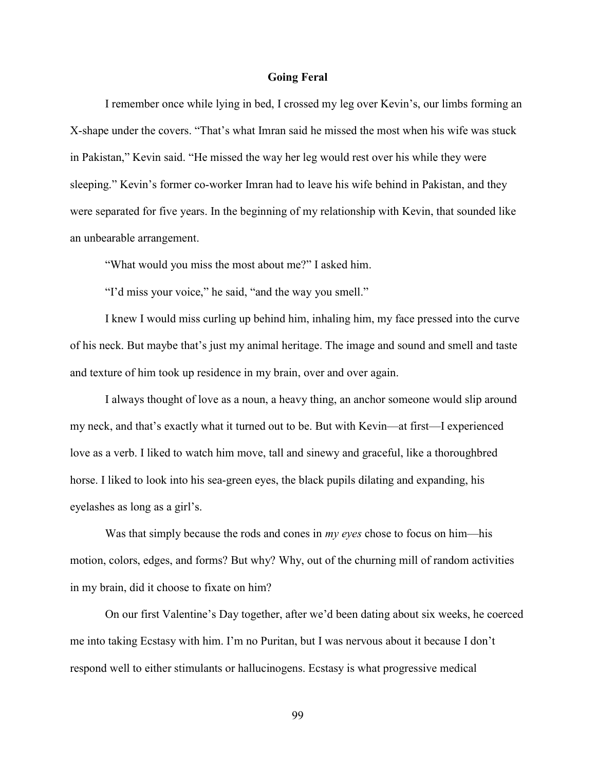# Going Feral

I remember once while lying in bed, I crossed my leg over Kevin's, our limbs forming an X-shape under the covers. "That's what Imran said he missed the most when his wife was stuck in Pakistan," Kevin said. "He missed the way her leg would rest over his while they were sleeping." Kevin's former co-worker Imran had to leave his wife behind in Pakistan, and they were separated for five years. In the beginning of my relationship with Kevin, that sounded like an unbearable arrangement.

"What would you miss the most about me?" I asked him.

"I'd miss your voice," he said, "and the way you smell."

I knew I would miss curling up behind him, inhaling him, my face pressed into the curve of his neck. But maybe that's just my animal heritage. The image and sound and smell and taste and texture of him took up residence in my brain, over and over again.

I always thought of love as a noun, a heavy thing, an anchor someone would slip around my neck, and that's exactly what it turned out to be. But with Kevin—at first—I experienced love as a verb. I liked to watch him move, tall and sinewy and graceful, like a thoroughbred horse. I liked to look into his sea-green eyes, the black pupils dilating and expanding, his eyelashes as long as a girl's.

Was that simply because the rods and cones in *my eyes* chose to focus on him—his motion, colors, edges, and forms? But why? Why, out of the churning mill of random activities in my brain, did it choose to fixate on him?

On our first Valentine's Day together, after we'd been dating about six weeks, he coerced me into taking Ecstasy with him. I'm no Puritan, but I was nervous about it because I don't respond well to either stimulants or hallucinogens. Ecstasy is what progressive medical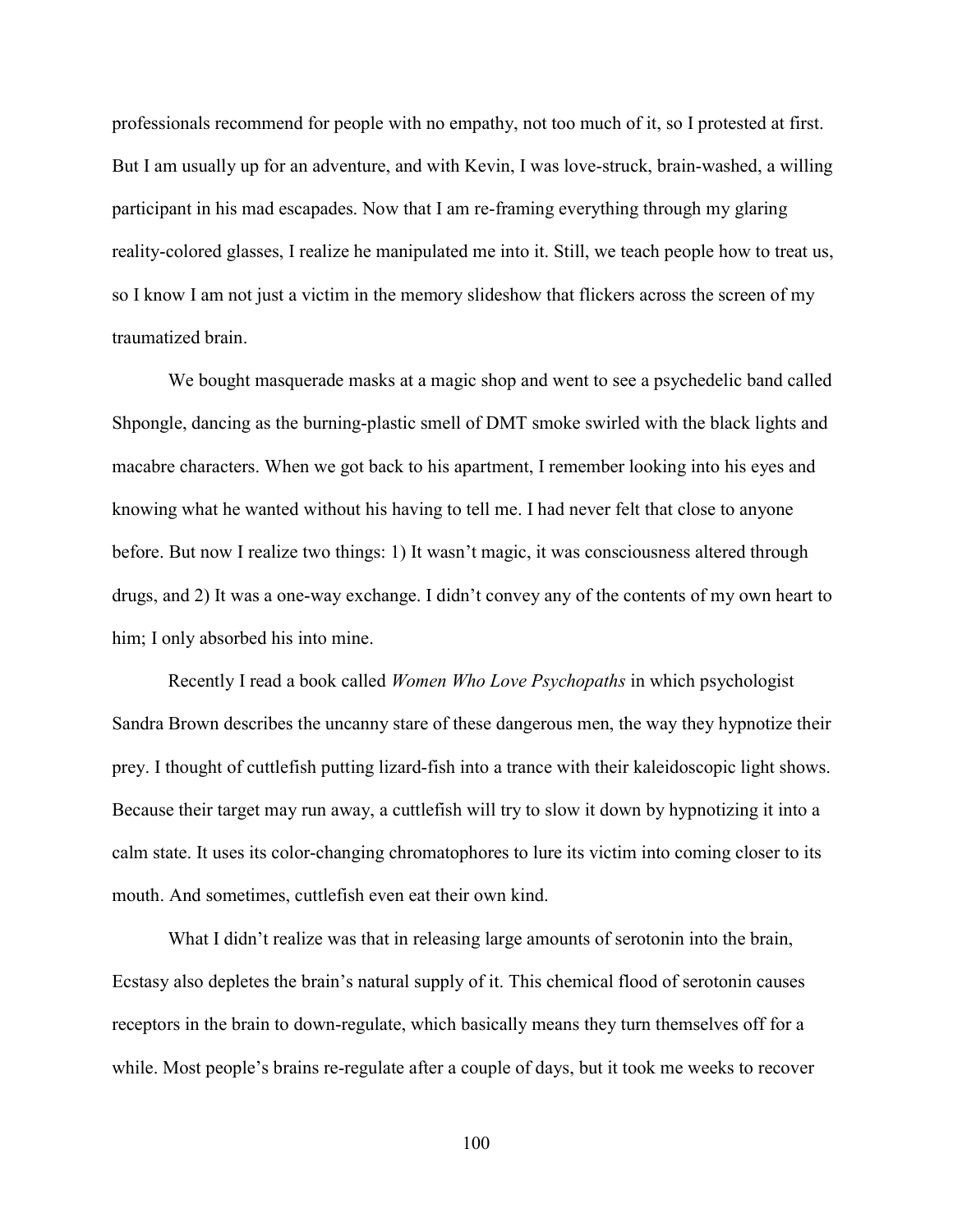professionals recommend for people with no empathy, not too much of it, so I protested at first. But I am usually up for an adventure, and with Kevin, I was love-struck, brain-washed, a willing participant in his mad escapades. Now that I am re-framing everything through my glaring reality-colored glasses, I realize he manipulated me into it. Still, we teach people how to treat us, so I know I am not just a victim in the memory slideshow that flickers across the screen of my traumatized brain.

We bought masquerade masks at a magic shop and went to see a psychedelic band called Shpongle, dancing as the burning-plastic smell of DMT smoke swirled with the black lights and macabre characters. When we got back to his apartment, I remember looking into his eyes and knowing what he wanted without his having to tell me. I had never felt that close to anyone before. But now I realize two things: 1) It wasn't magic, it was consciousness altered through drugs, and 2) It was a one-way exchange. I didn't convey any of the contents of my own heart to him; I only absorbed his into mine.

Recently I read a book called *Women Who Love Psychopaths* in which psychologist Sandra Brown describes the uncanny stare of these dangerous men, the way they hypnotize their prey. I thought of cuttlefish putting lizard-fish into a trance with their kaleidoscopic light shows. Because their target may run away, a cuttlefish will try to slow it down by hypnotizing it into a calm state. It uses its color-changing chromatophores to lure its victim into coming closer to its mouth. And sometimes, cuttlefish even eat their own kind.

What I didn't realize was that in releasing large amounts of serotonin into the brain, Ecstasy also depletes the brain's natural supply of it. This chemical flood of serotonin causes receptors in the brain to down-regulate, which basically means they turn themselves off for a while. Most people's brains re-regulate after a couple of days, but it took me weeks to recover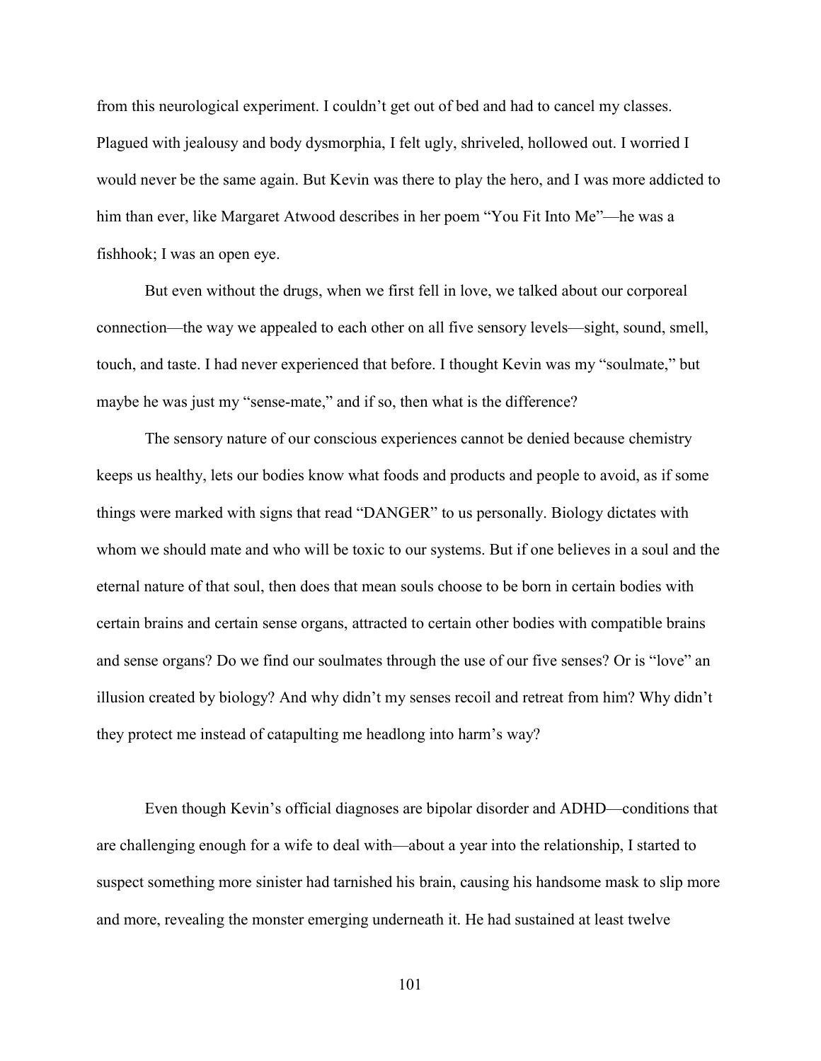from this neurological experiment. I couldn't get out of bed and had to cancel my classes. Plagued with jealousy and body dysmorphia, I felt ugly, shriveled, hollowed out. I worried I would never be the same again. But Kevin was there to play the hero, and I was more addicted to him than ever, like Margaret Atwood describes in her poem "You Fit Into Me"—he was a fishhook; I was an open eye.

But even without the drugs, when we first fell in love, we talked about our corporeal connection—the way we appealed to each other on all five sensory levels—sight, sound, smell, touch, and taste. I had never experienced that before. I thought Kevin was my "soulmate," but maybe he was just my "sense-mate," and if so, then what is the difference?

The sensory nature of our conscious experiences cannot be denied because chemistry keeps us healthy, lets our bodies know what foods and products and people to avoid, as if some things were marked with signs that read "DANGER" to us personally. Biology dictates with whom we should mate and who will be toxic to our systems. But if one believes in a soul and the eternal nature of that soul, then does that mean souls choose to be born in certain bodies with certain brains and certain sense organs, attracted to certain other bodies with compatible brains and sense organs? Do we find our soulmates through the use of our five senses? Or is "love" an illusion created by biology? And why didn't my senses recoil and retreat from him? Why didn't they protect me instead of catapulting me headlong into harm's way?

Even though Kevin's official diagnoses are bipolar disorder and ADHD—conditions that are challenging enough for a wife to deal with—about a year into the relationship, I started to suspect something more sinister had tarnished his brain, causing his handsome mask to slip more and more, revealing the monster emerging underneath it. He had sustained at least twelve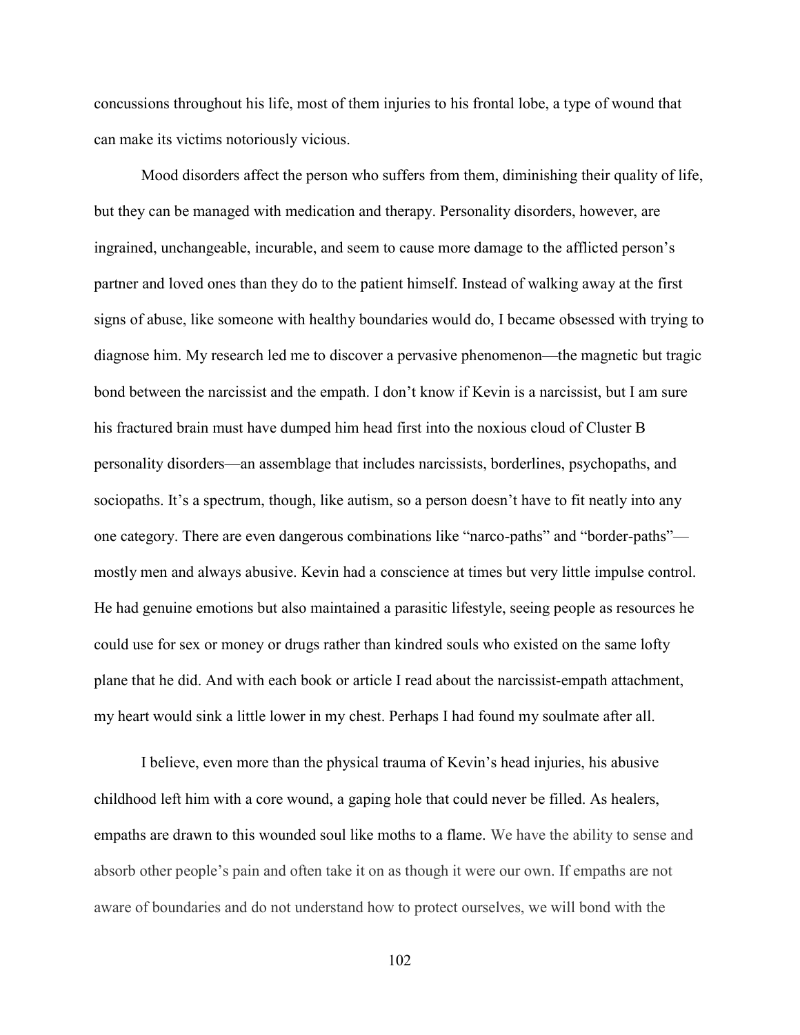concussions throughout his life, most of them injuries to his frontal lobe, a type of wound that can make its victims notoriously vicious.

Mood disorders affect the person who suffers from them, diminishing their quality of life, but they can be managed with medication and therapy. Personality disorders, however, are ingrained, unchangeable, incurable, and seem to cause more damage to the afflicted person's partner and loved ones than they do to the patient himself. Instead of walking away at the first signs of abuse, like someone with healthy boundaries would do, I became obsessed with trying to diagnose him. My research led me to discover a pervasive phenomenon—the magnetic but tragic bond between the narcissist and the empath. I don't know if Kevin is a narcissist, but I am sure his fractured brain must have dumped him head first into the noxious cloud of Cluster B personality disorders—an assemblage that includes narcissists, borderlines, psychopaths, and sociopaths. It's a spectrum, though, like autism, so a person doesn't have to fit neatly into any one category. There are even dangerous combinations like "narco-paths" and "border-paths"—mostly men and always abusive. Kevin had a conscience at times but very little impulse control. He had genuine emotions but also maintained a parasitic lifestyle, seeing people as resources he could use for sex or money or drugs rather than kindred souls who existed on the same lofty plane that he did. And with each book or article I read about the narcissist-empath attachment, my heart would sink a little lower in my chest. Perhaps I had found my soulmate after all.

I believe, even more than the physical trauma of Kevin's head injuries, his abusive childhood left him with a core wound, a gaping hole that could never be filled. As healers, empaths are drawn to this wounded soul like moths to a flame. We have the ability to sense and absorb other people's pain and often take it on as though it were our own. If empaths are not aware of boundaries and do not understand how to protect ourselves, we will bond with the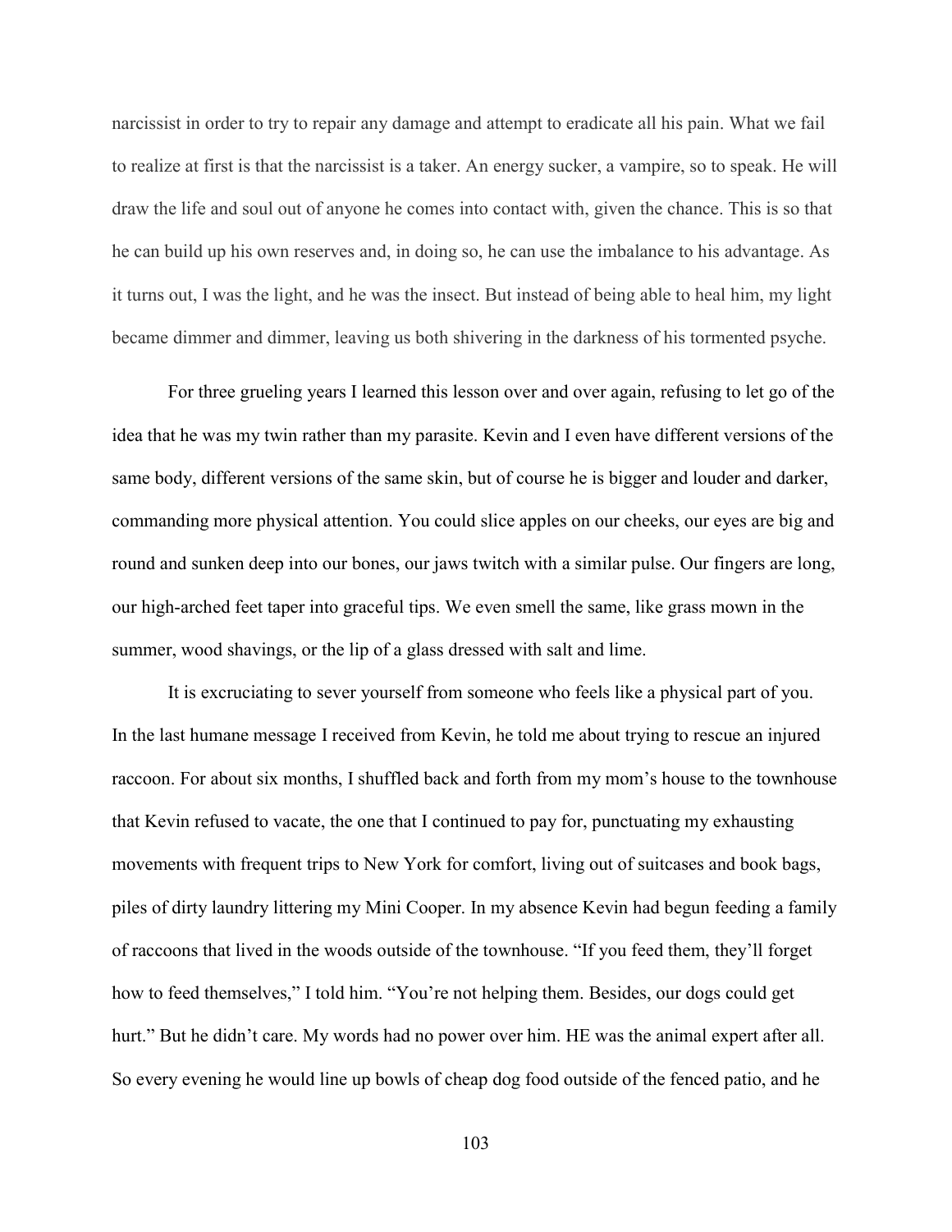narcissist in order to try to repair any damage and attempt to eradicate all his pain. What we fail to realize at first is that the narcissist is a taker. An energy sucker, a vampire, so to speak. He will draw the life and soul out of anyone he comes into contact with, given the chance. This is so that he can build up his own reserves and, in doing so, he can use the imbalance to his advantage. As it turns out, I was the light, and he was the insect. But instead of being able to heal him, my light became dimmer and dimmer, leaving us both shivering in the darkness of his tormented psyche.

For three grueling years I learned this lesson over and over again, refusing to let go of the idea that he was my twin rather than my parasite. Kevin and I even have different versions of the same body, different versions of the same skin, but of course he is bigger and louder and darker, commanding more physical attention. You could slice apples on our cheeks, our eyes are big and round and sunken deep into our bones, our jaws twitch with a similar pulse. Our fingers are long, our high-arched feet taper into graceful tips. We even smell the same, like grass mown in the summer, wood shavings, or the lip of a glass dressed with salt and lime.

It is excruciating to sever yourself from someone who feels like a physical part of you. In the last humane message I received from Kevin, he told me about trying to rescue an injured raccoon. For about six months, I shuffled back and forth from my mom's house to the townhouse that Kevin refused to vacate, the one that I continued to pay for, punctuating my exhausting movements with frequent trips to New York for comfort, living out of suitcases and book bags, piles of dirty laundry littering my Mini Cooper. In my absence Kevin had begun feeding a family of raccoons that lived in the woods outside of the townhouse. "If you feed them, they'll forget how to feed themselves," I told him. "You're not helping them. Besides, our dogs could get hurt." But he didn't care. My words had no power over him. HE was the animal expert after all. So every evening he would line up bowls of cheap dog food outside of the fenced patio, and he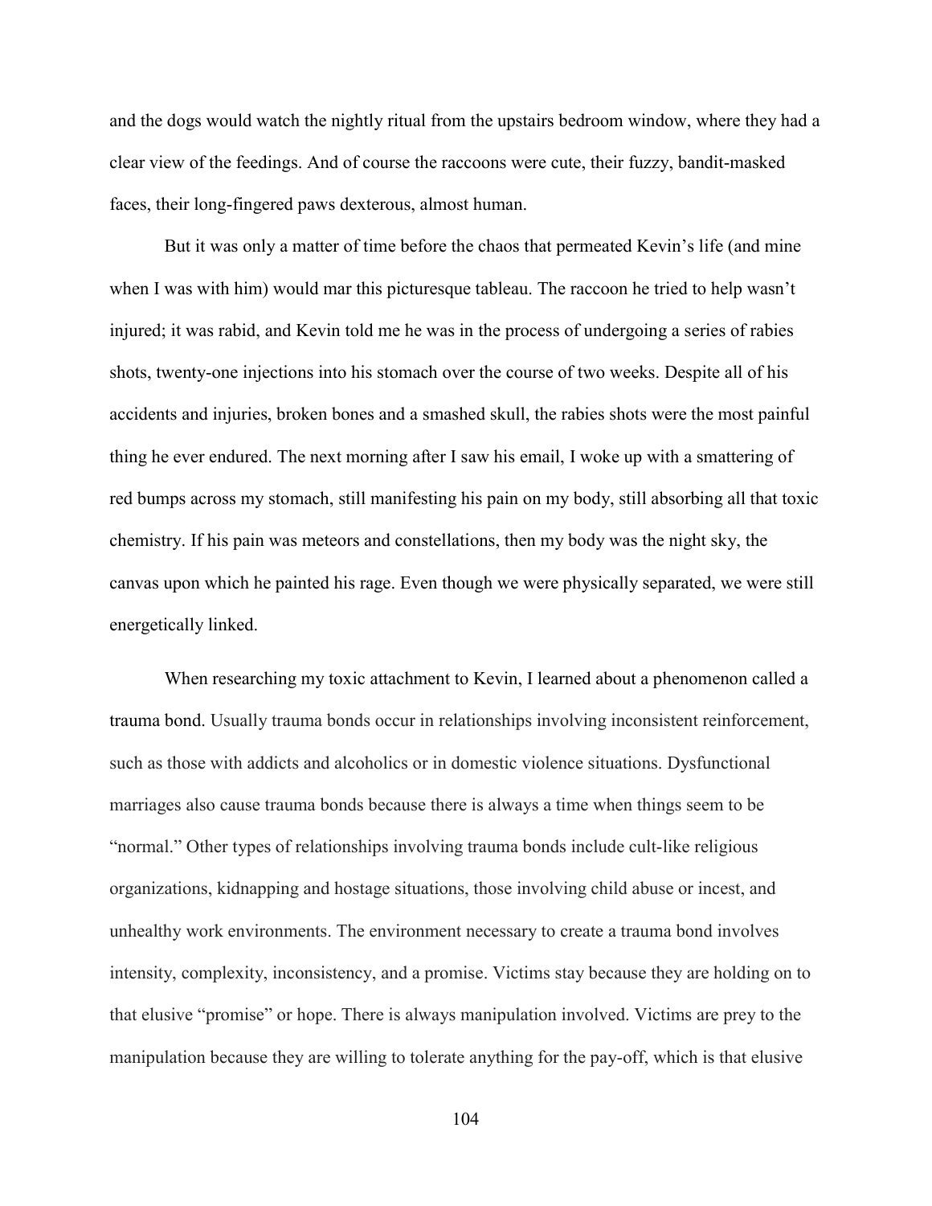and the dogs would watch the nightly ritual from the upstairs bedroom window, where they had a clear view of the feedings. And of course the raccoons were cute, their fuzzy, bandit-masked faces, their long-fingered paws dexterous, almost human.

But it was only a matter of time before the chaos that permeated Kevin's life (and mine when I was with him) would mar this picturesque tableau. The raccoon he tried to help wasn't injured; it was rabid, and Kevin told me he was in the process of undergoing a series of rabies shots, twenty-one injections into his stomach over the course of two weeks. Despite all of his accidents and injuries, broken bones and a smashed skull, the rabies shots were the most painful thing he ever endured. The next morning after I saw his email, I woke up with a smattering of red bumps across my stomach, still manifesting his pain on my body, still absorbing all that toxic chemistry. If his pain was meteors and constellations, then my body was the night sky, the canvas upon which he painted his rage. Even though we were physically separated, we were still energetically linked.

When researching my toxic attachment to Kevin, I learned about a phenomenon called a trauma bond. Usually trauma bonds occur in relationships involving inconsistent reinforcement, such as those with addicts and alcoholics or in domestic violence situations. Dysfunctional marriages also cause trauma bonds because there is always a time when things seem to be "normal." Other types of relationships involving trauma bonds include cult-like religious organizations, kidnapping and hostage situations, those involving child abuse or incest, and unhealthy work environments. The environment necessary to create a trauma bond involves intensity, complexity, inconsistency, and a promise. Victims stay because they are holding on to that elusive "promise" or hope. There is always manipulation involved. Victims are prey to the manipulation because they are willing to tolerate anything for the pay-off, which is that elusive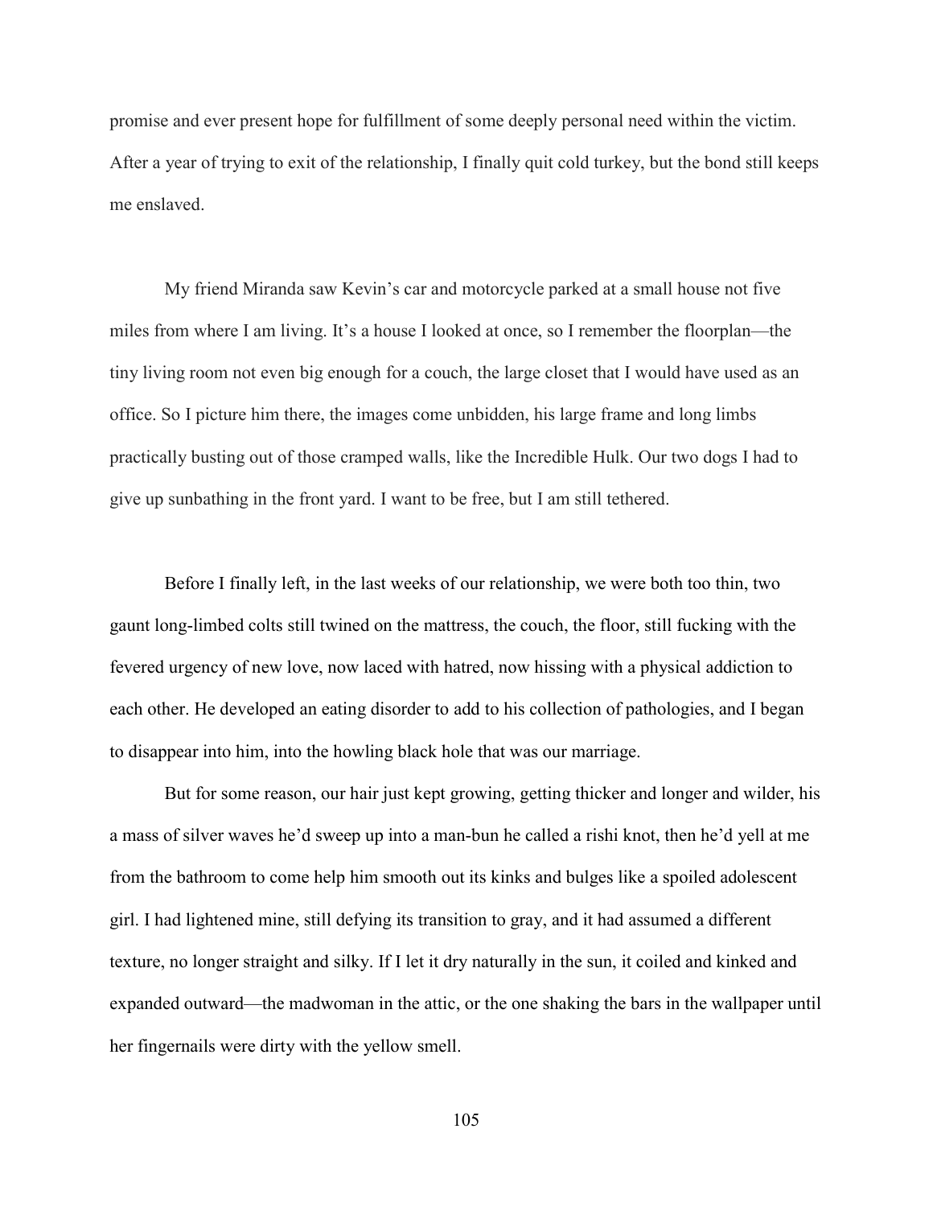promise and ever present hope for fulfillment of some deeply personal need within the victim. After a year of trying to exit of the relationship, I finally quit cold turkey, but the bond still keeps me enslaved.

My friend Miranda saw Kevin's car and motorcycle parked at a small house not five miles from where I am living. It's a house I looked at once, so I remember the floorplan—the tiny living room not even big enough for a couch, the large closet that I would have used as an office. So I picture him there, the images come unbidden, his large frame and long limbs practically busting out of those cramped walls, like the Incredible Hulk. Our two dogs I had to give up sunbathing in the front yard. I want to be free, but I am still tethered.

Before I finally left, in the last weeks of our relationship, we were both too thin, two gaunt long-limbed colts still twined on the mattress, the couch, the floor, still fucking with the fevered urgency of new love, now laced with hatred, now hissing with a physical addiction to each other. He developed an eating disorder to add to his collection of pathologies, and I began to disappear into him, into the howling black hole that was our marriage.

But for some reason, our hair just kept growing, getting thicker and longer and wilder, his a mass of silver waves he'd sweep up into a man-bun he called a rishi knot, then he'd yell at me from the bathroom to come help him smooth out its kinks and bulges like a spoiled adolescent girl. I had lightened mine, still defying its transition to gray, and it had assumed a different texture, no longer straight and silky. If I let it dry naturally in the sun, it coiled and kinked and expanded outward—the madwoman in the attic, or the one shaking the bars in the wallpaper until her fingernails were dirty with the yellow smell.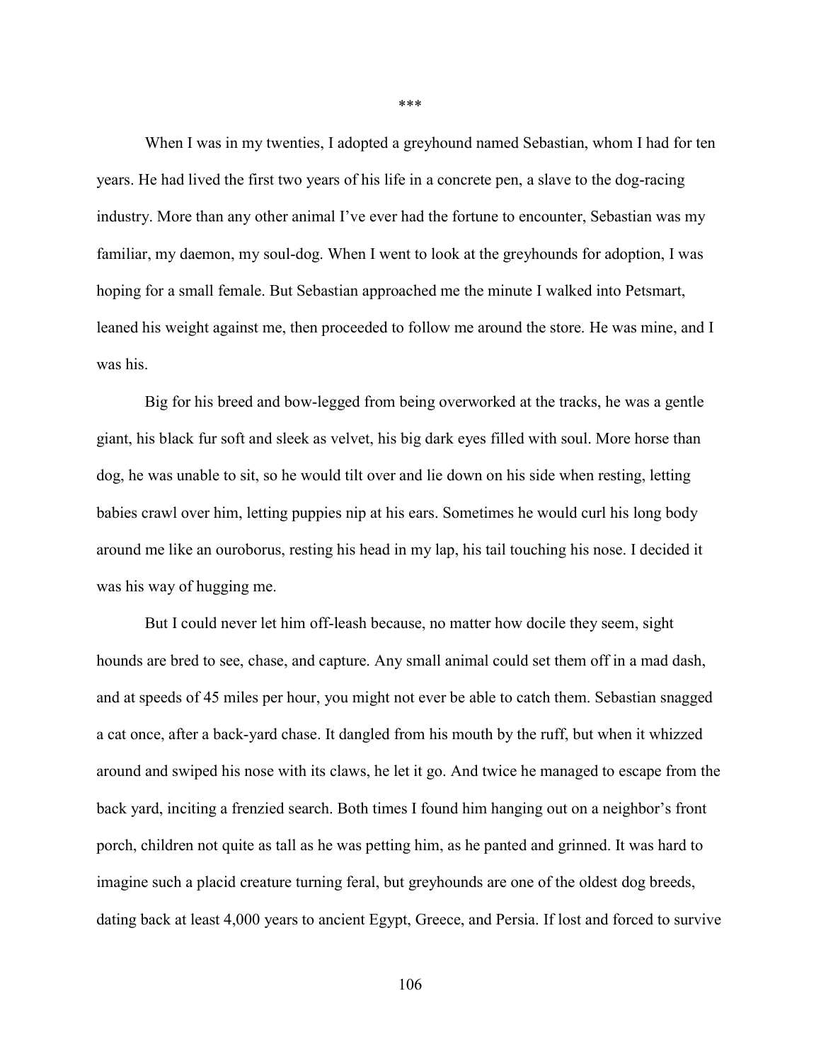***

When I was in my twenties, I adopted a greyhound named Sebastian, whom I had for ten years. He had lived the first two years of his life in a concrete pen, a slave to the dog-racing industry. More than any other animal I've ever had the fortune to encounter, Sebastian was my familiar, my daemon, my soul-dog. When I went to look at the greyhounds for adoption, I was hoping for a small female. But Sebastian approached me the minute I walked into Petsmart, leaned his weight against me, then proceeded to follow me around the store. He was mine, and I was his.

Big for his breed and bow-legged from being overworked at the tracks, he was a gentle giant, his black fur soft and sleek as velvet, his big dark eyes filled with soul. More horse than dog, he was unable to sit, so he would tilt over and lie down on his side when resting, letting babies crawl over him, letting puppies nip at his ears. Sometimes he would curl his long body around me like an ouroborus, resting his head in my lap, his tail touching his nose. I decided it was his way of hugging me.

But I could never let him off-leash because, no matter how docile they seem, sight hounds are bred to see, chase, and capture. Any small animal could set them off in a mad dash, and at speeds of 45 miles per hour, you might not ever be able to catch them. Sebastian snagged a cat once, after a back-yard chase. It dangled from his mouth by the ruff, but when it whizzed around and swiped his nose with its claws, he let it go. And twice he managed to escape from the back yard, inciting a frenzied search. Both times I found him hanging out on a neighbor's front porch, children not quite as tall as he was petting him, as he panted and grinned. It was hard to imagine such a placid creature turning feral, but greyhounds are one of the oldest dog breeds, dating back at least 4,000 years to ancient Egypt, Greece, and Persia. If lost and forced to survive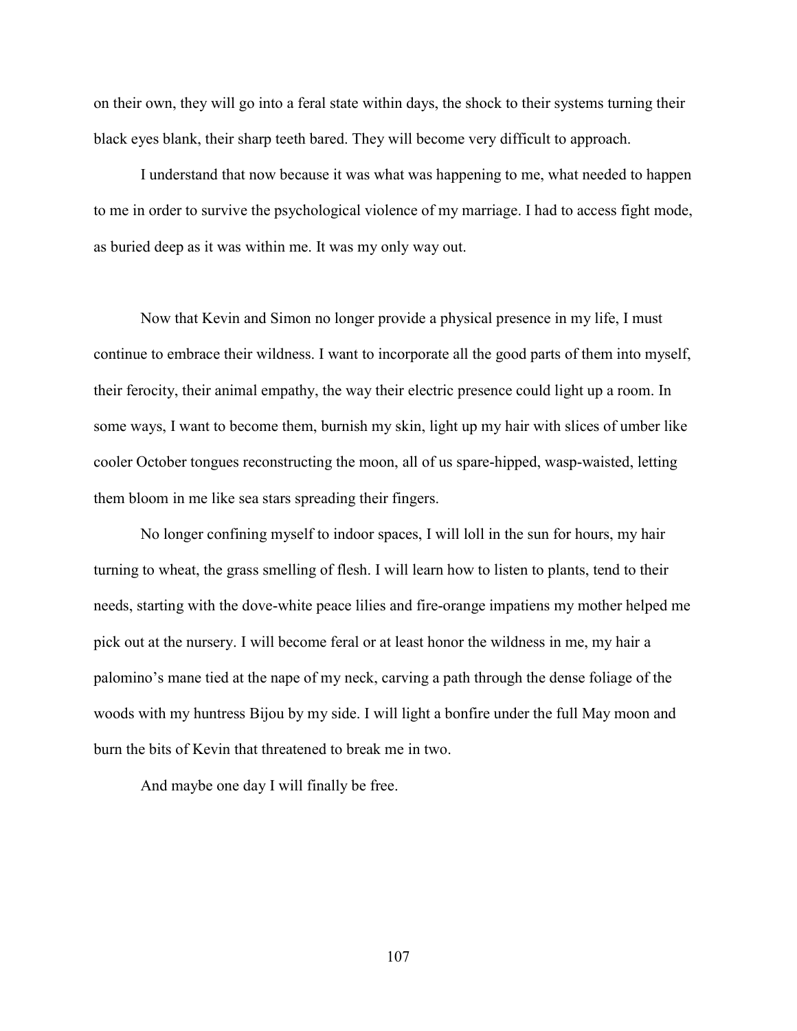on their own, they will go into a feral state within days, the shock to their systems turning their black eyes blank, their sharp teeth bared. They will become very difficult to approach.

I understand that now because it was what was happening to me, what needed to happen to me in order to survive the psychological violence of my marriage. I had to access fight mode, as buried deep as it was within me. It was my only way out.

Now that Kevin and Simon no longer provide a physical presence in my life, I must continue to embrace their wildness. I want to incorporate all the good parts of them into myself, their ferocity, their animal empathy, the way their electric presence could light up a room. In some ways, I want to become them, burnish my skin, light up my hair with slices of umber like cooler October tongues reconstructing the moon, all of us spare-hipped, wasp-waisted, letting them bloom in me like sea stars spreading their fingers.

No longer confining myself to indoor spaces, I will loll in the sun for hours, my hair turning to wheat, the grass smelling of flesh. I will learn how to listen to plants, tend to their needs, starting with the dove-white peace lilies and fire-orange impatiens my mother helped me pick out at the nursery. I will become feral or at least honor the wildness in me, my hair a palomino's mane tied at the nape of my neck, carving a path through the dense foliage of the woods with my huntress Bijou by my side. I will light a bonfire under the full May moon and burn the bits of Kevin that threatened to break me in two.

And maybe one day I will finally be free.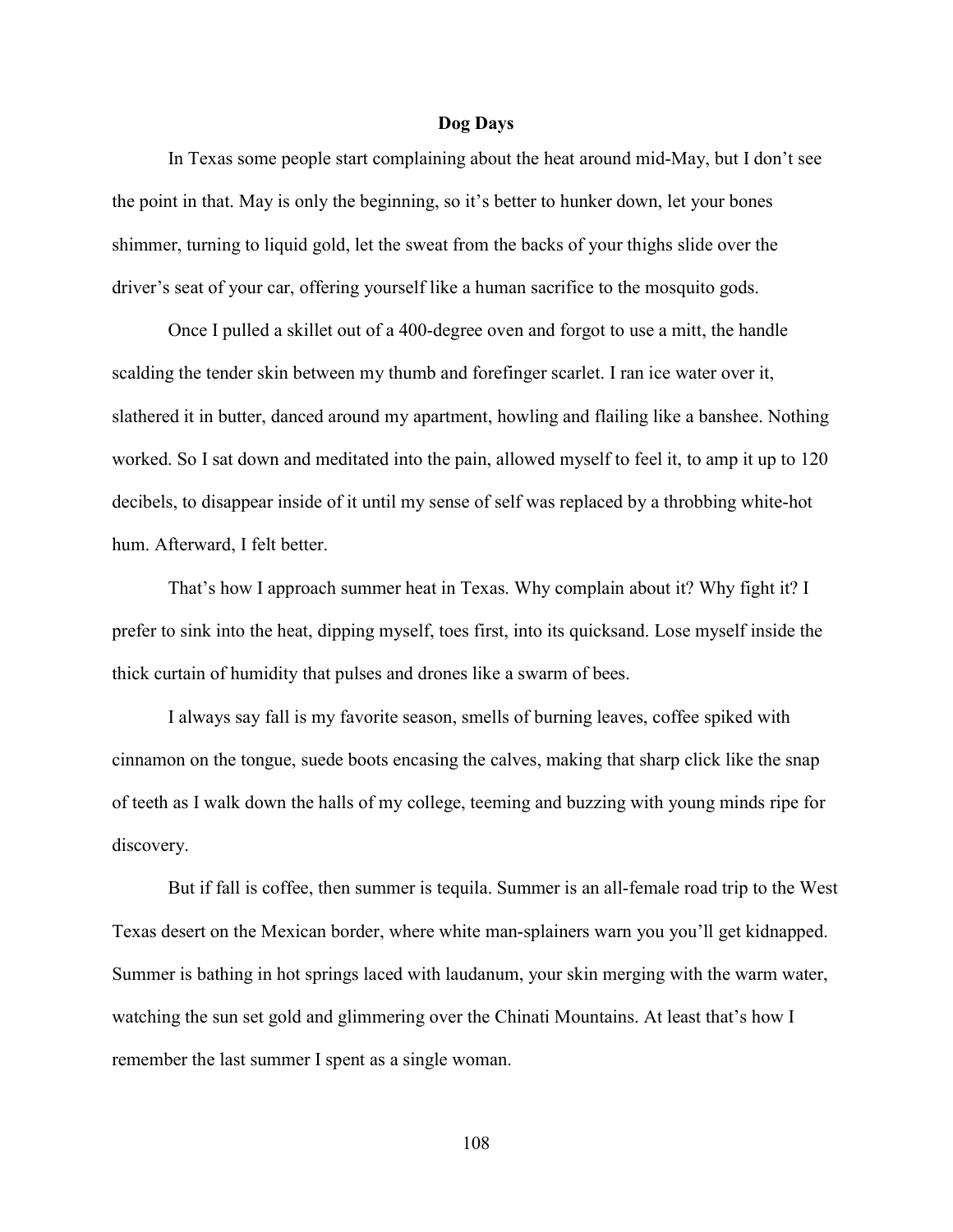**Dog Days**

In Texas some people start complaining about the heat around mid-May, but I don't see the point in that. May is only the beginning, so it's better to hunker down, let your bones shimmer, turning to liquid gold, let the sweat from the backs of your thighs slide over the driver's seat of your car, offering yourself like a human sacrifice to the mosquito gods.

Once I pulled a skillet out of a 400-degree oven and forgot to use a mitt, the handle scalding the tender skin between my thumb and forefinger scarlet. I ran ice water over it, slathered it in butter, danced around my apartment, howling and flailing like a banshee. Nothing worked. So I sat down and meditated into the pain, allowed myself to feel it, to amp it up to 120 decibels, to disappear inside of it until my sense of self was replaced by a throbbing white-hot hum. Afterward, I felt better.

That's how I approach summer heat in Texas. Why complain about it? Why fight it? I prefer to sink into the heat, dipping myself, toes first, into its quicksand. Lose myself inside the thick curtain of humidity that pulses and drones like a swarm of bees.

I always say fall is my favorite season, smells of burning leaves, coffee spiked with cinnamon on the tongue, suede boots encasing the calves, making that sharp click like the snap of teeth as I walk down the halls of my college, teeming and buzzing with young minds ripe for discovery.

But if fall is coffee, then summer is tequila. Summer is an all-female road trip to the West Texas desert on the Mexican border, where white man-splainers warn you you'll get kidnapped. Summer is bathing in hot springs laced with laudanum, your skin merging with the warm water, watching the sun set gold and glimmering over the Chinati Mountains. At least that's how I remember the last summer I spent as a single woman.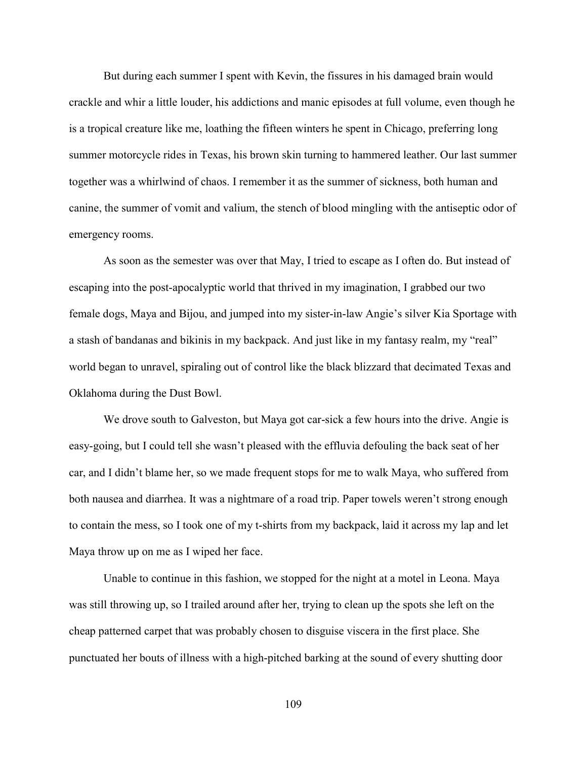But during each summer I spent with Kevin, the fissures in his damaged brain would crackle and whir a little louder, his addictions and manic episodes at full volume, even though he is a tropical creature like me, loathing the fifteen winters he spent in Chicago, preferring long summer motorcycle rides in Texas, his brown skin turning to hammered leather. Our last summer together was a whirlwind of chaos. I remember it as the summer of sickness, both human and canine, the summer of vomit and valium, the stench of blood mingling with the antiseptic odor of emergency rooms.

As soon as the semester was over that May, I tried to escape as I often do. But instead of escaping into the post-apocalyptic world that thrived in my imagination, I grabbed our two female dogs, Maya and Bijou, and jumped into my sister-in-law Angie's silver Kia Sportage with a stash of bandanas and bikinis in my backpack. And just like in my fantasy realm, my "real" world began to unravel, spiraling out of control like the black blizzard that decimated Texas and Oklahoma during the Dust Bowl.

We drove south to Galveston, but Maya got car-sick a few hours into the drive. Angie is easy-going, but I could tell she wasn't pleased with the effluvia defouling the back seat of her car, and I didn't blame her, so we made frequent stops for me to walk Maya, who suffered from both nausea and diarrhea. It was a nightmare of a road trip. Paper towels weren't strong enough to contain the mess, so I took one of my t-shirts from my backpack, laid it across my lap and let Maya throw up on me as I wiped her face.

Unable to continue in this fashion, we stopped for the night at a motel in Leona. Maya was still throwing up, so I trailed around after her, trying to clean up the spots she left on the cheap patterned carpet that was probably chosen to disguise viscera in the first place. She punctuated her bouts of illness with a high-pitched barking at the sound of every shutting door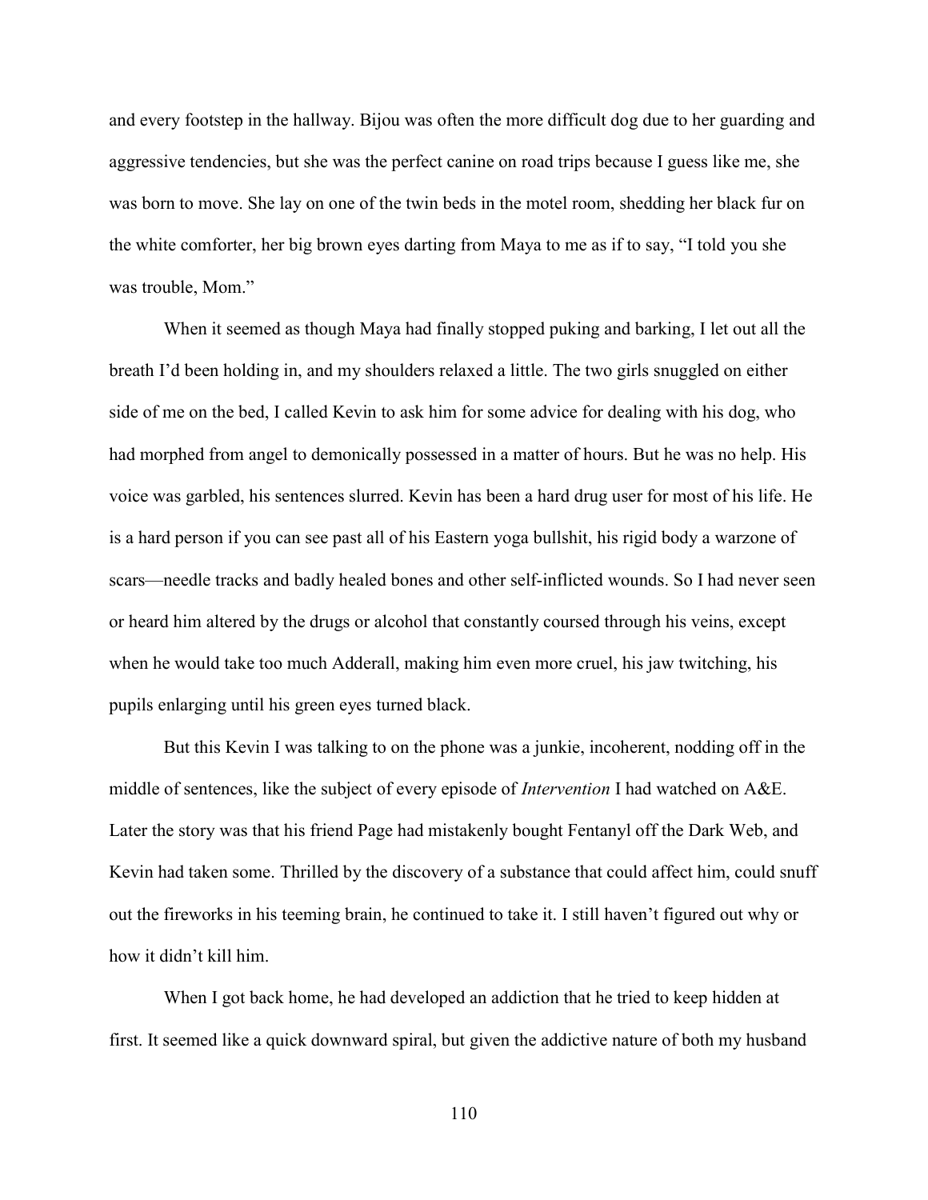and every footstep in the hallway. Bijou was often the more difficult dog due to her guarding and aggressive tendencies, but she was the perfect canine on road trips because I guess like me, she was born to move. She lay on one of the twin beds in the motel room, shedding her black fur on the white comforter, her big brown eyes darting from Maya to me as if to say, "I told you she was trouble, Mom."

When it seemed as though Maya had finally stopped puking and barking, I let out all the breath I'd been holding in, and my shoulders relaxed a little. The two girls snuggled on either side of me on the bed, I called Kevin to ask him for some advice for dealing with his dog, who had morphed from angel to demonically possessed in a matter of hours. But he was no help. His voice was garbled, his sentences slurred. Kevin has been a hard drug user for most of his life. He is a hard person if you can see past all of his Eastern yoga bullshit, his rigid body a warzone of scars—needle tracks and badly healed bones and other self-inflicted wounds. So I had never seen or heard him altered by the drugs or alcohol that constantly coursed through his veins, except when he would take too much Adderall, making him even more cruel, his jaw twitching, his pupils enlarging until his green eyes turned black.

But this Kevin I was talking to on the phone was a junkie, incoherent, nodding off in the middle of sentences, like the subject of every episode of *Intervention* I had watched on A&E. Later the story was that his friend Page had mistakenly bought Fentanyl off the Dark Web, and Kevin had taken some. Thrilled by the discovery of a substance that could affect him, could snuff out the fireworks in his teeming brain, he continued to take it. I still haven't figured out why or how it didn't kill him.

When I got back home, he had developed an addiction that he tried to keep hidden at first. It seemed like a quick downward spiral, but given the addictive nature of both my husband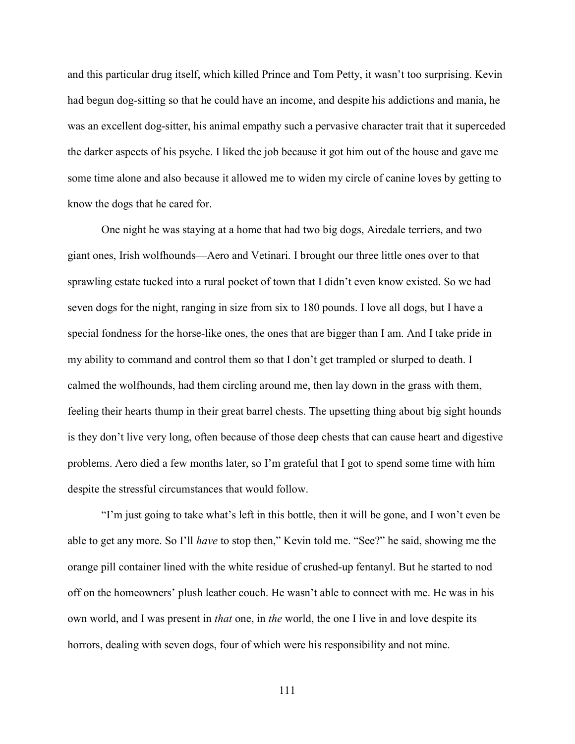and this particular drug itself, which killed Prince and Tom Petty, it wasn't too surprising. Kevin had begun dog-sitting so that he could have an income, and despite his addictions and mania, he was an excellent dog-sitter, his animal empathy such a pervasive character trait that it superceded the darker aspects of his psyche. I liked the job because it got him out of the house and gave me some time alone and also because it allowed me to widen my circle of canine loves by getting to know the dogs that he cared for.

One night he was staying at a home that had two big dogs, Airedale terriers, and two giant ones, Irish wolfhounds—Aero and Vetinari. I brought our three little ones over to that sprawling estate tucked into a rural pocket of town that I didn't even know existed. So we had seven dogs for the night, ranging in size from six to 180 pounds. I love all dogs, but I have a special fondness for the horse-like ones, the ones that are bigger than I am. And I take pride in my ability to command and control them so that I don't get trampled or slurped to death. I calmed the wolfhounds, had them circling around me, then lay down in the grass with them, feeling their hearts thump in their great barrel chests. The upsetting thing about big sight hounds is they don't live very long, often because of those deep chests that can cause heart and digestive problems. Aero died a few months later, so I'm grateful that I got to spend some time with him despite the stressful circumstances that would follow.

"I'm just going to take what's left in this bottle, then it will be gone, and I won't even be able to get any more. So I'll *have* to stop then," Kevin told me. "See?" he said, showing me the orange pill container lined with the white residue of crushed-up fentanyl. But he started to nod off on the homeowners' plush leather couch. He wasn't able to connect with me. He was in his own world, and I was present in *that* one, in *the* world, the one I live in and love despite its horrors, dealing with seven dogs, four of which were his responsibility and not mine.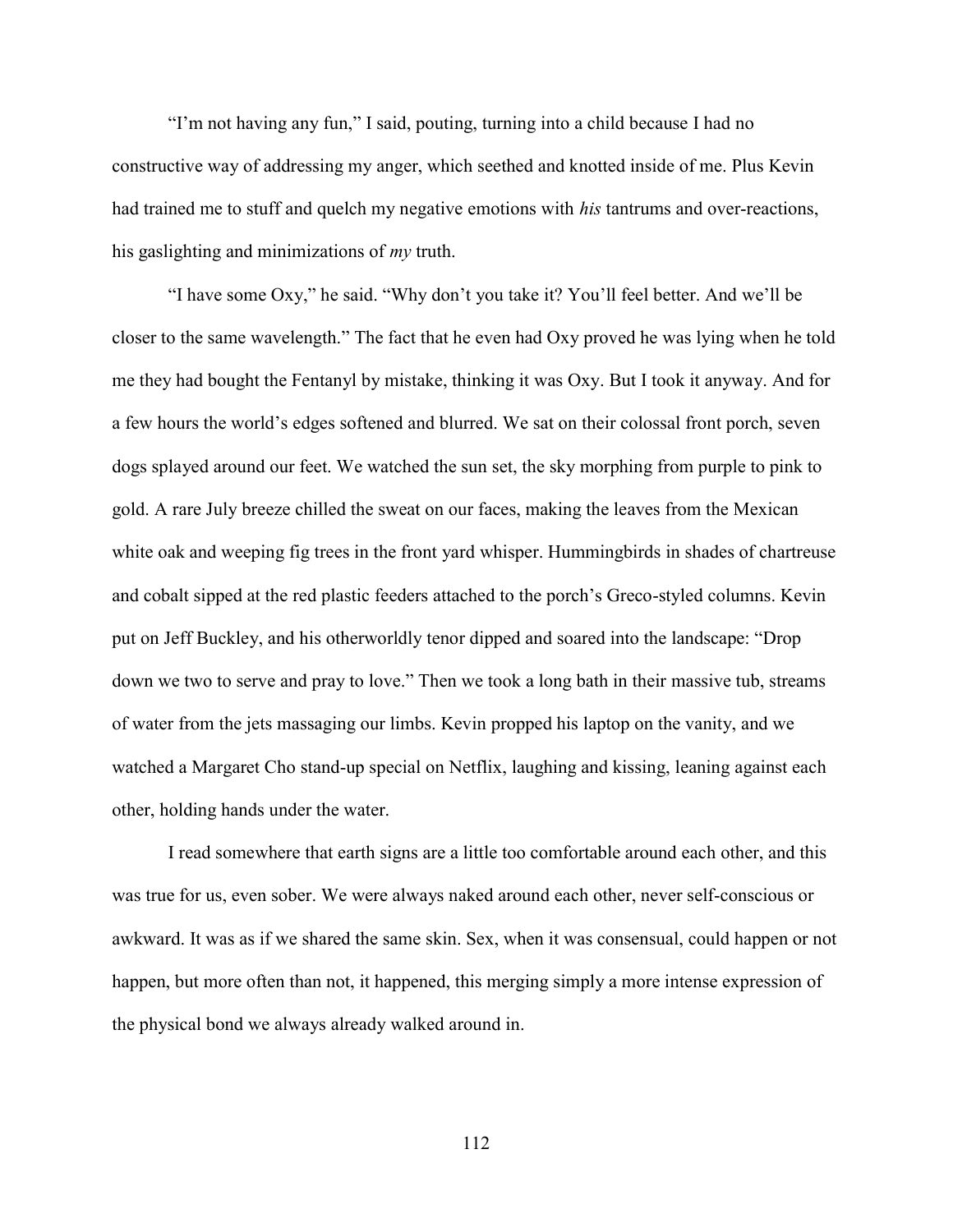“I’m not having any fun,” I said, pouting, turning into a child because I had no constructive way of addressing my anger, which seethed and knotted inside of me. Plus Kevin had trained me to stuff and quelch my negative emotions with *his* tantrums and over-reactions, his gaslighting and minimizations of *my* truth.

“I have some Oxy,” he said. “Why don’t you take it? You’ll feel better. And we’ll be closer to the same wavelength.” The fact that he even had Oxy proved he was lying when he told me they had bought the Fentanyl by mistake, thinking it was Oxy. But I took it anyway. And for a few hours the world’s edges softened and blurred. We sat on their colossal front porch, seven dogs splayed around our feet. We watched the sun set, the sky morphing from purple to pink to gold. A rare July breeze chilled the sweat on our faces, making the leaves from the Mexican white oak and weeping fig trees in the front yard whisper. Hummingbirds in shades of chartreuse and cobalt sipped at the red plastic feeders attached to the porch’s Greco-styled columns. Kevin put on Jeff Buckley, and his otherworldly tenor dipped and soared into the landscape: “Drop down we two to serve and pray to love.” Then we took a long bath in their massive tub, streams of water from the jets massaging our limbs. Kevin propped his laptop on the vanity, and we watched a Margaret Cho stand-up special on Netflix, laughing and kissing, leaning against each other, holding hands under the water.

I read somewhere that earth signs are a little too comfortable around each other, and this was true for us, even sober. We were always naked around each other, never self-conscious or awkward. It was as if we shared the same skin. Sex, when it was consensual, could happen or not happen, but more often than not, it happened, this merging simply a more intense expression of the physical bond we always already walked around in.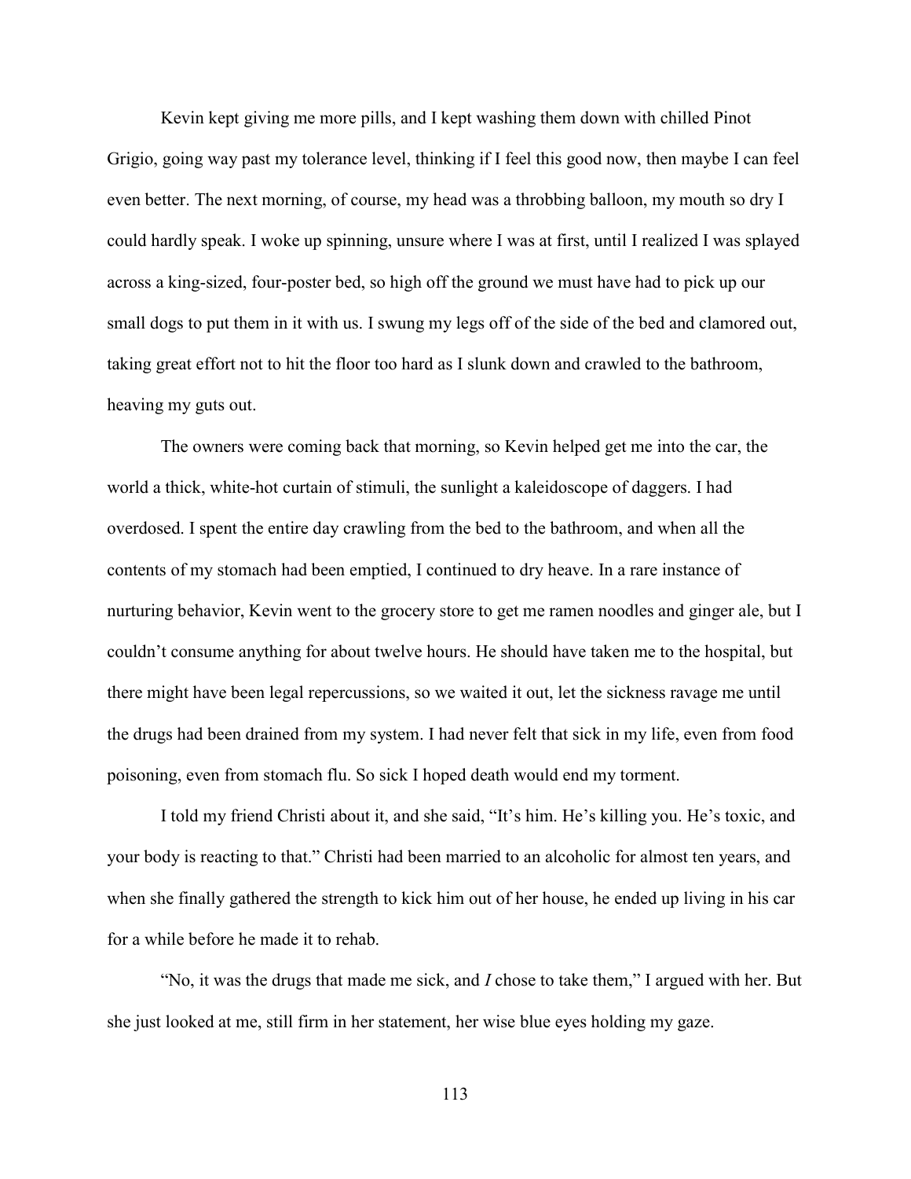Kevin kept giving me more pills, and I kept washing them down with chilled Pinot Grigio, going way past my tolerance level, thinking if I feel this good now, then maybe I can feel even better. The next morning, of course, my head was a throbbing balloon, my mouth so dry I could hardly speak. I woke up spinning, unsure where I was at first, until I realized I was splayed across a king-sized, four-poster bed, so high off the ground we must have had to pick up our small dogs to put them in it with us. I swung my legs off of the side of the bed and clamored out, taking great effort not to hit the floor too hard as I slunk down and crawled to the bathroom, heaving my guts out.

The owners were coming back that morning, so Kevin helped get me into the car, the world a thick, white-hot curtain of stimuli, the sunlight a kaleidoscope of daggers. I had overdosed. I spent the entire day crawling from the bed to the bathroom, and when all the contents of my stomach had been emptied, I continued to dry heave. In a rare instance of nurturing behavior, Kevin went to the grocery store to get me ramen noodles and ginger ale, but I couldn't consume anything for about twelve hours. He should have taken me to the hospital, but there might have been legal repercussions, so we waited it out, let the sickness ravage me until the drugs had been drained from my system. I had never felt that sick in my life, even from food poisoning, even from stomach flu. So sick I hoped death would end my torment.

I told my friend Christi about it, and she said, "It's him. He's killing you. He's toxic, and your body is reacting to that." Christi had been married to an alcoholic for almost ten years, and when she finally gathered the strength to kick him out of her house, he ended up living in his car for a while before he made it to rehab.

"No, it was the drugs that made me sick, and *I* chose to take them," I argued with her. But she just looked at me, still firm in her statement, her wise blue eyes holding my gaze.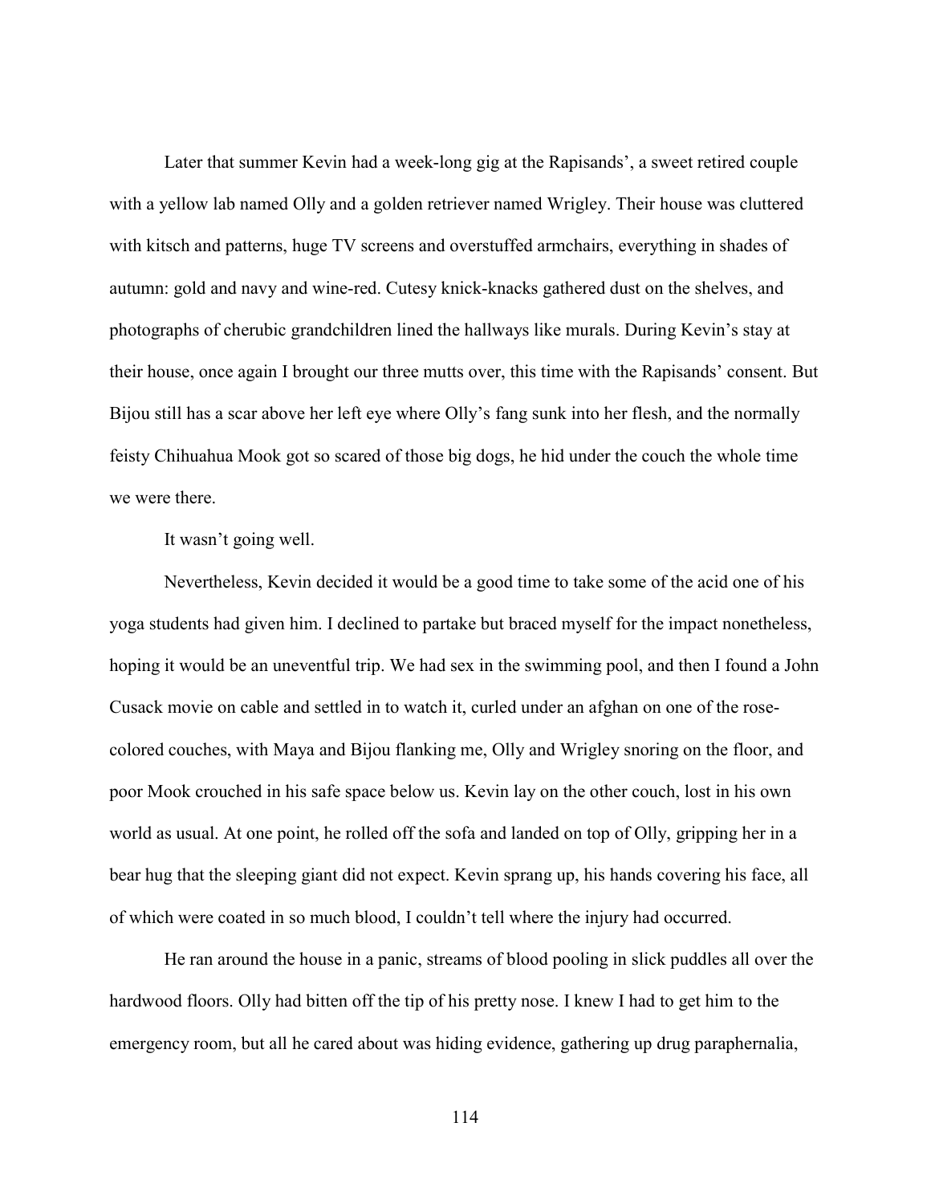Later that summer Kevin had a week-long gig at the Rapisands', a sweet retired couple with a yellow lab named Olly and a golden retriever named Wrigley. Their house was cluttered with kitsch and patterns, huge TV screens and overstuffed armchairs, everything in shades of autumn: gold and navy and wine-red. Cutesy knick-knacks gathered dust on the shelves, and photographs of cherubic grandchildren lined the hallways like murals. During Kevin's stay at their house, once again I brought our three mutts over, this time with the Rapisands' consent. But Bijou still has a scar above her left eye where Olly's fang sunk into her flesh, and the normally feisty Chihuahua Mook got so scared of those big dogs, he hid under the couch the whole time we were there.

It wasn't going well.

Nevertheless, Kevin decided it would be a good time to take some of the acid one of his yoga students had given him. I declined to partake but braced myself for the impact nonetheless, hoping it would be an uneventful trip. We had sex in the swimming pool, and then I found a John Cusack movie on cable and settled in to watch it, curled under an afghan on one of the rose-colored couches, with Maya and Bijou flanking me, Olly and Wrigley snoring on the floor, and poor Mook crouched in his safe space below us. Kevin lay on the other couch, lost in his own world as usual. At one point, he rolled off the sofa and landed on top of Olly, gripping her in a bear hug that the sleeping giant did not expect. Kevin sprang up, his hands covering his face, all of which were coated in so much blood, I couldn't tell where the injury had occurred.

He ran around the house in a panic, streams of blood pooling in slick puddles all over the hardwood floors. Olly had bitten off the tip of his pretty nose. I knew I had to get him to the emergency room, but all he cared about was hiding evidence, gathering up drug paraphernalia,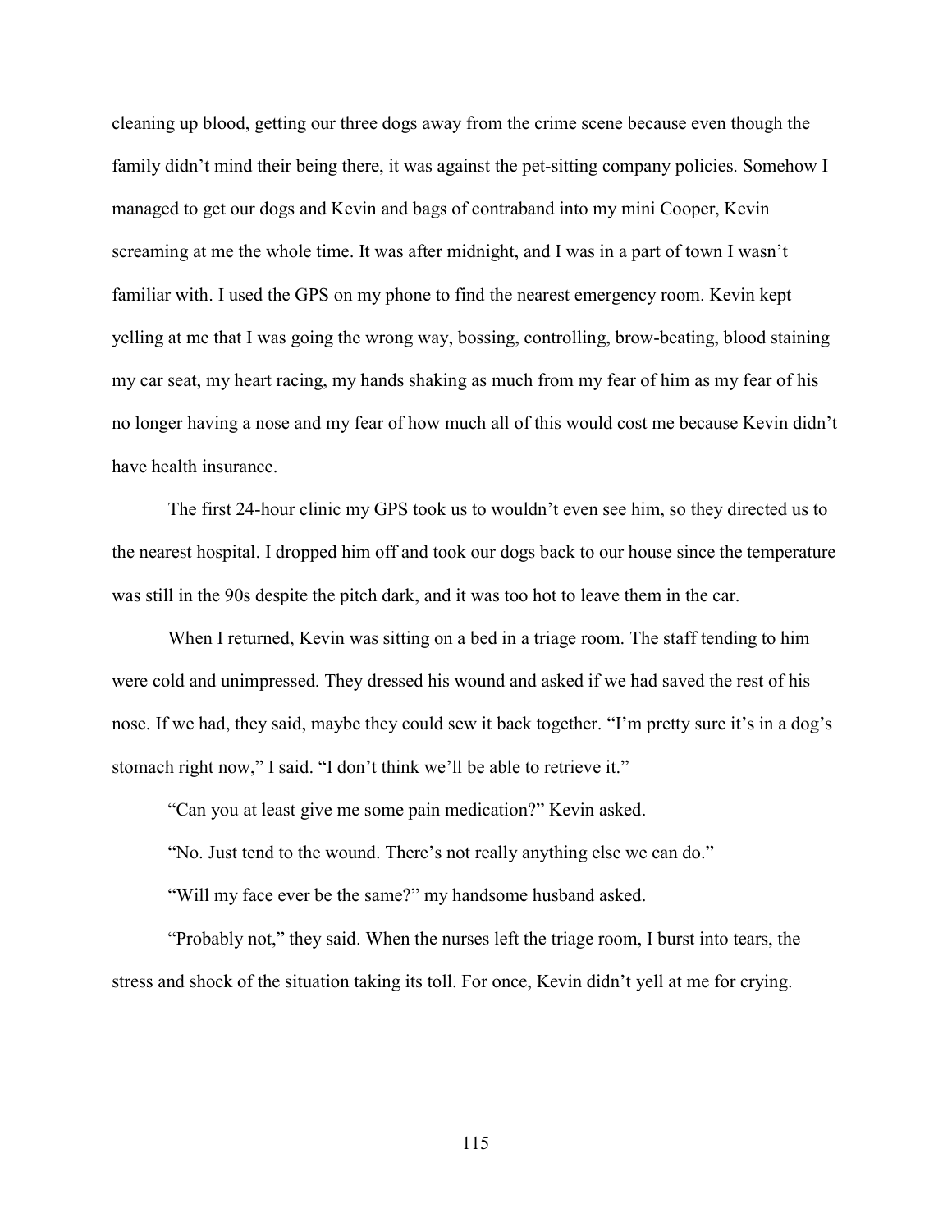cleaning up blood, getting our three dogs away from the crime scene because even though the family didn't mind their being there, it was against the pet-sitting company policies. Somehow I managed to get our dogs and Kevin and bags of contraband into my mini Cooper, Kevin screaming at me the whole time. It was after midnight, and I was in a part of town I wasn't familiar with. I used the GPS on my phone to find the nearest emergency room. Kevin kept yelling at me that I was going the wrong way, bossing, controlling, brow-beating, blood staining my car seat, my heart racing, my hands shaking as much from my fear of him as my fear of his no longer having a nose and my fear of how much all of this would cost me because Kevin didn't have health insurance.

The first 24-hour clinic my GPS took us to wouldn't even see him, so they directed us to the nearest hospital. I dropped him off and took our dogs back to our house since the temperature was still in the 90s despite the pitch dark, and it was too hot to leave them in the car.

When I returned, Kevin was sitting on a bed in a triage room. The staff tending to him were cold and unimpressed. They dressed his wound and asked if we had saved the rest of his nose. If we had, they said, maybe they could sew it back together. "I'm pretty sure it's in a dog's stomach right now," I said. "I don't think we'll be able to retrieve it."

"Can you at least give me some pain medication?" Kevin asked.

"No. Just tend to the wound. There's not really anything else we can do."

"Will my face ever be the same?" my handsome husband asked.

"Probably not," they said. When the nurses left the triage room, I burst into tears, the stress and shock of the situation taking its toll. For once, Kevin didn't yell at me for crying.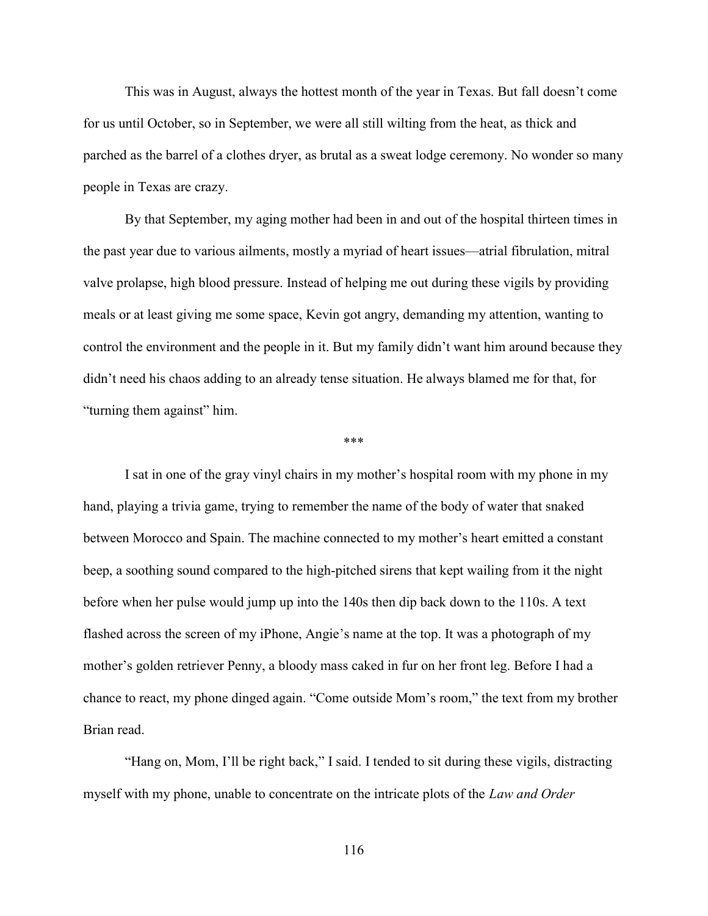This was in August, always the hottest month of the year in Texas. But fall doesn't come for us until October, so in September, we were all still wilting from the heat, as thick and parched as the barrel of a clothes dryer, as brutal as a sweat lodge ceremony. No wonder so many people in Texas are crazy.

By that September, my aging mother had been in and out of the hospital thirteen times in the past year due to various ailments, mostly a myriad of heart issues—atrial fibrulation, mitral valve prolapse, high blood pressure. Instead of helping me out during these vigils by providing meals or at least giving me some space, Kevin got angry, demanding my attention, wanting to control the environment and the people in it. But my family didn't want him around because they didn't need his chaos adding to an already tense situation. He always blamed me for that, for "turning them against" him.

\*\*\*

I sat in one of the gray vinyl chairs in my mother's hospital room with my phone in my hand, playing a trivia game, trying to remember the name of the body of water that snaked between Morocco and Spain. The machine connected to my mother's heart emitted a constant beep, a soothing sound compared to the high-pitched sirens that kept wailing from it the night before when her pulse would jump up into the 140s then dip back down to the 110s. A text flashed across the screen of my iPhone, Angie's name at the top. It was a photograph of my mother's golden retriever Penny, a bloody mass caked in fur on her front leg. Before I had a chance to react, my phone dinged again. "Come outside Mom's room," the text from my brother Brian read.

"Hang on, Mom, I'll be right back," I said. I tended to sit during these vigils, distracting myself with my phone, unable to concentrate on the intricate plots of the *Law and Order*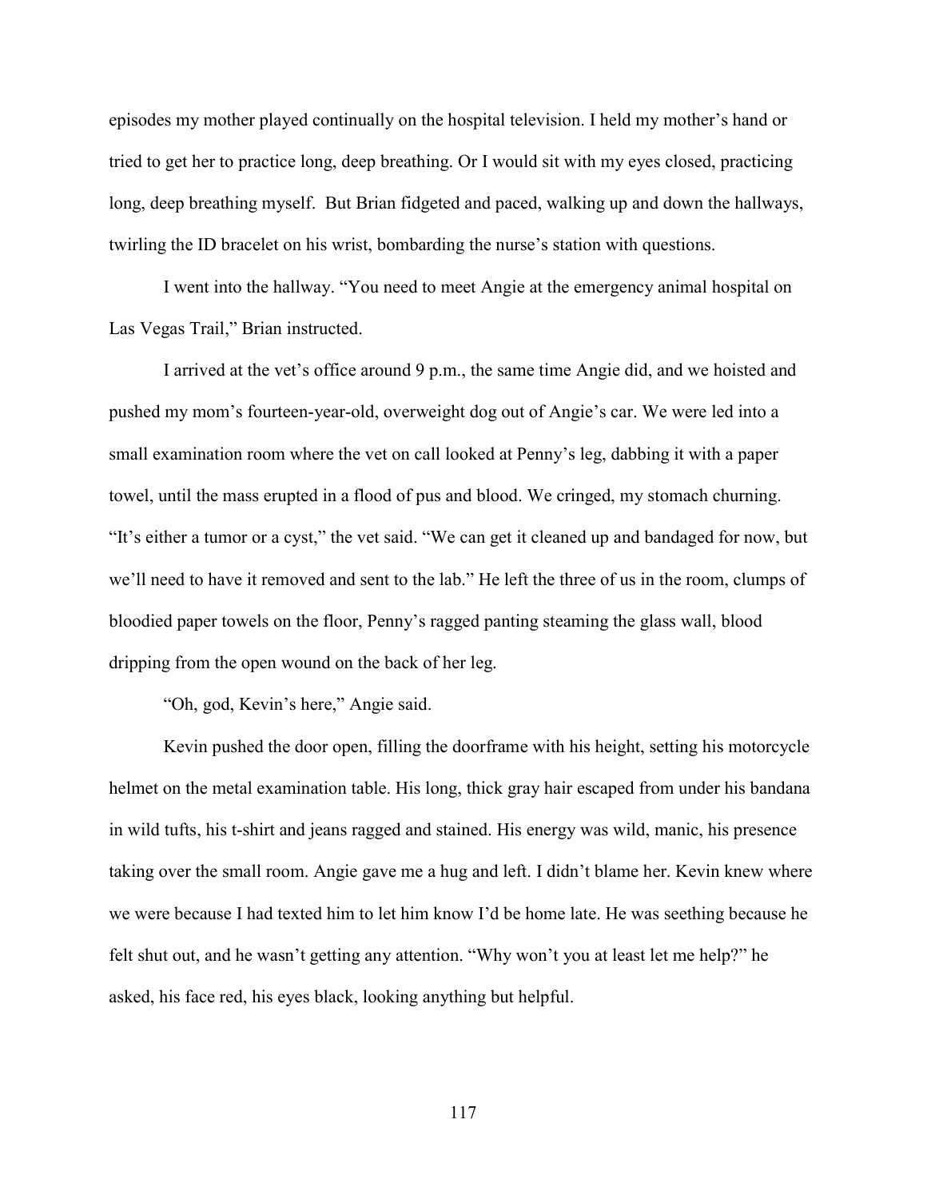episodes my mother played continually on the hospital television. I held my mother's hand or tried to get her to practice long, deep breathing. Or I would sit with my eyes closed, practicing long, deep breathing myself. But Brian fidgeted and paced, walking up and down the hallways, twirling the ID bracelet on his wrist, bombarding the nurse's station with questions.

I went into the hallway. "You need to meet Angie at the emergency animal hospital on Las Vegas Trail," Brian instructed.

I arrived at the vet's office around 9 p.m., the same time Angie did, and we hoisted and pushed my mom's fourteen-year-old, overweight dog out of Angie's car. We were led into a small examination room where the vet on call looked at Penny's leg, dabbing it with a paper towel, until the mass erupted in a flood of pus and blood. We cringed, my stomach churning. "It's either a tumor or a cyst," the vet said. "We can get it cleaned up and bandaged for now, but we'll need to have it removed and sent to the lab." He left the three of us in the room, clumps of bloodied paper towels on the floor, Penny's ragged panting steaming the glass wall, blood dripping from the open wound on the back of her leg.

"Oh, god, Kevin's here," Angie said.

Kevin pushed the door open, filling the doorframe with his height, setting his motorcycle helmet on the metal examination table. His long, thick gray hair escaped from under his bandana in wild tufts, his t-shirt and jeans ragged and stained. His energy was wild, manic, his presence taking over the small room. Angie gave me a hug and left. I didn't blame her. Kevin knew where we were because I had texted him to let him know I'd be home late. He was seething because he felt shut out, and he wasn't getting any attention. "Why won't you at least let me help?" he asked, his face red, his eyes black, looking anything but helpful.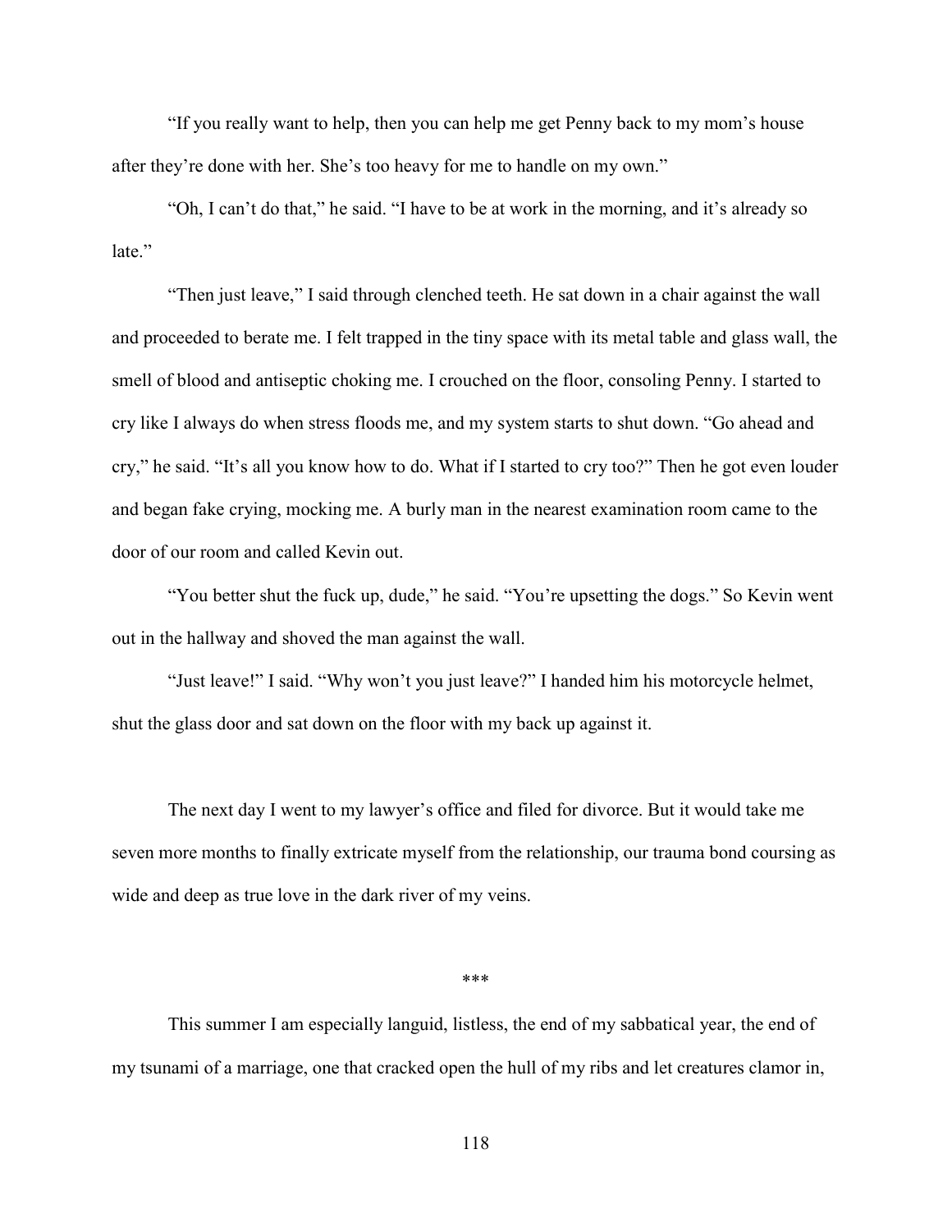"If you really want to help, then you can help me get Penny back to my mom's house after they're done with her. She's too heavy for me to handle on my own."

"Oh, I can't do that," he said. "I have to be at work in the morning, and it's already so late."

"Then just leave," I said through clenched teeth. He sat down in a chair against the wall and proceeded to berate me. I felt trapped in the tiny space with its metal table and glass wall, the smell of blood and antiseptic choking me. I crouched on the floor, consoling Penny. I started to cry like I always do when stress floods me, and my system starts to shut down. "Go ahead and cry," he said. "It's all you know how to do. What if I started to cry too?" Then he got even louder and began fake crying, mocking me. A burly man in the nearest examination room came to the door of our room and called Kevin out.

"You better shut the fuck up, dude," he said. "You're upsetting the dogs." So Kevin went out in the hallway and shoved the man against the wall.

"Just leave!" I said. "Why won't you just leave?" I handed him his motorcycle helmet, shut the glass door and sat down on the floor with my back up against it.

The next day I went to my lawyer's office and filed for divorce. But it would take me seven more months to finally extricate myself from the relationship, our trauma bond coursing as wide and deep as true love in the dark river of my veins.

***

This summer I am especially languid, listless, the end of my sabbatical year, the end of my tsunami of a marriage, one that cracked open the hull of my ribs and let creatures clamor in,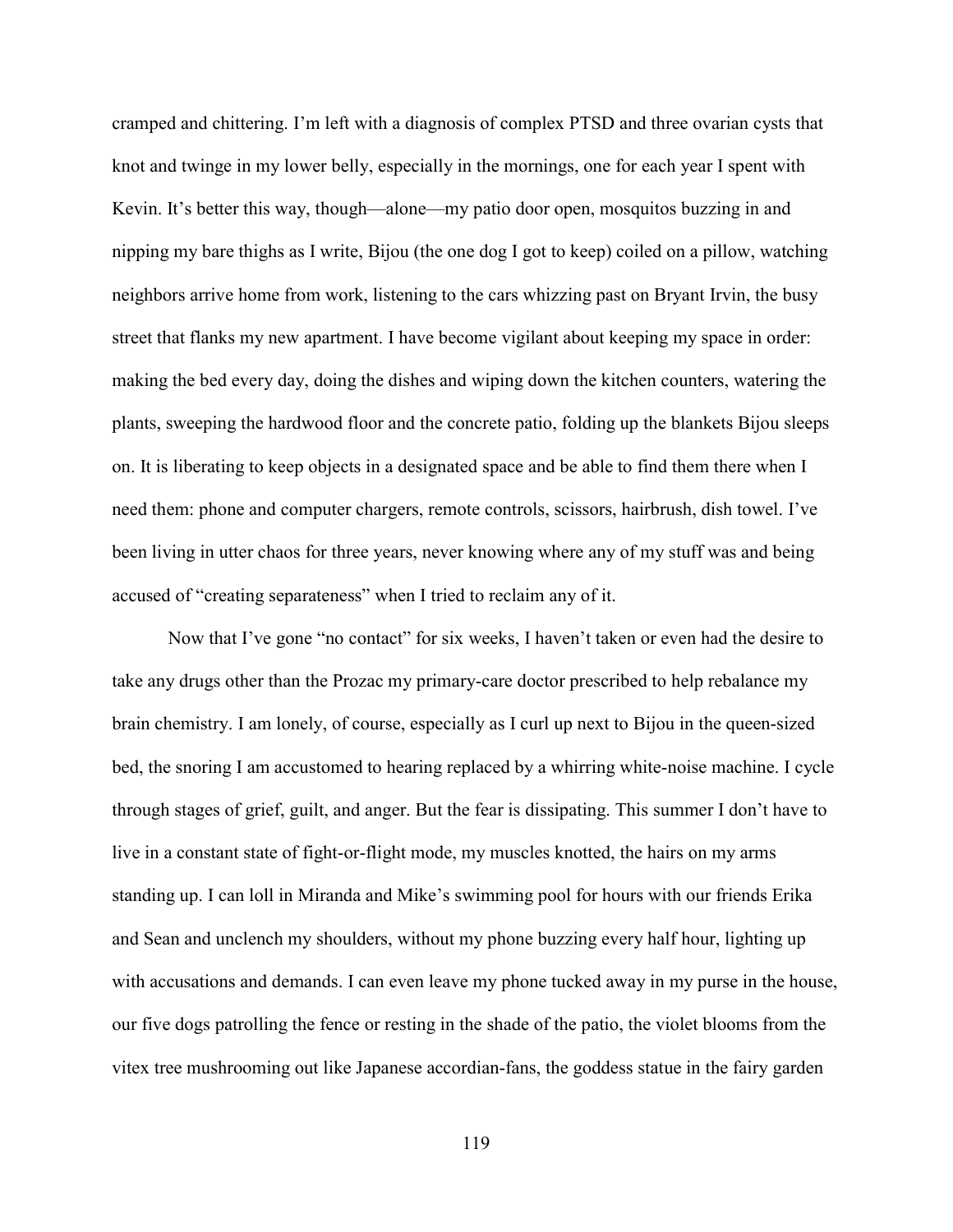cramped and chittering. I'm left with a diagnosis of complex PTSD and three ovarian cysts that knot and twinge in my lower belly, especially in the mornings, one for each year I spent with Kevin. It's better this way, though—alone—my patio door open, mosquitos buzzing in and nipping my bare thighs as I write, Bijou (the one dog I got to keep) coiled on a pillow, watching neighbors arrive home from work, listening to the cars whizzing past on Bryant Irvin, the busy street that flanks my new apartment. I have become vigilant about keeping my space in order: making the bed every day, doing the dishes and wiping down the kitchen counters, watering the plants, sweeping the hardwood floor and the concrete patio, folding up the blankets Bijou sleeps on. It is liberating to keep objects in a designated space and be able to find them there when I need them: phone and computer chargers, remote controls, scissors, hairbrush, dish towel. I've been living in utter chaos for three years, never knowing where any of my stuff was and being accused of "creating separateness" when I tried to reclaim any of it.

Now that I've gone "no contact" for six weeks, I haven't taken or even had the desire to take any drugs other than the Prozac my primary-care doctor prescribed to help rebalance my brain chemistry. I am lonely, of course, especially as I curl up next to Bijou in the queen-sized bed, the snoring I am accustomed to hearing replaced by a whirring white-noise machine. I cycle through stages of grief, guilt, and anger. But the fear is dissipating. This summer I don't have to live in a constant state of fight-or-flight mode, my muscles knotted, the hairs on my arms standing up. I can loll in Miranda and Mike's swimming pool for hours with our friends Erika and Sean and unclench my shoulders, without my phone buzzing every half hour, lighting up with accusations and demands. I can even leave my phone tucked away in my purse in the house, our five dogs patrolling the fence or resting in the shade of the patio, the violet blooms from the vitex tree mushrooming out like Japanese accordian-fans, the goddess statue in the fairy garden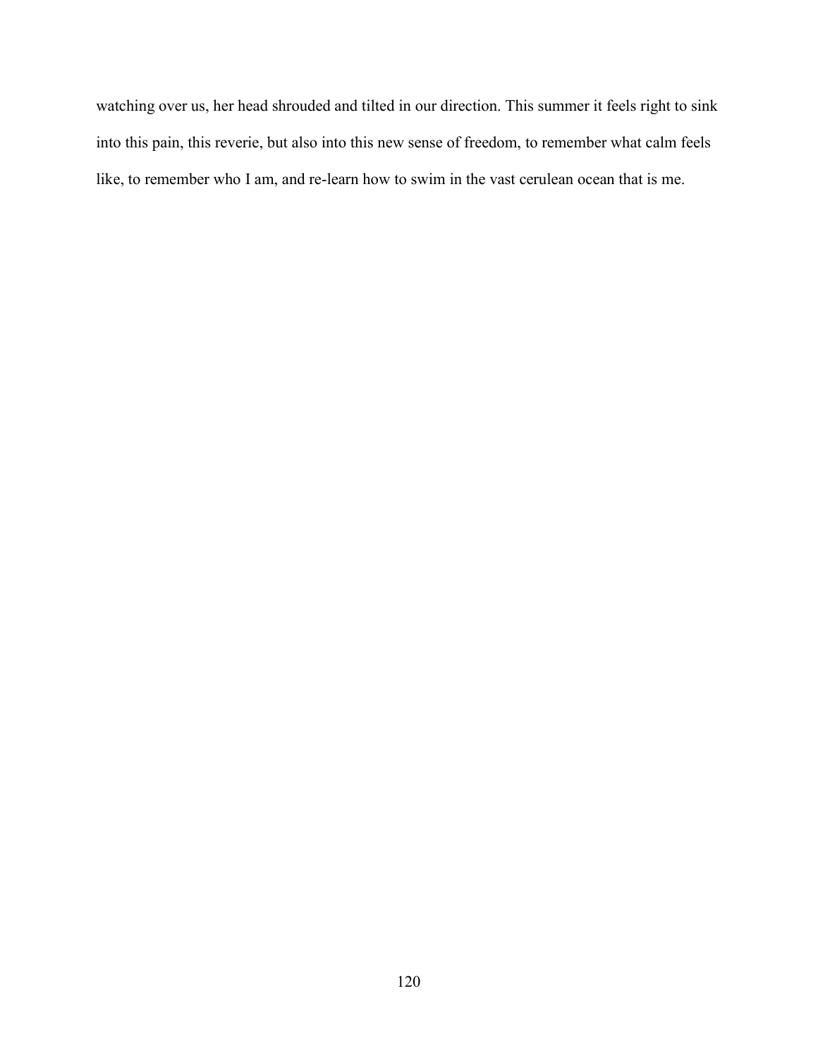watching over us, her head shrouded and tilted in our direction. This summer it feels right to sink into this pain, this reverie, but also into this new sense of freedom, to remember what calm feels like, to remember who I am, and re-learn how to swim in the vast cerulean ocean that is me.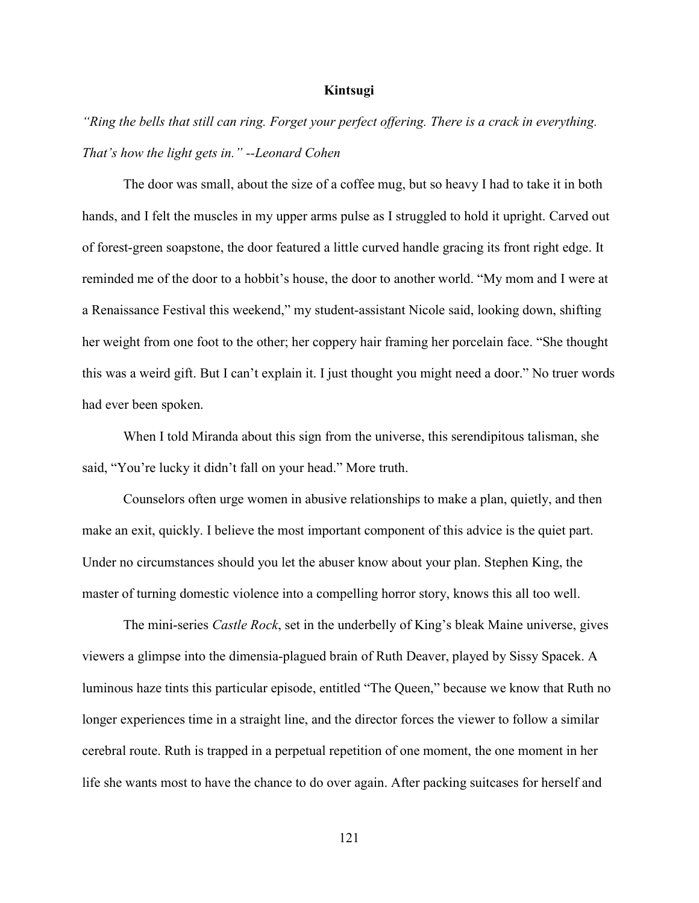**Kintsugi**

*"Ring the bells that still can ring. Forget your perfect offering. There is a crack in everything. That's how the light gets in." --Leonard Cohen*

The door was small, about the size of a coffee mug, but so heavy I had to take it in both hands, and I felt the muscles in my upper arms pulse as I struggled to hold it upright. Carved out of forest-green soapstone, the door featured a little curved handle gracing its front right edge. It reminded me of the door to a hobbit's house, the door to another world. "My mom and I were at a Renaissance Festival this weekend," my student-assistant Nicole said, looking down, shifting her weight from one foot to the other; her coppery hair framing her porcelain face. "She thought this was a weird gift. But I can't explain it. I just thought you might need a door." No truer words had ever been spoken.

When I told Miranda about this sign from the universe, this serendipitous talisman, she said, "You're lucky it didn't fall on your head." More truth.

Counselors often urge women in abusive relationships to make a plan, quietly, and then make an exit, quickly. I believe the most important component of this advice is the quiet part. Under no circumstances should you let the abuser know about your plan. Stephen King, the master of turning domestic violence into a compelling horror story, knows this all too well.

The mini-series *Castle Rock*, set in the underbelly of King's bleak Maine universe, gives viewers a glimpse into the dimensia-plagued brain of Ruth Deaver, played by Sissy Spacek. A luminous haze tints this particular episode, entitled "The Queen," because we know that Ruth no longer experiences time in a straight line, and the director forces the viewer to follow a similar cerebral route. Ruth is trapped in a perpetual repetition of one moment, the one moment in her life she wants most to have the chance to do over again. After packing suitcases for herself and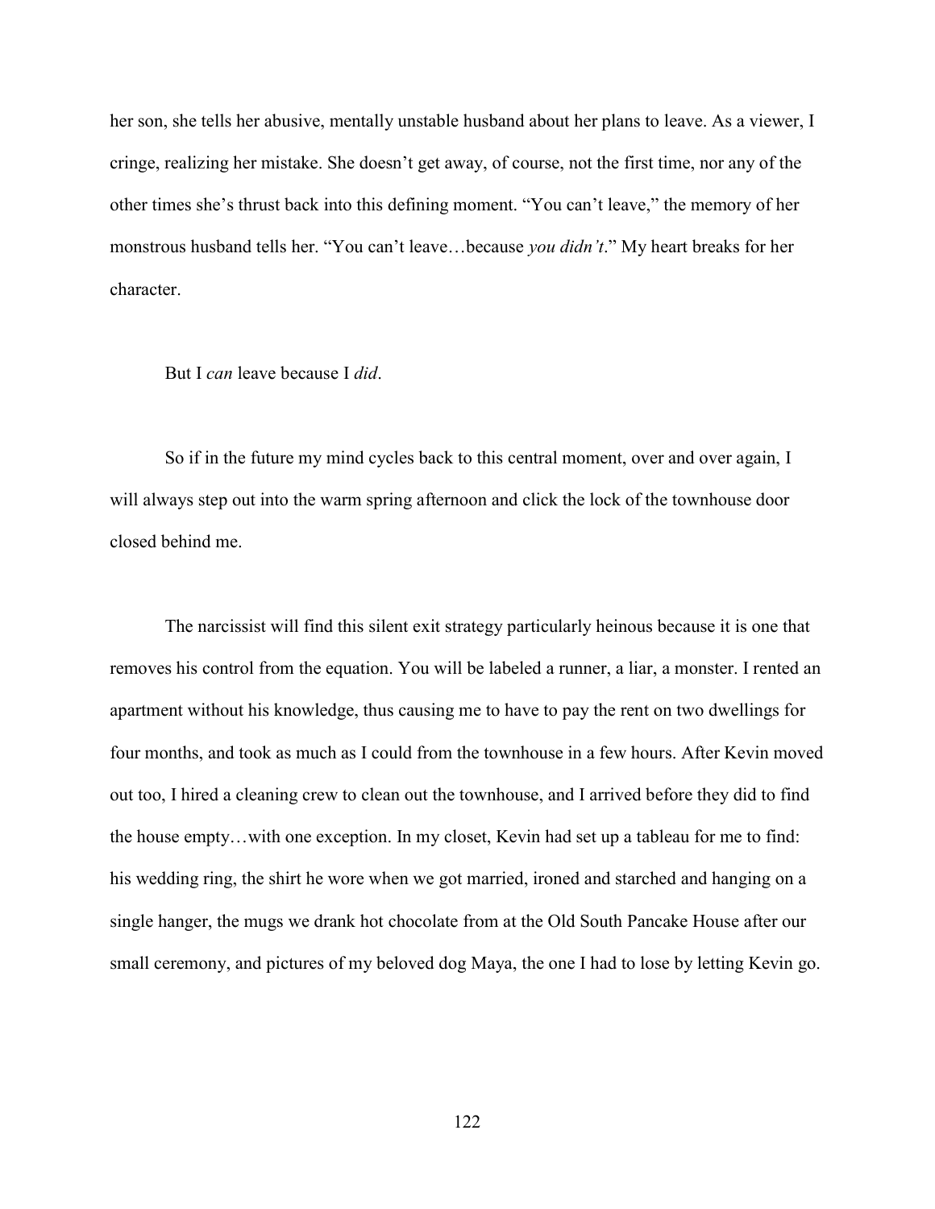her son, she tells her abusive, mentally unstable husband about her plans to leave. As a viewer, I cringe, realizing her mistake. She doesn't get away, of course, not the first time, nor any of the other times she's thrust back into this defining moment. "You can't leave," the memory of her monstrous husband tells her. "You can't leave…because *you didn't*." My heart breaks for her character.

But I *can* leave because I *did*.

So if in the future my mind cycles back to this central moment, over and over again, I will always step out into the warm spring afternoon and click the lock of the townhouse door closed behind me.

The narcissist will find this silent exit strategy particularly heinous because it is one that removes his control from the equation. You will be labeled a runner, a liar, a monster. I rented an apartment without his knowledge, thus causing me to have to pay the rent on two dwellings for four months, and took as much as I could from the townhouse in a few hours. After Kevin moved out too, I hired a cleaning crew to clean out the townhouse, and I arrived before they did to find the house empty…with one exception. In my closet, Kevin had set up a tableau for me to find: his wedding ring, the shirt he wore when we got married, ironed and starched and hanging on a single hanger, the mugs we drank hot chocolate from at the Old South Pancake House after our small ceremony, and pictures of my beloved dog Maya, the one I had to lose by letting Kevin go.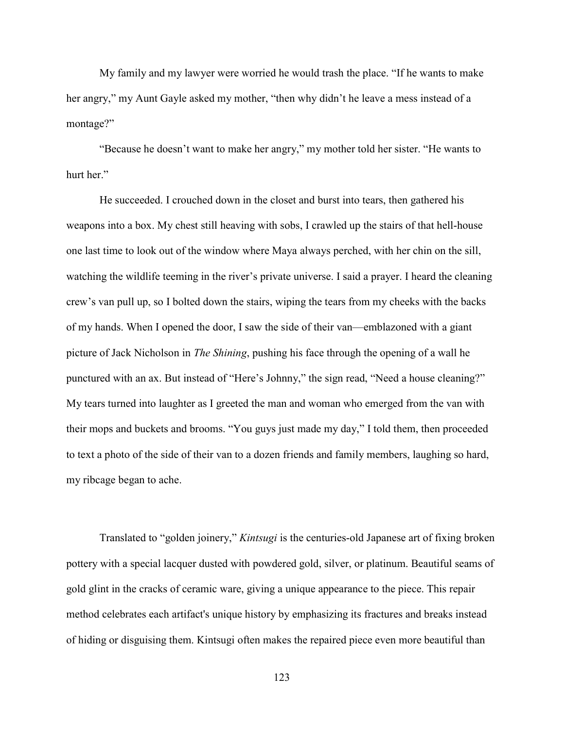My family and my lawyer were worried he would trash the place. "If he wants to make her angry," my Aunt Gayle asked my mother, "then why didn't he leave a mess instead of a montage?"

"Because he doesn't want to make her angry," my mother told her sister. "He wants to hurt her."

He succeeded. I crouched down in the closet and burst into tears, then gathered his weapons into a box. My chest still heaving with sobs, I crawled up the stairs of that hell-house one last time to look out of the window where Maya always perched, with her chin on the sill, watching the wildlife teeming in the river's private universe. I said a prayer. I heard the cleaning crew's van pull up, so I bolted down the stairs, wiping the tears from my cheeks with the backs of my hands. When I opened the door, I saw the side of their van—emblazoned with a giant picture of Jack Nicholson in *The Shining*, pushing his face through the opening of a wall he punctured with an ax. But instead of "Here's Johnny," the sign read, "Need a house cleaning?" My tears turned into laughter as I greeted the man and woman who emerged from the van with their mops and buckets and brooms. "You guys just made my day," I told them, then proceeded to text a photo of the side of their van to a dozen friends and family members, laughing so hard, my ribcage began to ache.

Translated to "golden joinery," *Kintsugi* is the centuries-old Japanese art of fixing broken pottery with a special lacquer dusted with powdered gold, silver, or platinum. Beautiful seams of gold glint in the cracks of ceramic ware, giving a unique appearance to the piece. This repair method celebrates each artifact's unique history by emphasizing its fractures and breaks instead of hiding or disguising them. Kintsugi often makes the repaired piece even more beautiful than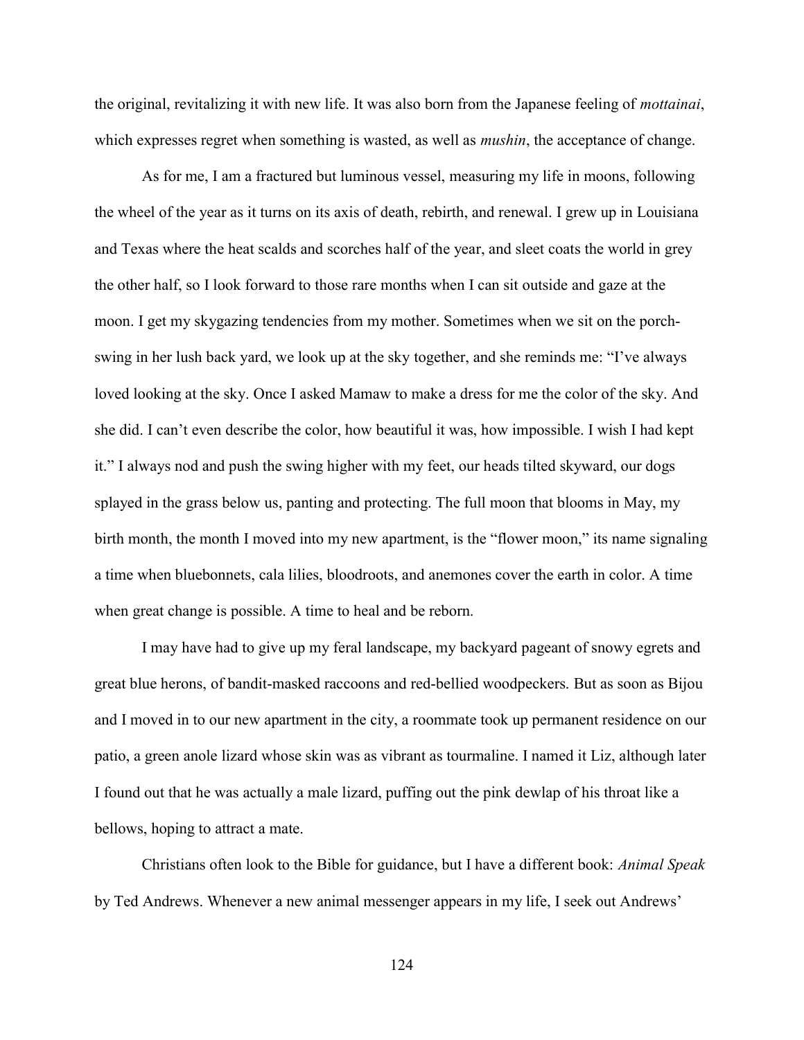the original, revitalizing it with new life. It was also born from the Japanese feeling of *mottainai*, which expresses regret when something is wasted, as well as *mushin*, the acceptance of change.

As for me, I am a fractured but luminous vessel, measuring my life in moons, following the wheel of the year as it turns on its axis of death, rebirth, and renewal. I grew up in Louisiana and Texas where the heat scalds and scorches half of the year, and sleet coats the world in grey the other half, so I look forward to those rare months when I can sit outside and gaze at the moon. I get my skygazing tendencies from my mother. Sometimes when we sit on the porch-swing in her lush back yard, we look up at the sky together, and she reminds me: "I've always loved looking at the sky. Once I asked Mamaw to make a dress for me the color of the sky. And she did. I can't even describe the color, how beautiful it was, how impossible. I wish I had kept it." I always nod and push the swing higher with my feet, our heads tilted skyward, our dogs splayed in the grass below us, panting and protecting. The full moon that blooms in May, my birth month, the month I moved into my new apartment, is the "flower moon," its name signaling a time when bluebonnets, cala lilies, bloodroots, and anemones cover the earth in color. A time when great change is possible. A time to heal and be reborn.

I may have had to give up my feral landscape, my backyard pageant of snowy egrets and great blue herons, of bandit-masked raccoons and red-bellied woodpeckers. But as soon as Bijou and I moved in to our new apartment in the city, a roommate took up permanent residence on our patio, a green anole lizard whose skin was as vibrant as tourmaline. I named it Liz, although later I found out that he was actually a male lizard, puffing out the pink dewlap of his throat like a bellows, hoping to attract a mate.

Christians often look to the Bible for guidance, but I have a different book: *Animal Speak* by Ted Andrews. Whenever a new animal messenger appears in my life, I seek out Andrews'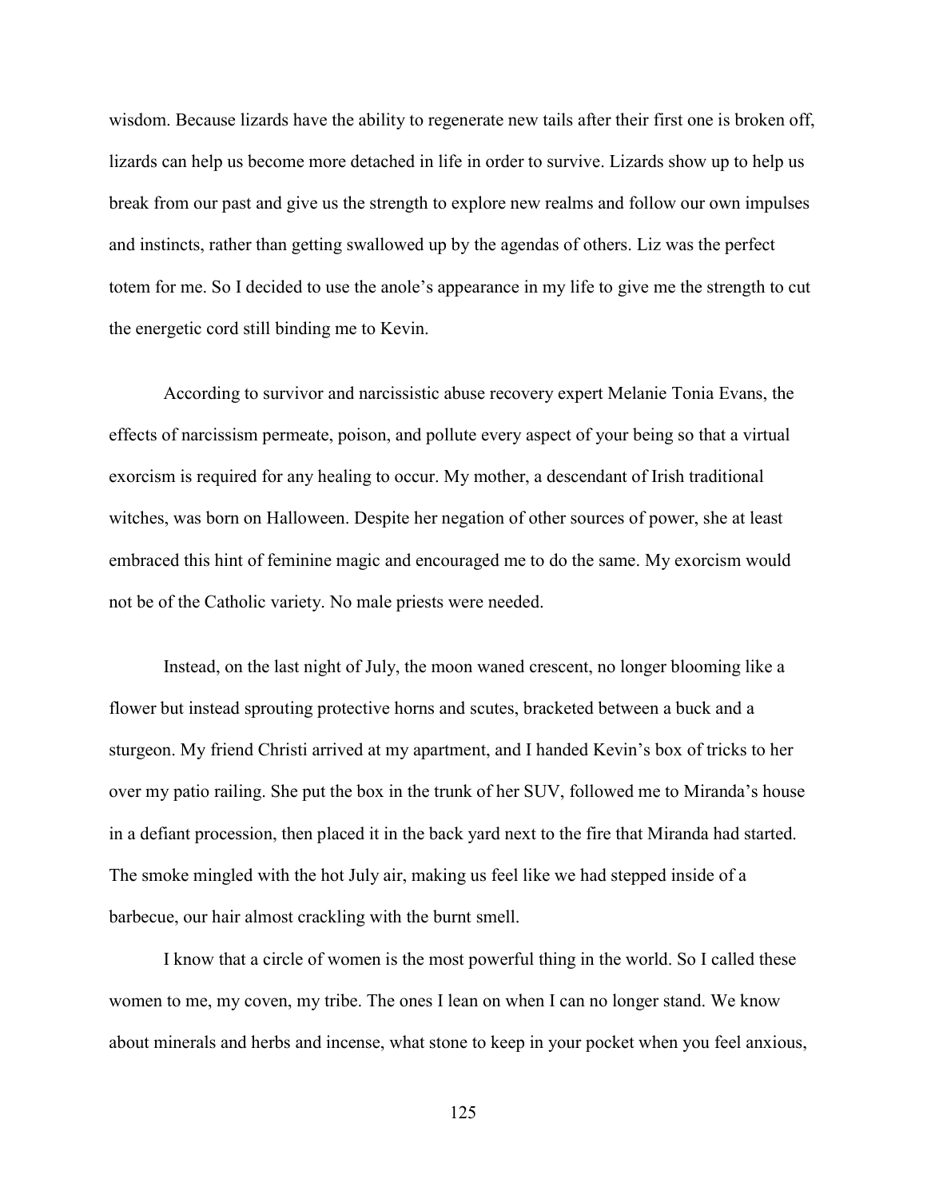wisdom. Because lizards have the ability to regenerate new tails after their first one is broken off, lizards can help us become more detached in life in order to survive. Lizards show up to help us break from our past and give us the strength to explore new realms and follow our own impulses and instincts, rather than getting swallowed up by the agendas of others. Liz was the perfect totem for me. So I decided to use the anole's appearance in my life to give me the strength to cut the energetic cord still binding me to Kevin.

According to survivor and narcissistic abuse recovery expert Melanie Tonia Evans, the effects of narcissism permeate, poison, and pollute every aspect of your being so that a virtual exorcism is required for any healing to occur. My mother, a descendant of Irish traditional witches, was born on Halloween. Despite her negation of other sources of power, she at least embraced this hint of feminine magic and encouraged me to do the same. My exorcism would not be of the Catholic variety. No male priests were needed.

Instead, on the last night of July, the moon waned crescent, no longer blooming like a flower but instead sprouting protective horns and scutes, bracketed between a buck and a sturgeon. My friend Christi arrived at my apartment, and I handed Kevin's box of tricks to her over my patio railing. She put the box in the trunk of her SUV, followed me to Miranda's house in a defiant procession, then placed it in the back yard next to the fire that Miranda had started. The smoke mingled with the hot July air, making us feel like we had stepped inside of a barbecue, our hair almost crackling with the burnt smell.

I know that a circle of women is the most powerful thing in the world. So I called these women to me, my coven, my tribe. The ones I lean on when I can no longer stand. We know about minerals and herbs and incense, what stone to keep in your pocket when you feel anxious,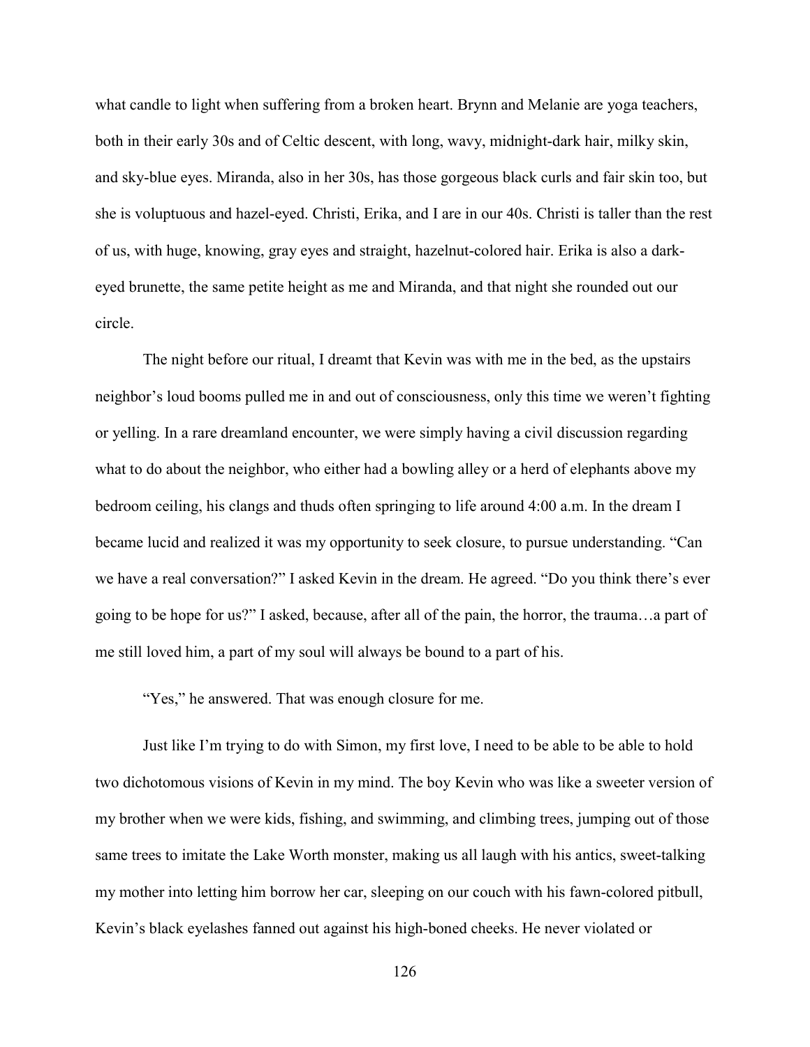what candle to light when suffering from a broken heart. Brynn and Melanie are yoga teachers, both in their early 30s and of Celtic descent, with long, wavy, midnight-dark hair, milky skin, and sky-blue eyes. Miranda, also in her 30s, has those gorgeous black curls and fair skin too, but she is voluptuous and hazel-eyed. Christi, Erika, and I are in our 40s. Christi is taller than the rest of us, with huge, knowing, gray eyes and straight, hazelnut-colored hair. Erika is also a dark-eyed brunette, the same petite height as me and Miranda, and that night she rounded out our circle.

The night before our ritual, I dreamt that Kevin was with me in the bed, as the upstairs neighbor's loud booms pulled me in and out of consciousness, only this time we weren't fighting or yelling. In a rare dreamland encounter, we were simply having a civil discussion regarding what to do about the neighbor, who either had a bowling alley or a herd of elephants above my bedroom ceiling, his clangs and thuds often springing to life around 4:00 a.m. In the dream I became lucid and realized it was my opportunity to seek closure, to pursue understanding. "Can we have a real conversation?" I asked Kevin in the dream. He agreed. "Do you think there's ever going to be hope for us?" I asked, because, after all of the pain, the horror, the trauma…a part of me still loved him, a part of my soul will always be bound to a part of his.

"Yes," he answered. That was enough closure for me.

Just like I'm trying to do with Simon, my first love, I need to be able to be able to hold two dichotomous visions of Kevin in my mind. The boy Kevin who was like a sweeter version of my brother when we were kids, fishing, and swimming, and climbing trees, jumping out of those same trees to imitate the Lake Worth monster, making us all laugh with his antics, sweet-talking my mother into letting him borrow her car, sleeping on our couch with his fawn-colored pitbull, Kevin's black eyelashes fanned out against his high-boned cheeks. He never violated or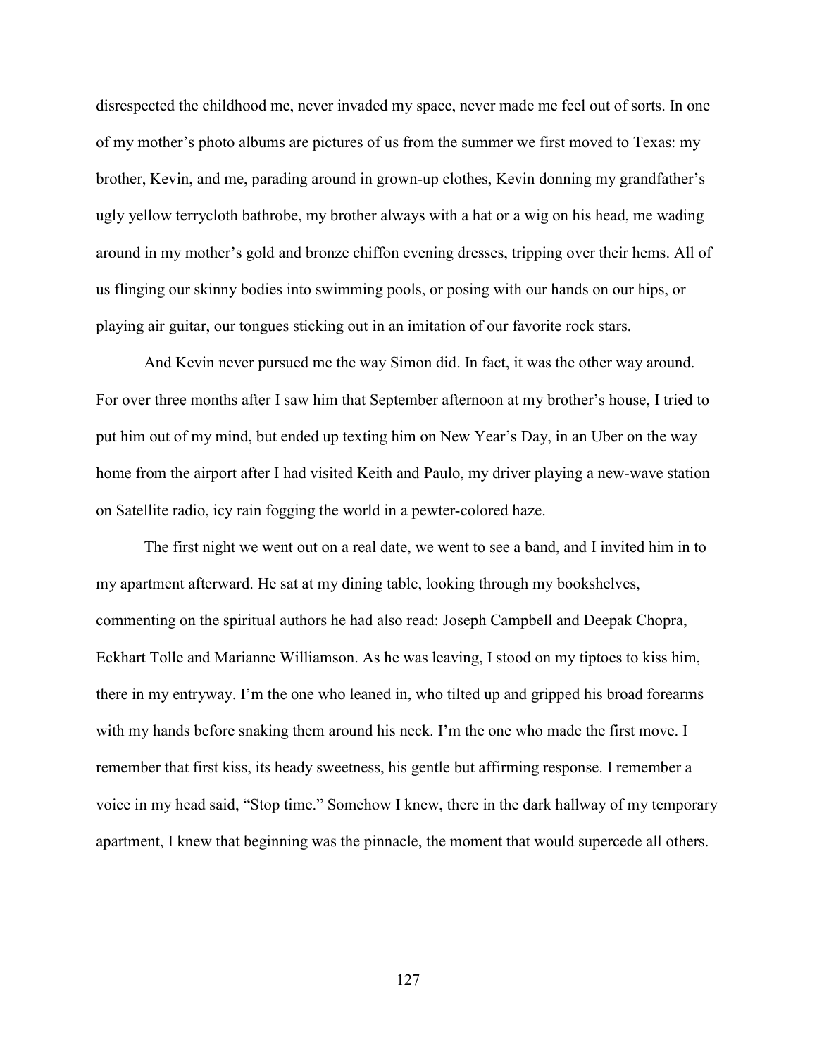disrespected the childhood me, never invaded my space, never made me feel out of sorts. In one of my mother's photo albums are pictures of us from the summer we first moved to Texas: my brother, Kevin, and me, parading around in grown-up clothes, Kevin donning my grandfather's ugly yellow terrycloth bathrobe, my brother always with a hat or a wig on his head, me wading around in my mother's gold and bronze chiffon evening dresses, tripping over their hems. All of us flinging our skinny bodies into swimming pools, or posing with our hands on our hips, or playing air guitar, our tongues sticking out in an imitation of our favorite rock stars.

And Kevin never pursued me the way Simon did. In fact, it was the other way around. For over three months after I saw him that September afternoon at my brother's house, I tried to put him out of my mind, but ended up texting him on New Year's Day, in an Uber on the way home from the airport after I had visited Keith and Paulo, my driver playing a new-wave station on Satellite radio, icy rain fogging the world in a pewter-colored haze.

The first night we went out on a real date, we went to see a band, and I invited him in to my apartment afterward. He sat at my dining table, looking through my bookshelves, commenting on the spiritual authors he had also read: Joseph Campbell and Deepak Chopra, Eckhart Tolle and Marianne Williamson. As he was leaving, I stood on my tiptoes to kiss him, there in my entryway. I'm the one who leaned in, who tilted up and gripped his broad forearms with my hands before snaking them around his neck. I'm the one who made the first move. I remember that first kiss, its heady sweetness, his gentle but affirming response. I remember a voice in my head said, "Stop time." Somehow I knew, there in the dark hallway of my temporary apartment, I knew that beginning was the pinnacle, the moment that would supercede all others.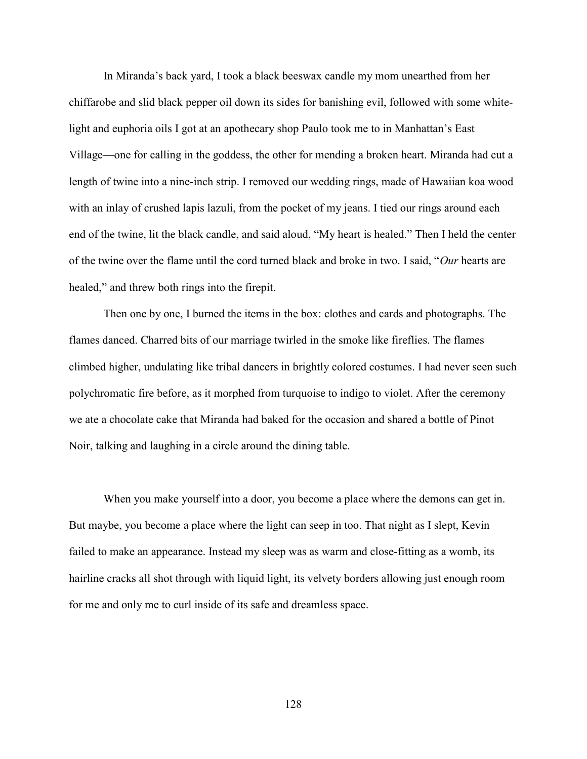In Miranda's back yard, I took a black beeswax candle my mom unearthed from her chiffarobe and slid black pepper oil down its sides for banishing evil, followed with some white-light and euphoria oils I got at an apothecary shop Paulo took me to in Manhattan's East Village—one for calling in the goddess, the other for mending a broken heart. Miranda had cut a length of twine into a nine-inch strip. I removed our wedding rings, made of Hawaiian koa wood with an inlay of crushed lapis lazuli, from the pocket of my jeans. I tied our rings around each end of the twine, lit the black candle, and said aloud, "My heart is healed." Then I held the center of the twine over the flame until the cord turned black and broke in two. I said, "*Our* hearts are healed," and threw both rings into the firepit.

Then one by one, I burned the items in the box: clothes and cards and photographs. The flames danced. Charred bits of our marriage twirled in the smoke like fireflies. The flames climbed higher, undulating like tribal dancers in brightly colored costumes. I had never seen such polychromatic fire before, as it morphed from turquoise to indigo to violet. After the ceremony we ate a chocolate cake that Miranda had baked for the occasion and shared a bottle of Pinot Noir, talking and laughing in a circle around the dining table.

When you make yourself into a door, you become a place where the demons can get in. But maybe, you become a place where the light can seep in too. That night as I slept, Kevin failed to make an appearance. Instead my sleep was as warm and close-fitting as a womb, its hairline cracks all shot through with liquid light, its velvety borders allowing just enough room for me and only me to curl inside of its safe and dreamless space.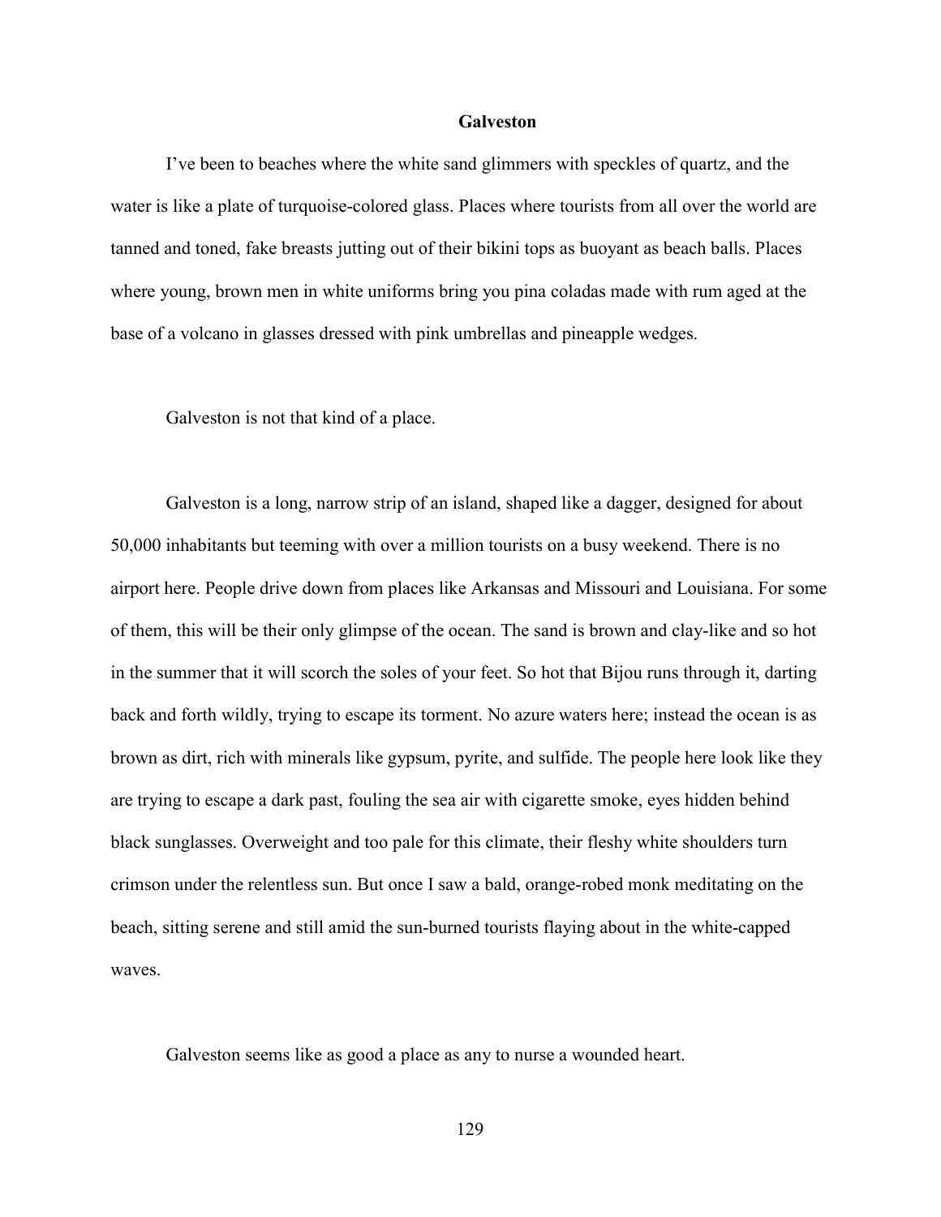# Galveston

I've been to beaches where the white sand glimmers with speckles of quartz, and the water is like a plate of turquoise-colored glass. Places where tourists from all over the world are tanned and toned, fake breasts jutting out of their bikini tops as buoyant as beach balls. Places where young, brown men in white uniforms bring you pina coladas made with rum aged at the base of a volcano in glasses dressed with pink umbrellas and pineapple wedges.

Galveston is not that kind of a place.

Galveston is a long, narrow strip of an island, shaped like a dagger, designed for about 50,000 inhabitants but teeming with over a million tourists on a busy weekend. There is no airport here. People drive down from places like Arkansas and Missouri and Louisiana. For some of them, this will be their only glimpse of the ocean. The sand is brown and clay-like and so hot in the summer that it will scorch the soles of your feet. So hot that Bijou runs through it, darting back and forth wildly, trying to escape its torment. No azure waters here; instead the ocean is as brown as dirt, rich with minerals like gypsum, pyrite, and sulfide. The people here look like they are trying to escape a dark past, fouling the sea air with cigarette smoke, eyes hidden behind black sunglasses. Overweight and too pale for this climate, their fleshy white shoulders turn crimson under the relentless sun. But once I saw a bald, orange-robed monk meditating on the beach, sitting serene and still amid the sun-burned tourists flaying about in the white-capped waves.

Galveston seems like as good a place as any to nurse a wounded heart.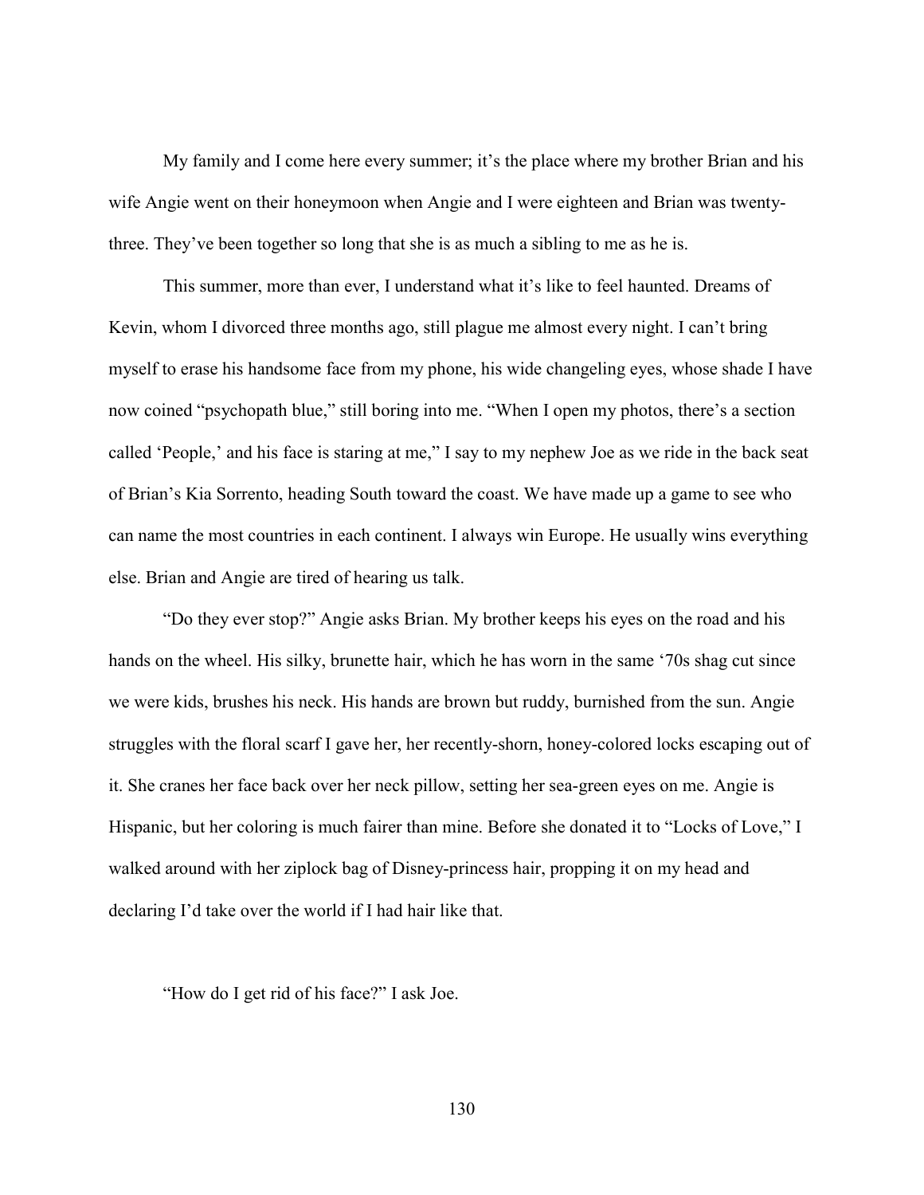My family and I come here every summer; it's the place where my brother Brian and his wife Angie went on their honeymoon when Angie and I were eighteen and Brian was twenty-three. They've been together so long that she is as much a sibling to me as he is.

This summer, more than ever, I understand what it's like to feel haunted. Dreams of Kevin, whom I divorced three months ago, still plague me almost every night. I can't bring myself to erase his handsome face from my phone, his wide changeling eyes, whose shade I have now coined "psychopath blue," still boring into me. "When I open my photos, there's a section called 'People,' and his face is staring at me," I say to my nephew Joe as we ride in the back seat of Brian's Kia Sorrento, heading South toward the coast. We have made up a game to see who can name the most countries in each continent. I always win Europe. He usually wins everything else. Brian and Angie are tired of hearing us talk.

"Do they ever stop?" Angie asks Brian. My brother keeps his eyes on the road and his hands on the wheel. His silky, brunette hair, which he has worn in the same '70s shag cut since we were kids, brushes his neck. His hands are brown but ruddy, burnished from the sun. Angie struggles with the floral scarf I gave her, her recently-shorn, honey-colored locks escaping out of it. She cranes her face back over her neck pillow, setting her sea-green eyes on me. Angie is Hispanic, but her coloring is much fairer than mine. Before she donated it to "Locks of Love," I walked around with her ziplock bag of Disney-princess hair, propping it on my head and declaring I'd take over the world if I had hair like that.

"How do I get rid of his face?" I ask Joe.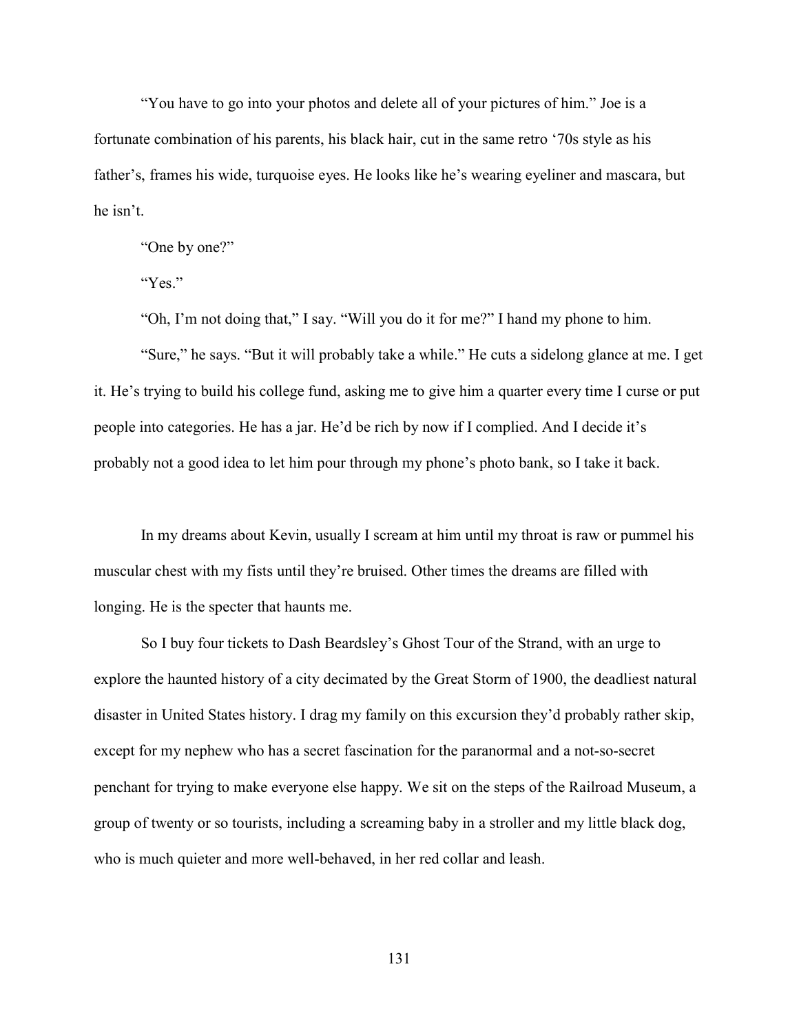"You have to go into your photos and delete all of your pictures of him." Joe is a fortunate combination of his parents, his black hair, cut in the same retro '70s style as his father's, frames his wide, turquoise eyes. He looks like he's wearing eyeliner and mascara, but he isn't.

"One by one?"

"Yes."

"Oh, I'm not doing that," I say. "Will you do it for me?" I hand my phone to him.

"Sure," he says. "But it will probably take a while." He cuts a sidelong glance at me. I get it. He's trying to build his college fund, asking me to give him a quarter every time I curse or put people into categories. He has a jar. He'd be rich by now if I complied. And I decide it's probably not a good idea to let him pour through my phone's photo bank, so I take it back.

In my dreams about Kevin, usually I scream at him until my throat is raw or pummel his muscular chest with my fists until they're bruised. Other times the dreams are filled with longing. He is the specter that haunts me.

So I buy four tickets to Dash Beardsley's Ghost Tour of the Strand, with an urge to explore the haunted history of a city decimated by the Great Storm of 1900, the deadliest natural disaster in United States history. I drag my family on this excursion they'd probably rather skip, except for my nephew who has a secret fascination for the paranormal and a not-so-secret penchant for trying to make everyone else happy. We sit on the steps of the Railroad Museum, a group of twenty or so tourists, including a screaming baby in a stroller and my little black dog, who is much quieter and more well-behaved, in her red collar and leash.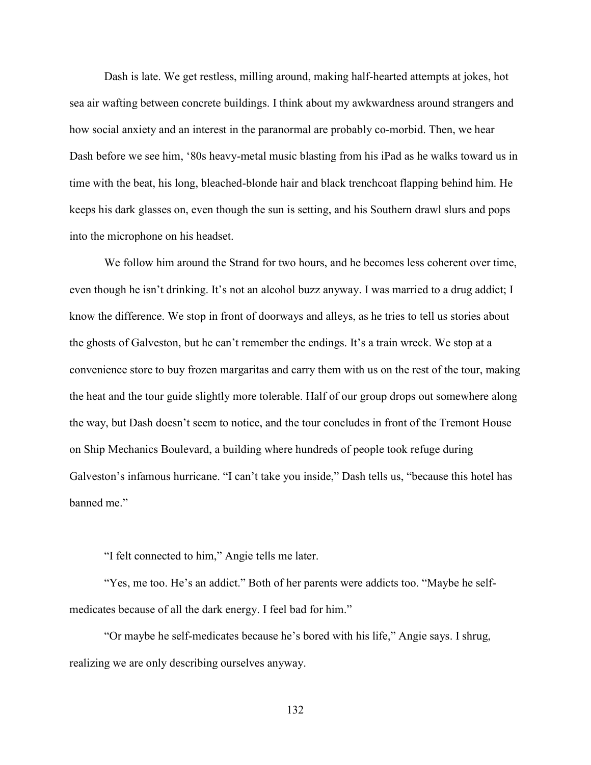Dash is late. We get restless, milling around, making half-hearted attempts at jokes, hot sea air wafting between concrete buildings. I think about my awkwardness around strangers and how social anxiety and an interest in the paranormal are probably co-morbid. Then, we hear Dash before we see him, '80s heavy-metal music blasting from his iPad as he walks toward us in time with the beat, his long, bleached-blonde hair and black trenchcoat flapping behind him. He keeps his dark glasses on, even though the sun is setting, and his Southern drawl slurs and pops into the microphone on his headset.

We follow him around the Strand for two hours, and he becomes less coherent over time, even though he isn't drinking. It's not an alcohol buzz anyway. I was married to a drug addict; I know the difference. We stop in front of doorways and alleys, as he tries to tell us stories about the ghosts of Galveston, but he can't remember the endings. It's a train wreck. We stop at a convenience store to buy frozen margaritas and carry them with us on the rest of the tour, making the heat and the tour guide slightly more tolerable. Half of our group drops out somewhere along the way, but Dash doesn't seem to notice, and the tour concludes in front of the Tremont House on Ship Mechanics Boulevard, a building where hundreds of people took refuge during Galveston's infamous hurricane. "I can't take you inside," Dash tells us, "because this hotel has banned me."

"I felt connected to him," Angie tells me later.

"Yes, me too. He's an addict." Both of her parents were addicts too. "Maybe he self-medicates because of all the dark energy. I feel bad for him."

"Or maybe he self-medicates because he's bored with his life," Angie says. I shrug, realizing we are only describing ourselves anyway.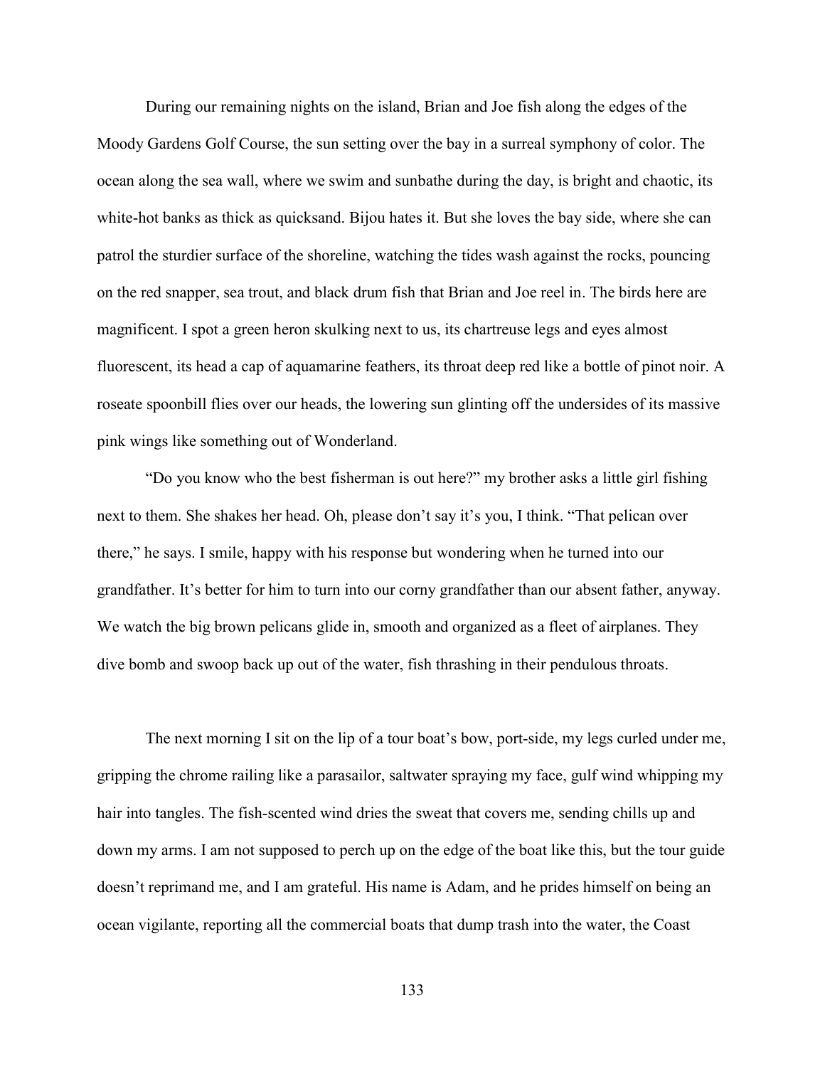During our remaining nights on the island, Brian and Joe fish along the edges of the Moody Gardens Golf Course, the sun setting over the bay in a surreal symphony of color. The ocean along the sea wall, where we swim and sunbathe during the day, is bright and chaotic, its white-hot banks as thick as quicksand. Bijou hates it. But she loves the bay side, where she can patrol the sturdier surface of the shoreline, watching the tides wash against the rocks, pouncing on the red snapper, sea trout, and black drum fish that Brian and Joe reel in. The birds here are magnificent. I spot a green heron skulking next to us, its chartreuse legs and eyes almost fluorescent, its head a cap of aquamarine feathers, its throat deep red like a bottle of pinot noir. A roseate spoonbill flies over our heads, the lowering sun glinting off the undersides of its massive pink wings like something out of Wonderland.

"Do you know who the best fisherman is out here?" my brother asks a little girl fishing next to them. She shakes her head. Oh, please don't say it's you, I think. "That pelican over there," he says. I smile, happy with his response but wondering when he turned into our grandfather. It's better for him to turn into our corny grandfather than our absent father, anyway. We watch the big brown pelicans glide in, smooth and organized as a fleet of airplanes. They dive bomb and swoop back up out of the water, fish thrashing in their pendulous throats.

The next morning I sit on the lip of a tour boat's bow, port-side, my legs curled under me, gripping the chrome railing like a parasailor, saltwater spraying my face, gulf wind whipping my hair into tangles. The fish-scented wind dries the sweat that covers me, sending chills up and down my arms. I am not supposed to perch up on the edge of the boat like this, but the tour guide doesn't reprimand me, and I am grateful. His name is Adam, and he prides himself on being an ocean vigilante, reporting all the commercial boats that dump trash into the water, the Coast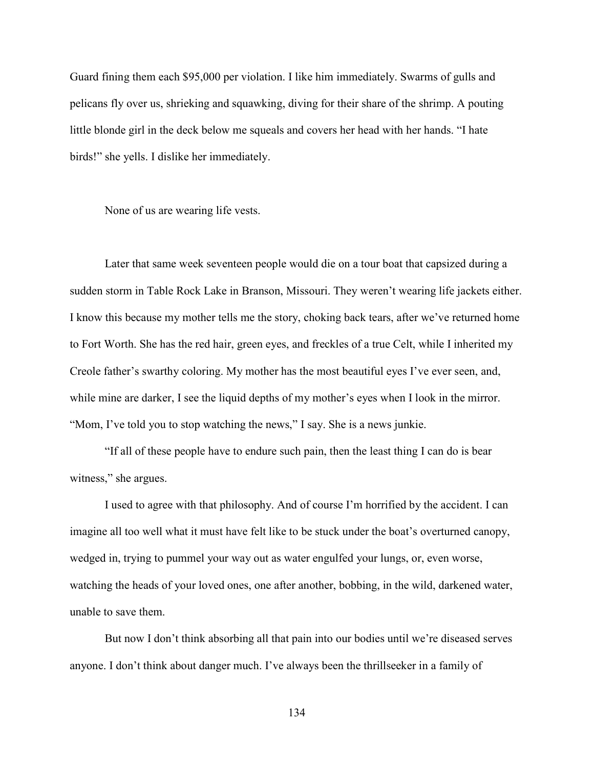Guard fining them each $95,000 per violation. I like him immediately. Swarms of gulls and pelicans fly over us, shrieking and squawking, diving for their share of the shrimp. A pouting little blonde girl in the deck below me squeals and covers her head with her hands. "I hate birds!" she yells. I dislike her immediately.

None of us are wearing life vests.

Later that same week seventeen people would die on a tour boat that capsized during a sudden storm in Table Rock Lake in Branson, Missouri. They weren't wearing life jackets either. I know this because my mother tells me the story, choking back tears, after we've returned home to Fort Worth. She has the red hair, green eyes, and freckles of a true Celt, while I inherited my Creole father's swarthy coloring. My mother has the most beautiful eyes I've ever seen, and, while mine are darker, I see the liquid depths of my mother's eyes when I look in the mirror. "Mom, I've told you to stop watching the news," I say. She is a news junkie.

"If all of these people have to endure such pain, then the least thing I can do is bear witness," she argues.

I used to agree with that philosophy. And of course I'm horrified by the accident. I can imagine all too well what it must have felt like to be stuck under the boat's overturned canopy, wedged in, trying to pummel your way out as water engulfed your lungs, or, even worse, watching the heads of your loved ones, one after another, bobbing, in the wild, darkened water, unable to save them.

But now I don't think absorbing all that pain into our bodies until we're diseased serves anyone. I don't think about danger much. I've always been the thrillseeker in a family of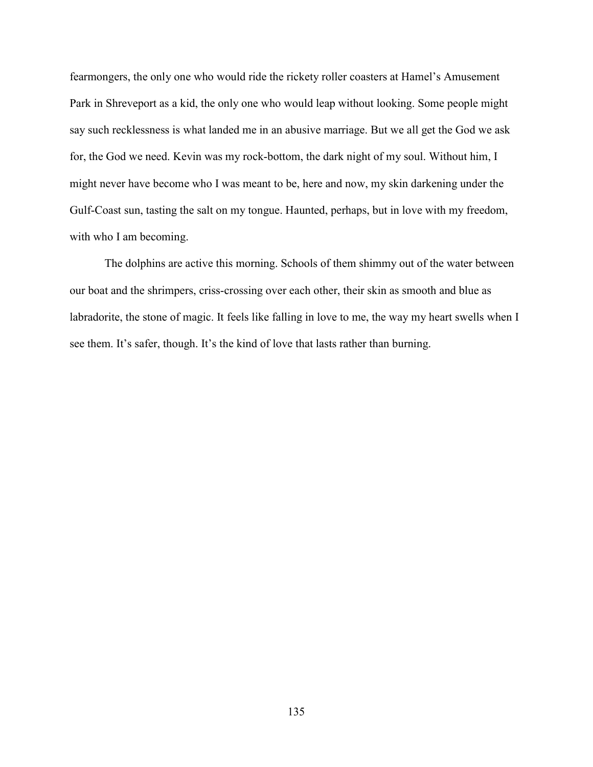fearmongers, the only one who would ride the rickety roller coasters at Hamel's Amusement Park in Shreveport as a kid, the only one who would leap without looking. Some people might say such recklessness is what landed me in an abusive marriage. But we all get the God we ask for, the God we need. Kevin was my rock-bottom, the dark night of my soul. Without him, I might never have become who I was meant to be, here and now, my skin darkening under the Gulf-Coast sun, tasting the salt on my tongue. Haunted, perhaps, but in love with my freedom, with who I am becoming.

The dolphins are active this morning. Schools of them shimmy out of the water between our boat and the shrimpers, criss-crossing over each other, their skin as smooth and blue as labradorite, the stone of magic. It feels like falling in love to me, the way my heart swells when I see them. It's safer, though. It's the kind of love that lasts rather than burning.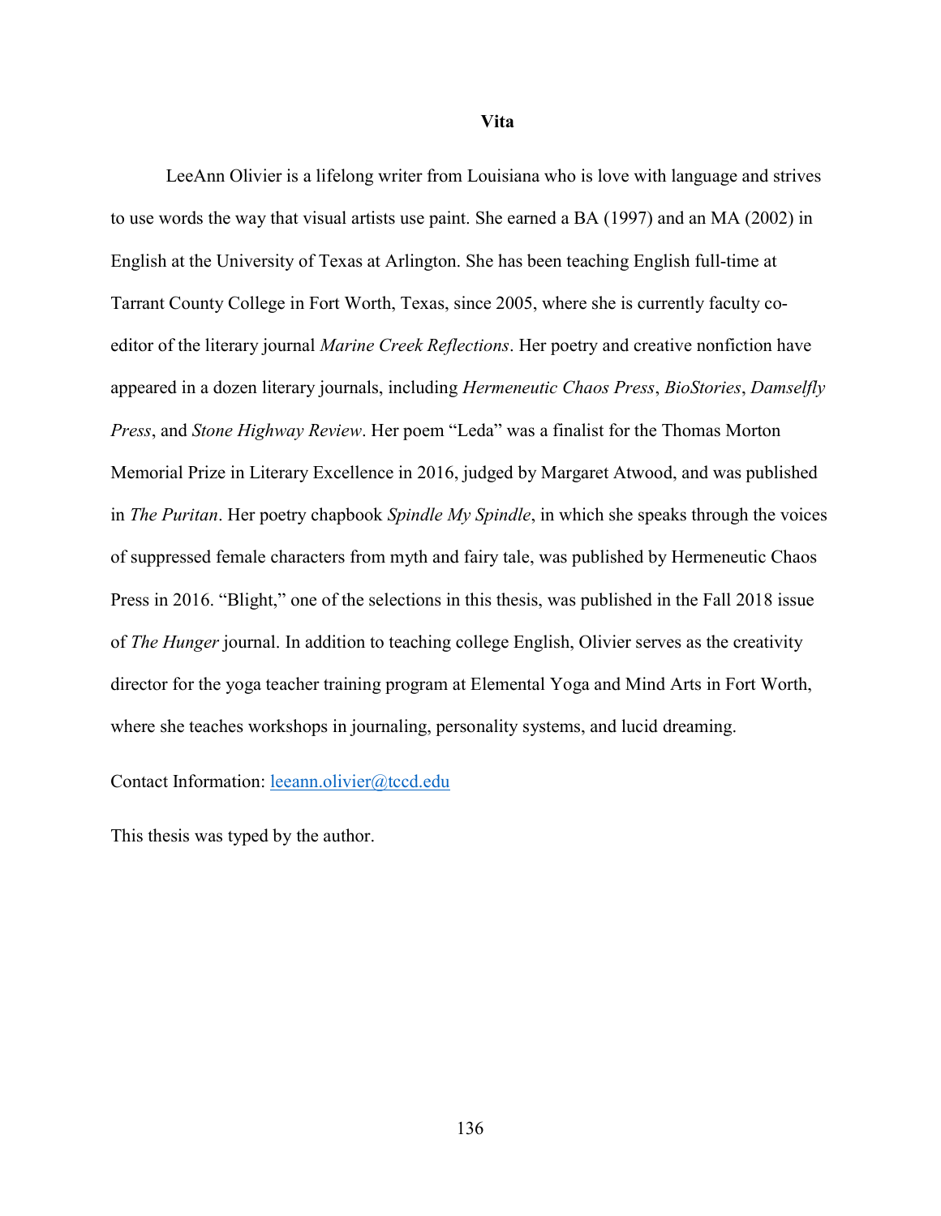# Vita

LeeAnn Olivier is a lifelong writer from Louisiana who is love with language and strives to use words the way that visual artists use paint. She earned a BA (1997) and an MA (2002) in English at the University of Texas at Arlington. She has been teaching English full-time at Tarrant County College in Fort Worth, Texas, since 2005, where she is currently faculty co-editor of the literary journal *Marine Creek Reflections*. Her poetry and creative nonfiction have appeared in a dozen literary journals, including *Hermeneutic Chaos Press*, *BioStories*, *Damselfly Press*, and *Stone Highway Review*. Her poem "Leda" was a finalist for the Thomas Morton Memorial Prize in Literary Excellence in 2016, judged by Margaret Atwood, and was published in *The Puritan*. Her poetry chapbook *Spindle My Spindle*, in which she speaks through the voices of suppressed female characters from myth and fairy tale, was published by Hermeneutic Chaos Press in 2016. "Blight," one of the selections in this thesis, was published in the Fall 2018 issue of *The Hunger* journal. In addition to teaching college English, Olivier serves as the creativity director for the yoga teacher training program at Elemental Yoga and Mind Arts in Fort Worth, where she teaches workshops in journaling, personality systems, and lucid dreaming.

Contact Information: leeann.olivier@tccd.edu

This thesis was typed by the author.